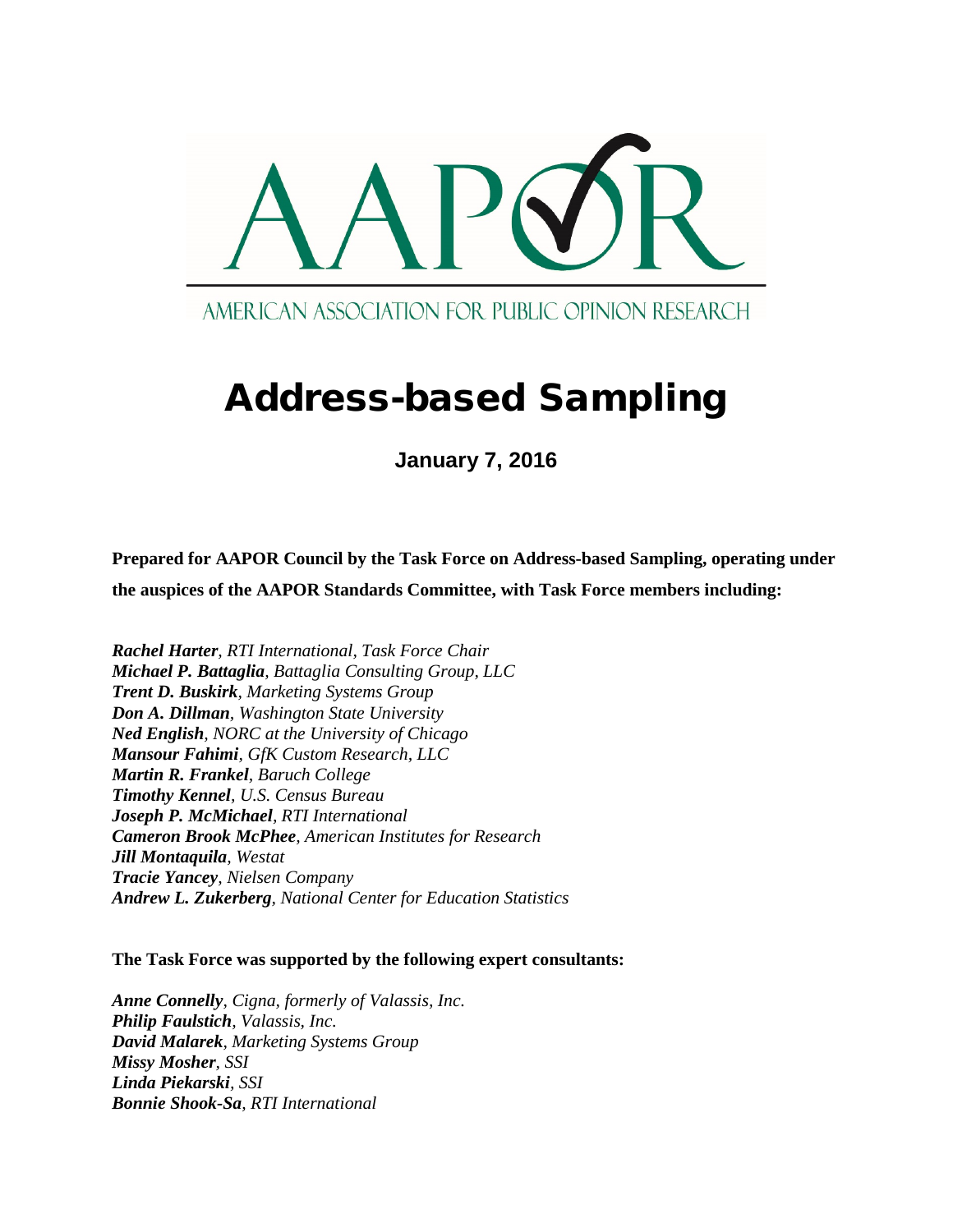AAPOR

AMERICAN ASSOCIATION FOR PUBLIC OPINION RESEARCH

# Address-based Sampling

**January 7, 2016**

**Prepared for AAPOR Council by the Task Force on Address-based Sampling, operating under the auspices of the AAPOR Standards Committee, with Task Force members including:**

***Rachel Harter**, RTI International, Task Force Chair*
***Michael P. Battaglia**, Battaglia Consulting Group, LLC*
***Trent D. Buskirk**, Marketing Systems Group*
***Don A. Dillman**, Washington State University*
***Ned English**, NORC at the University of Chicago*
***Mansour Fahimi**, GfK Custom Research, LLC*
***Martin R. Frankel**, Baruch College*
***Timothy Kennel**, U.S. Census Bureau*
***Joseph P. McMichael**, RTI International*
***Cameron Brook McPhee**, American Institutes for Research*
***Jill Montaquila**, Westat*
***Tracie Yancey**, Nielsen Company*
***Andrew L. Zukerberg**, National Center for Education Statistics*

**The Task Force was supported by the following expert consultants:**

***Anne Connelly**, Cigna, formerly of Valassis, Inc.*
***Philip Faulstich**, Valassis, Inc.*
***David Malarek**, Marketing Systems Group*
***Missy Mosher**, SSI*
***Linda Piekarski**, SSI*
***Bonnie Shook-Sa**, RTI International*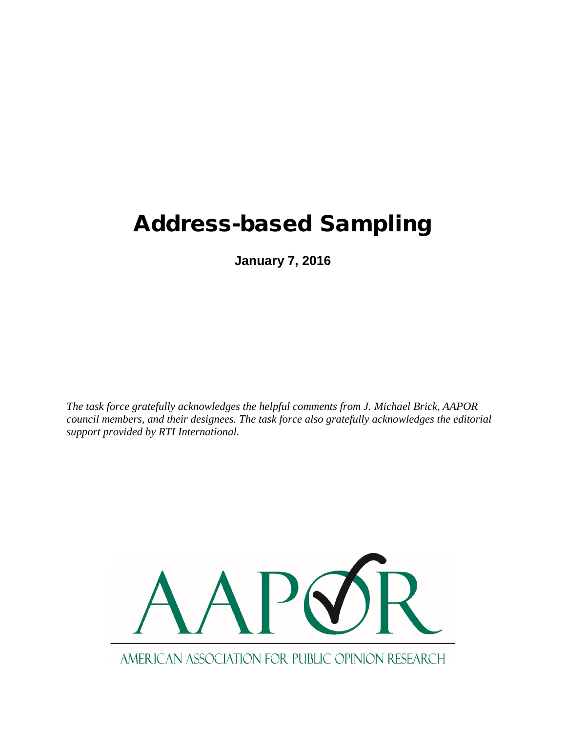# Address-based Sampling

**January 7, 2016**

*The task force gratefully acknowledges the helpful comments from J. Michael Brick, AAPOR council members, and their designees. The task force also gratefully acknowledges the editorial support provided by RTI International.*

AMERICAN ASSOCIATION FOR PUBLIC OPINION RESEARCH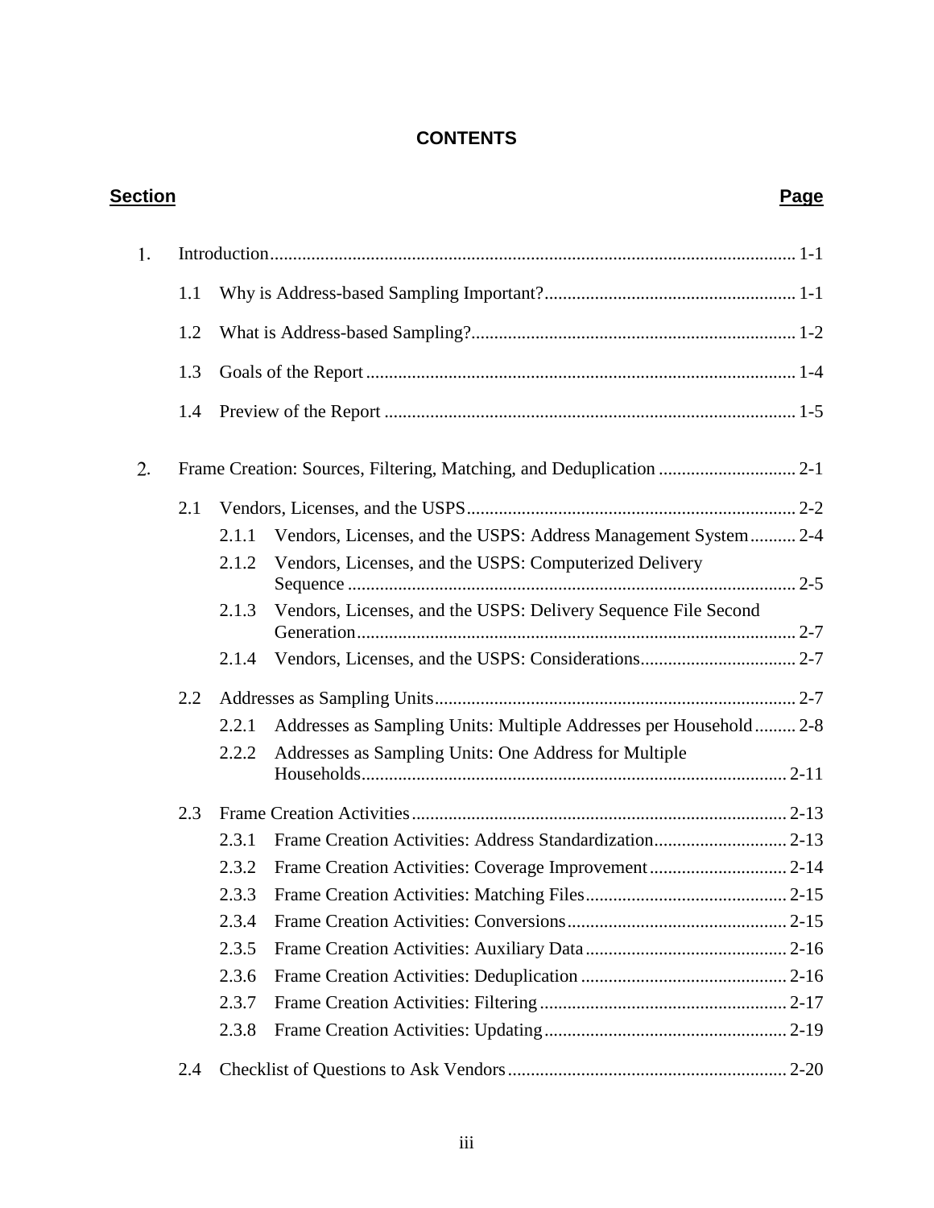# CONTENTS

| Section | | | | Page |
|---|---|---|---|---|
| 1. | Introduction | | | 1-1 |
| | 1.1 | Why is Address-based Sampling Important? | | 1-1 |
| | 1.2 | What is Address-based Sampling? | | 1-2 |
| | 1.3 | Goals of the Report | | 1-4 |
| | 1.4 | Preview of the Report | | 1-5 |
| 2. | Frame Creation: Sources, Filtering, Matching, and Deduplication | | | 2-1 |
| | 2.1 | Vendors, Licenses, and the USPS | | 2-2 |
| | | 2.1.1 | Vendors, Licenses, and the USPS: Address Management System | 2-4 |
| | | 2.1.2 | Vendors, Licenses, and the USPS: Computerized Delivery Sequence | 2-5 |
| | | 2.1.3 | Vendors, Licenses, and the USPS: Delivery Sequence File Second Generation | 2-7 |
| | | 2.1.4 | Vendors, Licenses, and the USPS: Considerations | 2-7 |
| | 2.2 | Addresses as Sampling Units | | 2-7 |
| | | 2.2.1 | Addresses as Sampling Units: Multiple Addresses per Household | 2-8 |
| | | 2.2.2 | Addresses as Sampling Units: One Address for Multiple Households | 2-11 |
| | 2.3 | Frame Creation Activities | | 2-13 |
| | | 2.3.1 | Frame Creation Activities: Address Standardization | 2-13 |
| | | 2.3.2 | Frame Creation Activities: Coverage Improvement | 2-14 |
| | | 2.3.3 | Frame Creation Activities: Matching Files | 2-15 |
| | | 2.3.4 | Frame Creation Activities: Conversions | 2-15 |
| | | 2.3.5 | Frame Creation Activities: Auxiliary Data | 2-16 |
| | | 2.3.6 | Frame Creation Activities: Deduplication | 2-16 |
| | | 2.3.7 | Frame Creation Activities: Filtering | 2-17 |
| | | 2.3.8 | Frame Creation Activities: Updating | 2-19 |
| | 2.4 | Checklist of Questions to Ask Vendors | | 2-20 |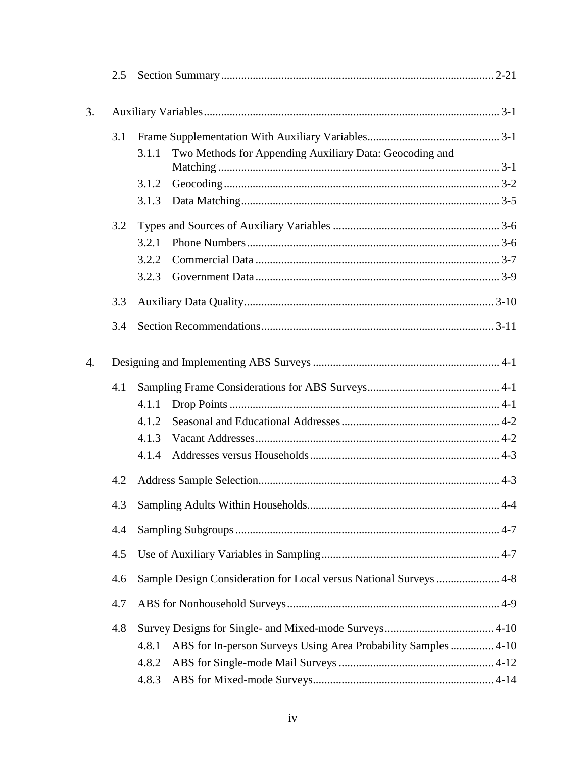- 2.5 Section Summary ... 2-21

3. Auxiliary Variables ... 3-1
   - 3.1 Frame Supplementation With Auxiliary Variables ... 3-1
     - 3.1.1 Two Methods for Appending Auxiliary Data: Geocoding and Matching ... 3-1
     - 3.1.2 Geocoding ... 3-2
     - 3.1.3 Data Matching ... 3-5
   - 3.2 Types and Sources of Auxiliary Variables ... 3-6
     - 3.2.1 Phone Numbers ... 3-6
     - 3.2.2 Commercial Data ... 3-7
     - 3.2.3 Government Data ... 3-9
   - 3.3 Auxiliary Data Quality ... 3-10
   - 3.4 Section Recommendations ... 3-11

4. Designing and Implementing ABS Surveys ... 4-1
   - 4.1 Sampling Frame Considerations for ABS Surveys ... 4-1
     - 4.1.1 Drop Points ... 4-1
     - 4.1.2 Seasonal and Educational Addresses ... 4-2
     - 4.1.3 Vacant Addresses ... 4-2
     - 4.1.4 Addresses versus Households ... 4-3
   - 4.2 Address Sample Selection ... 4-3
   - 4.3 Sampling Adults Within Households ... 4-4
   - 4.4 Sampling Subgroups ... 4-7
   - 4.5 Use of Auxiliary Variables in Sampling ... 4-7
   - 4.6 Sample Design Consideration for Local versus National Surveys ... 4-8
   - 4.7 ABS for Nonhousehold Surveys ... 4-9
   - 4.8 Survey Designs for Single- and Mixed-mode Surveys ... 4-10
     - 4.8.1 ABS for In-person Surveys Using Area Probability Samples ... 4-10
     - 4.8.2 ABS for Single-mode Mail Surveys ... 4-12
     - 4.8.3 ABS for Mixed-mode Surveys ... 4-14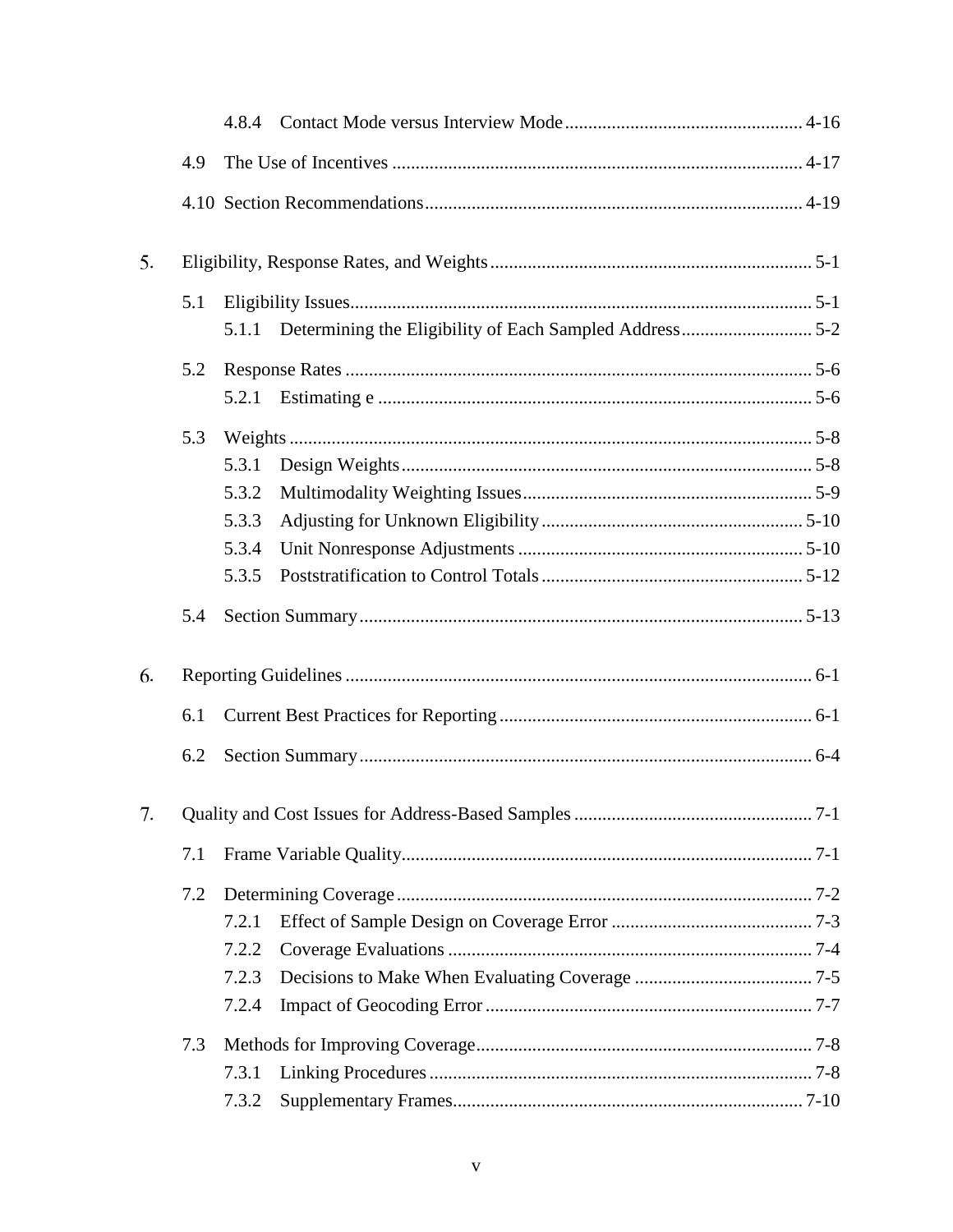4.8.4 Contact Mode versus Interview Mode ... 4-16

4.9 The Use of Incentives ... 4-17

4.10 Section Recommendations ... 4-19

5. Eligibility, Response Rates, and Weights ... 5-1

5.1 Eligibility Issues ... 5-1

5.1.1 Determining the Eligibility of Each Sampled Address ... 5-2

5.2 Response Rates ... 5-6

5.2.1 Estimating e ... 5-6

5.3 Weights ... 5-8

5.3.1 Design Weights ... 5-8

5.3.2 Multimodality Weighting Issues ... 5-9

5.3.3 Adjusting for Unknown Eligibility ... 5-10

5.3.4 Unit Nonresponse Adjustments ... 5-10

5.3.5 Poststratification to Control Totals ... 5-12

5.4 Section Summary ... 5-13

6. Reporting Guidelines ... 6-1

6.1 Current Best Practices for Reporting ... 6-1

6.2 Section Summary ... 6-4

7. Quality and Cost Issues for Address-Based Samples ... 7-1

7.1 Frame Variable Quality ... 7-1

7.2 Determining Coverage ... 7-2

7.2.1 Effect of Sample Design on Coverage Error ... 7-3

7.2.2 Coverage Evaluations ... 7-4

7.2.3 Decisions to Make When Evaluating Coverage ... 7-5

7.2.4 Impact of Geocoding Error ... 7-7

7.3 Methods for Improving Coverage ... 7-8

7.3.1 Linking Procedures ... 7-8

7.3.2 Supplementary Frames ... 7-10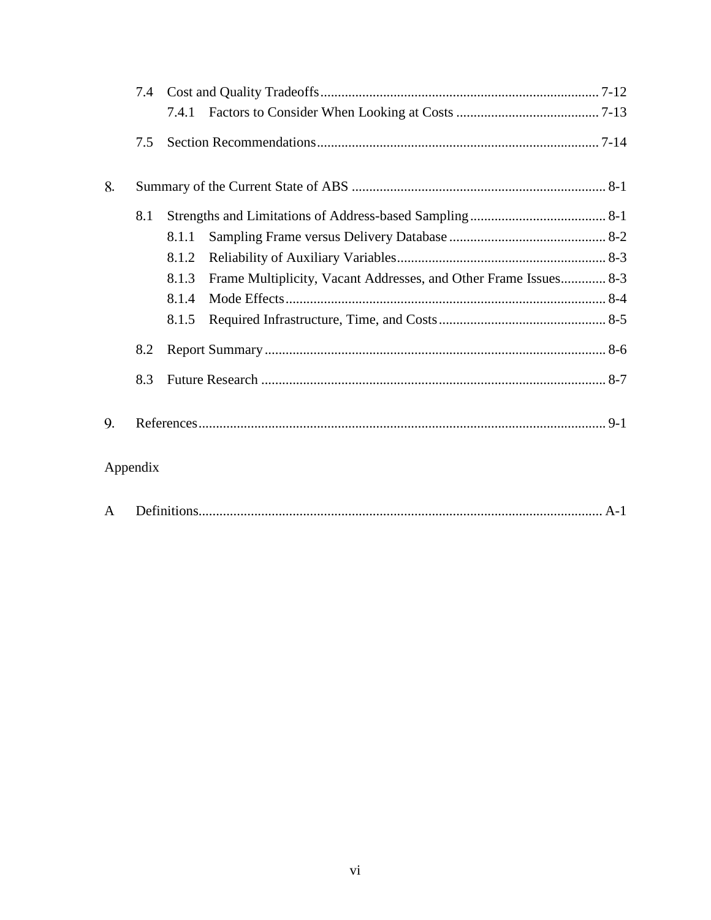7.4 Cost and Quality Tradeoffs ... 7-12

7.4.1 Factors to Consider When Looking at Costs ... 7-13

7.5 Section Recommendations ... 7-14

8. Summary of the Current State of ABS ... 8-1

8.1 Strengths and Limitations of Address-based Sampling ... 8-1

8.1.1 Sampling Frame versus Delivery Database ... 8-2

8.1.2 Reliability of Auxiliary Variables ... 8-3

8.1.3 Frame Multiplicity, Vacant Addresses, and Other Frame Issues ... 8-3

8.1.4 Mode Effects ... 8-4

8.1.5 Required Infrastructure, Time, and Costs ... 8-5

8.2 Report Summary ... 8-6

8.3 Future Research ... 8-7

9. References ... 9-1

Appendix

A Definitions ... A-1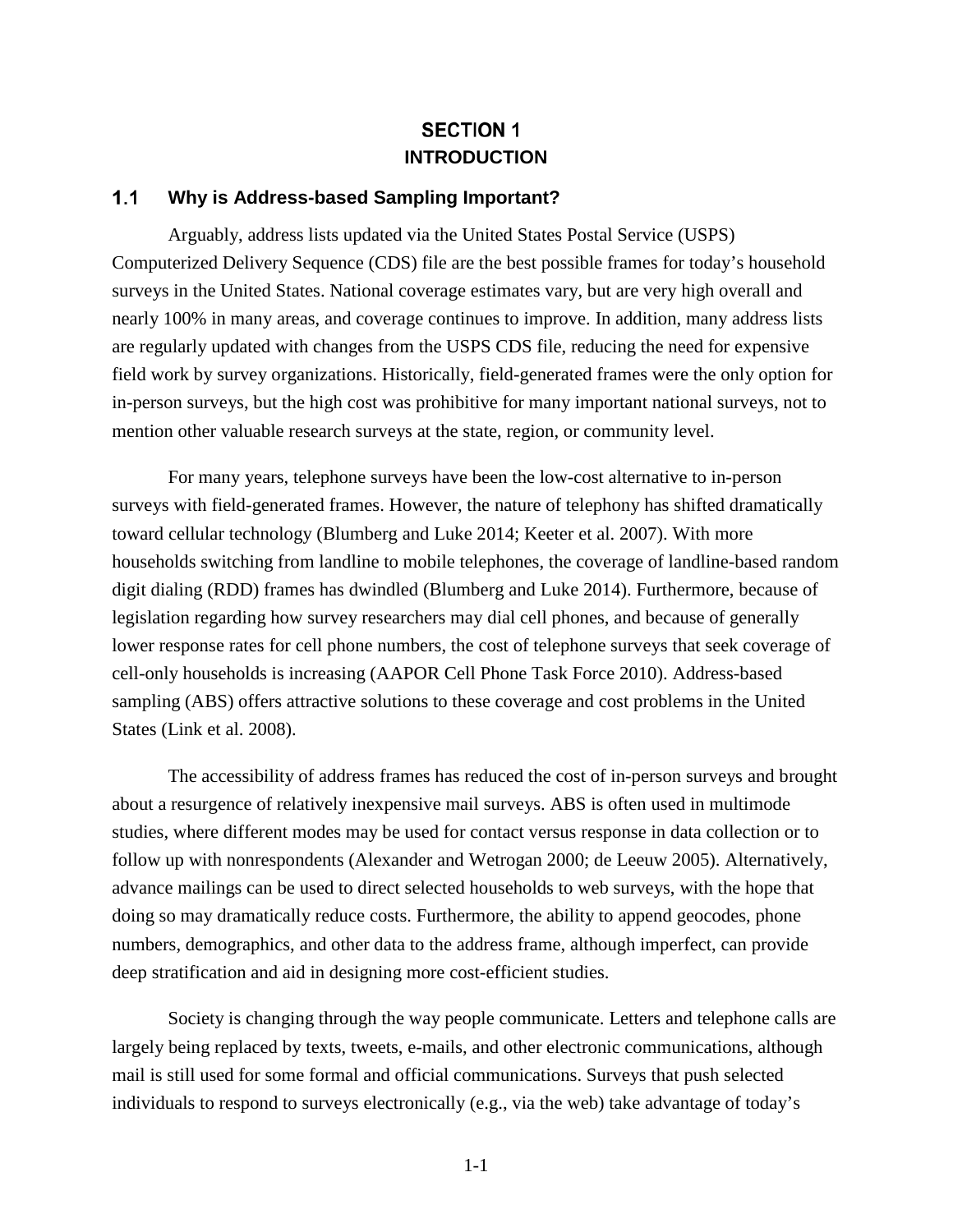# SECTION 1
# INTRODUCTION

## 1.1 Why is Address-based Sampling Important?

Arguably, address lists updated via the United States Postal Service (USPS) Computerized Delivery Sequence (CDS) file are the best possible frames for today's household surveys in the United States. National coverage estimates vary, but are very high overall and nearly 100% in many areas, and coverage continues to improve. In addition, many address lists are regularly updated with changes from the USPS CDS file, reducing the need for expensive field work by survey organizations. Historically, field-generated frames were the only option for in-person surveys, but the high cost was prohibitive for many important national surveys, not to mention other valuable research surveys at the state, region, or community level.

For many years, telephone surveys have been the low-cost alternative to in-person surveys with field-generated frames. However, the nature of telephony has shifted dramatically toward cellular technology (Blumberg and Luke 2014; Keeter et al. 2007). With more households switching from landline to mobile telephones, the coverage of landline-based random digit dialing (RDD) frames has dwindled (Blumberg and Luke 2014). Furthermore, because of legislation regarding how survey researchers may dial cell phones, and because of generally lower response rates for cell phone numbers, the cost of telephone surveys that seek coverage of cell-only households is increasing (AAPOR Cell Phone Task Force 2010). Address-based sampling (ABS) offers attractive solutions to these coverage and cost problems in the United States (Link et al. 2008).

The accessibility of address frames has reduced the cost of in-person surveys and brought about a resurgence of relatively inexpensive mail surveys. ABS is often used in multimode studies, where different modes may be used for contact versus response in data collection or to follow up with nonrespondents (Alexander and Wetrogan 2000; de Leeuw 2005). Alternatively, advance mailings can be used to direct selected households to web surveys, with the hope that doing so may dramatically reduce costs. Furthermore, the ability to append geocodes, phone numbers, demographics, and other data to the address frame, although imperfect, can provide deep stratification and aid in designing more cost-efficient studies.

Society is changing through the way people communicate. Letters and telephone calls are largely being replaced by texts, tweets, e-mails, and other electronic communications, although mail is still used for some formal and official communications. Surveys that push selected individuals to respond to surveys electronically (e.g., via the web) take advantage of today's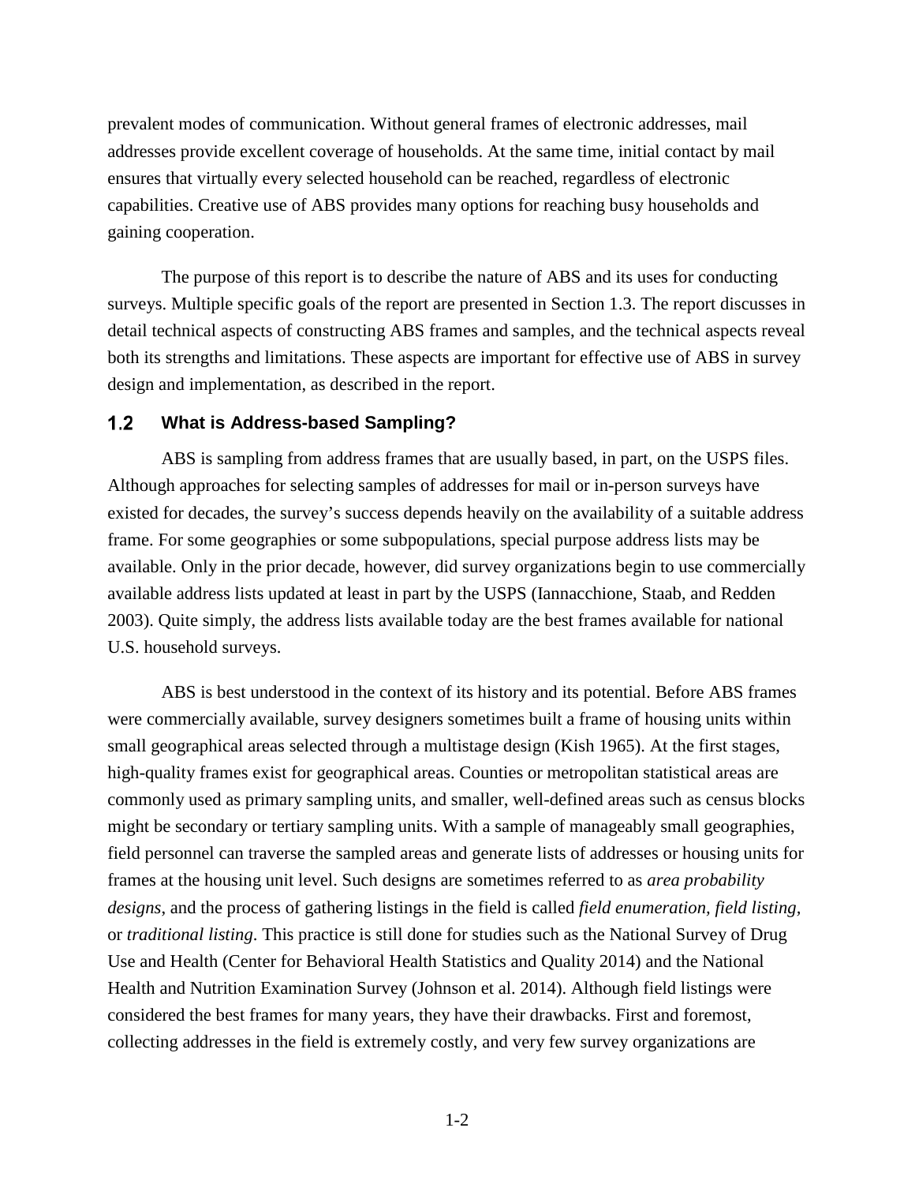prevalent modes of communication. Without general frames of electronic addresses, mail addresses provide excellent coverage of households. At the same time, initial contact by mail ensures that virtually every selected household can be reached, regardless of electronic capabilities. Creative use of ABS provides many options for reaching busy households and gaining cooperation.

The purpose of this report is to describe the nature of ABS and its uses for conducting surveys. Multiple specific goals of the report are presented in Section 1.3. The report discusses in detail technical aspects of constructing ABS frames and samples, and the technical aspects reveal both its strengths and limitations. These aspects are important for effective use of ABS in survey design and implementation, as described in the report.

## 1.2 What is Address-based Sampling?

ABS is sampling from address frames that are usually based, in part, on the USPS files. Although approaches for selecting samples of addresses for mail or in-person surveys have existed for decades, the survey's success depends heavily on the availability of a suitable address frame. For some geographies or some subpopulations, special purpose address lists may be available. Only in the prior decade, however, did survey organizations begin to use commercially available address lists updated at least in part by the USPS (Iannacchione, Staab, and Redden 2003). Quite simply, the address lists available today are the best frames available for national U.S. household surveys.

ABS is best understood in the context of its history and its potential. Before ABS frames were commercially available, survey designers sometimes built a frame of housing units within small geographical areas selected through a multistage design (Kish 1965). At the first stages, high-quality frames exist for geographical areas. Counties or metropolitan statistical areas are commonly used as primary sampling units, and smaller, well-defined areas such as census blocks might be secondary or tertiary sampling units. With a sample of manageably small geographies, field personnel can traverse the sampled areas and generate lists of addresses or housing units for frames at the housing unit level. Such designs are sometimes referred to as *area probability designs*, and the process of gathering listings in the field is called *field enumeration, field listing*, or *traditional listing*. This practice is still done for studies such as the National Survey of Drug Use and Health (Center for Behavioral Health Statistics and Quality 2014) and the National Health and Nutrition Examination Survey (Johnson et al. 2014). Although field listings were considered the best frames for many years, they have their drawbacks. First and foremost, collecting addresses in the field is extremely costly, and very few survey organizations are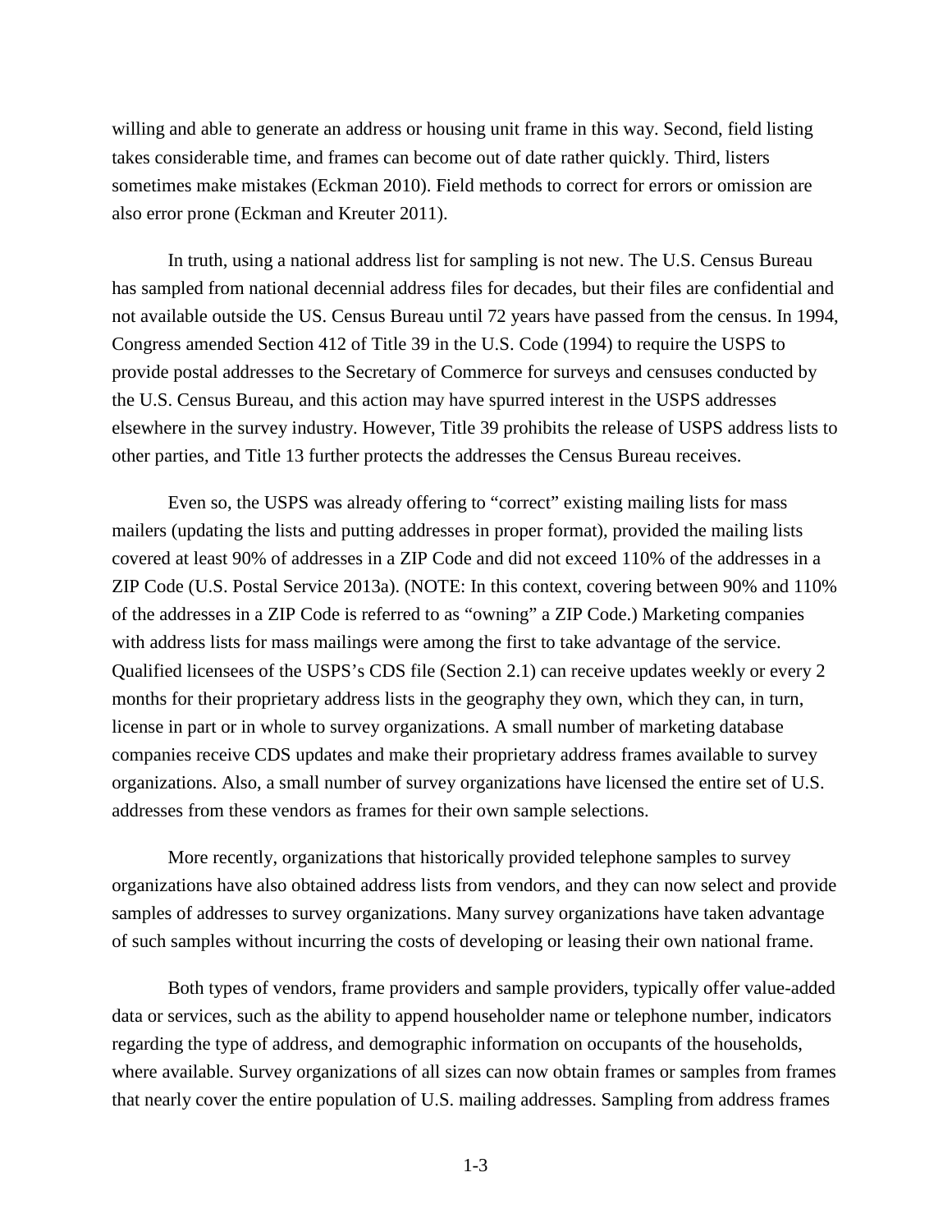willing and able to generate an address or housing unit frame in this way. Second, field listing takes considerable time, and frames can become out of date rather quickly. Third, listers sometimes make mistakes (Eckman 2010). Field methods to correct for errors or omission are also error prone (Eckman and Kreuter 2011).

In truth, using a national address list for sampling is not new. The U.S. Census Bureau has sampled from national decennial address files for decades, but their files are confidential and not available outside the US. Census Bureau until 72 years have passed from the census. In 1994, Congress amended Section 412 of Title 39 in the U.S. Code (1994) to require the USPS to provide postal addresses to the Secretary of Commerce for surveys and censuses conducted by the U.S. Census Bureau, and this action may have spurred interest in the USPS addresses elsewhere in the survey industry. However, Title 39 prohibits the release of USPS address lists to other parties, and Title 13 further protects the addresses the Census Bureau receives.

Even so, the USPS was already offering to "correct" existing mailing lists for mass mailers (updating the lists and putting addresses in proper format), provided the mailing lists covered at least 90% of addresses in a ZIP Code and did not exceed 110% of the addresses in a ZIP Code (U.S. Postal Service 2013a). (NOTE: In this context, covering between 90% and 110% of the addresses in a ZIP Code is referred to as "owning" a ZIP Code.) Marketing companies with address lists for mass mailings were among the first to take advantage of the service. Qualified licensees of the USPS's CDS file (Section 2.1) can receive updates weekly or every 2 months for their proprietary address lists in the geography they own, which they can, in turn, license in part or in whole to survey organizations. A small number of marketing database companies receive CDS updates and make their proprietary address frames available to survey organizations. Also, a small number of survey organizations have licensed the entire set of U.S. addresses from these vendors as frames for their own sample selections.

More recently, organizations that historically provided telephone samples to survey organizations have also obtained address lists from vendors, and they can now select and provide samples of addresses to survey organizations. Many survey organizations have taken advantage of such samples without incurring the costs of developing or leasing their own national frame.

Both types of vendors, frame providers and sample providers, typically offer value-added data or services, such as the ability to append householder name or telephone number, indicators regarding the type of address, and demographic information on occupants of the households, where available. Survey organizations of all sizes can now obtain frames or samples from frames that nearly cover the entire population of U.S. mailing addresses. Sampling from address frames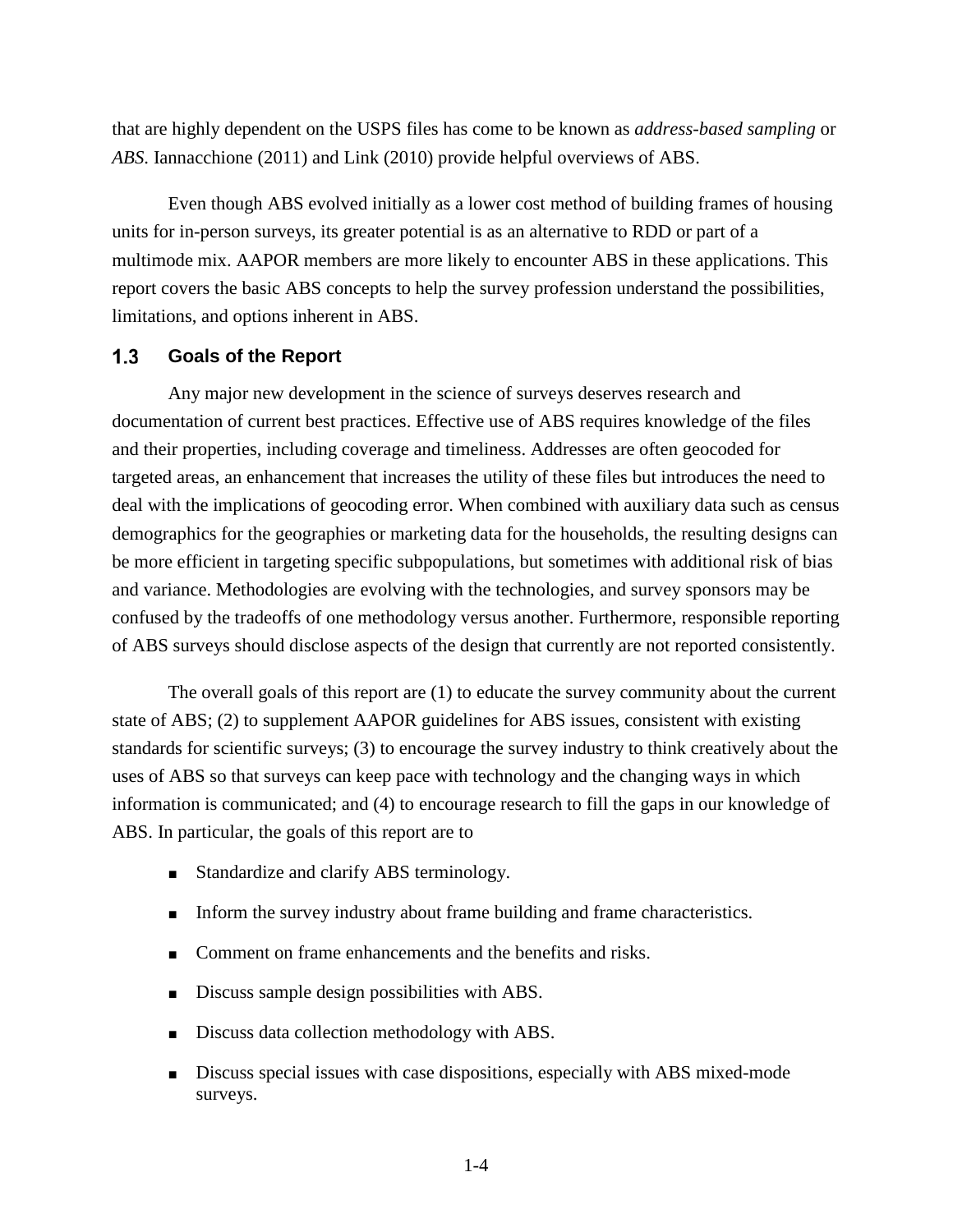that are highly dependent on the USPS files has come to be known as *address-based sampling* or *ABS.* Iannacchione (2011) and Link (2010) provide helpful overviews of ABS.

Even though ABS evolved initially as a lower cost method of building frames of housing units for in-person surveys, its greater potential is as an alternative to RDD or part of a multimode mix. AAPOR members are more likely to encounter ABS in these applications. This report covers the basic ABS concepts to help the survey profession understand the possibilities, limitations, and options inherent in ABS.

## 1.3 Goals of the Report

Any major new development in the science of surveys deserves research and documentation of current best practices. Effective use of ABS requires knowledge of the files and their properties, including coverage and timeliness. Addresses are often geocoded for targeted areas, an enhancement that increases the utility of these files but introduces the need to deal with the implications of geocoding error. When combined with auxiliary data such as census demographics for the geographies or marketing data for the households, the resulting designs can be more efficient in targeting specific subpopulations, but sometimes with additional risk of bias and variance. Methodologies are evolving with the technologies, and survey sponsors may be confused by the tradeoffs of one methodology versus another. Furthermore, responsible reporting of ABS surveys should disclose aspects of the design that currently are not reported consistently.

The overall goals of this report are (1) to educate the survey community about the current state of ABS; (2) to supplement AAPOR guidelines for ABS issues, consistent with existing standards for scientific surveys; (3) to encourage the survey industry to think creatively about the uses of ABS so that surveys can keep pace with technology and the changing ways in which information is communicated; and (4) to encourage research to fill the gaps in our knowledge of ABS. In particular, the goals of this report are to

- Standardize and clarify ABS terminology.
- Inform the survey industry about frame building and frame characteristics.
- Comment on frame enhancements and the benefits and risks.
- Discuss sample design possibilities with ABS.
- Discuss data collection methodology with ABS.
- Discuss special issues with case dispositions, especially with ABS mixed-mode surveys.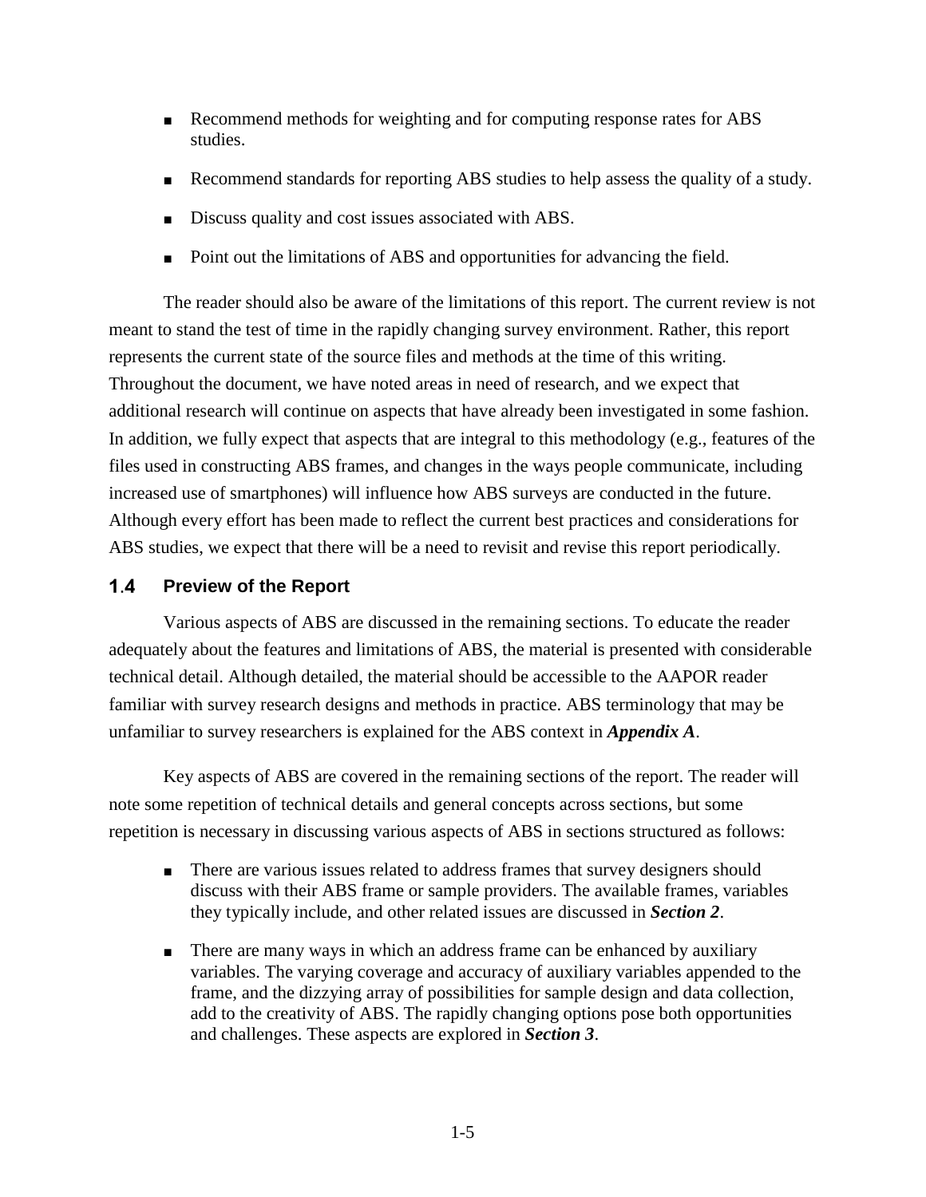- Recommend methods for weighting and for computing response rates for ABS studies.
- Recommend standards for reporting ABS studies to help assess the quality of a study.
- Discuss quality and cost issues associated with ABS.
- Point out the limitations of ABS and opportunities for advancing the field.

The reader should also be aware of the limitations of this report. The current review is not meant to stand the test of time in the rapidly changing survey environment. Rather, this report represents the current state of the source files and methods at the time of this writing. Throughout the document, we have noted areas in need of research, and we expect that additional research will continue on aspects that have already been investigated in some fashion. In addition, we fully expect that aspects that are integral to this methodology (e.g., features of the files used in constructing ABS frames, and changes in the ways people communicate, including increased use of smartphones) will influence how ABS surveys are conducted in the future. Although every effort has been made to reflect the current best practices and considerations for ABS studies, we expect that there will be a need to revisit and revise this report periodically.

## 1.4 Preview of the Report

Various aspects of ABS are discussed in the remaining sections. To educate the reader adequately about the features and limitations of ABS, the material is presented with considerable technical detail. Although detailed, the material should be accessible to the AAPOR reader familiar with survey research designs and methods in practice. ABS terminology that may be unfamiliar to survey researchers is explained for the ABS context in ***Appendix A***.

Key aspects of ABS are covered in the remaining sections of the report. The reader will note some repetition of technical details and general concepts across sections, but some repetition is necessary in discussing various aspects of ABS in sections structured as follows:

- There are various issues related to address frames that survey designers should discuss with their ABS frame or sample providers. The available frames, variables they typically include, and other related issues are discussed in ***Section 2***.
- There are many ways in which an address frame can be enhanced by auxiliary variables. The varying coverage and accuracy of auxiliary variables appended to the frame, and the dizzying array of possibilities for sample design and data collection, add to the creativity of ABS. The rapidly changing options pose both opportunities and challenges. These aspects are explored in ***Section 3***.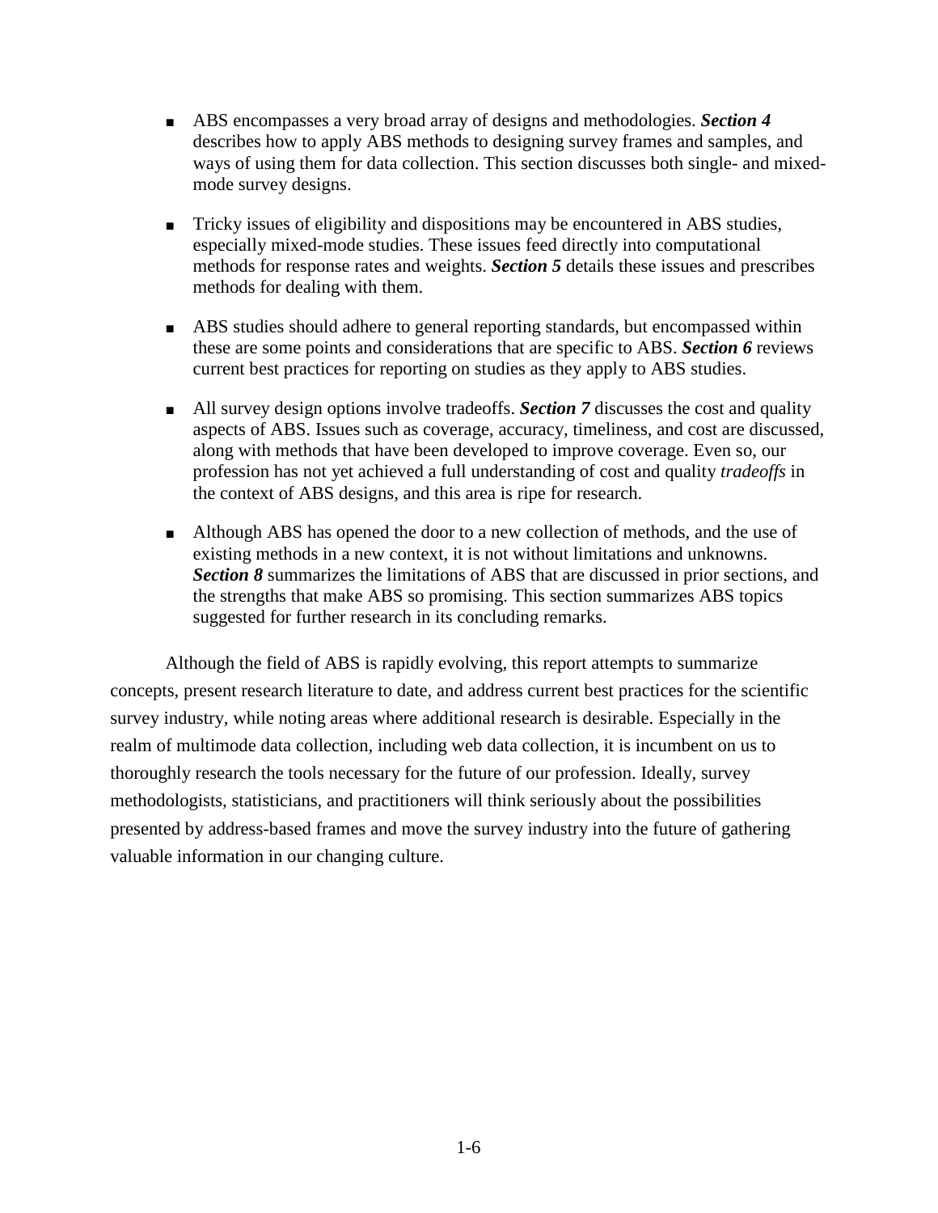- ABS encompasses a very broad array of designs and methodologies. ***Section 4*** describes how to apply ABS methods to designing survey frames and samples, and ways of using them for data collection. This section discusses both single- and mixed-mode survey designs.

- Tricky issues of eligibility and dispositions may be encountered in ABS studies, especially mixed-mode studies. These issues feed directly into computational methods for response rates and weights. ***Section 5*** details these issues and prescribes methods for dealing with them.

- ABS studies should adhere to general reporting standards, but encompassed within these are some points and considerations that are specific to ABS. ***Section 6*** reviews current best practices for reporting on studies as they apply to ABS studies.

- All survey design options involve tradeoffs. ***Section 7*** discusses the cost and quality aspects of ABS. Issues such as coverage, accuracy, timeliness, and cost are discussed, along with methods that have been developed to improve coverage. Even so, our profession has not yet achieved a full understanding of cost and quality *tradeoffs* in the context of ABS designs, and this area is ripe for research.

- Although ABS has opened the door to a new collection of methods, and the use of existing methods in a new context, it is not without limitations and unknowns. ***Section 8*** summarizes the limitations of ABS that are discussed in prior sections, and the strengths that make ABS so promising. This section summarizes ABS topics suggested for further research in its concluding remarks.

Although the field of ABS is rapidly evolving, this report attempts to summarize concepts, present research literature to date, and address current best practices for the scientific survey industry, while noting areas where additional research is desirable. Especially in the realm of multimode data collection, including web data collection, it is incumbent on us to thoroughly research the tools necessary for the future of our profession. Ideally, survey methodologists, statisticians, and practitioners will think seriously about the possibilities presented by address-based frames and move the survey industry into the future of gathering valuable information in our changing culture.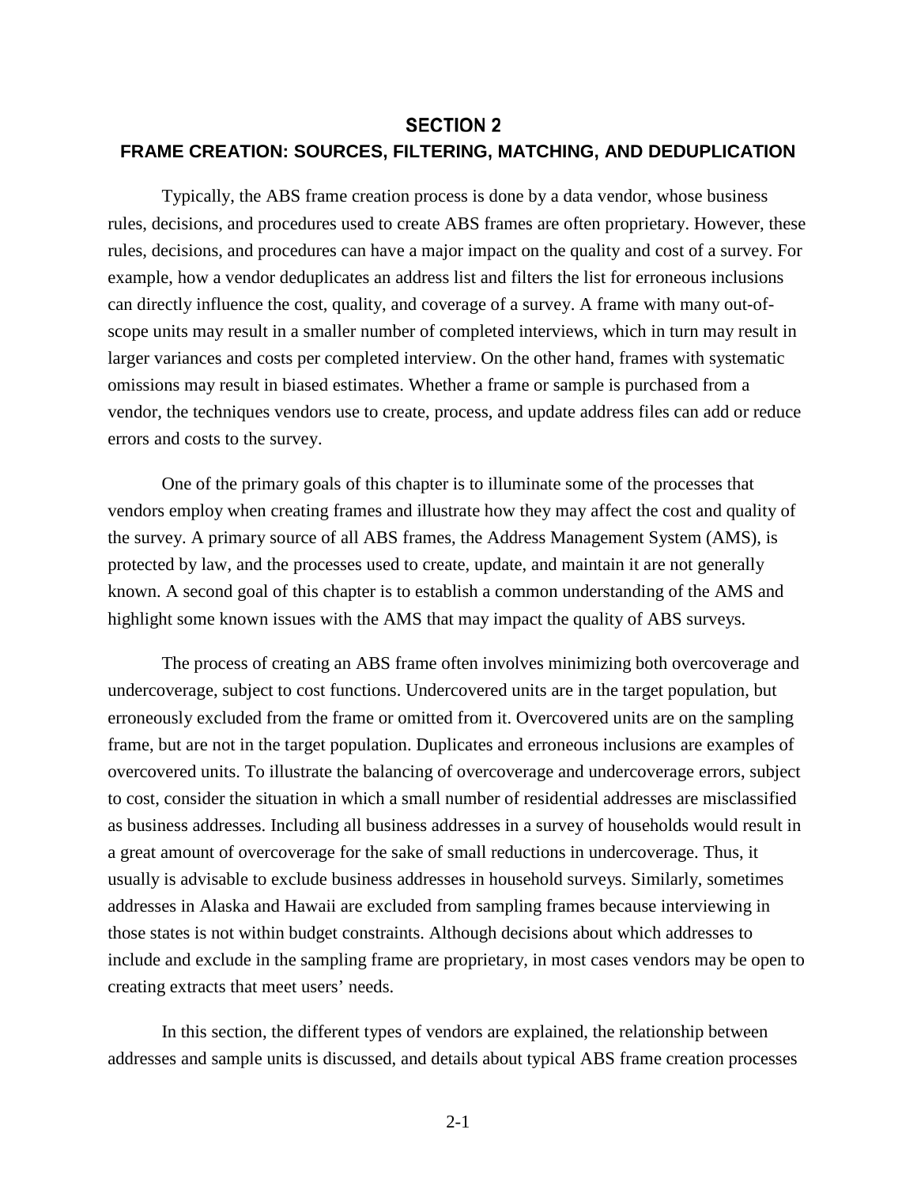# SECTION 2
## FRAME CREATION: SOURCES, FILTERING, MATCHING, AND DEDUPLICATION

Typically, the ABS frame creation process is done by a data vendor, whose business rules, decisions, and procedures used to create ABS frames are often proprietary. However, these rules, decisions, and procedures can have a major impact on the quality and cost of a survey. For example, how a vendor deduplicates an address list and filters the list for erroneous inclusions can directly influence the cost, quality, and coverage of a survey. A frame with many out-of-scope units may result in a smaller number of completed interviews, which in turn may result in larger variances and costs per completed interview. On the other hand, frames with systematic omissions may result in biased estimates. Whether a frame or sample is purchased from a vendor, the techniques vendors use to create, process, and update address files can add or reduce errors and costs to the survey.

One of the primary goals of this chapter is to illuminate some of the processes that vendors employ when creating frames and illustrate how they may affect the cost and quality of the survey. A primary source of all ABS frames, the Address Management System (AMS), is protected by law, and the processes used to create, update, and maintain it are not generally known. A second goal of this chapter is to establish a common understanding of the AMS and highlight some known issues with the AMS that may impact the quality of ABS surveys.

The process of creating an ABS frame often involves minimizing both overcoverage and undercoverage, subject to cost functions. Undercovered units are in the target population, but erroneously excluded from the frame or omitted from it. Overcovered units are on the sampling frame, but are not in the target population. Duplicates and erroneous inclusions are examples of overcovered units. To illustrate the balancing of overcoverage and undercoverage errors, subject to cost, consider the situation in which a small number of residential addresses are misclassified as business addresses. Including all business addresses in a survey of households would result in a great amount of overcoverage for the sake of small reductions in undercoverage. Thus, it usually is advisable to exclude business addresses in household surveys. Similarly, sometimes addresses in Alaska and Hawaii are excluded from sampling frames because interviewing in those states is not within budget constraints. Although decisions about which addresses to include and exclude in the sampling frame are proprietary, in most cases vendors may be open to creating extracts that meet users' needs.

In this section, the different types of vendors are explained, the relationship between addresses and sample units is discussed, and details about typical ABS frame creation processes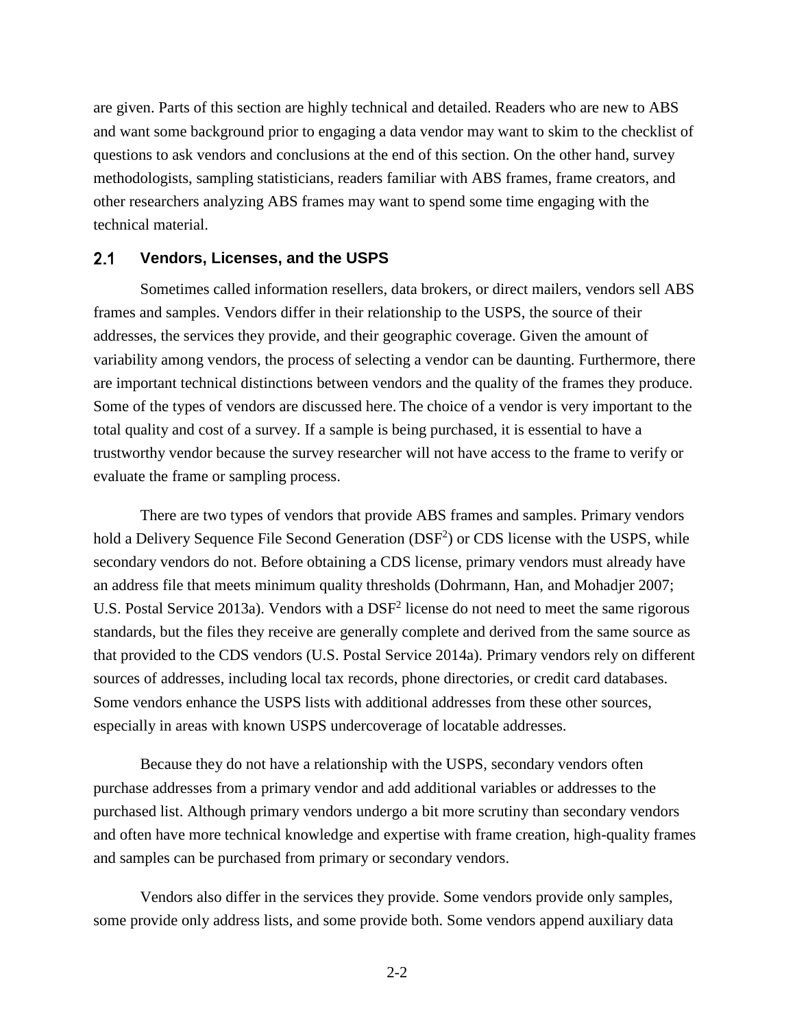are given. Parts of this section are highly technical and detailed. Readers who are new to ABS and want some background prior to engaging a data vendor may want to skim to the checklist of questions to ask vendors and conclusions at the end of this section. On the other hand, survey methodologists, sampling statisticians, readers familiar with ABS frames, frame creators, and other researchers analyzing ABS frames may want to spend some time engaging with the technical material.

## 2.1 Vendors, Licenses, and the USPS

Sometimes called information resellers, data brokers, or direct mailers, vendors sell ABS frames and samples. Vendors differ in their relationship to the USPS, the source of their addresses, the services they provide, and their geographic coverage. Given the amount of variability among vendors, the process of selecting a vendor can be daunting. Furthermore, there are important technical distinctions between vendors and the quality of the frames they produce. Some of the types of vendors are discussed here. The choice of a vendor is very important to the total quality and cost of a survey. If a sample is being purchased, it is essential to have a trustworthy vendor because the survey researcher will not have access to the frame to verify or evaluate the frame or sampling process.

There are two types of vendors that provide ABS frames and samples. Primary vendors hold a Delivery Sequence File Second Generation ($DSF^2$) or CDS license with the USPS, while secondary vendors do not. Before obtaining a CDS license, primary vendors must already have an address file that meets minimum quality thresholds (Dohrmann, Han, and Mohadjer 2007; U.S. Postal Service 2013a). Vendors with a $DSF^2$ license do not need to meet the same rigorous standards, but the files they receive are generally complete and derived from the same source as that provided to the CDS vendors (U.S. Postal Service 2014a). Primary vendors rely on different sources of addresses, including local tax records, phone directories, or credit card databases. Some vendors enhance the USPS lists with additional addresses from these other sources, especially in areas with known USPS undercoverage of locatable addresses.

Because they do not have a relationship with the USPS, secondary vendors often purchase addresses from a primary vendor and add additional variables or addresses to the purchased list. Although primary vendors undergo a bit more scrutiny than secondary vendors and often have more technical knowledge and expertise with frame creation, high-quality frames and samples can be purchased from primary or secondary vendors.

Vendors also differ in the services they provide. Some vendors provide only samples, some provide only address lists, and some provide both. Some vendors append auxiliary data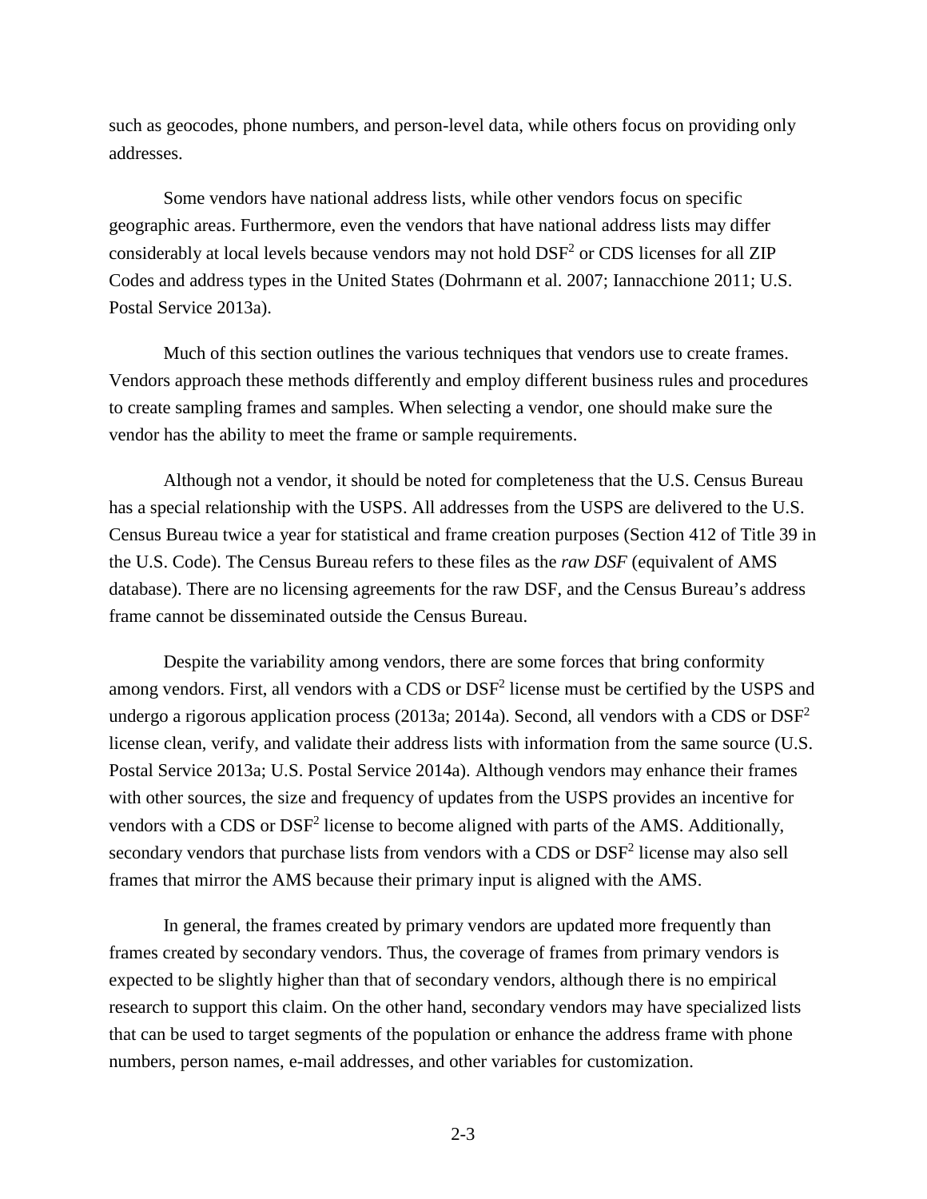such as geocodes, phone numbers, and person-level data, while others focus on providing only addresses.

Some vendors have national address lists, while other vendors focus on specific geographic areas. Furthermore, even the vendors that have national address lists may differ considerably at local levels because vendors may not hold $DSF^2$ or CDS licenses for all ZIP Codes and address types in the United States (Dohrmann et al. 2007; Iannacchione 2011; U.S. Postal Service 2013a).

Much of this section outlines the various techniques that vendors use to create frames. Vendors approach these methods differently and employ different business rules and procedures to create sampling frames and samples. When selecting a vendor, one should make sure the vendor has the ability to meet the frame or sample requirements.

Although not a vendor, it should be noted for completeness that the U.S. Census Bureau has a special relationship with the USPS. All addresses from the USPS are delivered to the U.S. Census Bureau twice a year for statistical and frame creation purposes (Section 412 of Title 39 in the U.S. Code). The Census Bureau refers to these files as the *raw DSF* (equivalent of AMS database). There are no licensing agreements for the raw DSF, and the Census Bureau's address frame cannot be disseminated outside the Census Bureau.

Despite the variability among vendors, there are some forces that bring conformity among vendors. First, all vendors with a CDS or $DSF^2$ license must be certified by the USPS and undergo a rigorous application process (2013a; 2014a). Second, all vendors with a CDS or $DSF^2$ license clean, verify, and validate their address lists with information from the same source (U.S. Postal Service 2013a; U.S. Postal Service 2014a). Although vendors may enhance their frames with other sources, the size and frequency of updates from the USPS provides an incentive for vendors with a CDS or $DSF^2$ license to become aligned with parts of the AMS. Additionally, secondary vendors that purchase lists from vendors with a CDS or $DSF^2$ license may also sell frames that mirror the AMS because their primary input is aligned with the AMS.

In general, the frames created by primary vendors are updated more frequently than frames created by secondary vendors. Thus, the coverage of frames from primary vendors is expected to be slightly higher than that of secondary vendors, although there is no empirical research to support this claim. On the other hand, secondary vendors may have specialized lists that can be used to target segments of the population or enhance the address frame with phone numbers, person names, e-mail addresses, and other variables for customization.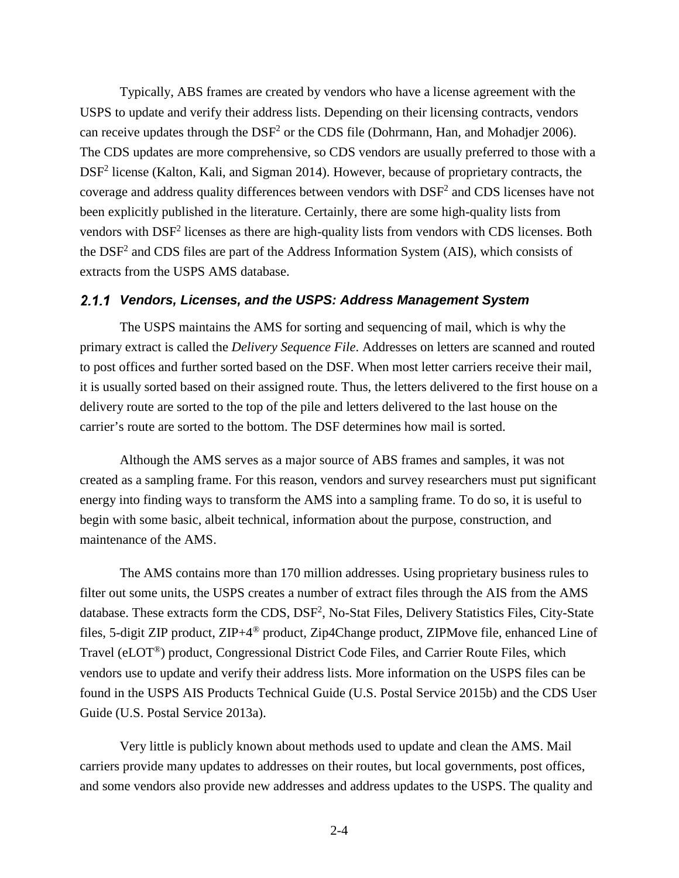Typically, ABS frames are created by vendors who have a license agreement with the USPS to update and verify their address lists. Depending on their licensing contracts, vendors can receive updates through the $DSF^2$ or the CDS file (Dohrmann, Han, and Mohadjer 2006). The CDS updates are more comprehensive, so CDS vendors are usually preferred to those with a $DSF^2$ license (Kalton, Kali, and Sigman 2014). However, because of proprietary contracts, the coverage and address quality differences between vendors with $DSF^2$ and CDS licenses have not been explicitly published in the literature. Certainly, there are some high-quality lists from vendors with $DSF^2$ licenses as there are high-quality lists from vendors with CDS licenses. Both the $DSF^2$ and CDS files are part of the Address Information System (AIS), which consists of extracts from the USPS AMS database.

### 2.1.1 Vendors, Licenses, and the USPS: Address Management System

The USPS maintains the AMS for sorting and sequencing of mail, which is why the primary extract is called the *Delivery Sequence File*. Addresses on letters are scanned and routed to post offices and further sorted based on the DSF. When most letter carriers receive their mail, it is usually sorted based on their assigned route. Thus, the letters delivered to the first house on a delivery route are sorted to the top of the pile and letters delivered to the last house on the carrier's route are sorted to the bottom. The DSF determines how mail is sorted.

Although the AMS serves as a major source of ABS frames and samples, it was not created as a sampling frame. For this reason, vendors and survey researchers must put significant energy into finding ways to transform the AMS into a sampling frame. To do so, it is useful to begin with some basic, albeit technical, information about the purpose, construction, and maintenance of the AMS.

The AMS contains more than 170 million addresses. Using proprietary business rules to filter out some units, the USPS creates a number of extract files through the AIS from the AMS database. These extracts form the CDS, $DSF^2$, No-Stat Files, Delivery Statistics Files, City-State files, 5-digit ZIP product, ZIP+4® product, Zip4Change product, ZIPMove file, enhanced Line of Travel (eLOT®) product, Congressional District Code Files, and Carrier Route Files, which vendors use to update and verify their address lists. More information on the USPS files can be found in the USPS AIS Products Technical Guide (U.S. Postal Service 2015b) and the CDS User Guide (U.S. Postal Service 2013a).

Very little is publicly known about methods used to update and clean the AMS. Mail carriers provide many updates to addresses on their routes, but local governments, post offices, and some vendors also provide new addresses and address updates to the USPS. The quality and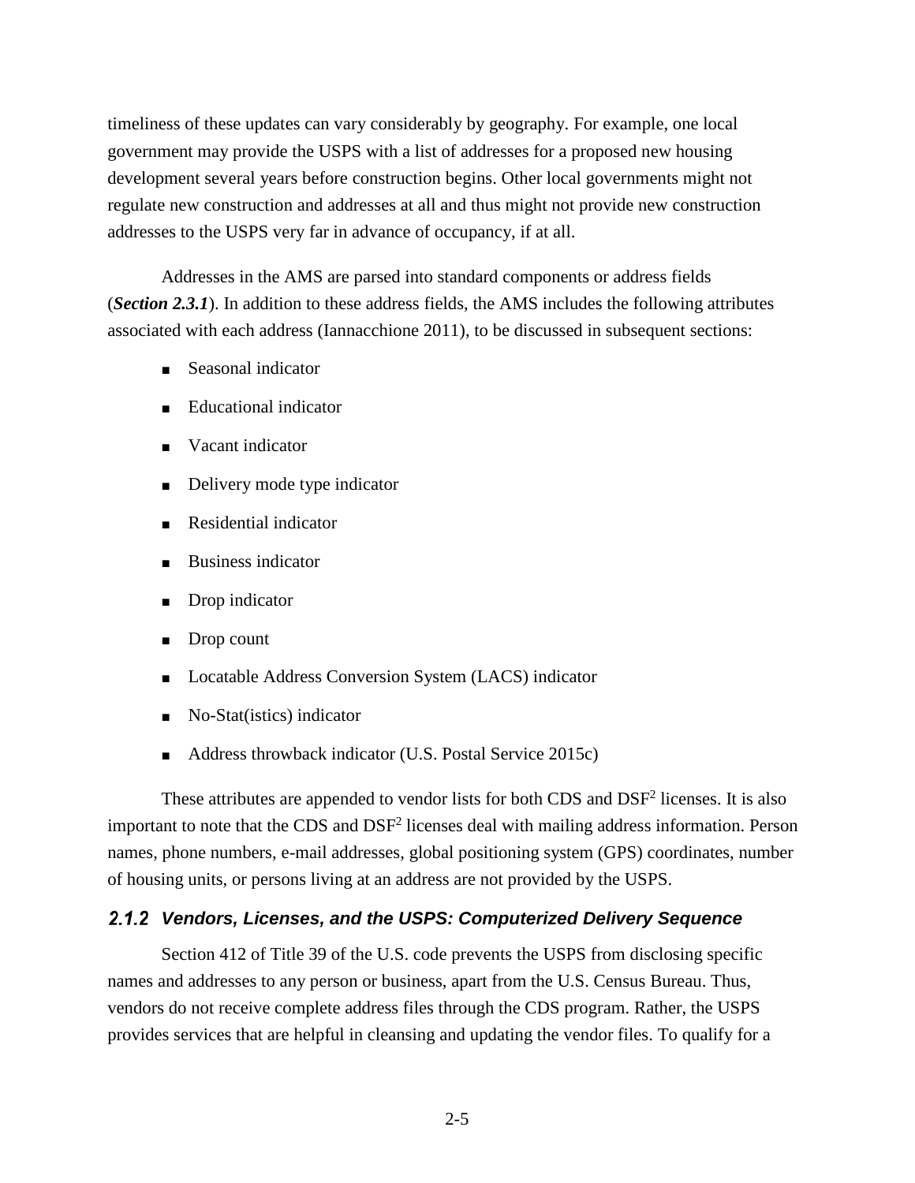timeliness of these updates can vary considerably by geography. For example, one local government may provide the USPS with a list of addresses for a proposed new housing development several years before construction begins. Other local governments might not regulate new construction and addresses at all and thus might not provide new construction addresses to the USPS very far in advance of occupancy, if at all.

Addresses in the AMS are parsed into standard components or address fields (***Section 2.3.1***). In addition to these address fields, the AMS includes the following attributes associated with each address (Iannacchione 2011), to be discussed in subsequent sections:

- Seasonal indicator
- Educational indicator
- Vacant indicator
- Delivery mode type indicator
- Residential indicator
- Business indicator
- Drop indicator
- Drop count
- Locatable Address Conversion System (LACS) indicator
- No-Stat(istics) indicator
- Address throwback indicator (U.S. Postal Service 2015c)

These attributes are appended to vendor lists for both CDS and DSF[2] licenses. It is also important to note that the CDS and DSF[2] licenses deal with mailing address information. Person names, phone numbers, e-mail addresses, global positioning system (GPS) coordinates, number of housing units, or persons living at an address are not provided by the USPS.

### 2.1.2 Vendors, Licenses, and the USPS: Computerized Delivery Sequence

Section 412 of Title 39 of the U.S. code prevents the USPS from disclosing specific names and addresses to any person or business, apart from the U.S. Census Bureau. Thus, vendors do not receive complete address files through the CDS program. Rather, the USPS provides services that are helpful in cleansing and updating the vendor files. To qualify for a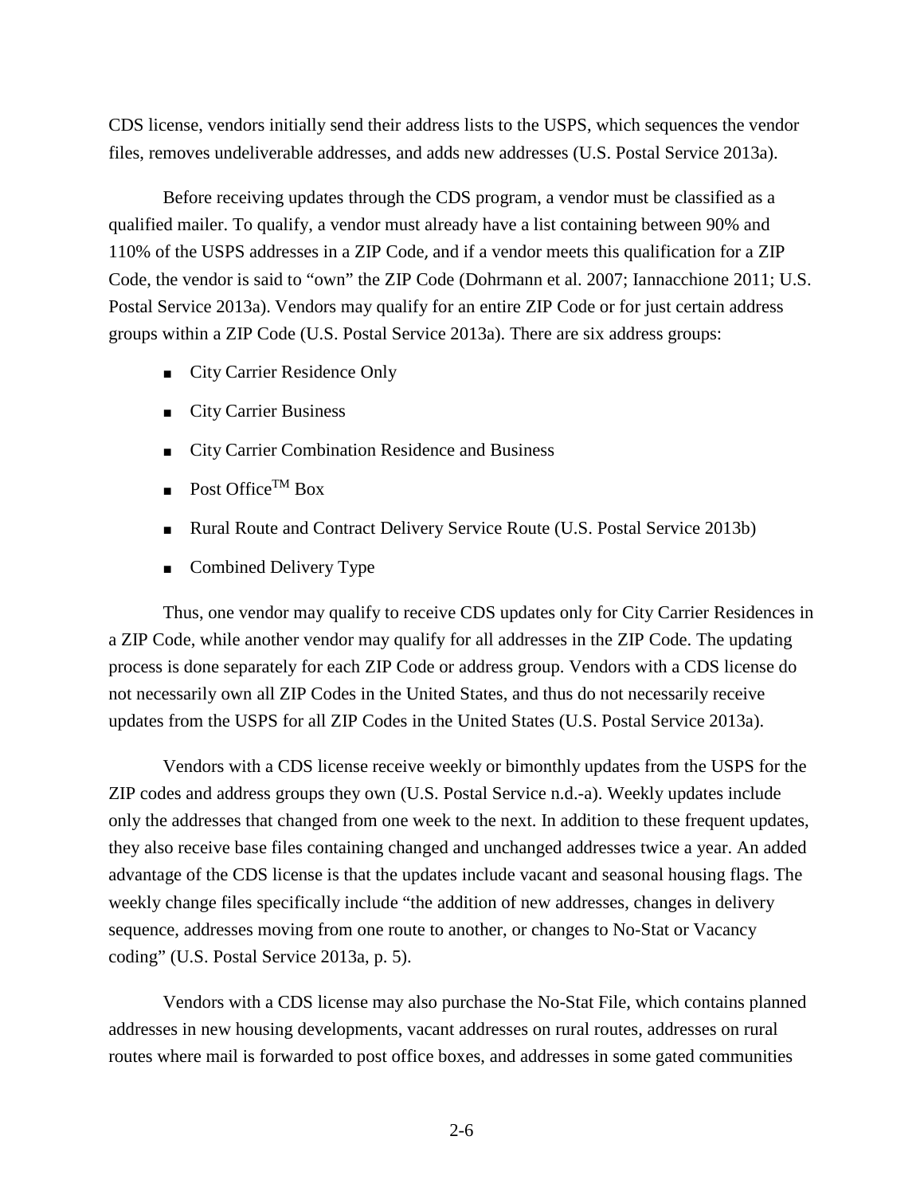CDS license, vendors initially send their address lists to the USPS, which sequences the vendor files, removes undeliverable addresses, and adds new addresses (U.S. Postal Service 2013a).

Before receiving updates through the CDS program, a vendor must be classified as a qualified mailer. To qualify, a vendor must already have a list containing between 90% and 110% of the USPS addresses in a ZIP Code, and if a vendor meets this qualification for a ZIP Code, the vendor is said to "own" the ZIP Code (Dohrmann et al. 2007; Iannacchione 2011; U.S. Postal Service 2013a). Vendors may qualify for an entire ZIP Code or for just certain address groups within a ZIP Code (U.S. Postal Service 2013a). There are six address groups:

- City Carrier Residence Only
- City Carrier Business
- City Carrier Combination Residence and Business
- Post Office™ Box
- Rural Route and Contract Delivery Service Route (U.S. Postal Service 2013b)
- Combined Delivery Type

Thus, one vendor may qualify to receive CDS updates only for City Carrier Residences in a ZIP Code, while another vendor may qualify for all addresses in the ZIP Code. The updating process is done separately for each ZIP Code or address group. Vendors with a CDS license do not necessarily own all ZIP Codes in the United States, and thus do not necessarily receive updates from the USPS for all ZIP Codes in the United States (U.S. Postal Service 2013a).

Vendors with a CDS license receive weekly or bimonthly updates from the USPS for the ZIP codes and address groups they own (U.S. Postal Service n.d.-a). Weekly updates include only the addresses that changed from one week to the next. In addition to these frequent updates, they also receive base files containing changed and unchanged addresses twice a year. An added advantage of the CDS license is that the updates include vacant and seasonal housing flags. The weekly change files specifically include "the addition of new addresses, changes in delivery sequence, addresses moving from one route to another, or changes to No-Stat or Vacancy coding" (U.S. Postal Service 2013a, p. 5).

Vendors with a CDS license may also purchase the No-Stat File, which contains planned addresses in new housing developments, vacant addresses on rural routes, addresses on rural routes where mail is forwarded to post office boxes, and addresses in some gated communities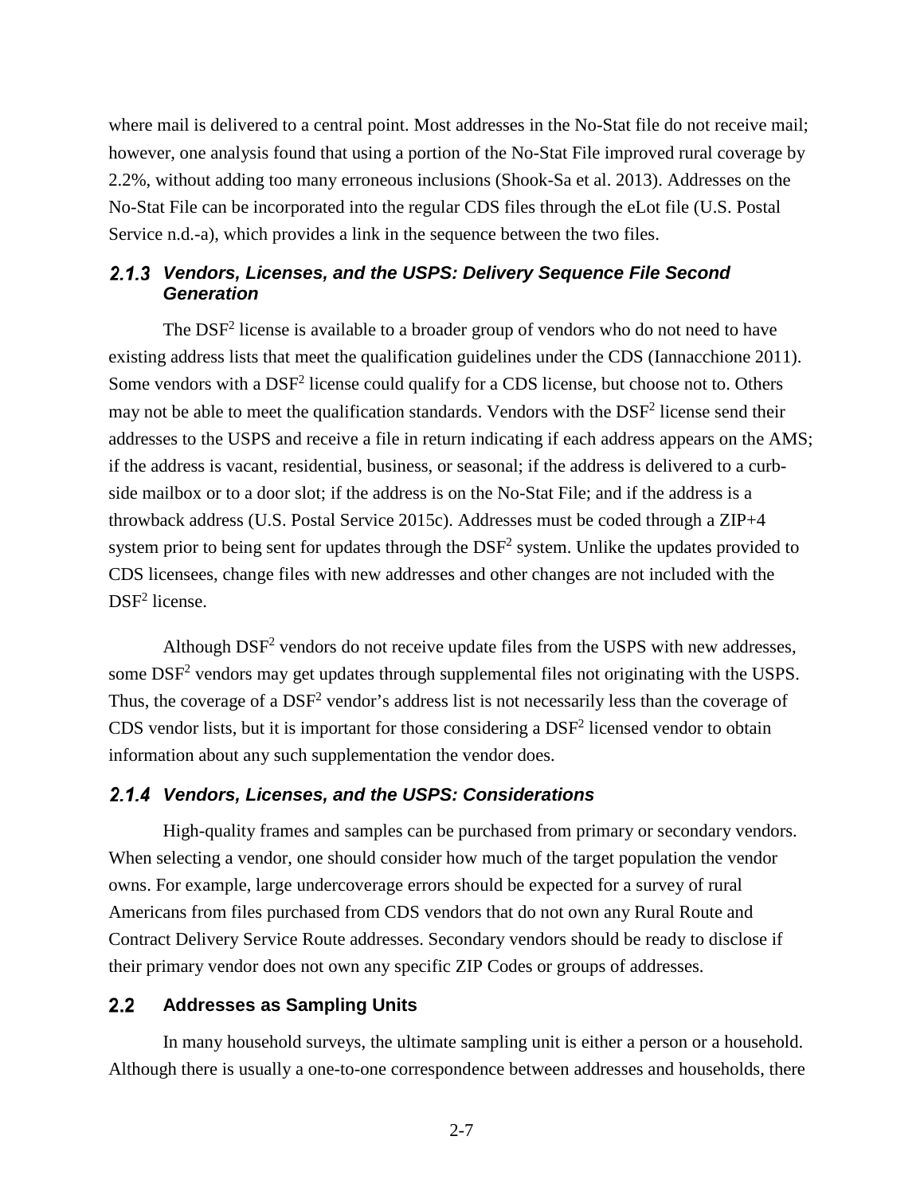where mail is delivered to a central point. Most addresses in the No-Stat file do not receive mail; however, one analysis found that using a portion of the No-Stat File improved rural coverage by 2.2%, without adding too many erroneous inclusions (Shook-Sa et al. 2013). Addresses on the No-Stat File can be incorporated into the regular CDS files through the eLot file (U.S. Postal Service n.d.-a), which provides a link in the sequence between the two files.

### 2.1.3 Vendors, Licenses, and the USPS: Delivery Sequence File Second Generation

The $DSF^2$ license is available to a broader group of vendors who do not need to have existing address lists that meet the qualification guidelines under the CDS (Iannacchione 2011). Some vendors with a $DSF^2$ license could qualify for a CDS license, but choose not to. Others may not be able to meet the qualification standards. Vendors with the $DSF^2$ license send their addresses to the USPS and receive a file in return indicating if each address appears on the AMS; if the address is vacant, residential, business, or seasonal; if the address is delivered to a curb-side mailbox or to a door slot; if the address is on the No-Stat File; and if the address is a throwback address (U.S. Postal Service 2015c). Addresses must be coded through a ZIP+4 system prior to being sent for updates through the $DSF^2$ system. Unlike the updates provided to CDS licensees, change files with new addresses and other changes are not included with the $DSF^2$ license.

Although $DSF^2$ vendors do not receive update files from the USPS with new addresses, some $DSF^2$ vendors may get updates through supplemental files not originating with the USPS. Thus, the coverage of a $DSF^2$ vendor's address list is not necessarily less than the coverage of CDS vendor lists, but it is important for those considering a $DSF^2$ licensed vendor to obtain information about any such supplementation the vendor does.

### 2.1.4 Vendors, Licenses, and the USPS: Considerations

High-quality frames and samples can be purchased from primary or secondary vendors. When selecting a vendor, one should consider how much of the target population the vendor owns. For example, large undercoverage errors should be expected for a survey of rural Americans from files purchased from CDS vendors that do not own any Rural Route and Contract Delivery Service Route addresses. Secondary vendors should be ready to disclose if their primary vendor does not own any specific ZIP Codes or groups of addresses.

## 2.2 Addresses as Sampling Units

In many household surveys, the ultimate sampling unit is either a person or a household. Although there is usually a one-to-one correspondence between addresses and households, there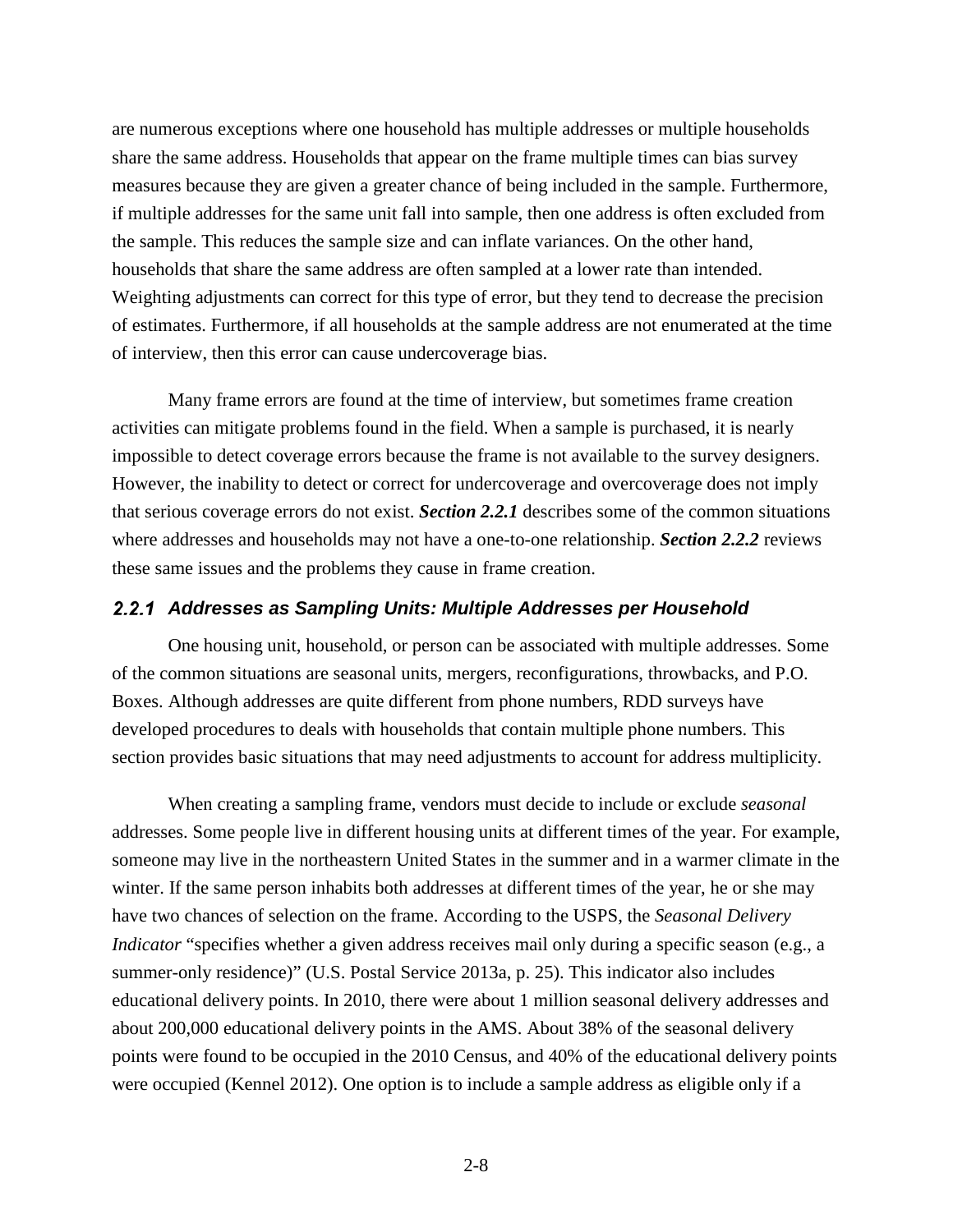are numerous exceptions where one household has multiple addresses or multiple households share the same address. Households that appear on the frame multiple times can bias survey measures because they are given a greater chance of being included in the sample. Furthermore, if multiple addresses for the same unit fall into sample, then one address is often excluded from the sample. This reduces the sample size and can inflate variances. On the other hand, households that share the same address are often sampled at a lower rate than intended. Weighting adjustments can correct for this type of error, but they tend to decrease the precision of estimates. Furthermore, if all households at the sample address are not enumerated at the time of interview, then this error can cause undercoverage bias.

Many frame errors are found at the time of interview, but sometimes frame creation activities can mitigate problems found in the field. When a sample is purchased, it is nearly impossible to detect coverage errors because the frame is not available to the survey designers. However, the inability to detect or correct for undercoverage and overcoverage does not imply that serious coverage errors do not exist. ***Section 2.2.1*** describes some of the common situations where addresses and households may not have a one-to-one relationship. ***Section 2.2.2*** reviews these same issues and the problems they cause in frame creation.

### *2.2.1 Addresses as Sampling Units: Multiple Addresses per Household*

One housing unit, household, or person can be associated with multiple addresses. Some of the common situations are seasonal units, mergers, reconfigurations, throwbacks, and P.O. Boxes. Although addresses are quite different from phone numbers, RDD surveys have developed procedures to deals with households that contain multiple phone numbers. This section provides basic situations that may need adjustments to account for address multiplicity.

When creating a sampling frame, vendors must decide to include or exclude *seasonal* addresses. Some people live in different housing units at different times of the year. For example, someone may live in the northeastern United States in the summer and in a warmer climate in the winter. If the same person inhabits both addresses at different times of the year, he or she may have two chances of selection on the frame. According to the USPS, the *Seasonal Delivery Indicator* "specifies whether a given address receives mail only during a specific season (e.g., a summer-only residence)" (U.S. Postal Service 2013a, p. 25). This indicator also includes educational delivery points. In 2010, there were about 1 million seasonal delivery addresses and about 200,000 educational delivery points in the AMS. About 38% of the seasonal delivery points were found to be occupied in the 2010 Census, and 40% of the educational delivery points were occupied (Kennel 2012). One option is to include a sample address as eligible only if a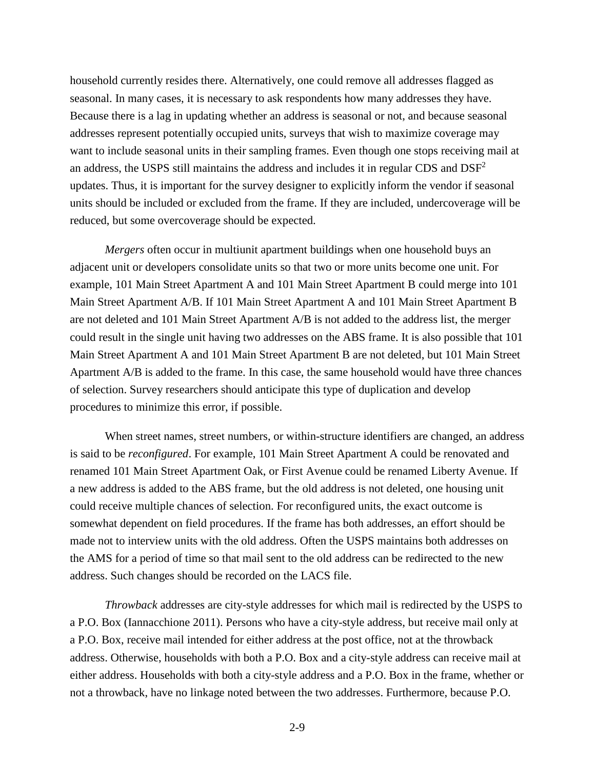household currently resides there. Alternatively, one could remove all addresses flagged as seasonal. In many cases, it is necessary to ask respondents how many addresses they have. Because there is a lag in updating whether an address is seasonal or not, and because seasonal addresses represent potentially occupied units, surveys that wish to maximize coverage may want to include seasonal units in their sampling frames. Even though one stops receiving mail at an address, the USPS still maintains the address and includes it in regular CDS and DSF[2] updates. Thus, it is important for the survey designer to explicitly inform the vendor if seasonal units should be included or excluded from the frame. If they are included, undercoverage will be reduced, but some overcoverage should be expected.

*Mergers* often occur in multiunit apartment buildings when one household buys an adjacent unit or developers consolidate units so that two or more units become one unit. For example, 101 Main Street Apartment A and 101 Main Street Apartment B could merge into 101 Main Street Apartment A/B. If 101 Main Street Apartment A and 101 Main Street Apartment B are not deleted and 101 Main Street Apartment A/B is not added to the address list, the merger could result in the single unit having two addresses on the ABS frame. It is also possible that 101 Main Street Apartment A and 101 Main Street Apartment B are not deleted, but 101 Main Street Apartment A/B is added to the frame. In this case, the same household would have three chances of selection. Survey researchers should anticipate this type of duplication and develop procedures to minimize this error, if possible.

When street names, street numbers, or within-structure identifiers are changed, an address is said to be *reconfigured*. For example, 101 Main Street Apartment A could be renovated and renamed 101 Main Street Apartment Oak, or First Avenue could be renamed Liberty Avenue. If a new address is added to the ABS frame, but the old address is not deleted, one housing unit could receive multiple chances of selection. For reconfigured units, the exact outcome is somewhat dependent on field procedures. If the frame has both addresses, an effort should be made not to interview units with the old address. Often the USPS maintains both addresses on the AMS for a period of time so that mail sent to the old address can be redirected to the new address. Such changes should be recorded on the LACS file.

*Throwback* addresses are city-style addresses for which mail is redirected by the USPS to a P.O. Box (Iannacchione 2011). Persons who have a city-style address, but receive mail only at a P.O. Box, receive mail intended for either address at the post office, not at the throwback address. Otherwise, households with both a P.O. Box and a city-style address can receive mail at either address. Households with both a city-style address and a P.O. Box in the frame, whether or not a throwback, have no linkage noted between the two addresses. Furthermore, because P.O.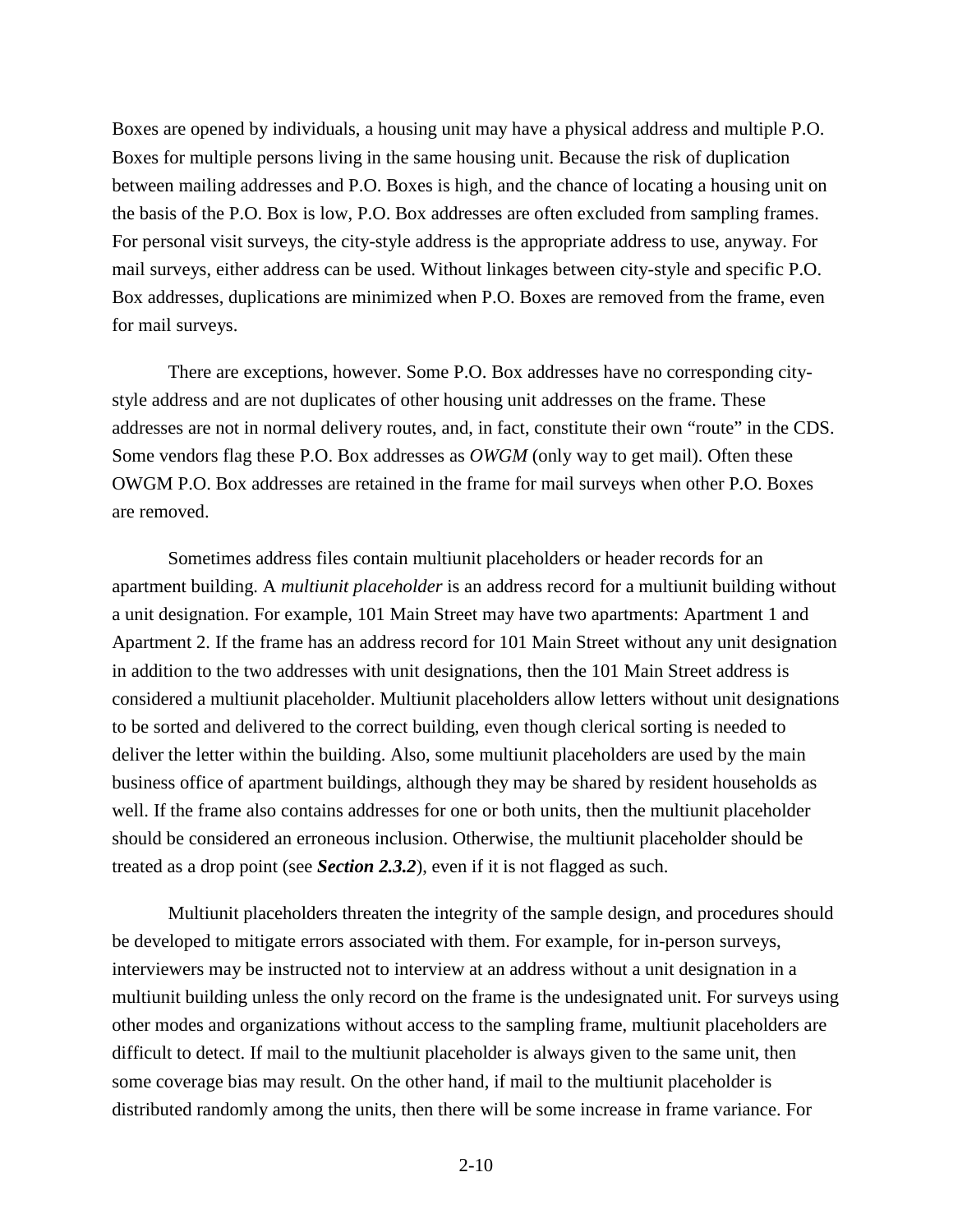Boxes are opened by individuals, a housing unit may have a physical address and multiple P.O. Boxes for multiple persons living in the same housing unit. Because the risk of duplication between mailing addresses and P.O. Boxes is high, and the chance of locating a housing unit on the basis of the P.O. Box is low, P.O. Box addresses are often excluded from sampling frames. For personal visit surveys, the city-style address is the appropriate address to use, anyway. For mail surveys, either address can be used. Without linkages between city-style and specific P.O. Box addresses, duplications are minimized when P.O. Boxes are removed from the frame, even for mail surveys.

There are exceptions, however. Some P.O. Box addresses have no corresponding city-style address and are not duplicates of other housing unit addresses on the frame. These addresses are not in normal delivery routes, and, in fact, constitute their own "route" in the CDS. Some vendors flag these P.O. Box addresses as *OWGM* (only way to get mail). Often these OWGM P.O. Box addresses are retained in the frame for mail surveys when other P.O. Boxes are removed.

Sometimes address files contain multiunit placeholders or header records for an apartment building. A *multiunit placeholder* is an address record for a multiunit building without a unit designation. For example, 101 Main Street may have two apartments: Apartment 1 and Apartment 2. If the frame has an address record for 101 Main Street without any unit designation in addition to the two addresses with unit designations, then the 101 Main Street address is considered a multiunit placeholder. Multiunit placeholders allow letters without unit designations to be sorted and delivered to the correct building, even though clerical sorting is needed to deliver the letter within the building. Also, some multiunit placeholders are used by the main business office of apartment buildings, although they may be shared by resident households as well. If the frame also contains addresses for one or both units, then the multiunit placeholder should be considered an erroneous inclusion. Otherwise, the multiunit placeholder should be treated as a drop point (see ***Section 2.3.2***), even if it is not flagged as such.

Multiunit placeholders threaten the integrity of the sample design, and procedures should be developed to mitigate errors associated with them. For example, for in-person surveys, interviewers may be instructed not to interview at an address without a unit designation in a multiunit building unless the only record on the frame is the undesignated unit. For surveys using other modes and organizations without access to the sampling frame, multiunit placeholders are difficult to detect. If mail to the multiunit placeholder is always given to the same unit, then some coverage bias may result. On the other hand, if mail to the multiunit placeholder is distributed randomly among the units, then there will be some increase in frame variance. For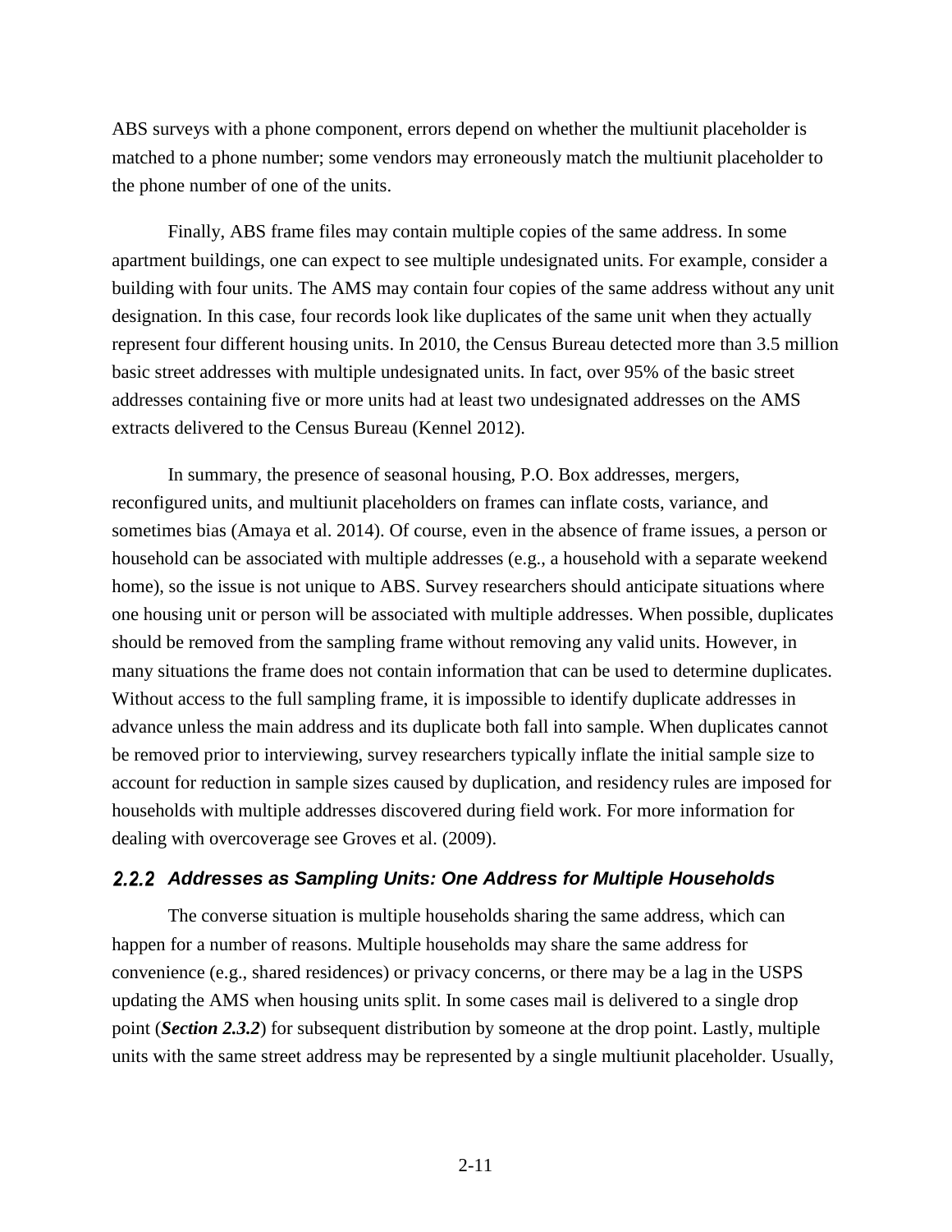ABS surveys with a phone component, errors depend on whether the multiunit placeholder is matched to a phone number; some vendors may erroneously match the multiunit placeholder to the phone number of one of the units.

Finally, ABS frame files may contain multiple copies of the same address. In some apartment buildings, one can expect to see multiple undesignated units. For example, consider a building with four units. The AMS may contain four copies of the same address without any unit designation. In this case, four records look like duplicates of the same unit when they actually represent four different housing units. In 2010, the Census Bureau detected more than 3.5 million basic street addresses with multiple undesignated units. In fact, over 95% of the basic street addresses containing five or more units had at least two undesignated addresses on the AMS extracts delivered to the Census Bureau (Kennel 2012).

In summary, the presence of seasonal housing, P.O. Box addresses, mergers, reconfigured units, and multiunit placeholders on frames can inflate costs, variance, and sometimes bias (Amaya et al. 2014). Of course, even in the absence of frame issues, a person or household can be associated with multiple addresses (e.g., a household with a separate weekend home), so the issue is not unique to ABS. Survey researchers should anticipate situations where one housing unit or person will be associated with multiple addresses. When possible, duplicates should be removed from the sampling frame without removing any valid units. However, in many situations the frame does not contain information that can be used to determine duplicates. Without access to the full sampling frame, it is impossible to identify duplicate addresses in advance unless the main address and its duplicate both fall into sample. When duplicates cannot be removed prior to interviewing, survey researchers typically inflate the initial sample size to account for reduction in sample sizes caused by duplication, and residency rules are imposed for households with multiple addresses discovered during field work. For more information for dealing with overcoverage see Groves et al. (2009).

### 2.2.2 Addresses as Sampling Units: One Address for Multiple Households

The converse situation is multiple households sharing the same address, which can happen for a number of reasons. Multiple households may share the same address for convenience (e.g., shared residences) or privacy concerns, or there may be a lag in the USPS updating the AMS when housing units split. In some cases mail is delivered to a single drop point (***Section 2.3.2***) for subsequent distribution by someone at the drop point. Lastly, multiple units with the same street address may be represented by a single multiunit placeholder. Usually,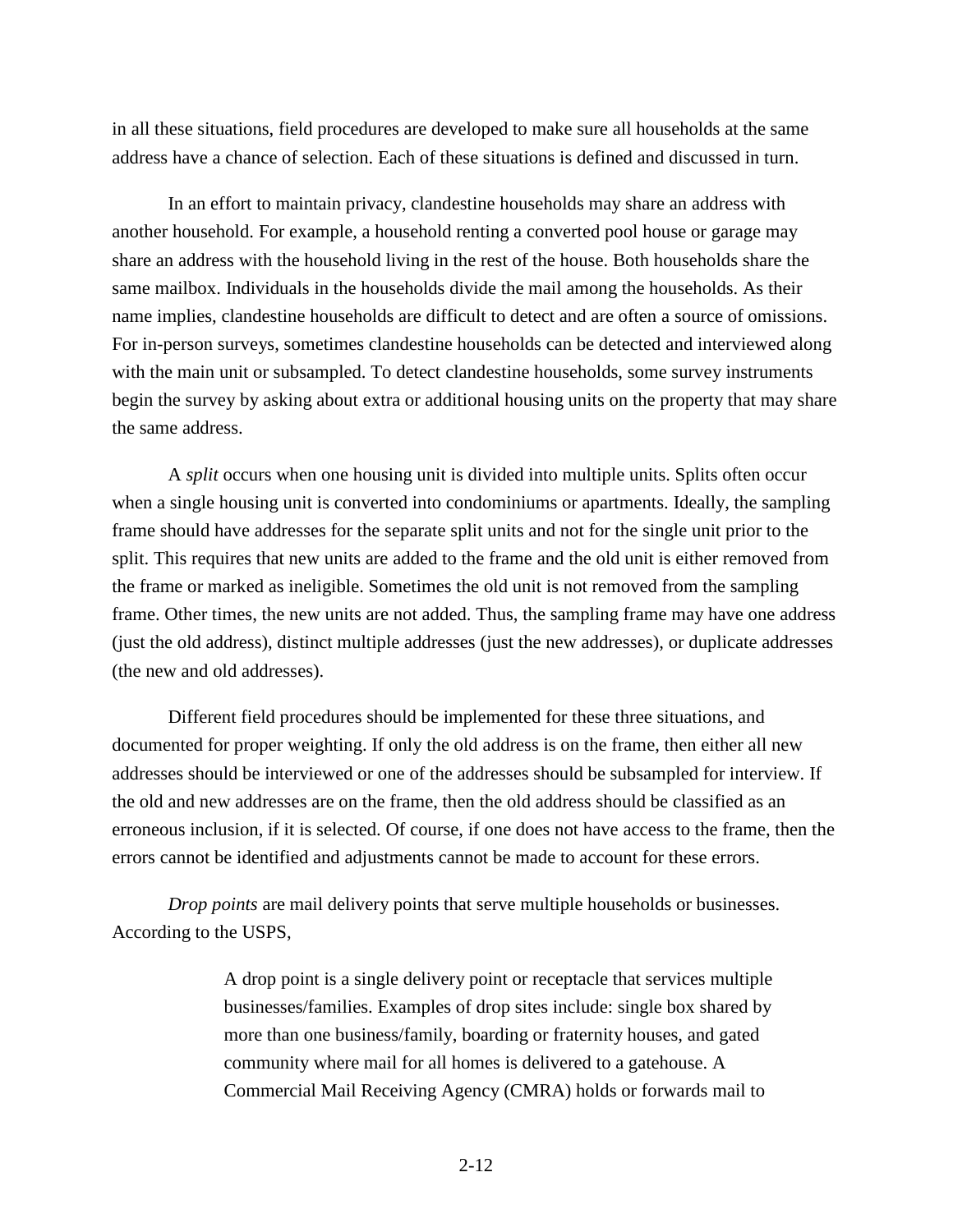in all these situations, field procedures are developed to make sure all households at the same address have a chance of selection. Each of these situations is defined and discussed in turn.

In an effort to maintain privacy, clandestine households may share an address with another household. For example, a household renting a converted pool house or garage may share an address with the household living in the rest of the house. Both households share the same mailbox. Individuals in the households divide the mail among the households. As their name implies, clandestine households are difficult to detect and are often a source of omissions. For in-person surveys, sometimes clandestine households can be detected and interviewed along with the main unit or subsampled. To detect clandestine households, some survey instruments begin the survey by asking about extra or additional housing units on the property that may share the same address.

A *split* occurs when one housing unit is divided into multiple units. Splits often occur when a single housing unit is converted into condominiums or apartments. Ideally, the sampling frame should have addresses for the separate split units and not for the single unit prior to the split. This requires that new units are added to the frame and the old unit is either removed from the frame or marked as ineligible. Sometimes the old unit is not removed from the sampling frame. Other times, the new units are not added. Thus, the sampling frame may have one address (just the old address), distinct multiple addresses (just the new addresses), or duplicate addresses (the new and old addresses).

Different field procedures should be implemented for these three situations, and documented for proper weighting. If only the old address is on the frame, then either all new addresses should be interviewed or one of the addresses should be subsampled for interview. If the old and new addresses are on the frame, then the old address should be classified as an erroneous inclusion, if it is selected. Of course, if one does not have access to the frame, then the errors cannot be identified and adjustments cannot be made to account for these errors.

*Drop points* are mail delivery points that serve multiple households or businesses. According to the USPS,

> A drop point is a single delivery point or receptacle that services multiple businesses/families. Examples of drop sites include: single box shared by more than one business/family, boarding or fraternity houses, and gated community where mail for all homes is delivered to a gatehouse. A Commercial Mail Receiving Agency (CMRA) holds or forwards mail to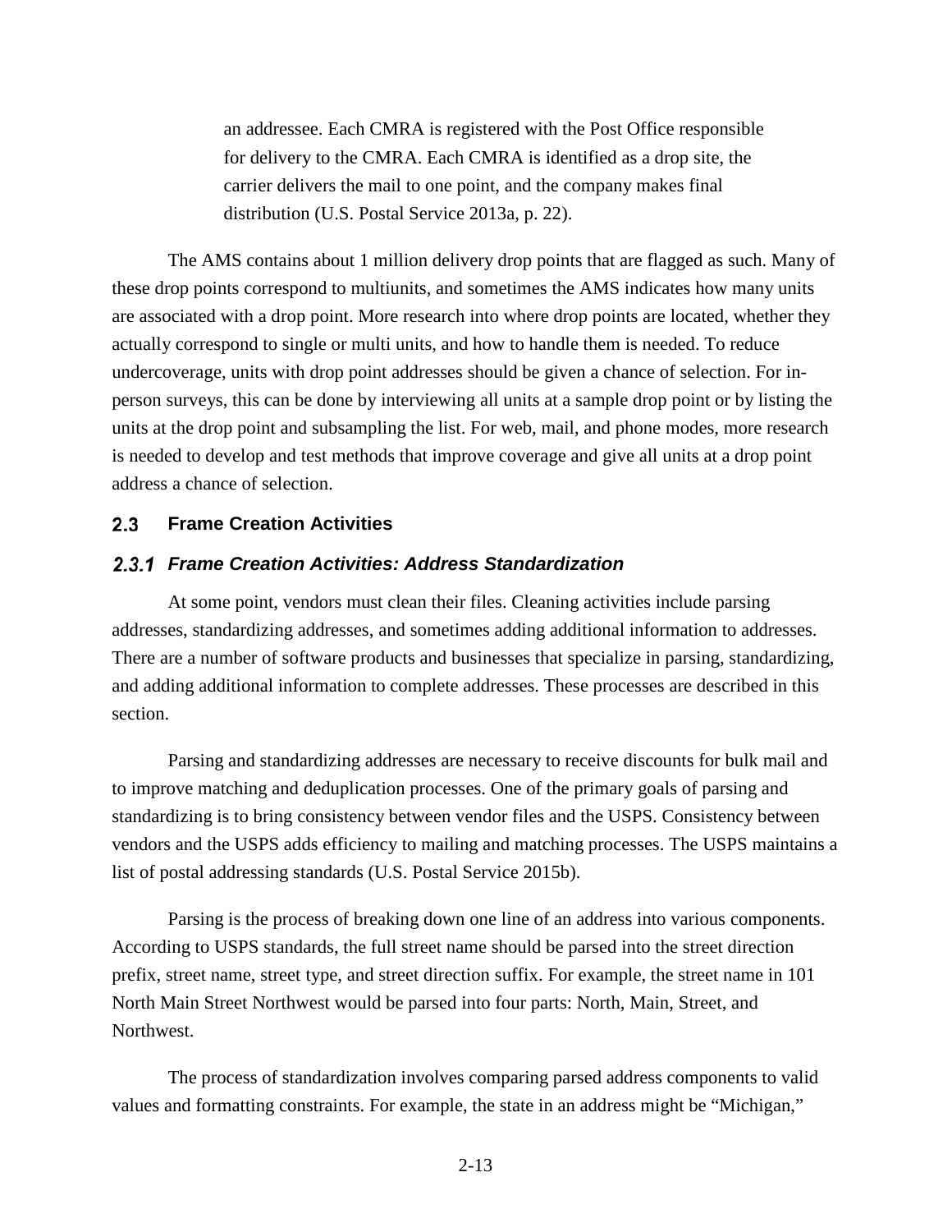> an addressee. Each CMRA is registered with the Post Office responsible for delivery to the CMRA. Each CMRA is identified as a drop site, the carrier delivers the mail to one point, and the company makes final distribution (U.S. Postal Service 2013a, p. 22).

The AMS contains about 1 million delivery drop points that are flagged as such. Many of these drop points correspond to multiunits, and sometimes the AMS indicates how many units are associated with a drop point. More research into where drop points are located, whether they actually correspond to single or multi units, and how to handle them is needed. To reduce undercoverage, units with drop point addresses should be given a chance of selection. For in-person surveys, this can be done by interviewing all units at a sample drop point or by listing the units at the drop point and subsampling the list. For web, mail, and phone modes, more research is needed to develop and test methods that improve coverage and give all units at a drop point address a chance of selection.

## 2.3 Frame Creation Activities

### *2.3.1 Frame Creation Activities: Address Standardization*

At some point, vendors must clean their files. Cleaning activities include parsing addresses, standardizing addresses, and sometimes adding additional information to addresses. There are a number of software products and businesses that specialize in parsing, standardizing, and adding additional information to complete addresses. These processes are described in this section.

Parsing and standardizing addresses are necessary to receive discounts for bulk mail and to improve matching and deduplication processes. One of the primary goals of parsing and standardizing is to bring consistency between vendor files and the USPS. Consistency between vendors and the USPS adds efficiency to mailing and matching processes. The USPS maintains a list of postal addressing standards (U.S. Postal Service 2015b).

Parsing is the process of breaking down one line of an address into various components. According to USPS standards, the full street name should be parsed into the street direction prefix, street name, street type, and street direction suffix. For example, the street name in 101 North Main Street Northwest would be parsed into four parts: North, Main, Street, and Northwest.

The process of standardization involves comparing parsed address components to valid values and formatting constraints. For example, the state in an address might be "Michigan,"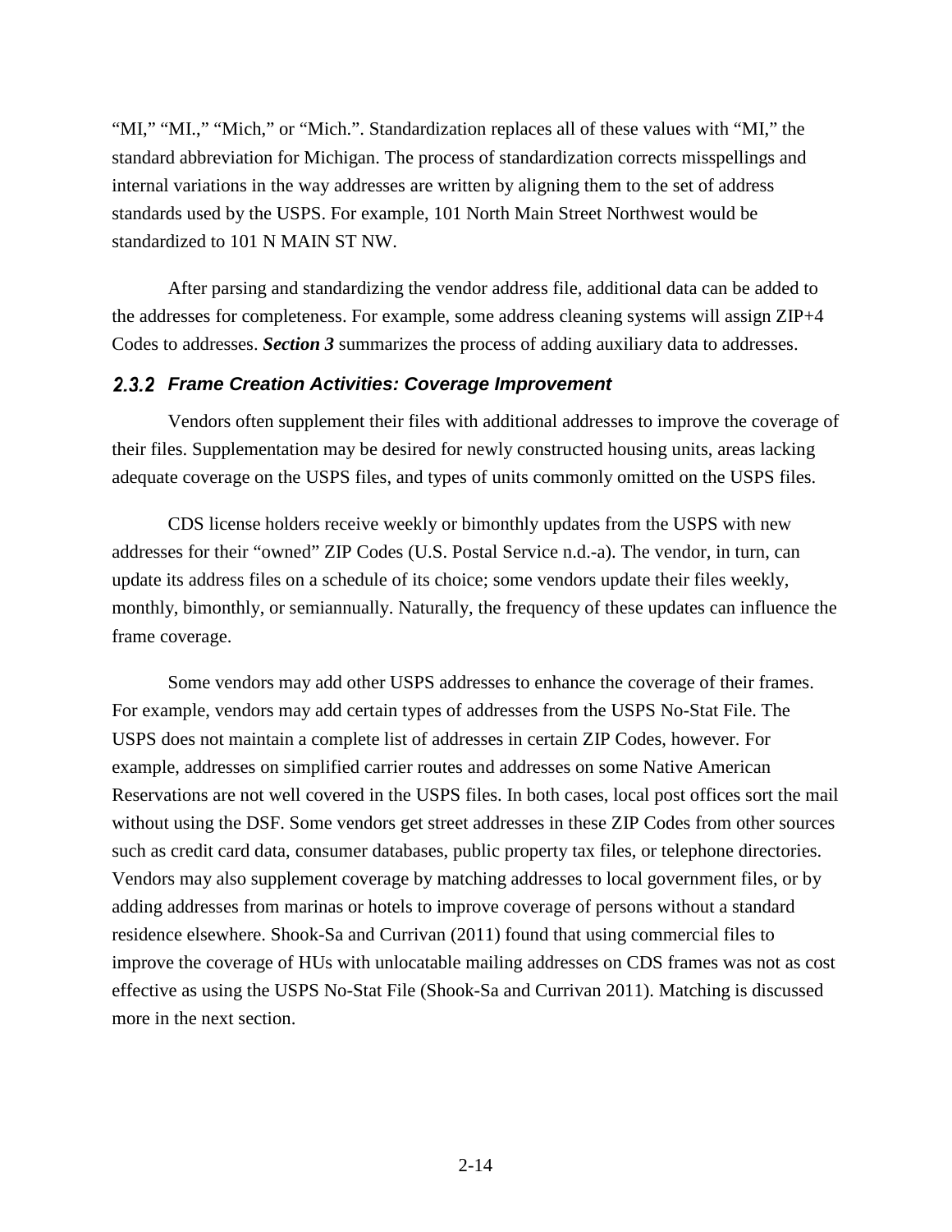"MI," "MI.," "Mich," or "Mich.". Standardization replaces all of these values with "MI," the standard abbreviation for Michigan. The process of standardization corrects misspellings and internal variations in the way addresses are written by aligning them to the set of address standards used by the USPS. For example, 101 North Main Street Northwest would be standardized to 101 N MAIN ST NW.

After parsing and standardizing the vendor address file, additional data can be added to the addresses for completeness. For example, some address cleaning systems will assign ZIP+4 Codes to addresses. ***Section 3*** summarizes the process of adding auxiliary data to addresses.

### 2.3.2 Frame Creation Activities: Coverage Improvement

Vendors often supplement their files with additional addresses to improve the coverage of their files. Supplementation may be desired for newly constructed housing units, areas lacking adequate coverage on the USPS files, and types of units commonly omitted on the USPS files.

CDS license holders receive weekly or bimonthly updates from the USPS with new addresses for their "owned" ZIP Codes (U.S. Postal Service n.d.-a). The vendor, in turn, can update its address files on a schedule of its choice; some vendors update their files weekly, monthly, bimonthly, or semiannually. Naturally, the frequency of these updates can influence the frame coverage.

Some vendors may add other USPS addresses to enhance the coverage of their frames. For example, vendors may add certain types of addresses from the USPS No-Stat File. The USPS does not maintain a complete list of addresses in certain ZIP Codes, however. For example, addresses on simplified carrier routes and addresses on some Native American Reservations are not well covered in the USPS files. In both cases, local post offices sort the mail without using the DSF. Some vendors get street addresses in these ZIP Codes from other sources such as credit card data, consumer databases, public property tax files, or telephone directories. Vendors may also supplement coverage by matching addresses to local government files, or by adding addresses from marinas or hotels to improve coverage of persons without a standard residence elsewhere. Shook-Sa and Currivan (2011) found that using commercial files to improve the coverage of HUs with unlocatable mailing addresses on CDS frames was not as cost effective as using the USPS No-Stat File (Shook-Sa and Currivan 2011). Matching is discussed more in the next section.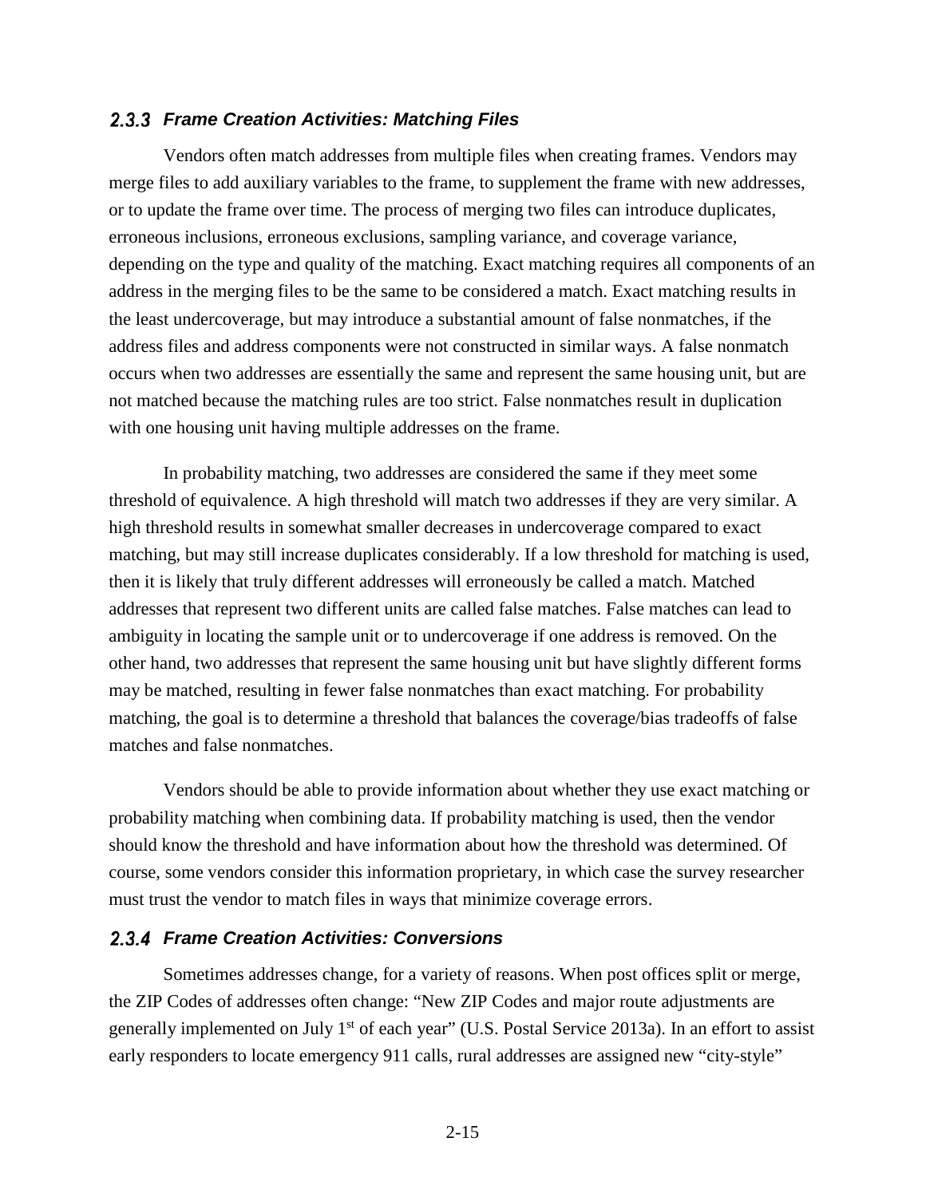### 2.3.3 *Frame Creation Activities: Matching Files*

Vendors often match addresses from multiple files when creating frames. Vendors may merge files to add auxiliary variables to the frame, to supplement the frame with new addresses, or to update the frame over time. The process of merging two files can introduce duplicates, erroneous inclusions, erroneous exclusions, sampling variance, and coverage variance, depending on the type and quality of the matching. Exact matching requires all components of an address in the merging files to be the same to be considered a match. Exact matching results in the least undercoverage, but may introduce a substantial amount of false nonmatches, if the address files and address components were not constructed in similar ways. A false nonmatch occurs when two addresses are essentially the same and represent the same housing unit, but are not matched because the matching rules are too strict. False nonmatches result in duplication with one housing unit having multiple addresses on the frame.

In probability matching, two addresses are considered the same if they meet some threshold of equivalence. A high threshold will match two addresses if they are very similar. A high threshold results in somewhat smaller decreases in undercoverage compared to exact matching, but may still increase duplicates considerably. If a low threshold for matching is used, then it is likely that truly different addresses will erroneously be called a match. Matched addresses that represent two different units are called false matches. False matches can lead to ambiguity in locating the sample unit or to undercoverage if one address is removed. On the other hand, two addresses that represent the same housing unit but have slightly different forms may be matched, resulting in fewer false nonmatches than exact matching. For probability matching, the goal is to determine a threshold that balances the coverage/bias tradeoffs of false matches and false nonmatches.

Vendors should be able to provide information about whether they use exact matching or probability matching when combining data. If probability matching is used, then the vendor should know the threshold and have information about how the threshold was determined. Of course, some vendors consider this information proprietary, in which case the survey researcher must trust the vendor to match files in ways that minimize coverage errors.

### 2.3.4 *Frame Creation Activities: Conversions*

Sometimes addresses change, for a variety of reasons. When post offices split or merge, the ZIP Codes of addresses often change: "New ZIP Codes and major route adjustments are generally implemented on July 1st of each year" (U.S. Postal Service 2013a). In an effort to assist early responders to locate emergency 911 calls, rural addresses are assigned new "city-style"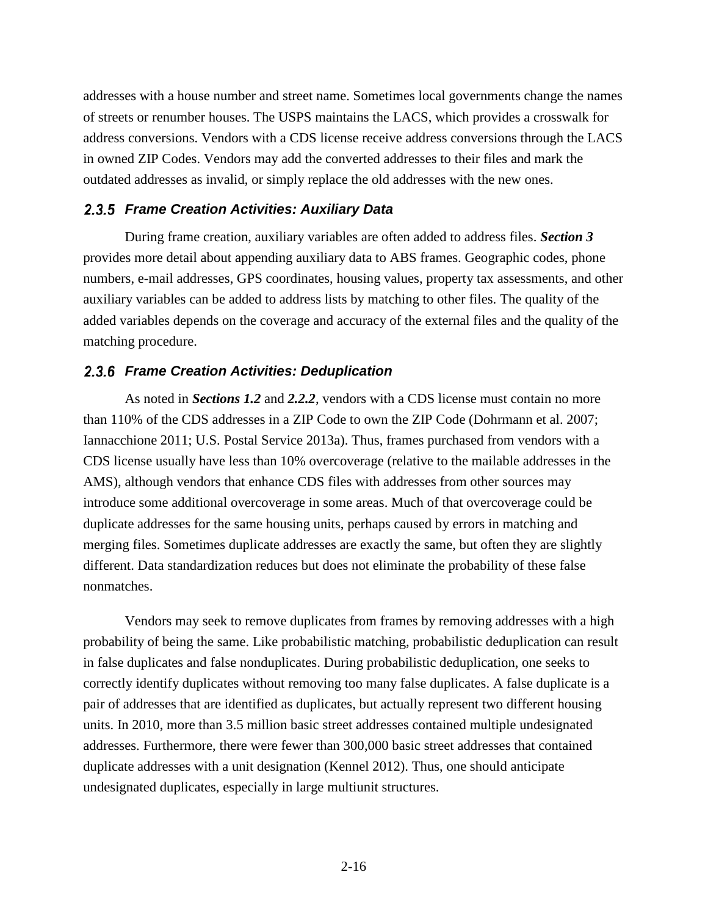addresses with a house number and street name. Sometimes local governments change the names of streets or renumber houses. The USPS maintains the LACS, which provides a crosswalk for address conversions. Vendors with a CDS license receive address conversions through the LACS in owned ZIP Codes. Vendors may add the converted addresses to their files and mark the outdated addresses as invalid, or simply replace the old addresses with the new ones.

### *2.3.5 Frame Creation Activities: Auxiliary Data*

During frame creation, auxiliary variables are often added to address files. ***Section 3*** provides more detail about appending auxiliary data to ABS frames. Geographic codes, phone numbers, e-mail addresses, GPS coordinates, housing values, property tax assessments, and other auxiliary variables can be added to address lists by matching to other files. The quality of the added variables depends on the coverage and accuracy of the external files and the quality of the matching procedure.

### *2.3.6 Frame Creation Activities: Deduplication*

As noted in ***Sections 1.2*** and ***2.2.2***, vendors with a CDS license must contain no more than 110% of the CDS addresses in a ZIP Code to own the ZIP Code (Dohrmann et al. 2007; Iannacchione 2011; U.S. Postal Service 2013a). Thus, frames purchased from vendors with a CDS license usually have less than 10% overcoverage (relative to the mailable addresses in the AMS), although vendors that enhance CDS files with addresses from other sources may introduce some additional overcoverage in some areas. Much of that overcoverage could be duplicate addresses for the same housing units, perhaps caused by errors in matching and merging files. Sometimes duplicate addresses are exactly the same, but often they are slightly different. Data standardization reduces but does not eliminate the probability of these false nonmatches.

Vendors may seek to remove duplicates from frames by removing addresses with a high probability of being the same. Like probabilistic matching, probabilistic deduplication can result in false duplicates and false nonduplicates. During probabilistic deduplication, one seeks to correctly identify duplicates without removing too many false duplicates. A false duplicate is a pair of addresses that are identified as duplicates, but actually represent two different housing units. In 2010, more than 3.5 million basic street addresses contained multiple undesignated addresses. Furthermore, there were fewer than 300,000 basic street addresses that contained duplicate addresses with a unit designation (Kennel 2012). Thus, one should anticipate undesignated duplicates, especially in large multiunit structures.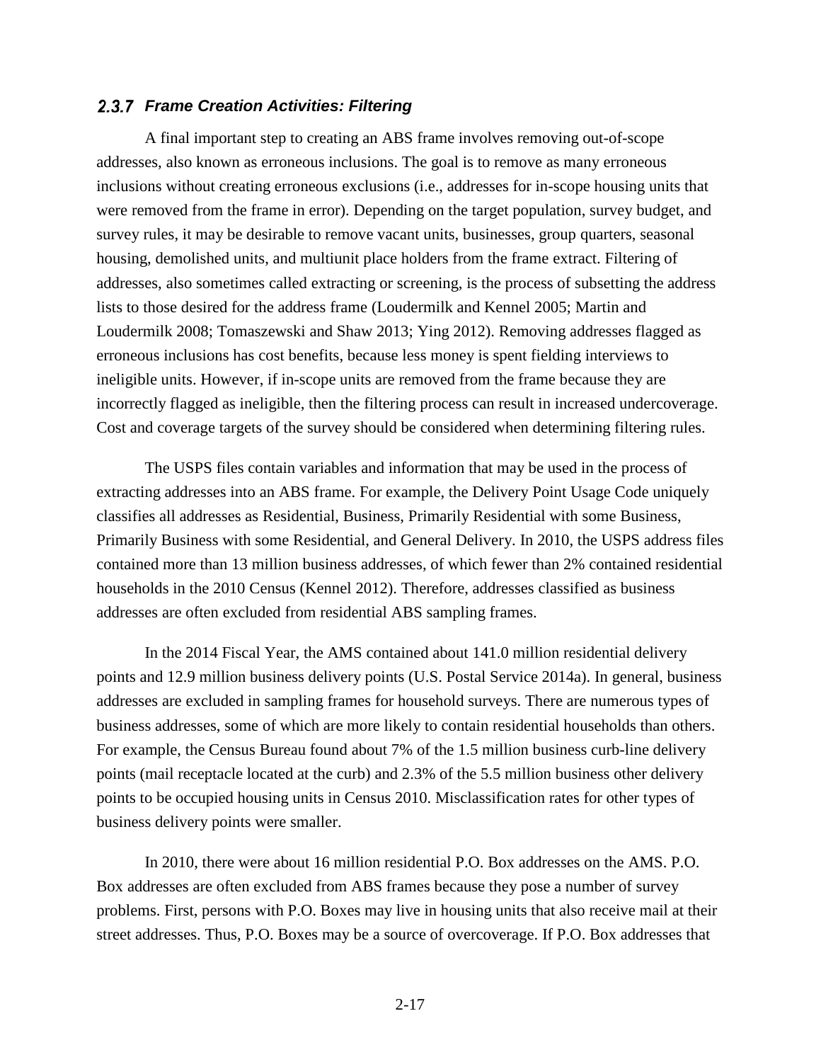### 2.3.7 *Frame Creation Activities: Filtering*

A final important step to creating an ABS frame involves removing out-of-scope addresses, also known as erroneous inclusions. The goal is to remove as many erroneous inclusions without creating erroneous exclusions (i.e., addresses for in-scope housing units that were removed from the frame in error). Depending on the target population, survey budget, and survey rules, it may be desirable to remove vacant units, businesses, group quarters, seasonal housing, demolished units, and multiunit place holders from the frame extract. Filtering of addresses, also sometimes called extracting or screening, is the process of subsetting the address lists to those desired for the address frame (Loudermilk and Kennel 2005; Martin and Loudermilk 2008; Tomaszewski and Shaw 2013; Ying 2012). Removing addresses flagged as erroneous inclusions has cost benefits, because less money is spent fielding interviews to ineligible units. However, if in-scope units are removed from the frame because they are incorrectly flagged as ineligible, then the filtering process can result in increased undercoverage. Cost and coverage targets of the survey should be considered when determining filtering rules.

The USPS files contain variables and information that may be used in the process of extracting addresses into an ABS frame. For example, the Delivery Point Usage Code uniquely classifies all addresses as Residential, Business, Primarily Residential with some Business, Primarily Business with some Residential, and General Delivery. In 2010, the USPS address files contained more than 13 million business addresses, of which fewer than 2% contained residential households in the 2010 Census (Kennel 2012). Therefore, addresses classified as business addresses are often excluded from residential ABS sampling frames.

In the 2014 Fiscal Year, the AMS contained about 141.0 million residential delivery points and 12.9 million business delivery points (U.S. Postal Service 2014a). In general, business addresses are excluded in sampling frames for household surveys. There are numerous types of business addresses, some of which are more likely to contain residential households than others. For example, the Census Bureau found about 7% of the 1.5 million business curb-line delivery points (mail receptacle located at the curb) and 2.3% of the 5.5 million business other delivery points to be occupied housing units in Census 2010. Misclassification rates for other types of business delivery points were smaller.

In 2010, there were about 16 million residential P.O. Box addresses on the AMS. P.O. Box addresses are often excluded from ABS frames because they pose a number of survey problems. First, persons with P.O. Boxes may live in housing units that also receive mail at their street addresses. Thus, P.O. Boxes may be a source of overcoverage. If P.O. Box addresses that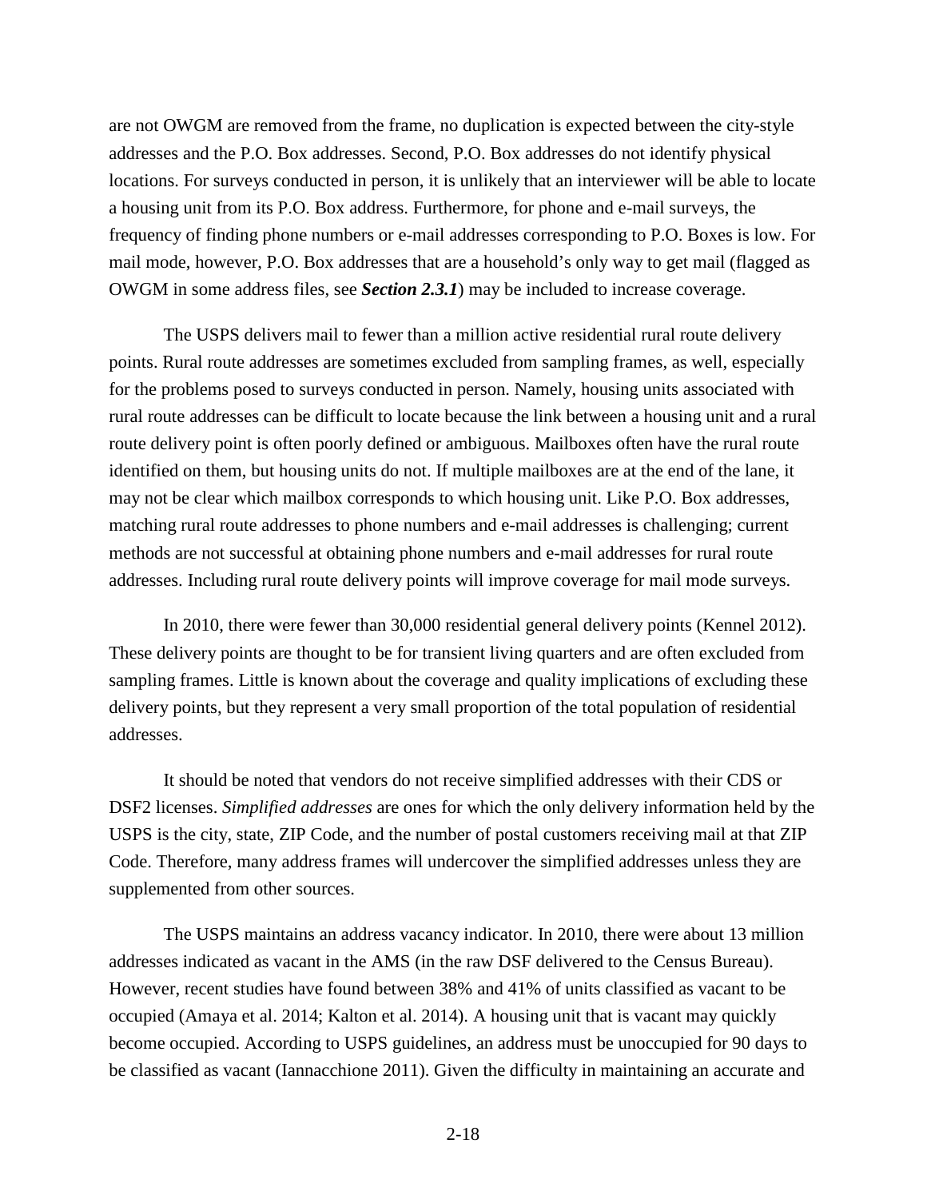are not OWGM are removed from the frame, no duplication is expected between the city-style addresses and the P.O. Box addresses. Second, P.O. Box addresses do not identify physical locations. For surveys conducted in person, it is unlikely that an interviewer will be able to locate a housing unit from its P.O. Box address. Furthermore, for phone and e-mail surveys, the frequency of finding phone numbers or e-mail addresses corresponding to P.O. Boxes is low. For mail mode, however, P.O. Box addresses that are a household's only way to get mail (flagged as OWGM in some address files, see ***Section 2.3.1***) may be included to increase coverage.

The USPS delivers mail to fewer than a million active residential rural route delivery points. Rural route addresses are sometimes excluded from sampling frames, as well, especially for the problems posed to surveys conducted in person. Namely, housing units associated with rural route addresses can be difficult to locate because the link between a housing unit and a rural route delivery point is often poorly defined or ambiguous. Mailboxes often have the rural route identified on them, but housing units do not. If multiple mailboxes are at the end of the lane, it may not be clear which mailbox corresponds to which housing unit. Like P.O. Box addresses, matching rural route addresses to phone numbers and e-mail addresses is challenging; current methods are not successful at obtaining phone numbers and e-mail addresses for rural route addresses. Including rural route delivery points will improve coverage for mail mode surveys.

In 2010, there were fewer than 30,000 residential general delivery points (Kennel 2012). These delivery points are thought to be for transient living quarters and are often excluded from sampling frames. Little is known about the coverage and quality implications of excluding these delivery points, but they represent a very small proportion of the total population of residential addresses.

It should be noted that vendors do not receive simplified addresses with their CDS or DSF2 licenses. *Simplified addresses* are ones for which the only delivery information held by the USPS is the city, state, ZIP Code, and the number of postal customers receiving mail at that ZIP Code. Therefore, many address frames will undercover the simplified addresses unless they are supplemented from other sources.

The USPS maintains an address vacancy indicator. In 2010, there were about 13 million addresses indicated as vacant in the AMS (in the raw DSF delivered to the Census Bureau). However, recent studies have found between 38% and 41% of units classified as vacant to be occupied (Amaya et al. 2014; Kalton et al. 2014). A housing unit that is vacant may quickly become occupied. According to USPS guidelines, an address must be unoccupied for 90 days to be classified as vacant (Iannacchione 2011). Given the difficulty in maintaining an accurate and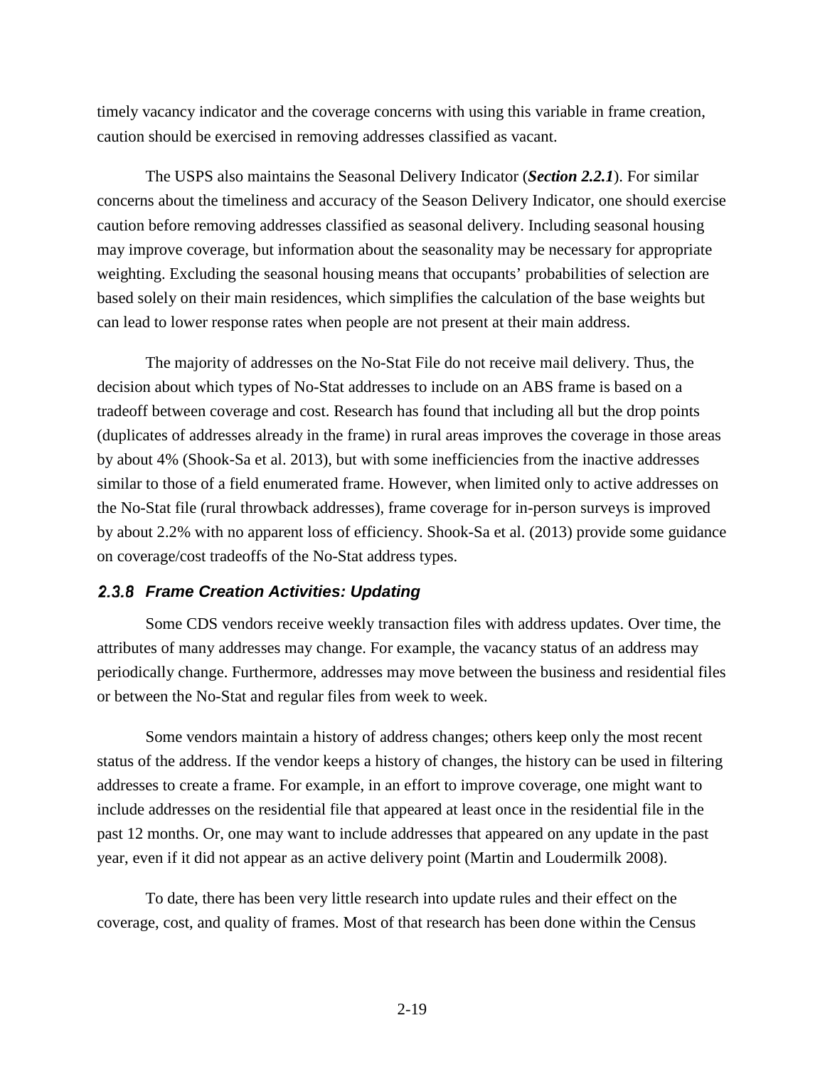timely vacancy indicator and the coverage concerns with using this variable in frame creation, caution should be exercised in removing addresses classified as vacant.

The USPS also maintains the Seasonal Delivery Indicator (***Section 2.2.1***). For similar concerns about the timeliness and accuracy of the Season Delivery Indicator, one should exercise caution before removing addresses classified as seasonal delivery. Including seasonal housing may improve coverage, but information about the seasonality may be necessary for appropriate weighting. Excluding the seasonal housing means that occupants' probabilities of selection are based solely on their main residences, which simplifies the calculation of the base weights but can lead to lower response rates when people are not present at their main address.

The majority of addresses on the No-Stat File do not receive mail delivery. Thus, the decision about which types of No-Stat addresses to include on an ABS frame is based on a tradeoff between coverage and cost. Research has found that including all but the drop points (duplicates of addresses already in the frame) in rural areas improves the coverage in those areas by about 4% (Shook-Sa et al. 2013), but with some inefficiencies from the inactive addresses similar to those of a field enumerated frame. However, when limited only to active addresses on the No-Stat file (rural throwback addresses), frame coverage for in-person surveys is improved by about 2.2% with no apparent loss of efficiency. Shook-Sa et al. (2013) provide some guidance on coverage/cost tradeoffs of the No-Stat address types.

### *2.3.8 Frame Creation Activities: Updating*

Some CDS vendors receive weekly transaction files with address updates. Over time, the attributes of many addresses may change. For example, the vacancy status of an address may periodically change. Furthermore, addresses may move between the business and residential files or between the No-Stat and regular files from week to week.

Some vendors maintain a history of address changes; others keep only the most recent status of the address. If the vendor keeps a history of changes, the history can be used in filtering addresses to create a frame. For example, in an effort to improve coverage, one might want to include addresses on the residential file that appeared at least once in the residential file in the past 12 months. Or, one may want to include addresses that appeared on any update in the past year, even if it did not appear as an active delivery point (Martin and Loudermilk 2008).

To date, there has been very little research into update rules and their effect on the coverage, cost, and quality of frames. Most of that research has been done within the Census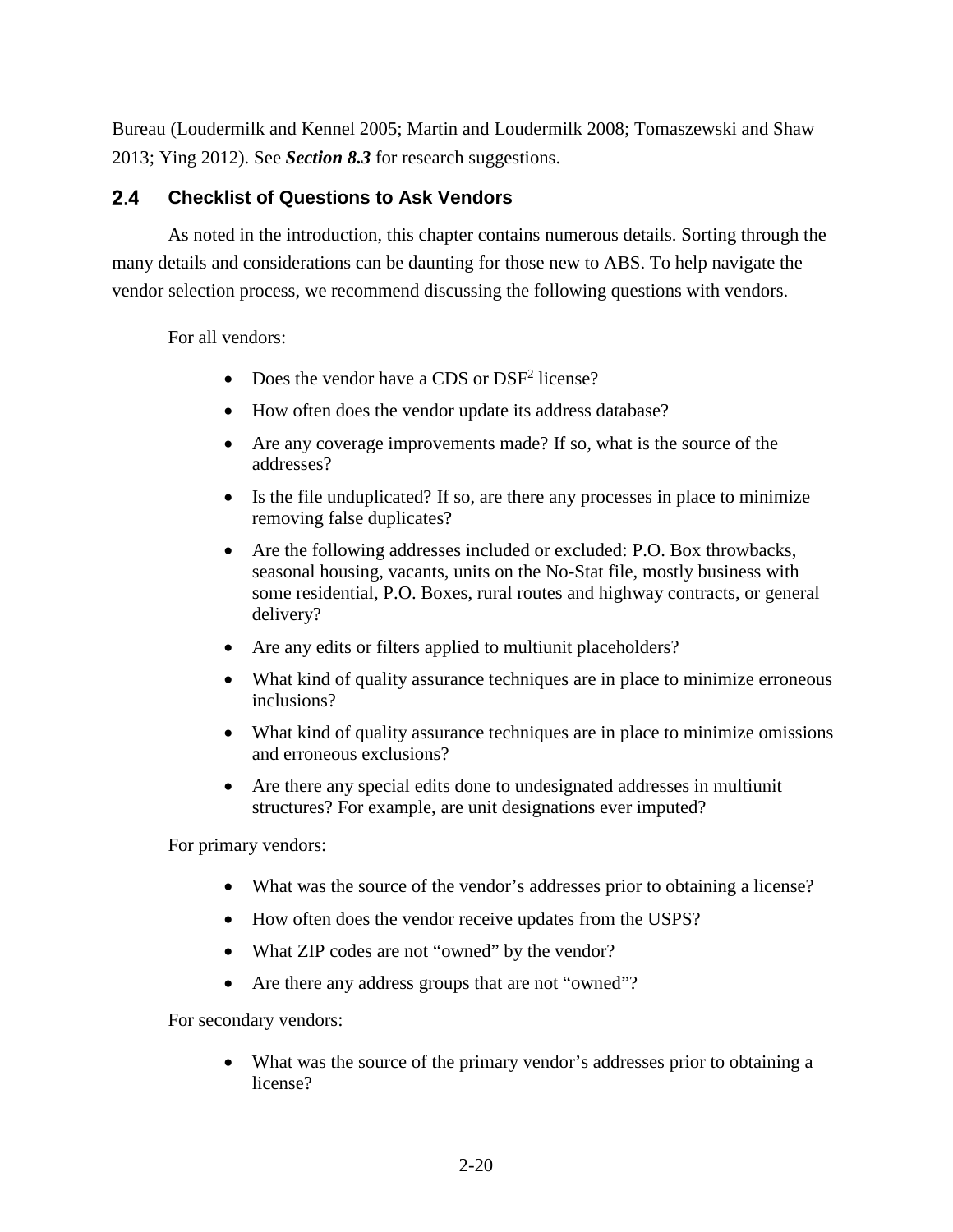Bureau (Loudermilk and Kennel 2005; Martin and Loudermilk 2008; Tomaszewski and Shaw 2013; Ying 2012). See ***Section 8.3*** for research suggestions.

## 2.4 Checklist of Questions to Ask Vendors

As noted in the introduction, this chapter contains numerous details. Sorting through the many details and considerations can be daunting for those new to ABS. To help navigate the vendor selection process, we recommend discussing the following questions with vendors.

For all vendors:

- Does the vendor have a CDS or DSF$^2$ license?
- How often does the vendor update its address database?
- Are any coverage improvements made? If so, what is the source of the addresses?
- Is the file unduplicated? If so, are there any processes in place to minimize removing false duplicates?
- Are the following addresses included or excluded: P.O. Box throwbacks, seasonal housing, vacants, units on the No-Stat file, mostly business with some residential, P.O. Boxes, rural routes and highway contracts, or general delivery?
- Are any edits or filters applied to multiunit placeholders?
- What kind of quality assurance techniques are in place to minimize erroneous inclusions?
- What kind of quality assurance techniques are in place to minimize omissions and erroneous exclusions?
- Are there any special edits done to undesignated addresses in multiunit structures? For example, are unit designations ever imputed?

For primary vendors:

- What was the source of the vendor's addresses prior to obtaining a license?
- How often does the vendor receive updates from the USPS?
- What ZIP codes are not "owned" by the vendor?
- Are there any address groups that are not "owned"?

For secondary vendors:

- What was the source of the primary vendor's addresses prior to obtaining a license?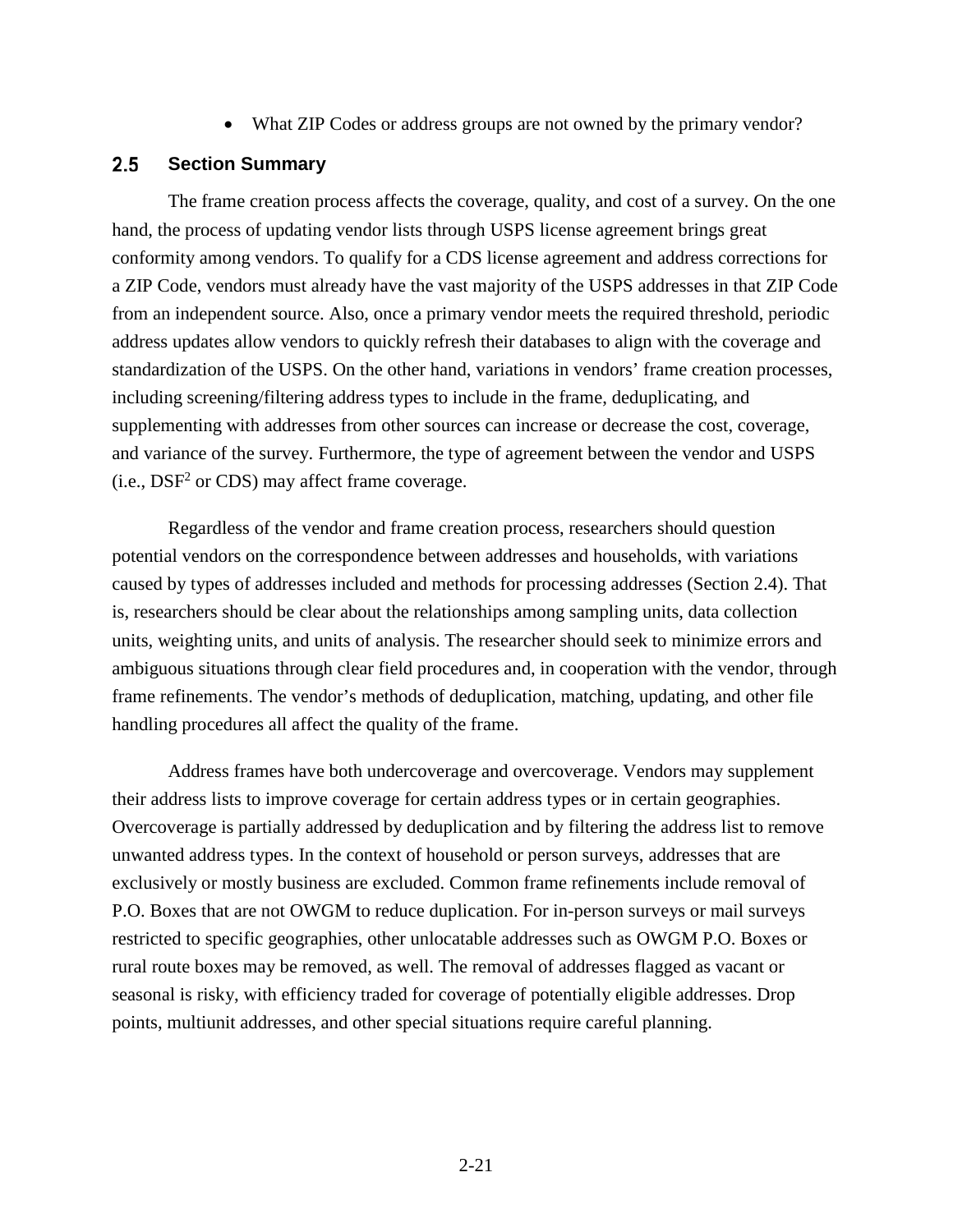- What ZIP Codes or address groups are not owned by the primary vendor?

## 2.5 Section Summary

The frame creation process affects the coverage, quality, and cost of a survey. On the one hand, the process of updating vendor lists through USPS license agreement brings great conformity among vendors. To qualify for a CDS license agreement and address corrections for a ZIP Code, vendors must already have the vast majority of the USPS addresses in that ZIP Code from an independent source. Also, once a primary vendor meets the required threshold, periodic address updates allow vendors to quickly refresh their databases to align with the coverage and standardization of the USPS. On the other hand, variations in vendors' frame creation processes, including screening/filtering address types to include in the frame, deduplicating, and supplementing with addresses from other sources can increase or decrease the cost, coverage, and variance of the survey. Furthermore, the type of agreement between the vendor and USPS (i.e., $DSF^2$ or CDS) may affect frame coverage.

Regardless of the vendor and frame creation process, researchers should question potential vendors on the correspondence between addresses and households, with variations caused by types of addresses included and methods for processing addresses (Section 2.4). That is, researchers should be clear about the relationships among sampling units, data collection units, weighting units, and units of analysis. The researcher should seek to minimize errors and ambiguous situations through clear field procedures and, in cooperation with the vendor, through frame refinements. The vendor's methods of deduplication, matching, updating, and other file handling procedures all affect the quality of the frame.

Address frames have both undercoverage and overcoverage. Vendors may supplement their address lists to improve coverage for certain address types or in certain geographies. Overcoverage is partially addressed by deduplication and by filtering the address list to remove unwanted address types. In the context of household or person surveys, addresses that are exclusively or mostly business are excluded. Common frame refinements include removal of P.O. Boxes that are not OWGM to reduce duplication. For in-person surveys or mail surveys restricted to specific geographies, other unlocatable addresses such as OWGM P.O. Boxes or rural route boxes may be removed, as well. The removal of addresses flagged as vacant or seasonal is risky, with efficiency traded for coverage of potentially eligible addresses. Drop points, multiunit addresses, and other special situations require careful planning.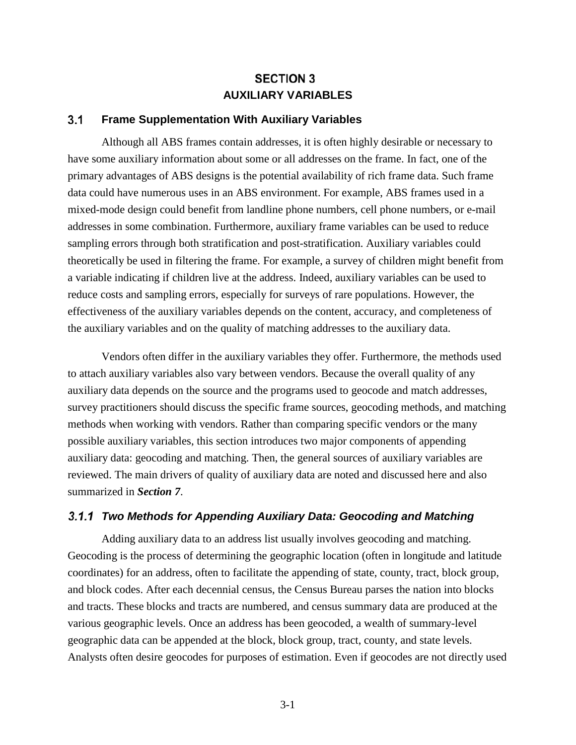# SECTION 3
# AUXILIARY VARIABLES

## 3.1 Frame Supplementation With Auxiliary Variables

Although all ABS frames contain addresses, it is often highly desirable or necessary to have some auxiliary information about some or all addresses on the frame. In fact, one of the primary advantages of ABS designs is the potential availability of rich frame data. Such frame data could have numerous uses in an ABS environment. For example, ABS frames used in a mixed-mode design could benefit from landline phone numbers, cell phone numbers, or e-mail addresses in some combination. Furthermore, auxiliary frame variables can be used to reduce sampling errors through both stratification and post-stratification. Auxiliary variables could theoretically be used in filtering the frame. For example, a survey of children might benefit from a variable indicating if children live at the address. Indeed, auxiliary variables can be used to reduce costs and sampling errors, especially for surveys of rare populations. However, the effectiveness of the auxiliary variables depends on the content, accuracy, and completeness of the auxiliary variables and on the quality of matching addresses to the auxiliary data.

Vendors often differ in the auxiliary variables they offer. Furthermore, the methods used to attach auxiliary variables also vary between vendors. Because the overall quality of any auxiliary data depends on the source and the programs used to geocode and match addresses, survey practitioners should discuss the specific frame sources, geocoding methods, and matching methods when working with vendors. Rather than comparing specific vendors or the many possible auxiliary variables, this section introduces two major components of appending auxiliary data: geocoding and matching. Then, the general sources of auxiliary variables are reviewed. The main drivers of quality of auxiliary data are noted and discussed here and also summarized in ***Section 7***.

### *3.1.1 Two Methods for Appending Auxiliary Data: Geocoding and Matching*

Adding auxiliary data to an address list usually involves geocoding and matching. Geocoding is the process of determining the geographic location (often in longitude and latitude coordinates) for an address, often to facilitate the appending of state, county, tract, block group, and block codes. After each decennial census, the Census Bureau parses the nation into blocks and tracts. These blocks and tracts are numbered, and census summary data are produced at the various geographic levels. Once an address has been geocoded, a wealth of summary-level geographic data can be appended at the block, block group, tract, county, and state levels. Analysts often desire geocodes for purposes of estimation. Even if geocodes are not directly used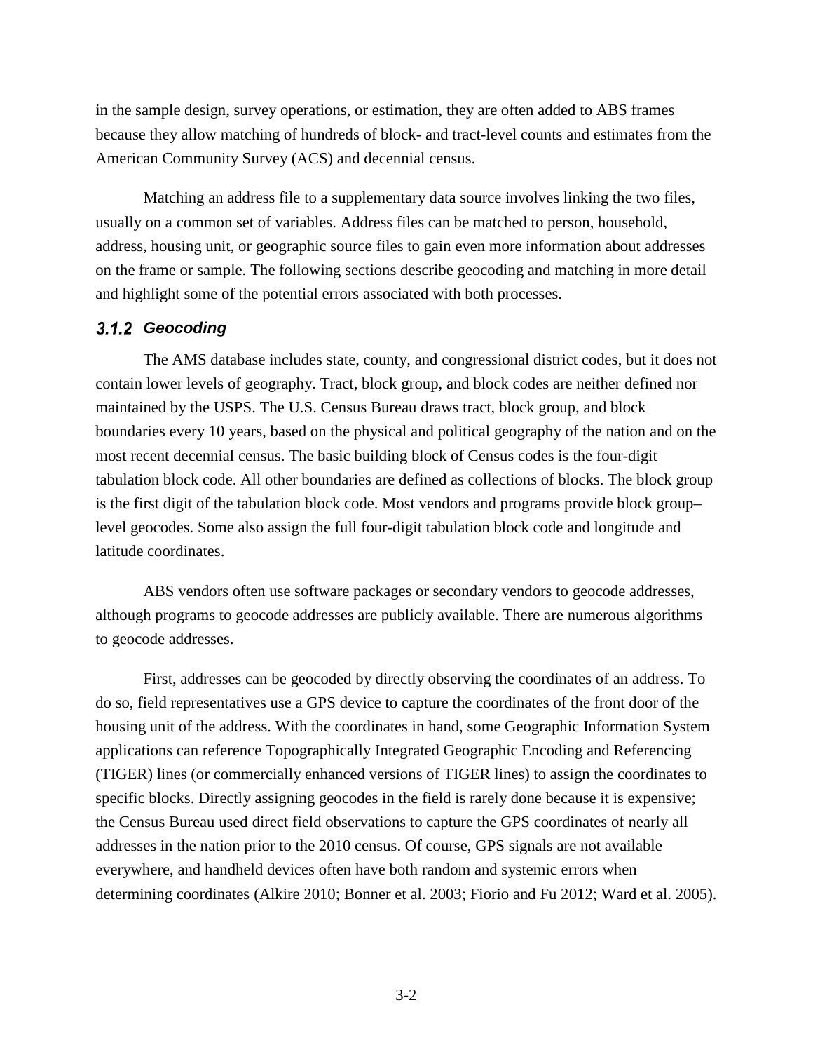in the sample design, survey operations, or estimation, they are often added to ABS frames because they allow matching of hundreds of block- and tract-level counts and estimates from the American Community Survey (ACS) and decennial census.

Matching an address file to a supplementary data source involves linking the two files, usually on a common set of variables. Address files can be matched to person, household, address, housing unit, or geographic source files to gain even more information about addresses on the frame or sample. The following sections describe geocoding and matching in more detail and highlight some of the potential errors associated with both processes.

### 3.1.2 Geocoding

The AMS database includes state, county, and congressional district codes, but it does not contain lower levels of geography. Tract, block group, and block codes are neither defined nor maintained by the USPS. The U.S. Census Bureau draws tract, block group, and block boundaries every 10 years, based on the physical and political geography of the nation and on the most recent decennial census. The basic building block of Census codes is the four-digit tabulation block code. All other boundaries are defined as collections of blocks. The block group is the first digit of the tabulation block code. Most vendors and programs provide block group–level geocodes. Some also assign the full four-digit tabulation block code and longitude and latitude coordinates.

ABS vendors often use software packages or secondary vendors to geocode addresses, although programs to geocode addresses are publicly available. There are numerous algorithms to geocode addresses.

First, addresses can be geocoded by directly observing the coordinates of an address. To do so, field representatives use a GPS device to capture the coordinates of the front door of the housing unit of the address. With the coordinates in hand, some Geographic Information System applications can reference Topographically Integrated Geographic Encoding and Referencing (TIGER) lines (or commercially enhanced versions of TIGER lines) to assign the coordinates to specific blocks. Directly assigning geocodes in the field is rarely done because it is expensive; the Census Bureau used direct field observations to capture the GPS coordinates of nearly all addresses in the nation prior to the 2010 census. Of course, GPS signals are not available everywhere, and handheld devices often have both random and systemic errors when determining coordinates (Alkire 2010; Bonner et al. 2003; Fiorio and Fu 2012; Ward et al. 2005).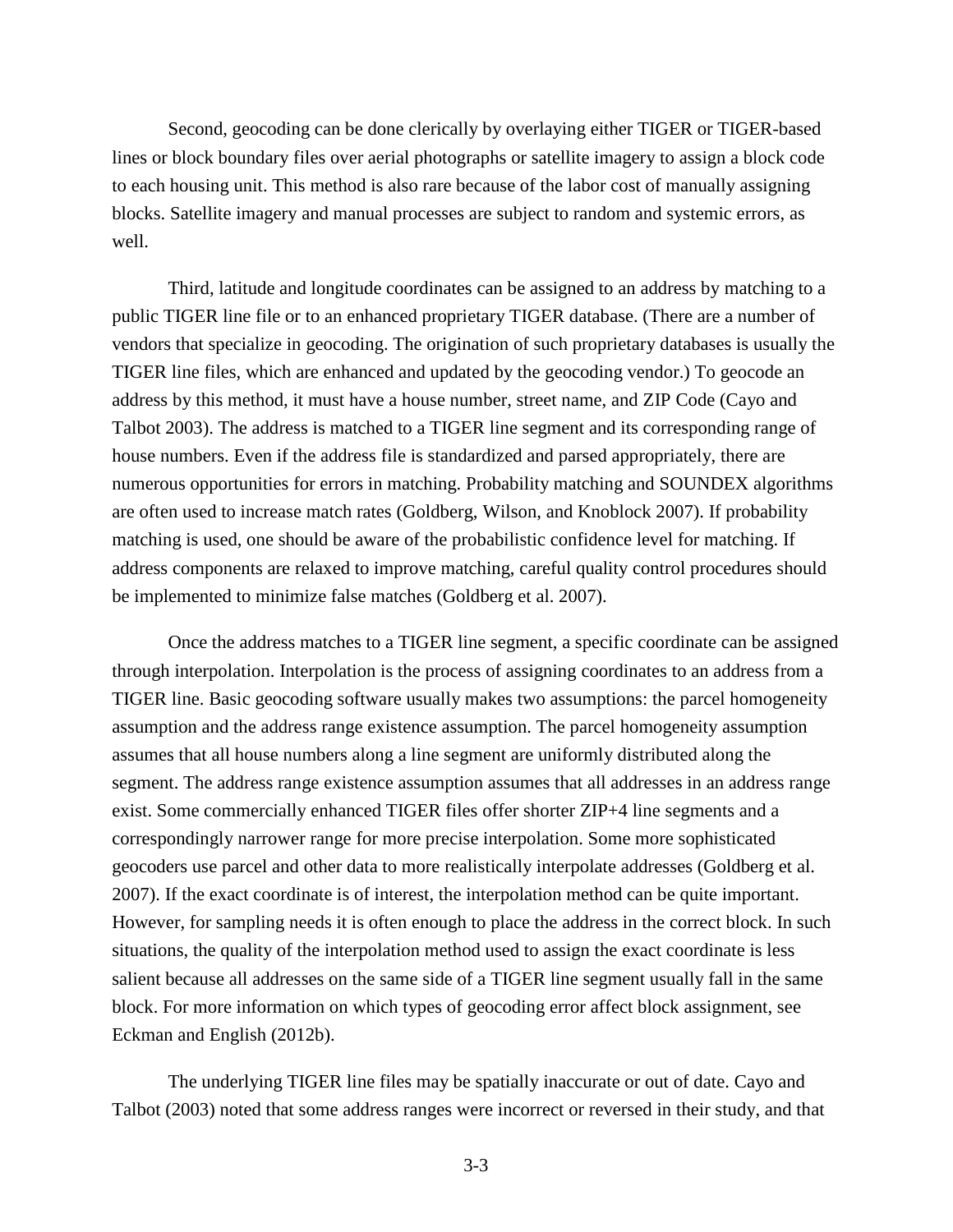Second, geocoding can be done clerically by overlaying either TIGER or TIGER-based lines or block boundary files over aerial photographs or satellite imagery to assign a block code to each housing unit. This method is also rare because of the labor cost of manually assigning blocks. Satellite imagery and manual processes are subject to random and systemic errors, as well.

Third, latitude and longitude coordinates can be assigned to an address by matching to a public TIGER line file or to an enhanced proprietary TIGER database. (There are a number of vendors that specialize in geocoding. The origination of such proprietary databases is usually the TIGER line files, which are enhanced and updated by the geocoding vendor.) To geocode an address by this method, it must have a house number, street name, and ZIP Code (Cayo and Talbot 2003). The address is matched to a TIGER line segment and its corresponding range of house numbers. Even if the address file is standardized and parsed appropriately, there are numerous opportunities for errors in matching. Probability matching and SOUNDEX algorithms are often used to increase match rates (Goldberg, Wilson, and Knoblock 2007). If probability matching is used, one should be aware of the probabilistic confidence level for matching. If address components are relaxed to improve matching, careful quality control procedures should be implemented to minimize false matches (Goldberg et al. 2007).

Once the address matches to a TIGER line segment, a specific coordinate can be assigned through interpolation. Interpolation is the process of assigning coordinates to an address from a TIGER line. Basic geocoding software usually makes two assumptions: the parcel homogeneity assumption and the address range existence assumption. The parcel homogeneity assumption assumes that all house numbers along a line segment are uniformly distributed along the segment. The address range existence assumption assumes that all addresses in an address range exist. Some commercially enhanced TIGER files offer shorter ZIP+4 line segments and a correspondingly narrower range for more precise interpolation. Some more sophisticated geocoders use parcel and other data to more realistically interpolate addresses (Goldberg et al. 2007). If the exact coordinate is of interest, the interpolation method can be quite important. However, for sampling needs it is often enough to place the address in the correct block. In such situations, the quality of the interpolation method used to assign the exact coordinate is less salient because all addresses on the same side of a TIGER line segment usually fall in the same block. For more information on which types of geocoding error affect block assignment, see Eckman and English (2012b).

The underlying TIGER line files may be spatially inaccurate or out of date. Cayo and Talbot (2003) noted that some address ranges were incorrect or reversed in their study, and that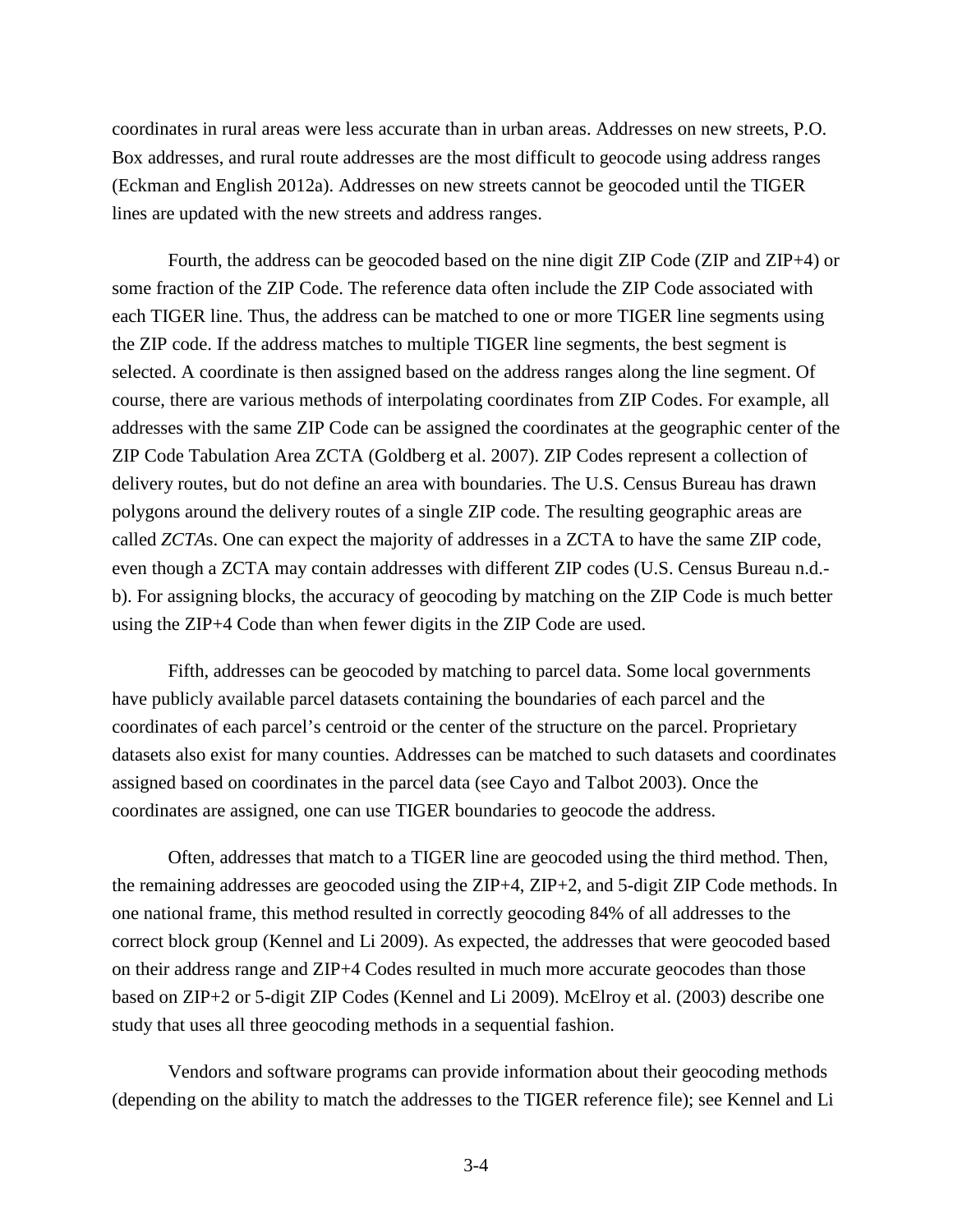coordinates in rural areas were less accurate than in urban areas. Addresses on new streets, P.O. Box addresses, and rural route addresses are the most difficult to geocode using address ranges (Eckman and English 2012a). Addresses on new streets cannot be geocoded until the TIGER lines are updated with the new streets and address ranges.

Fourth, the address can be geocoded based on the nine digit ZIP Code (ZIP and ZIP+4) or some fraction of the ZIP Code. The reference data often include the ZIP Code associated with each TIGER line. Thus, the address can be matched to one or more TIGER line segments using the ZIP code. If the address matches to multiple TIGER line segments, the best segment is selected. A coordinate is then assigned based on the address ranges along the line segment. Of course, there are various methods of interpolating coordinates from ZIP Codes. For example, all addresses with the same ZIP Code can be assigned the coordinates at the geographic center of the ZIP Code Tabulation Area ZCTA (Goldberg et al. 2007). ZIP Codes represent a collection of delivery routes, but do not define an area with boundaries. The U.S. Census Bureau has drawn polygons around the delivery routes of a single ZIP code. The resulting geographic areas are called *ZCTA*s. One can expect the majority of addresses in a ZCTA to have the same ZIP code, even though a ZCTA may contain addresses with different ZIP codes (U.S. Census Bureau n.d.-b). For assigning blocks, the accuracy of geocoding by matching on the ZIP Code is much better using the ZIP+4 Code than when fewer digits in the ZIP Code are used.

Fifth, addresses can be geocoded by matching to parcel data. Some local governments have publicly available parcel datasets containing the boundaries of each parcel and the coordinates of each parcel's centroid or the center of the structure on the parcel. Proprietary datasets also exist for many counties. Addresses can be matched to such datasets and coordinates assigned based on coordinates in the parcel data (see Cayo and Talbot 2003). Once the coordinates are assigned, one can use TIGER boundaries to geocode the address.

Often, addresses that match to a TIGER line are geocoded using the third method. Then, the remaining addresses are geocoded using the ZIP+4, ZIP+2, and 5-digit ZIP Code methods. In one national frame, this method resulted in correctly geocoding 84% of all addresses to the correct block group (Kennel and Li 2009). As expected, the addresses that were geocoded based on their address range and ZIP+4 Codes resulted in much more accurate geocodes than those based on ZIP+2 or 5-digit ZIP Codes (Kennel and Li 2009). McElroy et al. (2003) describe one study that uses all three geocoding methods in a sequential fashion.

Vendors and software programs can provide information about their geocoding methods (depending on the ability to match the addresses to the TIGER reference file); see Kennel and Li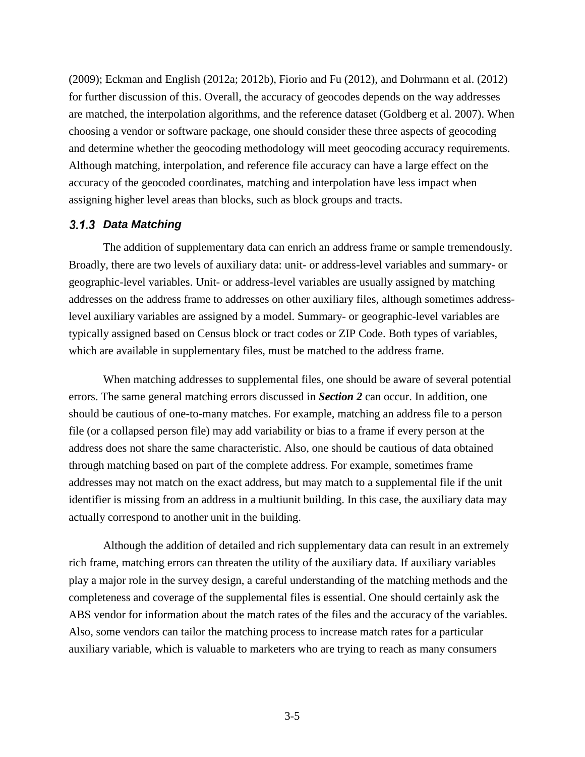(2009); Eckman and English (2012a; 2012b), Fiorio and Fu (2012), and Dohrmann et al. (2012) for further discussion of this. Overall, the accuracy of geocodes depends on the way addresses are matched, the interpolation algorithms, and the reference dataset (Goldberg et al. 2007). When choosing a vendor or software package, one should consider these three aspects of geocoding and determine whether the geocoding methodology will meet geocoding accuracy requirements. Although matching, interpolation, and reference file accuracy can have a large effect on the accuracy of the geocoded coordinates, matching and interpolation have less impact when assigning higher level areas than blocks, such as block groups and tracts.

### 3.1.3 Data Matching

The addition of supplementary data can enrich an address frame or sample tremendously. Broadly, there are two levels of auxiliary data: unit- or address-level variables and summary- or geographic-level variables. Unit- or address-level variables are usually assigned by matching addresses on the address frame to addresses on other auxiliary files, although sometimes address-level auxiliary variables are assigned by a model. Summary- or geographic-level variables are typically assigned based on Census block or tract codes or ZIP Code. Both types of variables, which are available in supplementary files, must be matched to the address frame.

When matching addresses to supplemental files, one should be aware of several potential errors. The same general matching errors discussed in ***Section 2*** can occur. In addition, one should be cautious of one-to-many matches. For example, matching an address file to a person file (or a collapsed person file) may add variability or bias to a frame if every person at the address does not share the same characteristic. Also, one should be cautious of data obtained through matching based on part of the complete address. For example, sometimes frame addresses may not match on the exact address, but may match to a supplemental file if the unit identifier is missing from an address in a multiunit building. In this case, the auxiliary data may actually correspond to another unit in the building.

Although the addition of detailed and rich supplementary data can result in an extremely rich frame, matching errors can threaten the utility of the auxiliary data. If auxiliary variables play a major role in the survey design, a careful understanding of the matching methods and the completeness and coverage of the supplemental files is essential. One should certainly ask the ABS vendor for information about the match rates of the files and the accuracy of the variables. Also, some vendors can tailor the matching process to increase match rates for a particular auxiliary variable, which is valuable to marketers who are trying to reach as many consumers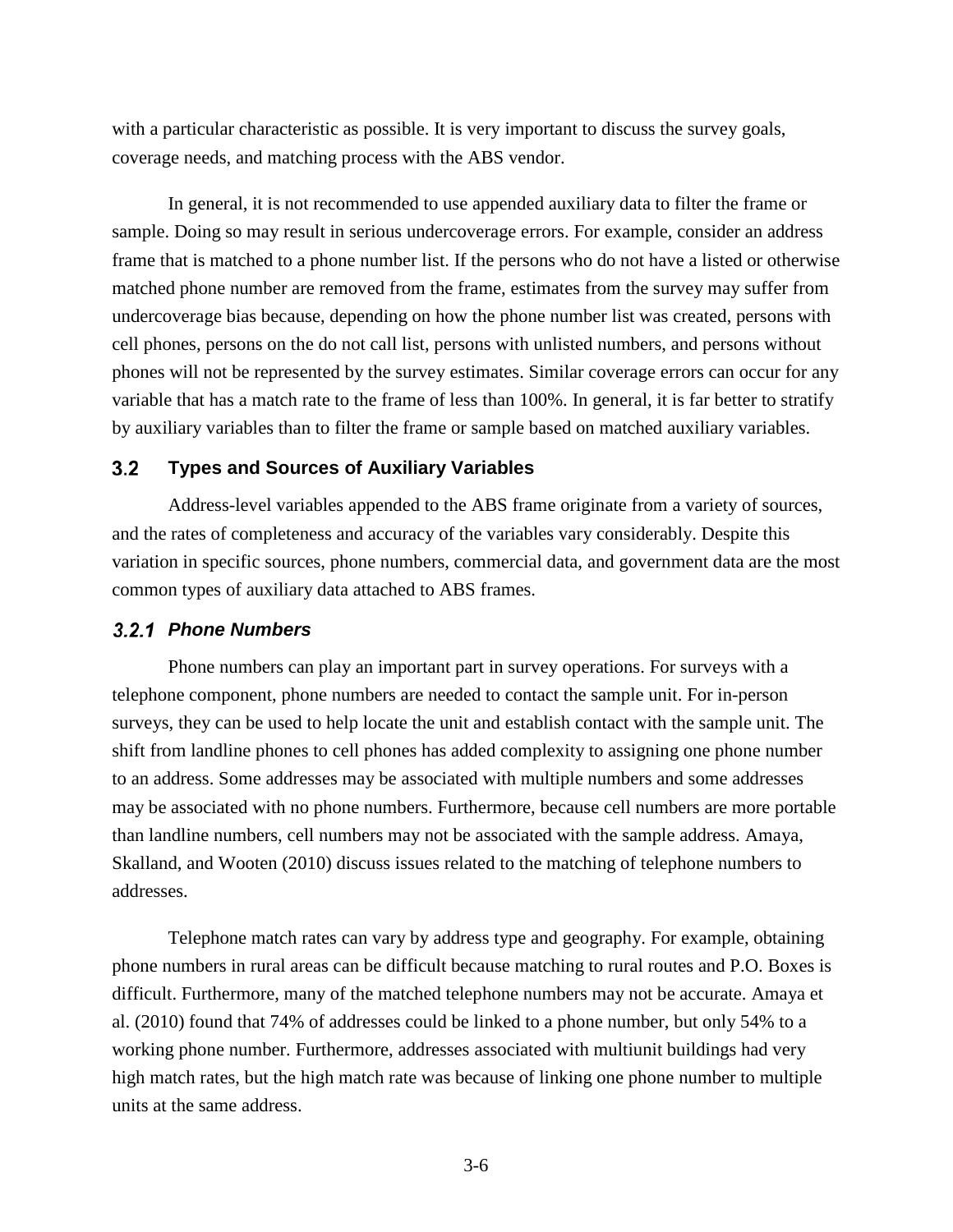with a particular characteristic as possible. It is very important to discuss the survey goals, coverage needs, and matching process with the ABS vendor.

In general, it is not recommended to use appended auxiliary data to filter the frame or sample. Doing so may result in serious undercoverage errors. For example, consider an address frame that is matched to a phone number list. If the persons who do not have a listed or otherwise matched phone number are removed from the frame, estimates from the survey may suffer from undercoverage bias because, depending on how the phone number list was created, persons with cell phones, persons on the do not call list, persons with unlisted numbers, and persons without phones will not be represented by the survey estimates. Similar coverage errors can occur for any variable that has a match rate to the frame of less than 100%. In general, it is far better to stratify by auxiliary variables than to filter the frame or sample based on matched auxiliary variables.

## 3.2 Types and Sources of Auxiliary Variables

Address-level variables appended to the ABS frame originate from a variety of sources, and the rates of completeness and accuracy of the variables vary considerably. Despite this variation in specific sources, phone numbers, commercial data, and government data are the most common types of auxiliary data attached to ABS frames.

### *3.2.1 Phone Numbers*

Phone numbers can play an important part in survey operations. For surveys with a telephone component, phone numbers are needed to contact the sample unit. For in-person surveys, they can be used to help locate the unit and establish contact with the sample unit. The shift from landline phones to cell phones has added complexity to assigning one phone number to an address. Some addresses may be associated with multiple numbers and some addresses may be associated with no phone numbers. Furthermore, because cell numbers are more portable than landline numbers, cell numbers may not be associated with the sample address. Amaya, Skalland, and Wooten (2010) discuss issues related to the matching of telephone numbers to addresses.

Telephone match rates can vary by address type and geography. For example, obtaining phone numbers in rural areas can be difficult because matching to rural routes and P.O. Boxes is difficult. Furthermore, many of the matched telephone numbers may not be accurate. Amaya et al. (2010) found that 74% of addresses could be linked to a phone number, but only 54% to a working phone number. Furthermore, addresses associated with multiunit buildings had very high match rates, but the high match rate was because of linking one phone number to multiple units at the same address.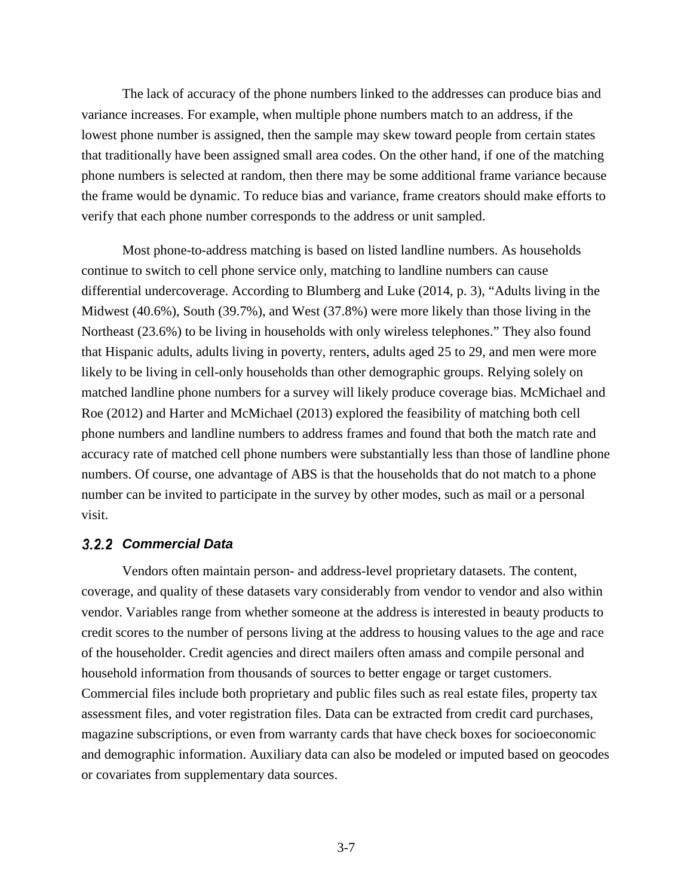The lack of accuracy of the phone numbers linked to the addresses can produce bias and variance increases. For example, when multiple phone numbers match to an address, if the lowest phone number is assigned, then the sample may skew toward people from certain states that traditionally have been assigned small area codes. On the other hand, if one of the matching phone numbers is selected at random, then there may be some additional frame variance because the frame would be dynamic. To reduce bias and variance, frame creators should make efforts to verify that each phone number corresponds to the address or unit sampled.

Most phone-to-address matching is based on listed landline numbers. As households continue to switch to cell phone service only, matching to landline numbers can cause differential undercoverage. According to Blumberg and Luke (2014, p. 3), "Adults living in the Midwest (40.6%), South (39.7%), and West (37.8%) were more likely than those living in the Northeast (23.6%) to be living in households with only wireless telephones." They also found that Hispanic adults, adults living in poverty, renters, adults aged 25 to 29, and men were more likely to be living in cell-only households than other demographic groups. Relying solely on matched landline phone numbers for a survey will likely produce coverage bias. McMichael and Roe (2012) and Harter and McMichael (2013) explored the feasibility of matching both cell phone numbers and landline numbers to address frames and found that both the match rate and accuracy rate of matched cell phone numbers were substantially less than those of landline phone numbers. Of course, one advantage of ABS is that the households that do not match to a phone number can be invited to participate in the survey by other modes, such as mail or a personal visit.

### 3.2.2 Commercial Data

Vendors often maintain person- and address-level proprietary datasets. The content, coverage, and quality of these datasets vary considerably from vendor to vendor and also within vendor. Variables range from whether someone at the address is interested in beauty products to credit scores to the number of persons living at the address to housing values to the age and race of the householder. Credit agencies and direct mailers often amass and compile personal and household information from thousands of sources to better engage or target customers. Commercial files include both proprietary and public files such as real estate files, property tax assessment files, and voter registration files. Data can be extracted from credit card purchases, magazine subscriptions, or even from warranty cards that have check boxes for socioeconomic and demographic information. Auxiliary data can also be modeled or imputed based on geocodes or covariates from supplementary data sources.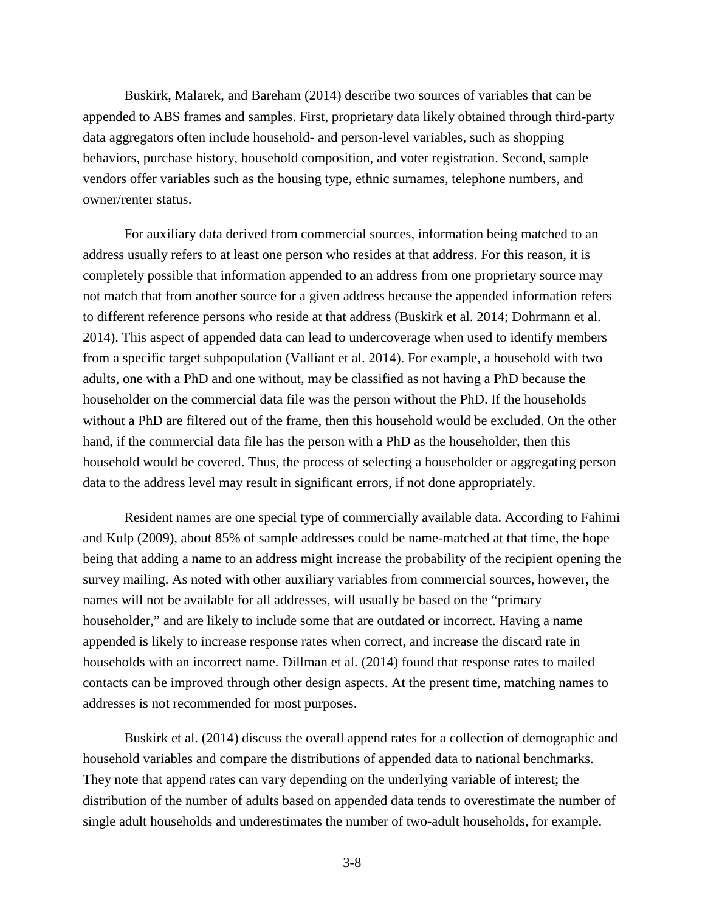Buskirk, Malarek, and Bareham (2014) describe two sources of variables that can be appended to ABS frames and samples. First, proprietary data likely obtained through third-party data aggregators often include household- and person-level variables, such as shopping behaviors, purchase history, household composition, and voter registration. Second, sample vendors offer variables such as the housing type, ethnic surnames, telephone numbers, and owner/renter status.

For auxiliary data derived from commercial sources, information being matched to an address usually refers to at least one person who resides at that address. For this reason, it is completely possible that information appended to an address from one proprietary source may not match that from another source for a given address because the appended information refers to different reference persons who reside at that address (Buskirk et al. 2014; Dohrmann et al. 2014). This aspect of appended data can lead to undercoverage when used to identify members from a specific target subpopulation (Valliant et al. 2014). For example, a household with two adults, one with a PhD and one without, may be classified as not having a PhD because the householder on the commercial data file was the person without the PhD. If the households without a PhD are filtered out of the frame, then this household would be excluded. On the other hand, if the commercial data file has the person with a PhD as the householder, then this household would be covered. Thus, the process of selecting a householder or aggregating person data to the address level may result in significant errors, if not done appropriately.

Resident names are one special type of commercially available data. According to Fahimi and Kulp (2009), about 85% of sample addresses could be name-matched at that time, the hope being that adding a name to an address might increase the probability of the recipient opening the survey mailing. As noted with other auxiliary variables from commercial sources, however, the names will not be available for all addresses, will usually be based on the "primary householder," and are likely to include some that are outdated or incorrect. Having a name appended is likely to increase response rates when correct, and increase the discard rate in households with an incorrect name. Dillman et al. (2014) found that response rates to mailed contacts can be improved through other design aspects. At the present time, matching names to addresses is not recommended for most purposes.

Buskirk et al. (2014) discuss the overall append rates for a collection of demographic and household variables and compare the distributions of appended data to national benchmarks. They note that append rates can vary depending on the underlying variable of interest; the distribution of the number of adults based on appended data tends to overestimate the number of single adult households and underestimates the number of two-adult households, for example.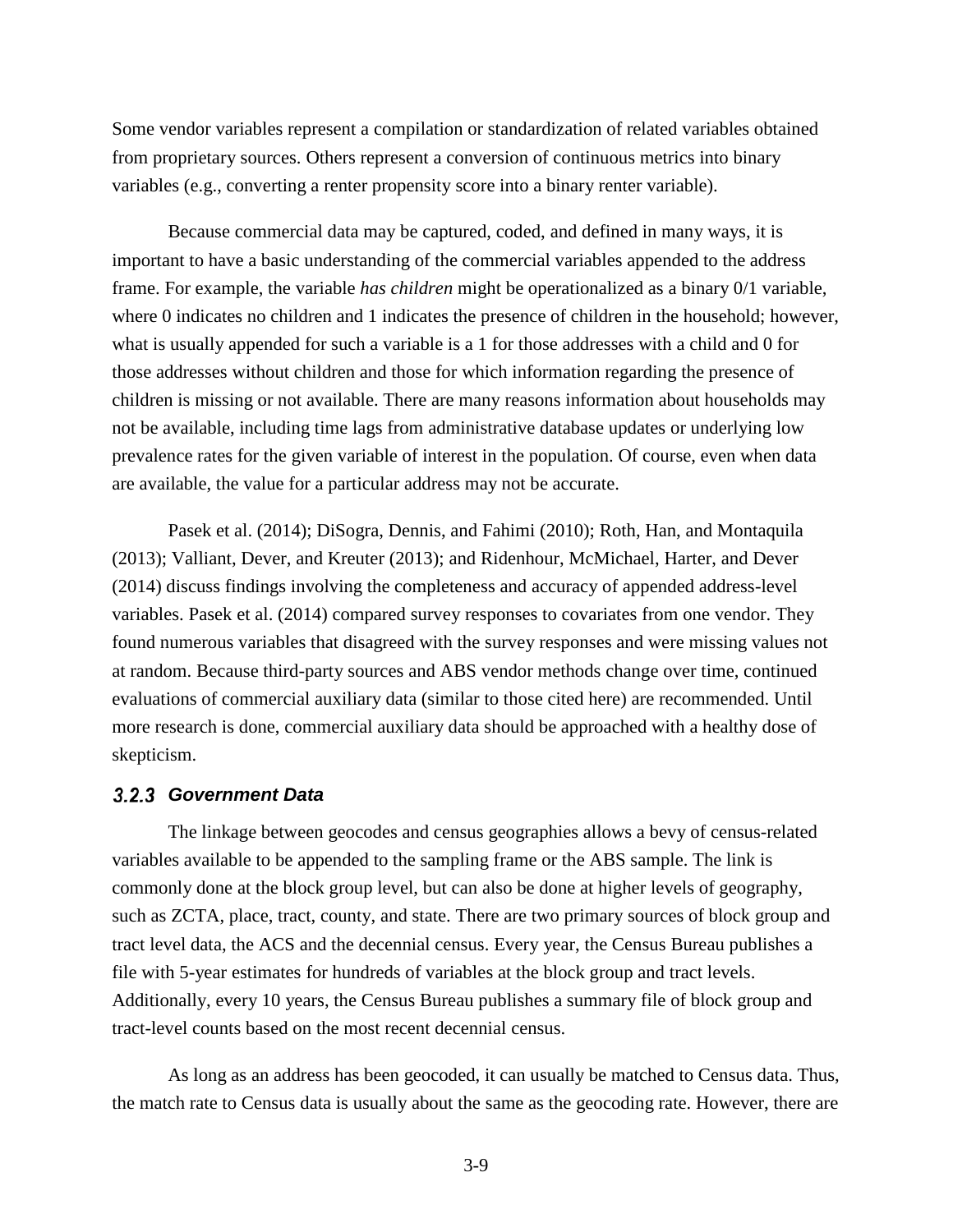Some vendor variables represent a compilation or standardization of related variables obtained from proprietary sources. Others represent a conversion of continuous metrics into binary variables (e.g., converting a renter propensity score into a binary renter variable).

Because commercial data may be captured, coded, and defined in many ways, it is important to have a basic understanding of the commercial variables appended to the address frame. For example, the variable *has children* might be operationalized as a binary 0/1 variable, where 0 indicates no children and 1 indicates the presence of children in the household; however, what is usually appended for such a variable is a 1 for those addresses with a child and 0 for those addresses without children and those for which information regarding the presence of children is missing or not available. There are many reasons information about households may not be available, including time lags from administrative database updates or underlying low prevalence rates for the given variable of interest in the population. Of course, even when data are available, the value for a particular address may not be accurate.

Pasek et al. (2014); DiSogra, Dennis, and Fahimi (2010); Roth, Han, and Montaquila (2013); Valliant, Dever, and Kreuter (2013); and Ridenhour, McMichael, Harter, and Dever (2014) discuss findings involving the completeness and accuracy of appended address-level variables. Pasek et al. (2014) compared survey responses to covariates from one vendor. They found numerous variables that disagreed with the survey responses and were missing values not at random. Because third-party sources and ABS vendor methods change over time, continued evaluations of commercial auxiliary data (similar to those cited here) are recommended. Until more research is done, commercial auxiliary data should be approached with a healthy dose of skepticism.

### 3.2.3 Government Data

The linkage between geocodes and census geographies allows a bevy of census-related variables available to be appended to the sampling frame or the ABS sample. The link is commonly done at the block group level, but can also be done at higher levels of geography, such as ZCTA, place, tract, county, and state. There are two primary sources of block group and tract level data, the ACS and the decennial census. Every year, the Census Bureau publishes a file with 5-year estimates for hundreds of variables at the block group and tract levels. Additionally, every 10 years, the Census Bureau publishes a summary file of block group and tract-level counts based on the most recent decennial census.

As long as an address has been geocoded, it can usually be matched to Census data. Thus, the match rate to Census data is usually about the same as the geocoding rate. However, there are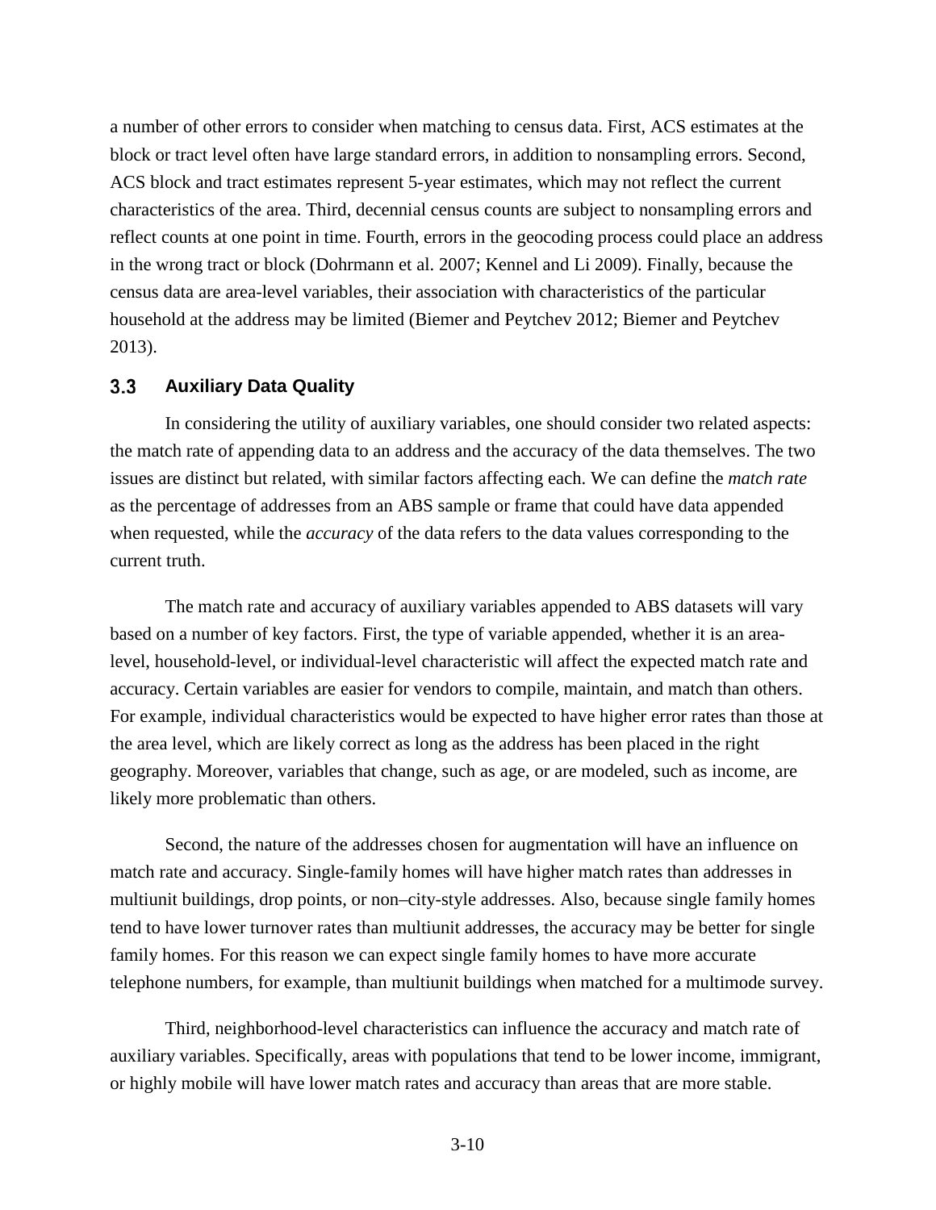a number of other errors to consider when matching to census data. First, ACS estimates at the block or tract level often have large standard errors, in addition to nonsampling errors. Second, ACS block and tract estimates represent 5-year estimates, which may not reflect the current characteristics of the area. Third, decennial census counts are subject to nonsampling errors and reflect counts at one point in time. Fourth, errors in the geocoding process could place an address in the wrong tract or block (Dohrmann et al. 2007; Kennel and Li 2009). Finally, because the census data are area-level variables, their association with characteristics of the particular household at the address may be limited (Biemer and Peytchev 2012; Biemer and Peytchev 2013).

### 3.3 Auxiliary Data Quality

In considering the utility of auxiliary variables, one should consider two related aspects: the match rate of appending data to an address and the accuracy of the data themselves. The two issues are distinct but related, with similar factors affecting each. We can define the *match rate* as the percentage of addresses from an ABS sample or frame that could have data appended when requested, while the *accuracy* of the data refers to the data values corresponding to the current truth.

The match rate and accuracy of auxiliary variables appended to ABS datasets will vary based on a number of key factors. First, the type of variable appended, whether it is an area-level, household-level, or individual-level characteristic will affect the expected match rate and accuracy. Certain variables are easier for vendors to compile, maintain, and match than others. For example, individual characteristics would be expected to have higher error rates than those at the area level, which are likely correct as long as the address has been placed in the right geography. Moreover, variables that change, such as age, or are modeled, such as income, are likely more problematic than others.

Second, the nature of the addresses chosen for augmentation will have an influence on match rate and accuracy. Single-family homes will have higher match rates than addresses in multiunit buildings, drop points, or non–city-style addresses. Also, because single family homes tend to have lower turnover rates than multiunit addresses, the accuracy may be better for single family homes. For this reason we can expect single family homes to have more accurate telephone numbers, for example, than multiunit buildings when matched for a multimode survey.

Third, neighborhood-level characteristics can influence the accuracy and match rate of auxiliary variables. Specifically, areas with populations that tend to be lower income, immigrant, or highly mobile will have lower match rates and accuracy than areas that are more stable.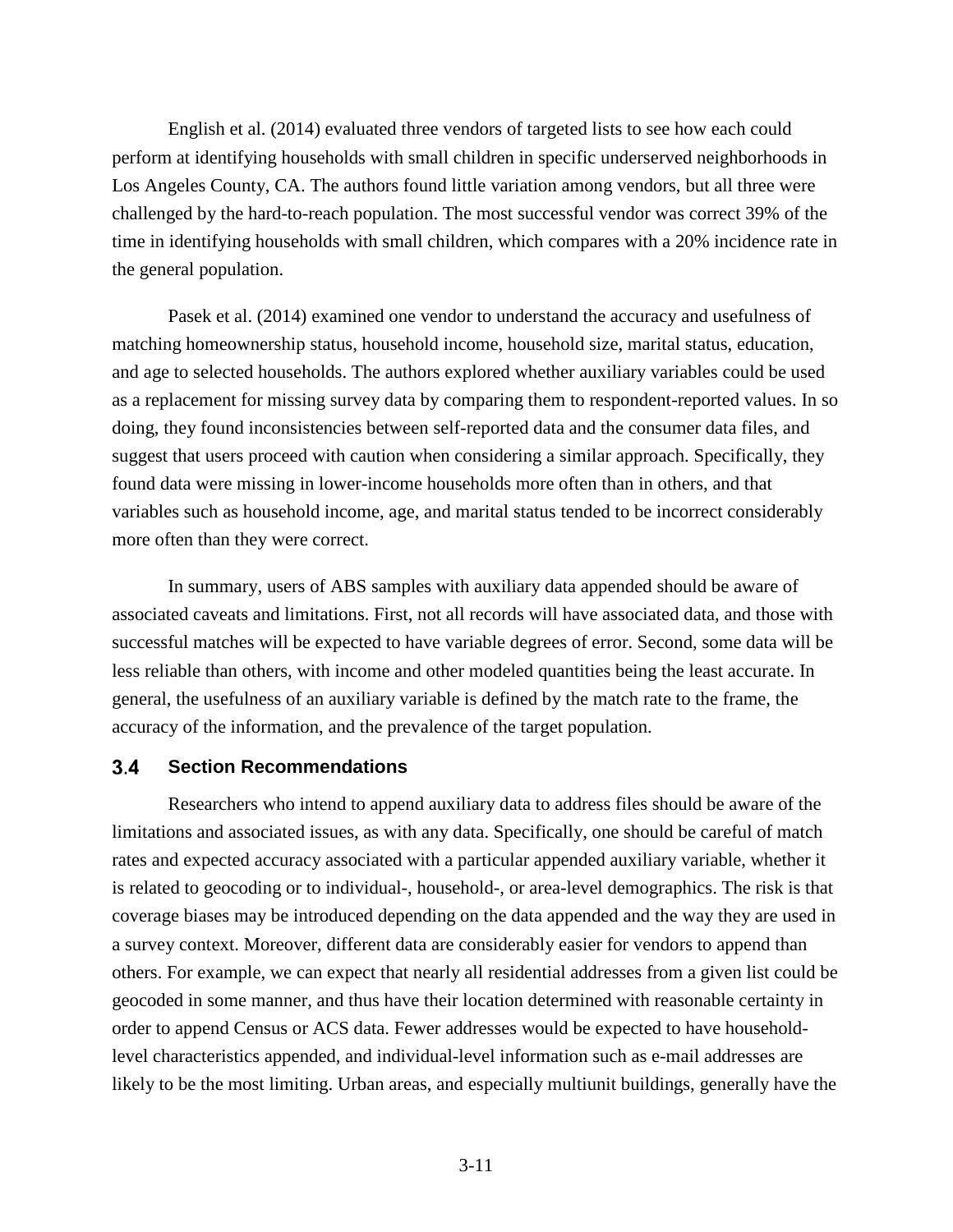English et al. (2014) evaluated three vendors of targeted lists to see how each could perform at identifying households with small children in specific underserved neighborhoods in Los Angeles County, CA. The authors found little variation among vendors, but all three were challenged by the hard-to-reach population. The most successful vendor was correct 39% of the time in identifying households with small children, which compares with a 20% incidence rate in the general population.

Pasek et al. (2014) examined one vendor to understand the accuracy and usefulness of matching homeownership status, household income, household size, marital status, education, and age to selected households. The authors explored whether auxiliary variables could be used as a replacement for missing survey data by comparing them to respondent-reported values. In so doing, they found inconsistencies between self-reported data and the consumer data files, and suggest that users proceed with caution when considering a similar approach. Specifically, they found data were missing in lower-income households more often than in others, and that variables such as household income, age, and marital status tended to be incorrect considerably more often than they were correct.

In summary, users of ABS samples with auxiliary data appended should be aware of associated caveats and limitations. First, not all records will have associated data, and those with successful matches will be expected to have variable degrees of error. Second, some data will be less reliable than others, with income and other modeled quantities being the least accurate. In general, the usefulness of an auxiliary variable is defined by the match rate to the frame, the accuracy of the information, and the prevalence of the target population.

### 3.4 Section Recommendations

Researchers who intend to append auxiliary data to address files should be aware of the limitations and associated issues, as with any data. Specifically, one should be careful of match rates and expected accuracy associated with a particular appended auxiliary variable, whether it is related to geocoding or to individual-, household-, or area-level demographics. The risk is that coverage biases may be introduced depending on the data appended and the way they are used in a survey context. Moreover, different data are considerably easier for vendors to append than others. For example, we can expect that nearly all residential addresses from a given list could be geocoded in some manner, and thus have their location determined with reasonable certainty in order to append Census or ACS data. Fewer addresses would be expected to have household-level characteristics appended, and individual-level information such as e-mail addresses are likely to be the most limiting. Urban areas, and especially multiunit buildings, generally have the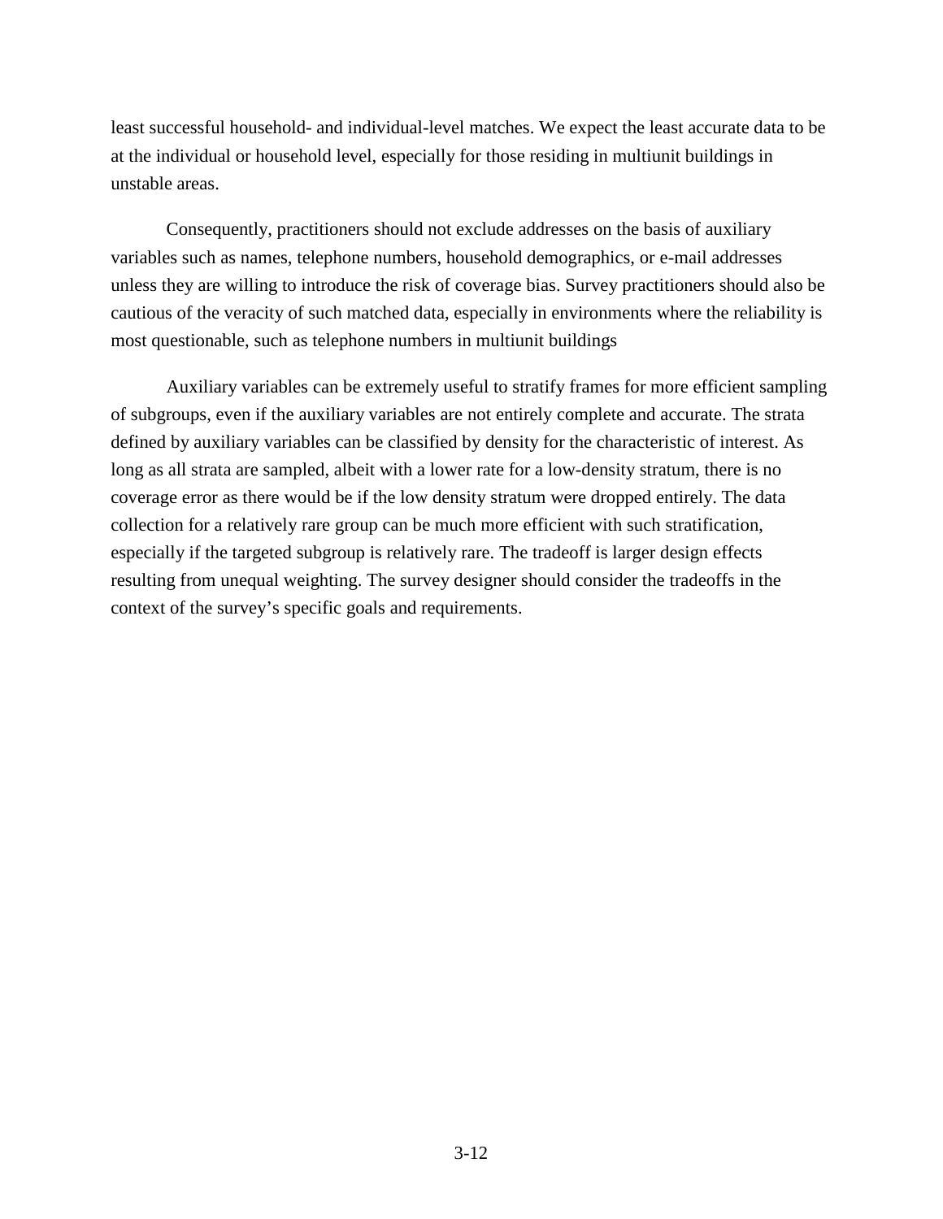least successful household- and individual-level matches. We expect the least accurate data to be at the individual or household level, especially for those residing in multiunit buildings in unstable areas.

Consequently, practitioners should not exclude addresses on the basis of auxiliary variables such as names, telephone numbers, household demographics, or e-mail addresses unless they are willing to introduce the risk of coverage bias. Survey practitioners should also be cautious of the veracity of such matched data, especially in environments where the reliability is most questionable, such as telephone numbers in multiunit buildings

Auxiliary variables can be extremely useful to stratify frames for more efficient sampling of subgroups, even if the auxiliary variables are not entirely complete and accurate. The strata defined by auxiliary variables can be classified by density for the characteristic of interest. As long as all strata are sampled, albeit with a lower rate for a low-density stratum, there is no coverage error as there would be if the low density stratum were dropped entirely. The data collection for a relatively rare group can be much more efficient with such stratification, especially if the targeted subgroup is relatively rare. The tradeoff is larger design effects resulting from unequal weighting. The survey designer should consider the tradeoffs in the context of the survey's specific goals and requirements.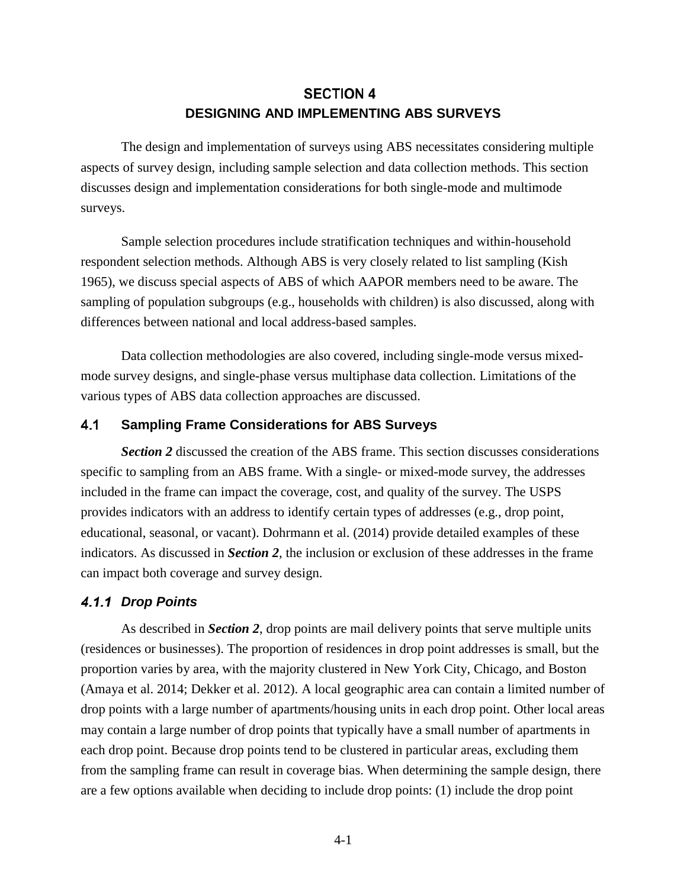# SECTION 4
# DESIGNING AND IMPLEMENTING ABS SURVEYS

The design and implementation of surveys using ABS necessitates considering multiple aspects of survey design, including sample selection and data collection methods. This section discusses design and implementation considerations for both single-mode and multimode surveys.

Sample selection procedures include stratification techniques and within-household respondent selection methods. Although ABS is very closely related to list sampling (Kish 1965), we discuss special aspects of ABS of which AAPOR members need to be aware. The sampling of population subgroups (e.g., households with children) is also discussed, along with differences between national and local address-based samples.

Data collection methodologies are also covered, including single-mode versus mixed-mode survey designs, and single-phase versus multiphase data collection. Limitations of the various types of ABS data collection approaches are discussed.

## 4.1 Sampling Frame Considerations for ABS Surveys

***Section 2*** discussed the creation of the ABS frame. This section discusses considerations specific to sampling from an ABS frame. With a single- or mixed-mode survey, the addresses included in the frame can impact the coverage, cost, and quality of the survey. The USPS provides indicators with an address to identify certain types of addresses (e.g., drop point, educational, seasonal, or vacant). Dohrmann et al. (2014) provide detailed examples of these indicators. As discussed in ***Section 2***, the inclusion or exclusion of these addresses in the frame can impact both coverage and survey design.

### *4.1.1 Drop Points*

As described in ***Section 2***, drop points are mail delivery points that serve multiple units (residences or businesses). The proportion of residences in drop point addresses is small, but the proportion varies by area, with the majority clustered in New York City, Chicago, and Boston (Amaya et al. 2014; Dekker et al. 2012). A local geographic area can contain a limited number of drop points with a large number of apartments/housing units in each drop point. Other local areas may contain a large number of drop points that typically have a small number of apartments in each drop point. Because drop points tend to be clustered in particular areas, excluding them from the sampling frame can result in coverage bias. When determining the sample design, there are a few options available when deciding to include drop points: (1) include the drop point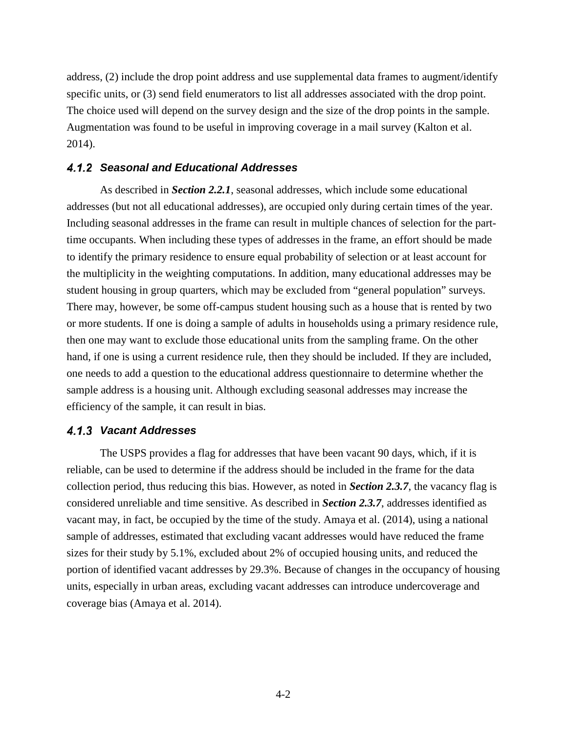address, (2) include the drop point address and use supplemental data frames to augment/identify specific units, or (3) send field enumerators to list all addresses associated with the drop point. The choice used will depend on the survey design and the size of the drop points in the sample. Augmentation was found to be useful in improving coverage in a mail survey (Kalton et al. 2014).

### 4.1.2 Seasonal and Educational Addresses

As described in ***Section 2.2.1***, seasonal addresses, which include some educational addresses (but not all educational addresses), are occupied only during certain times of the year. Including seasonal addresses in the frame can result in multiple chances of selection for the part-time occupants. When including these types of addresses in the frame, an effort should be made to identify the primary residence to ensure equal probability of selection or at least account for the multiplicity in the weighting computations. In addition, many educational addresses may be student housing in group quarters, which may be excluded from "general population" surveys. There may, however, be some off-campus student housing such as a house that is rented by two or more students. If one is doing a sample of adults in households using a primary residence rule, then one may want to exclude those educational units from the sampling frame. On the other hand, if one is using a current residence rule, then they should be included. If they are included, one needs to add a question to the educational address questionnaire to determine whether the sample address is a housing unit. Although excluding seasonal addresses may increase the efficiency of the sample, it can result in bias.

### 4.1.3 Vacant Addresses

The USPS provides a flag for addresses that have been vacant 90 days, which, if it is reliable, can be used to determine if the address should be included in the frame for the data collection period, thus reducing this bias. However, as noted in ***Section 2.3.7***, the vacancy flag is considered unreliable and time sensitive. As described in ***Section 2.3.7***, addresses identified as vacant may, in fact, be occupied by the time of the study. Amaya et al. (2014), using a national sample of addresses, estimated that excluding vacant addresses would have reduced the frame sizes for their study by 5.1%, excluded about 2% of occupied housing units, and reduced the portion of identified vacant addresses by 29.3%. Because of changes in the occupancy of housing units, especially in urban areas, excluding vacant addresses can introduce undercoverage and coverage bias (Amaya et al. 2014).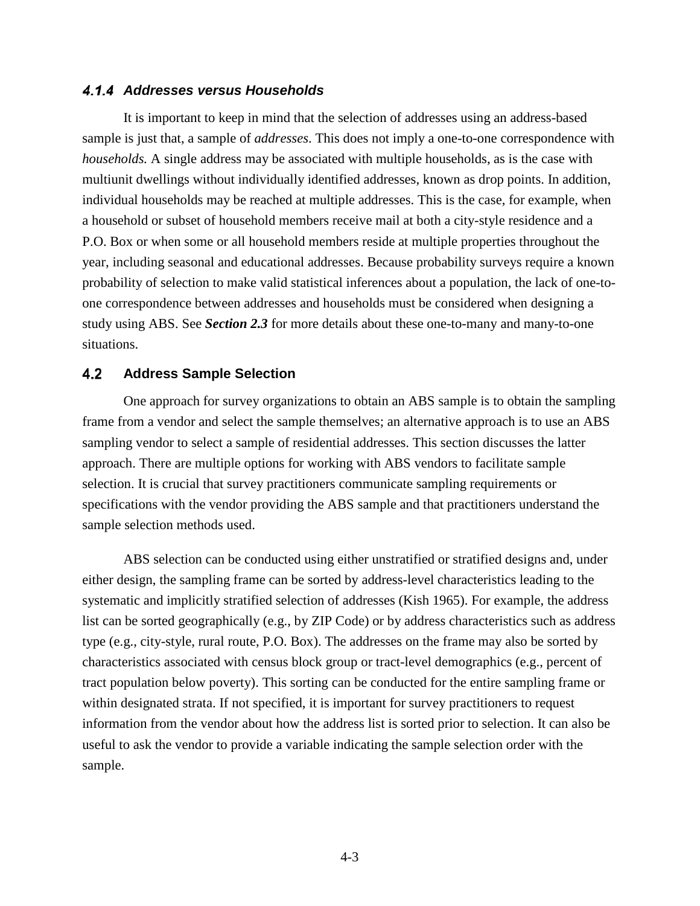### 4.1.4 *Addresses versus Households*

It is important to keep in mind that the selection of addresses using an address-based sample is just that, a sample of *addresses*. This does not imply a one-to-one correspondence with *households.* A single address may be associated with multiple households, as is the case with multiunit dwellings without individually identified addresses, known as drop points. In addition, individual households may be reached at multiple addresses. This is the case, for example, when a household or subset of household members receive mail at both a city-style residence and a P.O. Box or when some or all household members reside at multiple properties throughout the year, including seasonal and educational addresses. Because probability surveys require a known probability of selection to make valid statistical inferences about a population, the lack of one-to-one correspondence between addresses and households must be considered when designing a study using ABS. See ***Section 2.3*** for more details about these one-to-many and many-to-one situations.

## 4.2 Address Sample Selection

One approach for survey organizations to obtain an ABS sample is to obtain the sampling frame from a vendor and select the sample themselves; an alternative approach is to use an ABS sampling vendor to select a sample of residential addresses. This section discusses the latter approach. There are multiple options for working with ABS vendors to facilitate sample selection. It is crucial that survey practitioners communicate sampling requirements or specifications with the vendor providing the ABS sample and that practitioners understand the sample selection methods used.

ABS selection can be conducted using either unstratified or stratified designs and, under either design, the sampling frame can be sorted by address-level characteristics leading to the systematic and implicitly stratified selection of addresses (Kish 1965). For example, the address list can be sorted geographically (e.g., by ZIP Code) or by address characteristics such as address type (e.g., city-style, rural route, P.O. Box). The addresses on the frame may also be sorted by characteristics associated with census block group or tract-level demographics (e.g., percent of tract population below poverty). This sorting can be conducted for the entire sampling frame or within designated strata. If not specified, it is important for survey practitioners to request information from the vendor about how the address list is sorted prior to selection. It can also be useful to ask the vendor to provide a variable indicating the sample selection order with the sample.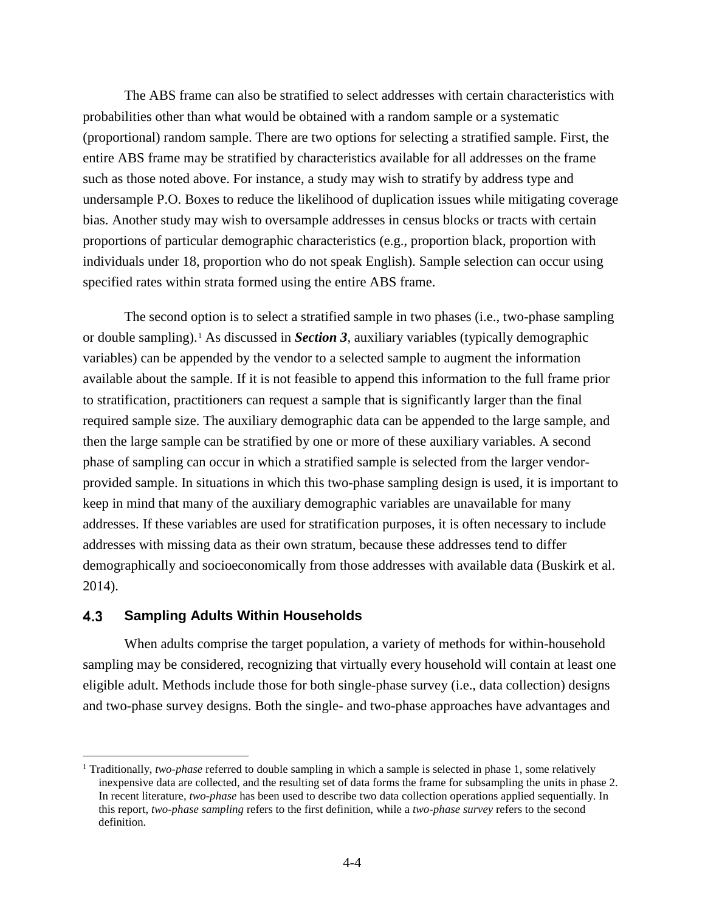The ABS frame can also be stratified to select addresses with certain characteristics with probabilities other than what would be obtained with a random sample or a systematic (proportional) random sample. There are two options for selecting a stratified sample. First, the entire ABS frame may be stratified by characteristics available for all addresses on the frame such as those noted above. For instance, a study may wish to stratify by address type and undersample P.O. Boxes to reduce the likelihood of duplication issues while mitigating coverage bias. Another study may wish to oversample addresses in census blocks or tracts with certain proportions of particular demographic characteristics (e.g., proportion black, proportion with individuals under 18, proportion who do not speak English). Sample selection can occur using specified rates within strata formed using the entire ABS frame.

The second option is to select a stratified sample in two phases (i.e., two-phase sampling or double sampling).[1] As discussed in ***Section 3***, auxiliary variables (typically demographic variables) can be appended by the vendor to a selected sample to augment the information available about the sample. If it is not feasible to append this information to the full frame prior to stratification, practitioners can request a sample that is significantly larger than the final required sample size. The auxiliary demographic data can be appended to the large sample, and then the large sample can be stratified by one or more of these auxiliary variables. A second phase of sampling can occur in which a stratified sample is selected from the larger vendor-provided sample. In situations in which this two-phase sampling design is used, it is important to keep in mind that many of the auxiliary demographic variables are unavailable for many addresses. If these variables are used for stratification purposes, it is often necessary to include addresses with missing data as their own stratum, because these addresses tend to differ demographically and socioeconomically from those addresses with available data (Buskirk et al. 2014).

## 4.3 Sampling Adults Within Households

When adults comprise the target population, a variety of methods for within-household sampling may be considered, recognizing that virtually every household will contain at least one eligible adult. Methods include those for both single-phase survey (i.e., data collection) designs and two-phase survey designs. Both the single- and two-phase approaches have advantages and

---

[1] Traditionally, *two-phase* referred to double sampling in which a sample is selected in phase 1, some relatively inexpensive data are collected, and the resulting set of data forms the frame for subsampling the units in phase 2. In recent literature, *two-phase* has been used to describe two data collection operations applied sequentially. In this report, *two-phase sampling* refers to the first definition, while a *two-phase survey* refers to the second definition.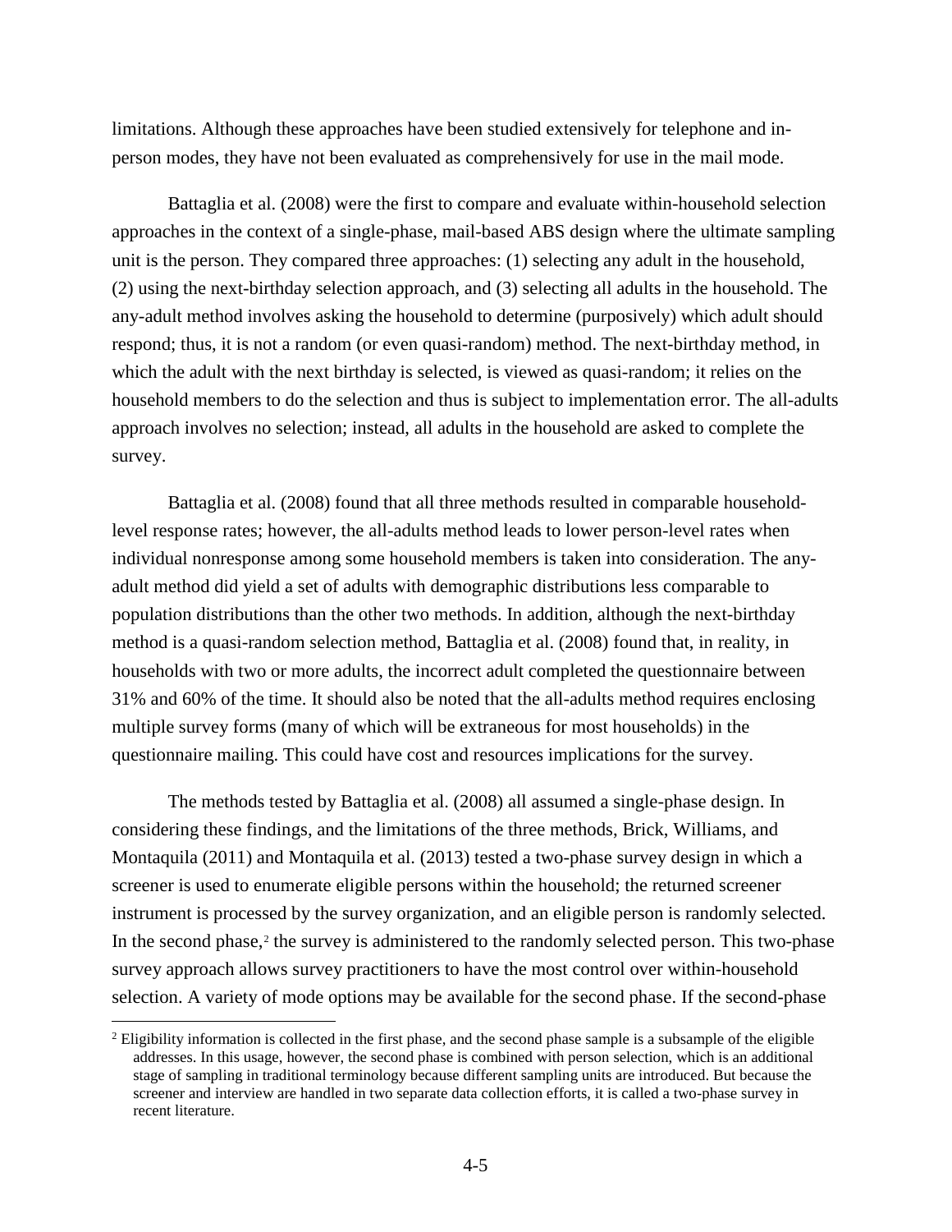limitations. Although these approaches have been studied extensively for telephone and in-person modes, they have not been evaluated as comprehensively for use in the mail mode.

Battaglia et al. (2008) were the first to compare and evaluate within-household selection approaches in the context of a single-phase, mail-based ABS design where the ultimate sampling unit is the person. They compared three approaches: (1) selecting any adult in the household, (2) using the next-birthday selection approach, and (3) selecting all adults in the household. The any-adult method involves asking the household to determine (purposively) which adult should respond; thus, it is not a random (or even quasi-random) method. The next-birthday method, in which the adult with the next birthday is selected, is viewed as quasi-random; it relies on the household members to do the selection and thus is subject to implementation error. The all-adults approach involves no selection; instead, all adults in the household are asked to complete the survey.

Battaglia et al. (2008) found that all three methods resulted in comparable household-level response rates; however, the all-adults method leads to lower person-level rates when individual nonresponse among some household members is taken into consideration. The any-adult method did yield a set of adults with demographic distributions less comparable to population distributions than the other two methods. In addition, although the next-birthday method is a quasi-random selection method, Battaglia et al. (2008) found that, in reality, in households with two or more adults, the incorrect adult completed the questionnaire between 31% and 60% of the time. It should also be noted that the all-adults method requires enclosing multiple survey forms (many of which will be extraneous for most households) in the questionnaire mailing. This could have cost and resources implications for the survey.

The methods tested by Battaglia et al. (2008) all assumed a single-phase design. In considering these findings, and the limitations of the three methods, Brick, Williams, and Montaquila (2011) and Montaquila et al. (2013) tested a two-phase survey design in which a screener is used to enumerate eligible persons within the household; the returned screener instrument is processed by the survey organization, and an eligible person is randomly selected. In the second phase,[2] the survey is administered to the randomly selected person. This two-phase survey approach allows survey practitioners to have the most control over within-household selection. A variety of mode options may be available for the second phase. If the second-phase

[2] Eligibility information is collected in the first phase, and the second phase sample is a subsample of the eligible addresses. In this usage, however, the second phase is combined with person selection, which is an additional stage of sampling in traditional terminology because different sampling units are introduced. But because the screener and interview are handled in two separate data collection efforts, it is called a two-phase survey in recent literature.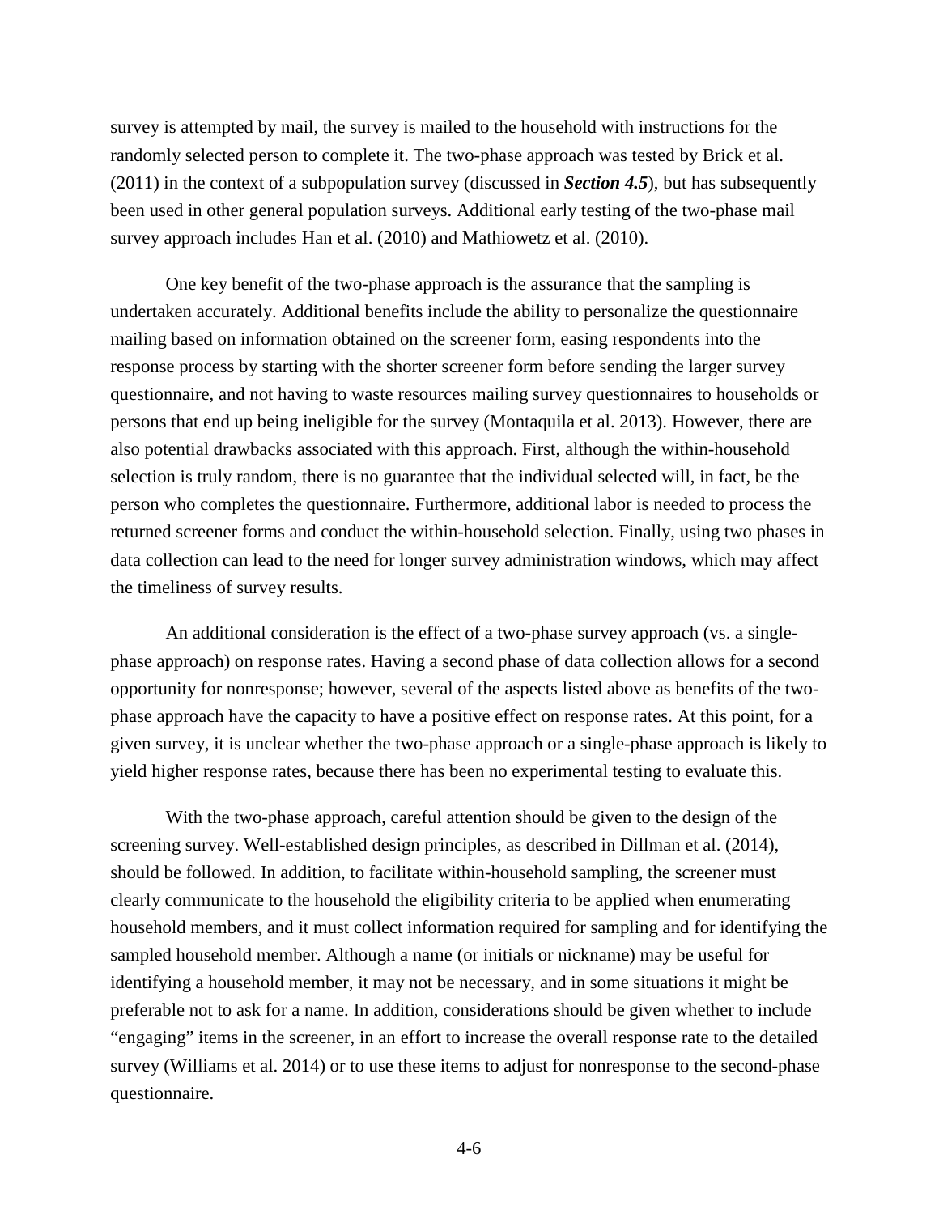survey is attempted by mail, the survey is mailed to the household with instructions for the randomly selected person to complete it. The two-phase approach was tested by Brick et al. (2011) in the context of a subpopulation survey (discussed in ***Section 4.5***), but has subsequently been used in other general population surveys. Additional early testing of the two-phase mail survey approach includes Han et al. (2010) and Mathiowetz et al. (2010).

One key benefit of the two-phase approach is the assurance that the sampling is undertaken accurately. Additional benefits include the ability to personalize the questionnaire mailing based on information obtained on the screener form, easing respondents into the response process by starting with the shorter screener form before sending the larger survey questionnaire, and not having to waste resources mailing survey questionnaires to households or persons that end up being ineligible for the survey (Montaquila et al. 2013). However, there are also potential drawbacks associated with this approach. First, although the within-household selection is truly random, there is no guarantee that the individual selected will, in fact, be the person who completes the questionnaire. Furthermore, additional labor is needed to process the returned screener forms and conduct the within-household selection. Finally, using two phases in data collection can lead to the need for longer survey administration windows, which may affect the timeliness of survey results.

An additional consideration is the effect of a two-phase survey approach (vs. a single-phase approach) on response rates. Having a second phase of data collection allows for a second opportunity for nonresponse; however, several of the aspects listed above as benefits of the two-phase approach have the capacity to have a positive effect on response rates. At this point, for a given survey, it is unclear whether the two-phase approach or a single-phase approach is likely to yield higher response rates, because there has been no experimental testing to evaluate this.

With the two-phase approach, careful attention should be given to the design of the screening survey. Well-established design principles, as described in Dillman et al. (2014), should be followed. In addition, to facilitate within-household sampling, the screener must clearly communicate to the household the eligibility criteria to be applied when enumerating household members, and it must collect information required for sampling and for identifying the sampled household member. Although a name (or initials or nickname) may be useful for identifying a household member, it may not be necessary, and in some situations it might be preferable not to ask for a name. In addition, considerations should be given whether to include "engaging" items in the screener, in an effort to increase the overall response rate to the detailed survey (Williams et al. 2014) or to use these items to adjust for nonresponse to the second-phase questionnaire.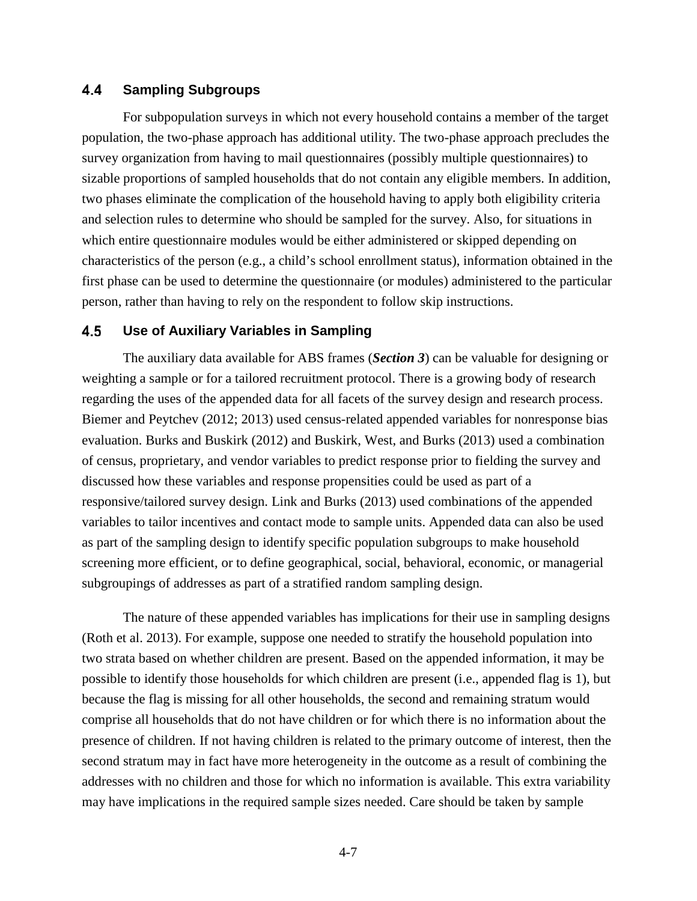## 4.4 Sampling Subgroups

For subpopulation surveys in which not every household contains a member of the target population, the two-phase approach has additional utility. The two-phase approach precludes the survey organization from having to mail questionnaires (possibly multiple questionnaires) to sizable proportions of sampled households that do not contain any eligible members. In addition, two phases eliminate the complication of the household having to apply both eligibility criteria and selection rules to determine who should be sampled for the survey. Also, for situations in which entire questionnaire modules would be either administered or skipped depending on characteristics of the person (e.g., a child's school enrollment status), information obtained in the first phase can be used to determine the questionnaire (or modules) administered to the particular person, rather than having to rely on the respondent to follow skip instructions.

## 4.5 Use of Auxiliary Variables in Sampling

The auxiliary data available for ABS frames (***Section 3***) can be valuable for designing or weighting a sample or for a tailored recruitment protocol. There is a growing body of research regarding the uses of the appended data for all facets of the survey design and research process. Biemer and Peytchev (2012; 2013) used census-related appended variables for nonresponse bias evaluation. Burks and Buskirk (2012) and Buskirk, West, and Burks (2013) used a combination of census, proprietary, and vendor variables to predict response prior to fielding the survey and discussed how these variables and response propensities could be used as part of a responsive/tailored survey design. Link and Burks (2013) used combinations of the appended variables to tailor incentives and contact mode to sample units. Appended data can also be used as part of the sampling design to identify specific population subgroups to make household screening more efficient, or to define geographical, social, behavioral, economic, or managerial subgroupings of addresses as part of a stratified random sampling design.

The nature of these appended variables has implications for their use in sampling designs (Roth et al. 2013). For example, suppose one needed to stratify the household population into two strata based on whether children are present. Based on the appended information, it may be possible to identify those households for which children are present (i.e., appended flag is 1), but because the flag is missing for all other households, the second and remaining stratum would comprise all households that do not have children or for which there is no information about the presence of children. If not having children is related to the primary outcome of interest, then the second stratum may in fact have more heterogeneity in the outcome as a result of combining the addresses with no children and those for which no information is available. This extra variability may have implications in the required sample sizes needed. Care should be taken by sample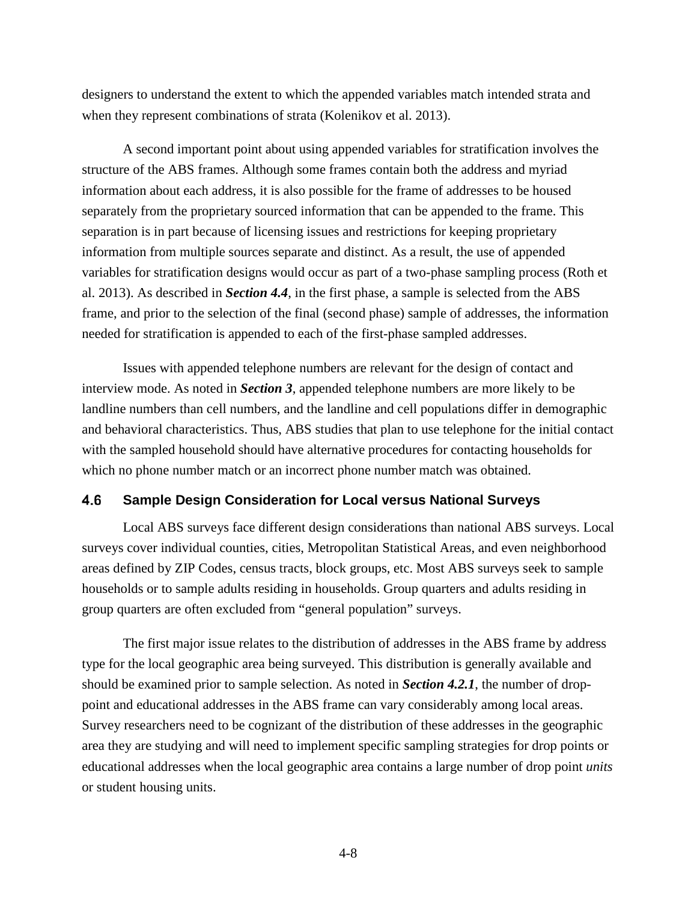designers to understand the extent to which the appended variables match intended strata and when they represent combinations of strata (Kolenikov et al. 2013).

A second important point about using appended variables for stratification involves the structure of the ABS frames. Although some frames contain both the address and myriad information about each address, it is also possible for the frame of addresses to be housed separately from the proprietary sourced information that can be appended to the frame. This separation is in part because of licensing issues and restrictions for keeping proprietary information from multiple sources separate and distinct. As a result, the use of appended variables for stratification designs would occur as part of a two-phase sampling process (Roth et al. 2013). As described in ***Section 4.4***, in the first phase, a sample is selected from the ABS frame, and prior to the selection of the final (second phase) sample of addresses, the information needed for stratification is appended to each of the first-phase sampled addresses.

Issues with appended telephone numbers are relevant for the design of contact and interview mode. As noted in ***Section 3***, appended telephone numbers are more likely to be landline numbers than cell numbers, and the landline and cell populations differ in demographic and behavioral characteristics. Thus, ABS studies that plan to use telephone for the initial contact with the sampled household should have alternative procedures for contacting households for which no phone number match or an incorrect phone number match was obtained.

## 4.6 Sample Design Consideration for Local versus National Surveys

Local ABS surveys face different design considerations than national ABS surveys. Local surveys cover individual counties, cities, Metropolitan Statistical Areas, and even neighborhood areas defined by ZIP Codes, census tracts, block groups, etc. Most ABS surveys seek to sample households or to sample adults residing in households. Group quarters and adults residing in group quarters are often excluded from "general population" surveys.

The first major issue relates to the distribution of addresses in the ABS frame by address type for the local geographic area being surveyed. This distribution is generally available and should be examined prior to sample selection. As noted in ***Section 4.2.1***, the number of drop-point and educational addresses in the ABS frame can vary considerably among local areas. Survey researchers need to be cognizant of the distribution of these addresses in the geographic area they are studying and will need to implement specific sampling strategies for drop points or educational addresses when the local geographic area contains a large number of drop point *units* or student housing units.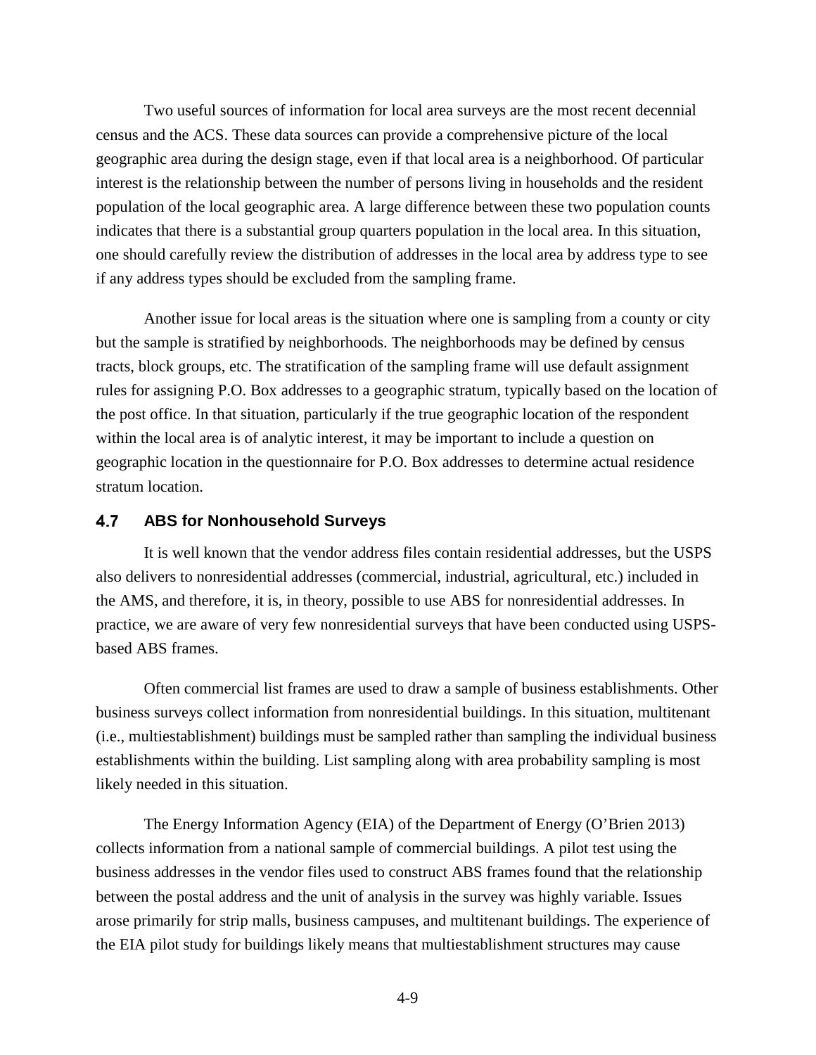Two useful sources of information for local area surveys are the most recent decennial census and the ACS. These data sources can provide a comprehensive picture of the local geographic area during the design stage, even if that local area is a neighborhood. Of particular interest is the relationship between the number of persons living in households and the resident population of the local geographic area. A large difference between these two population counts indicates that there is a substantial group quarters population in the local area. In this situation, one should carefully review the distribution of addresses in the local area by address type to see if any address types should be excluded from the sampling frame.

Another issue for local areas is the situation where one is sampling from a county or city but the sample is stratified by neighborhoods. The neighborhoods may be defined by census tracts, block groups, etc. The stratification of the sampling frame will use default assignment rules for assigning P.O. Box addresses to a geographic stratum, typically based on the location of the post office. In that situation, particularly if the true geographic location of the respondent within the local area is of analytic interest, it may be important to include a question on geographic location in the questionnaire for P.O. Box addresses to determine actual residence stratum location.

## 4.7 ABS for Nonhousehold Surveys

It is well known that the vendor address files contain residential addresses, but the USPS also delivers to nonresidential addresses (commercial, industrial, agricultural, etc.) included in the AMS, and therefore, it is, in theory, possible to use ABS for nonresidential addresses. In practice, we are aware of very few nonresidential surveys that have been conducted using USPS-based ABS frames.

Often commercial list frames are used to draw a sample of business establishments. Other business surveys collect information from nonresidential buildings. In this situation, multitenant (i.e., multiestablishment) buildings must be sampled rather than sampling the individual business establishments within the building. List sampling along with area probability sampling is most likely needed in this situation.

The Energy Information Agency (EIA) of the Department of Energy (O'Brien 2013) collects information from a national sample of commercial buildings. A pilot test using the business addresses in the vendor files used to construct ABS frames found that the relationship between the postal address and the unit of analysis in the survey was highly variable. Issues arose primarily for strip malls, business campuses, and multitenant buildings. The experience of the EIA pilot study for buildings likely means that multiestablishment structures may cause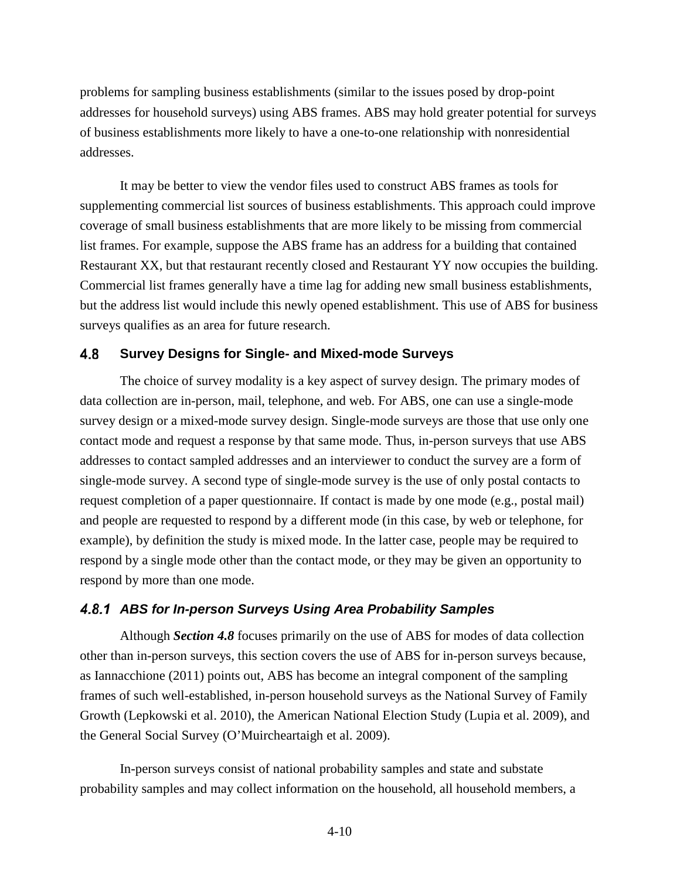problems for sampling business establishments (similar to the issues posed by drop-point addresses for household surveys) using ABS frames. ABS may hold greater potential for surveys of business establishments more likely to have a one-to-one relationship with nonresidential addresses.

It may be better to view the vendor files used to construct ABS frames as tools for supplementing commercial list sources of business establishments. This approach could improve coverage of small business establishments that are more likely to be missing from commercial list frames. For example, suppose the ABS frame has an address for a building that contained Restaurant XX, but that restaurant recently closed and Restaurant YY now occupies the building. Commercial list frames generally have a time lag for adding new small business establishments, but the address list would include this newly opened establishment. This use of ABS for business surveys qualifies as an area for future research.

## 4.8 Survey Designs for Single- and Mixed-mode Surveys

The choice of survey modality is a key aspect of survey design. The primary modes of data collection are in-person, mail, telephone, and web. For ABS, one can use a single-mode survey design or a mixed-mode survey design. Single-mode surveys are those that use only one contact mode and request a response by that same mode. Thus, in-person surveys that use ABS addresses to contact sampled addresses and an interviewer to conduct the survey are a form of single-mode survey. A second type of single-mode survey is the use of only postal contacts to request completion of a paper questionnaire. If contact is made by one mode (e.g., postal mail) and people are requested to respond by a different mode (in this case, by web or telephone, for example), by definition the study is mixed mode. In the latter case, people may be required to respond by a single mode other than the contact mode, or they may be given an opportunity to respond by more than one mode.

### *4.8.1 ABS for In-person Surveys Using Area Probability Samples*

Although ***Section 4.8*** focuses primarily on the use of ABS for modes of data collection other than in-person surveys, this section covers the use of ABS for in-person surveys because, as Iannacchione (2011) points out, ABS has become an integral component of the sampling frames of such well-established, in-person household surveys as the National Survey of Family Growth (Lepkowski et al. 2010), the American National Election Study (Lupia et al. 2009), and the General Social Survey (O'Muircheartaigh et al. 2009).

In-person surveys consist of national probability samples and state and substate probability samples and may collect information on the household, all household members, a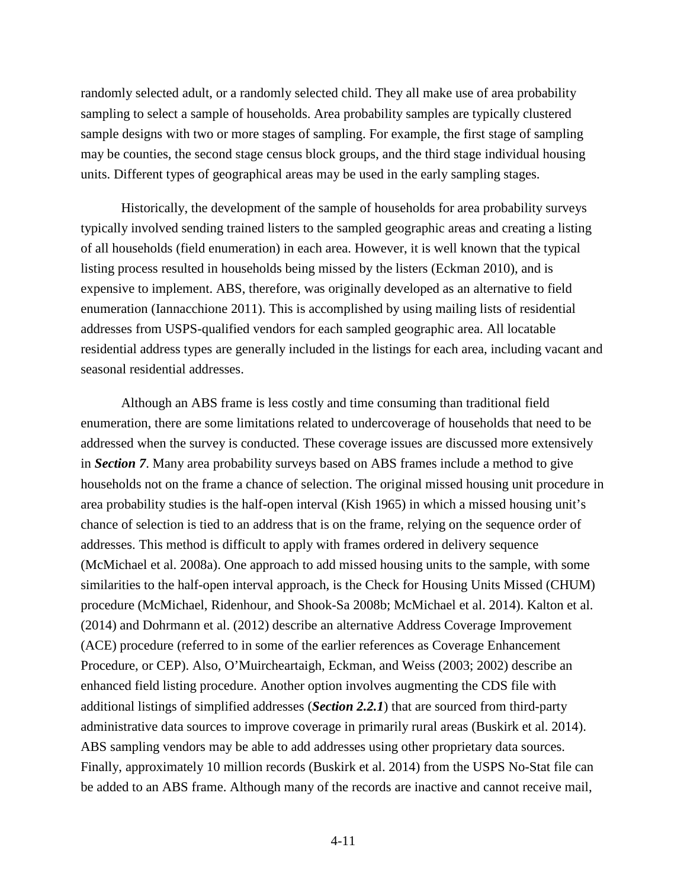randomly selected adult, or a randomly selected child. They all make use of area probability sampling to select a sample of households. Area probability samples are typically clustered sample designs with two or more stages of sampling. For example, the first stage of sampling may be counties, the second stage census block groups, and the third stage individual housing units. Different types of geographical areas may be used in the early sampling stages.

Historically, the development of the sample of households for area probability surveys typically involved sending trained listers to the sampled geographic areas and creating a listing of all households (field enumeration) in each area. However, it is well known that the typical listing process resulted in households being missed by the listers (Eckman 2010), and is expensive to implement. ABS, therefore, was originally developed as an alternative to field enumeration (Iannacchione 2011). This is accomplished by using mailing lists of residential addresses from USPS-qualified vendors for each sampled geographic area. All locatable residential address types are generally included in the listings for each area, including vacant and seasonal residential addresses.

Although an ABS frame is less costly and time consuming than traditional field enumeration, there are some limitations related to undercoverage of households that need to be addressed when the survey is conducted. These coverage issues are discussed more extensively in ***Section 7***. Many area probability surveys based on ABS frames include a method to give households not on the frame a chance of selection. The original missed housing unit procedure in area probability studies is the half-open interval (Kish 1965) in which a missed housing unit's chance of selection is tied to an address that is on the frame, relying on the sequence order of addresses. This method is difficult to apply with frames ordered in delivery sequence (McMichael et al. 2008a). One approach to add missed housing units to the sample, with some similarities to the half-open interval approach, is the Check for Housing Units Missed (CHUM) procedure (McMichael, Ridenhour, and Shook-Sa 2008b; McMichael et al. 2014). Kalton et al. (2014) and Dohrmann et al. (2012) describe an alternative Address Coverage Improvement (ACE) procedure (referred to in some of the earlier references as Coverage Enhancement Procedure, or CEP). Also, O'Muircheartaigh, Eckman, and Weiss (2003; 2002) describe an enhanced field listing procedure. Another option involves augmenting the CDS file with additional listings of simplified addresses (***Section 2.2.1***) that are sourced from third-party administrative data sources to improve coverage in primarily rural areas (Buskirk et al. 2014). ABS sampling vendors may be able to add addresses using other proprietary data sources. Finally, approximately 10 million records (Buskirk et al. 2014) from the USPS No-Stat file can be added to an ABS frame. Although many of the records are inactive and cannot receive mail,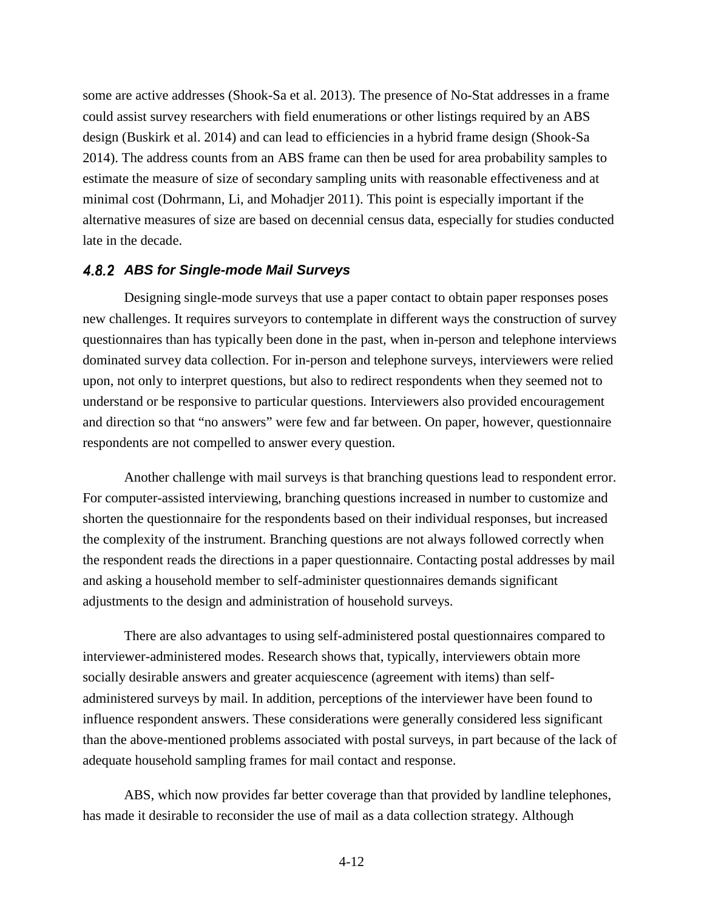some are active addresses (Shook-Sa et al. 2013). The presence of No-Stat addresses in a frame could assist survey researchers with field enumerations or other listings required by an ABS design (Buskirk et al. 2014) and can lead to efficiencies in a hybrid frame design (Shook-Sa 2014). The address counts from an ABS frame can then be used for area probability samples to estimate the measure of size of secondary sampling units with reasonable effectiveness and at minimal cost (Dohrmann, Li, and Mohadjer 2011). This point is especially important if the alternative measures of size are based on decennial census data, especially for studies conducted late in the decade.

### 4.8.2 ABS for Single-mode Mail Surveys

Designing single-mode surveys that use a paper contact to obtain paper responses poses new challenges. It requires surveyors to contemplate in different ways the construction of survey questionnaires than has typically been done in the past, when in-person and telephone interviews dominated survey data collection. For in-person and telephone surveys, interviewers were relied upon, not only to interpret questions, but also to redirect respondents when they seemed not to understand or be responsive to particular questions. Interviewers also provided encouragement and direction so that "no answers" were few and far between. On paper, however, questionnaire respondents are not compelled to answer every question.

Another challenge with mail surveys is that branching questions lead to respondent error. For computer-assisted interviewing, branching questions increased in number to customize and shorten the questionnaire for the respondents based on their individual responses, but increased the complexity of the instrument. Branching questions are not always followed correctly when the respondent reads the directions in a paper questionnaire. Contacting postal addresses by mail and asking a household member to self-administer questionnaires demands significant adjustments to the design and administration of household surveys.

There are also advantages to using self-administered postal questionnaires compared to interviewer-administered modes. Research shows that, typically, interviewers obtain more socially desirable answers and greater acquiescence (agreement with items) than self-administered surveys by mail. In addition, perceptions of the interviewer have been found to influence respondent answers. These considerations were generally considered less significant than the above-mentioned problems associated with postal surveys, in part because of the lack of adequate household sampling frames for mail contact and response.

ABS, which now provides far better coverage than that provided by landline telephones, has made it desirable to reconsider the use of mail as a data collection strategy. Although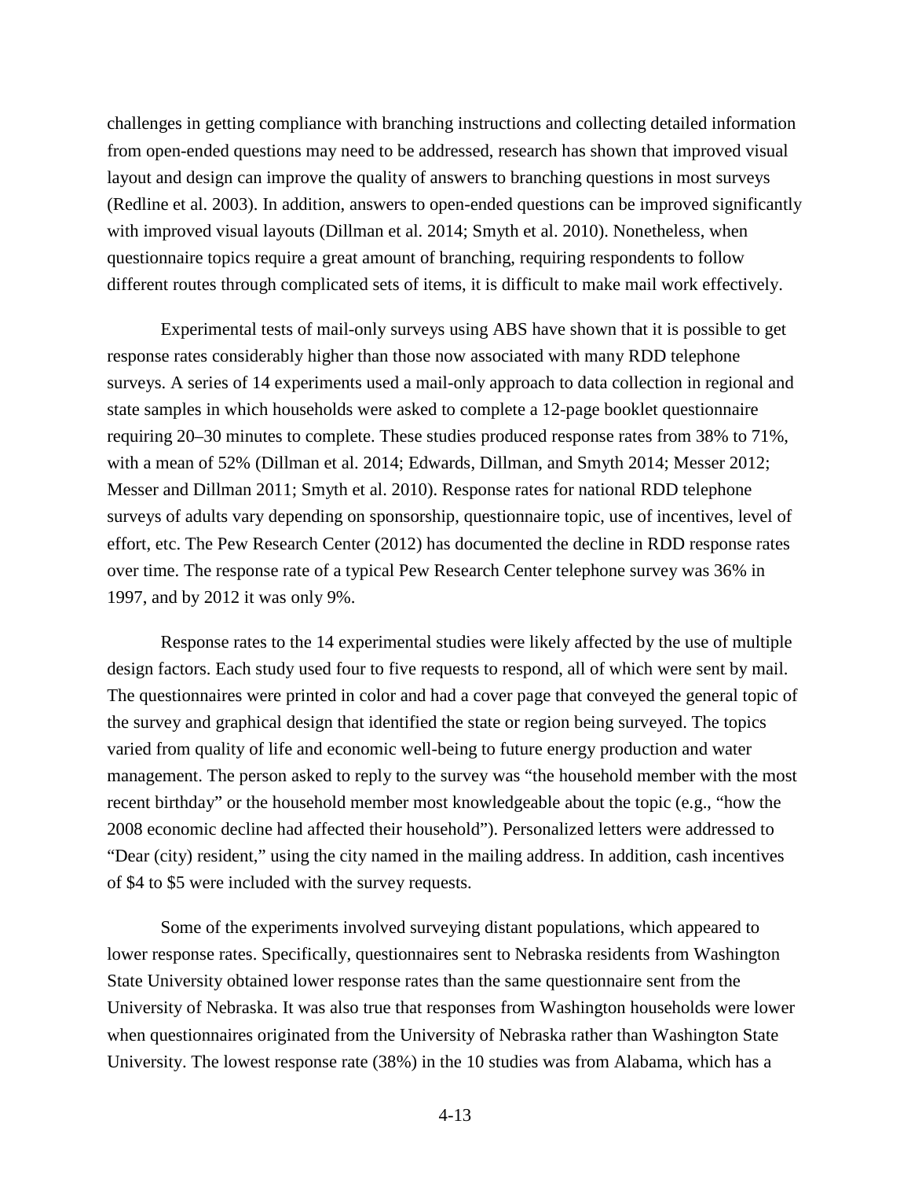challenges in getting compliance with branching instructions and collecting detailed information from open-ended questions may need to be addressed, research has shown that improved visual layout and design can improve the quality of answers to branching questions in most surveys (Redline et al. 2003). In addition, answers to open-ended questions can be improved significantly with improved visual layouts (Dillman et al. 2014; Smyth et al. 2010). Nonetheless, when questionnaire topics require a great amount of branching, requiring respondents to follow different routes through complicated sets of items, it is difficult to make mail work effectively.

Experimental tests of mail-only surveys using ABS have shown that it is possible to get response rates considerably higher than those now associated with many RDD telephone surveys. A series of 14 experiments used a mail-only approach to data collection in regional and state samples in which households were asked to complete a 12-page booklet questionnaire requiring 20–30 minutes to complete. These studies produced response rates from 38% to 71%, with a mean of 52% (Dillman et al. 2014; Edwards, Dillman, and Smyth 2014; Messer 2012; Messer and Dillman 2011; Smyth et al. 2010). Response rates for national RDD telephone surveys of adults vary depending on sponsorship, questionnaire topic, use of incentives, level of effort, etc. The Pew Research Center (2012) has documented the decline in RDD response rates over time. The response rate of a typical Pew Research Center telephone survey was 36% in 1997, and by 2012 it was only 9%.

Response rates to the 14 experimental studies were likely affected by the use of multiple design factors. Each study used four to five requests to respond, all of which were sent by mail. The questionnaires were printed in color and had a cover page that conveyed the general topic of the survey and graphical design that identified the state or region being surveyed. The topics varied from quality of life and economic well-being to future energy production and water management. The person asked to reply to the survey was "the household member with the most recent birthday" or the household member most knowledgeable about the topic (e.g., "how the 2008 economic decline had affected their household"). Personalized letters were addressed to "Dear (city) resident," using the city named in the mailing address. In addition, cash incentives of $4 to $5 were included with the survey requests.

Some of the experiments involved surveying distant populations, which appeared to lower response rates. Specifically, questionnaires sent to Nebraska residents from Washington State University obtained lower response rates than the same questionnaire sent from the University of Nebraska. It was also true that responses from Washington households were lower when questionnaires originated from the University of Nebraska rather than Washington State University. The lowest response rate (38%) in the 10 studies was from Alabama, which has a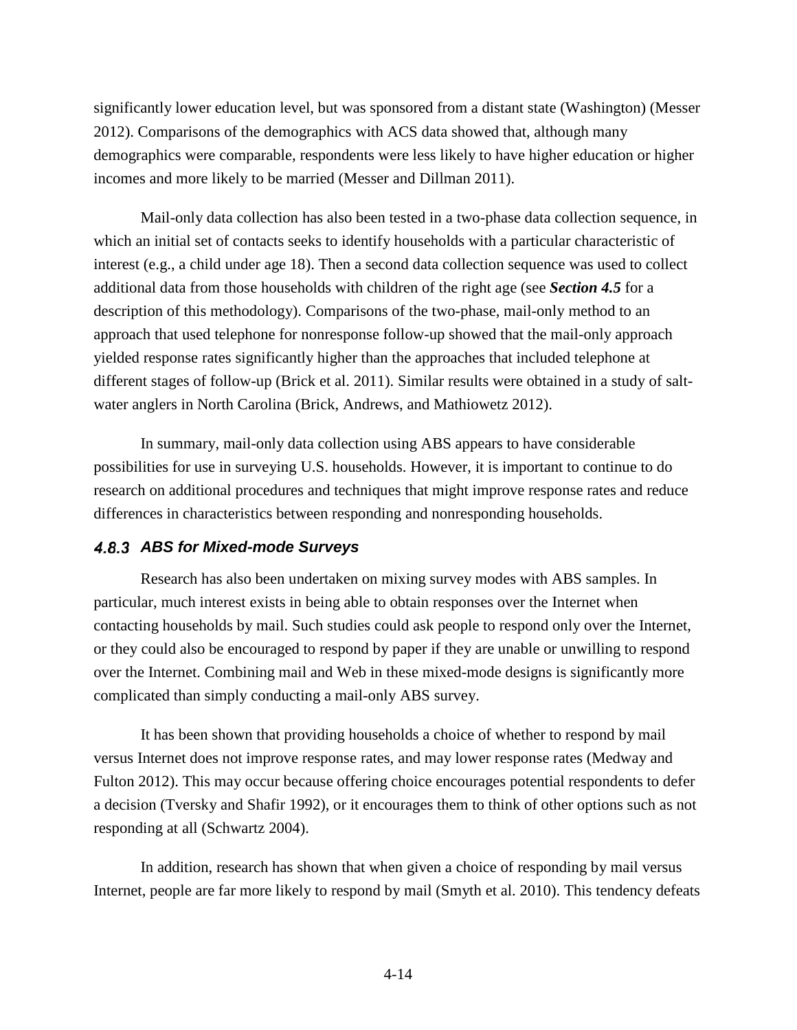significantly lower education level, but was sponsored from a distant state (Washington) (Messer 2012). Comparisons of the demographics with ACS data showed that, although many demographics were comparable, respondents were less likely to have higher education or higher incomes and more likely to be married (Messer and Dillman 2011).

Mail-only data collection has also been tested in a two-phase data collection sequence, in which an initial set of contacts seeks to identify households with a particular characteristic of interest (e.g., a child under age 18). Then a second data collection sequence was used to collect additional data from those households with children of the right age (see ***Section 4.5*** for a description of this methodology). Comparisons of the two-phase, mail-only method to an approach that used telephone for nonresponse follow-up showed that the mail-only approach yielded response rates significantly higher than the approaches that included telephone at different stages of follow-up (Brick et al. 2011). Similar results were obtained in a study of salt-water anglers in North Carolina (Brick, Andrews, and Mathiowetz 2012).

In summary, mail-only data collection using ABS appears to have considerable possibilities for use in surveying U.S. households. However, it is important to continue to do research on additional procedures and techniques that might improve response rates and reduce differences in characteristics between responding and nonresponding households.

### *4.8.3 ABS for Mixed-mode Surveys*

Research has also been undertaken on mixing survey modes with ABS samples. In particular, much interest exists in being able to obtain responses over the Internet when contacting households by mail. Such studies could ask people to respond only over the Internet, or they could also be encouraged to respond by paper if they are unable or unwilling to respond over the Internet. Combining mail and Web in these mixed-mode designs is significantly more complicated than simply conducting a mail-only ABS survey.

It has been shown that providing households a choice of whether to respond by mail versus Internet does not improve response rates, and may lower response rates (Medway and Fulton 2012). This may occur because offering choice encourages potential respondents to defer a decision (Tversky and Shafir 1992), or it encourages them to think of other options such as not responding at all (Schwartz 2004).

In addition, research has shown that when given a choice of responding by mail versus Internet, people are far more likely to respond by mail (Smyth et al. 2010). This tendency defeats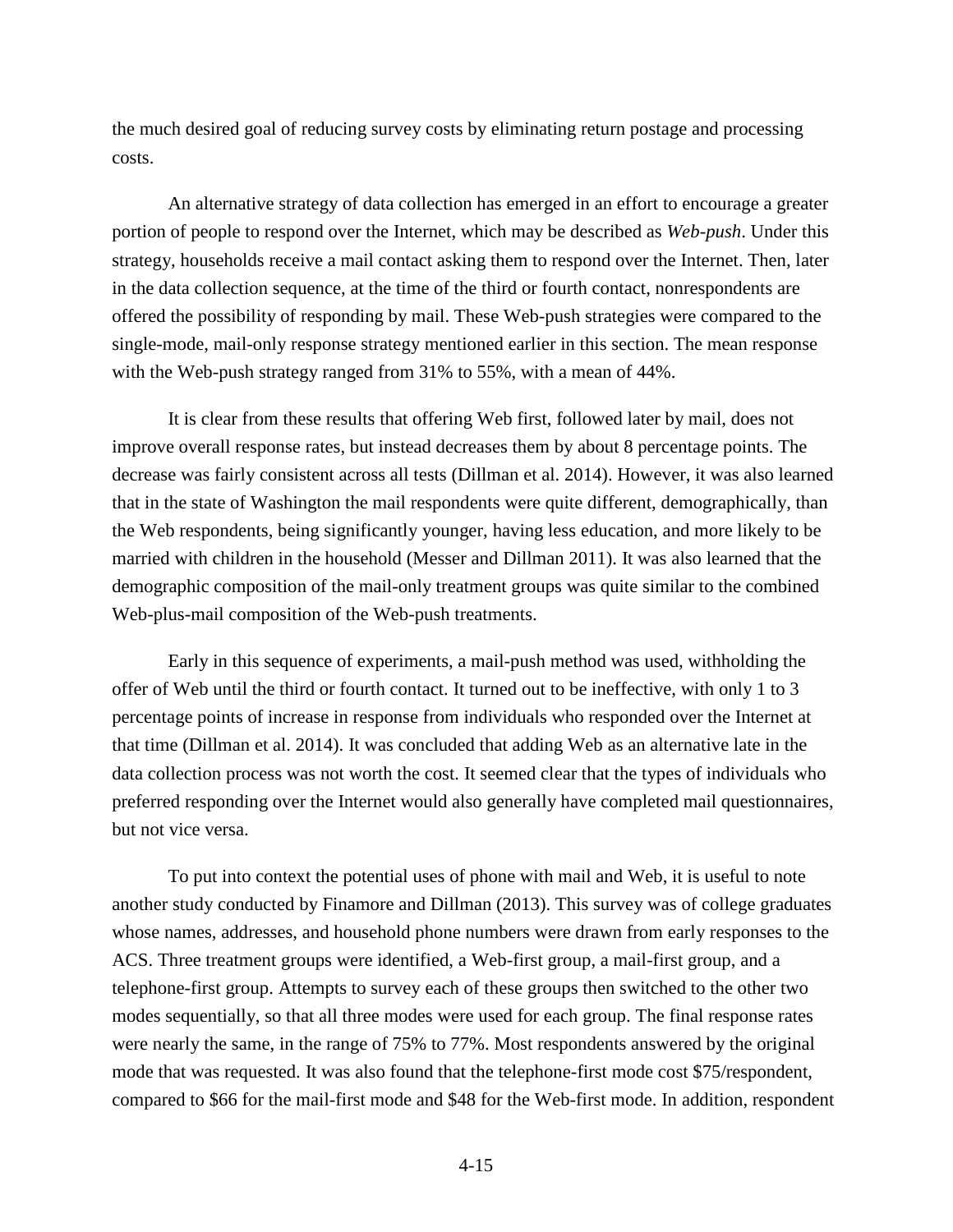the much desired goal of reducing survey costs by eliminating return postage and processing costs.

An alternative strategy of data collection has emerged in an effort to encourage a greater portion of people to respond over the Internet, which may be described as *Web-push*. Under this strategy, households receive a mail contact asking them to respond over the Internet. Then, later in the data collection sequence, at the time of the third or fourth contact, nonrespondents are offered the possibility of responding by mail. These Web-push strategies were compared to the single-mode, mail-only response strategy mentioned earlier in this section. The mean response with the Web-push strategy ranged from 31% to 55%, with a mean of 44%.

It is clear from these results that offering Web first, followed later by mail, does not improve overall response rates, but instead decreases them by about 8 percentage points. The decrease was fairly consistent across all tests (Dillman et al. 2014). However, it was also learned that in the state of Washington the mail respondents were quite different, demographically, than the Web respondents, being significantly younger, having less education, and more likely to be married with children in the household (Messer and Dillman 2011). It was also learned that the demographic composition of the mail-only treatment groups was quite similar to the combined Web-plus-mail composition of the Web-push treatments.

Early in this sequence of experiments, a mail-push method was used, withholding the offer of Web until the third or fourth contact. It turned out to be ineffective, with only 1 to 3 percentage points of increase in response from individuals who responded over the Internet at that time (Dillman et al. 2014). It was concluded that adding Web as an alternative late in the data collection process was not worth the cost. It seemed clear that the types of individuals who preferred responding over the Internet would also generally have completed mail questionnaires, but not vice versa.

To put into context the potential uses of phone with mail and Web, it is useful to note another study conducted by Finamore and Dillman (2013). This survey was of college graduates whose names, addresses, and household phone numbers were drawn from early responses to the ACS. Three treatment groups were identified, a Web-first group, a mail-first group, and a telephone-first group. Attempts to survey each of these groups then switched to the other two modes sequentially, so that all three modes were used for each group. The final response rates were nearly the same, in the range of 75% to 77%. Most respondents answered by the original mode that was requested. It was also found that the telephone-first mode cost \$75/respondent, compared to \$66 for the mail-first mode and \$48 for the Web-first mode. In addition, respondent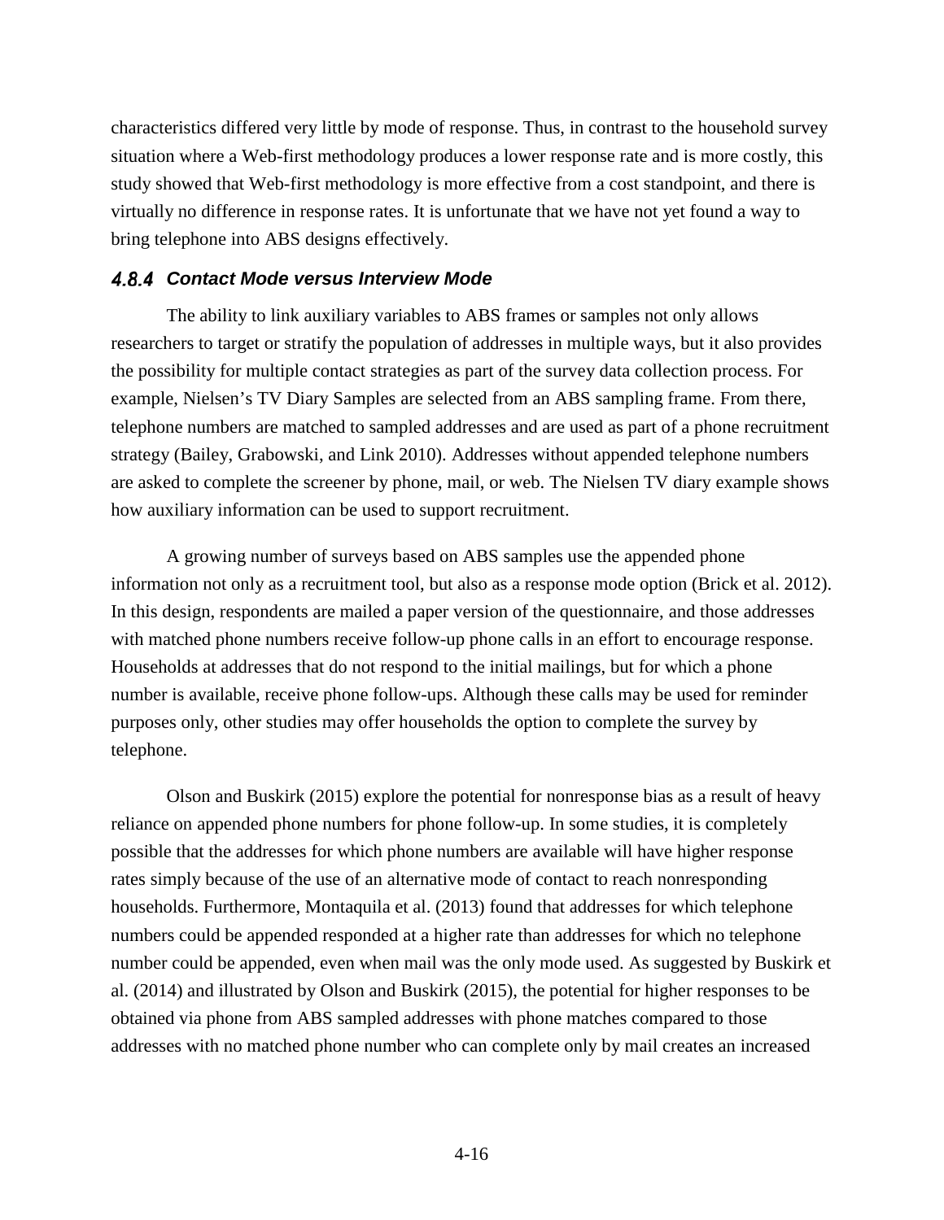characteristics differed very little by mode of response. Thus, in contrast to the household survey situation where a Web-first methodology produces a lower response rate and is more costly, this study showed that Web-first methodology is more effective from a cost standpoint, and there is virtually no difference in response rates. It is unfortunate that we have not yet found a way to bring telephone into ABS designs effectively.

### 4.8.4 Contact Mode versus Interview Mode

The ability to link auxiliary variables to ABS frames or samples not only allows researchers to target or stratify the population of addresses in multiple ways, but it also provides the possibility for multiple contact strategies as part of the survey data collection process. For example, Nielsen's TV Diary Samples are selected from an ABS sampling frame. From there, telephone numbers are matched to sampled addresses and are used as part of a phone recruitment strategy (Bailey, Grabowski, and Link 2010). Addresses without appended telephone numbers are asked to complete the screener by phone, mail, or web. The Nielsen TV diary example shows how auxiliary information can be used to support recruitment.

A growing number of surveys based on ABS samples use the appended phone information not only as a recruitment tool, but also as a response mode option (Brick et al. 2012). In this design, respondents are mailed a paper version of the questionnaire, and those addresses with matched phone numbers receive follow-up phone calls in an effort to encourage response. Households at addresses that do not respond to the initial mailings, but for which a phone number is available, receive phone follow-ups. Although these calls may be used for reminder purposes only, other studies may offer households the option to complete the survey by telephone.

Olson and Buskirk (2015) explore the potential for nonresponse bias as a result of heavy reliance on appended phone numbers for phone follow-up. In some studies, it is completely possible that the addresses for which phone numbers are available will have higher response rates simply because of the use of an alternative mode of contact to reach nonresponding households. Furthermore, Montaquila et al. (2013) found that addresses for which telephone numbers could be appended responded at a higher rate than addresses for which no telephone number could be appended, even when mail was the only mode used. As suggested by Buskirk et al. (2014) and illustrated by Olson and Buskirk (2015), the potential for higher responses to be obtained via phone from ABS sampled addresses with phone matches compared to those addresses with no matched phone number who can complete only by mail creates an increased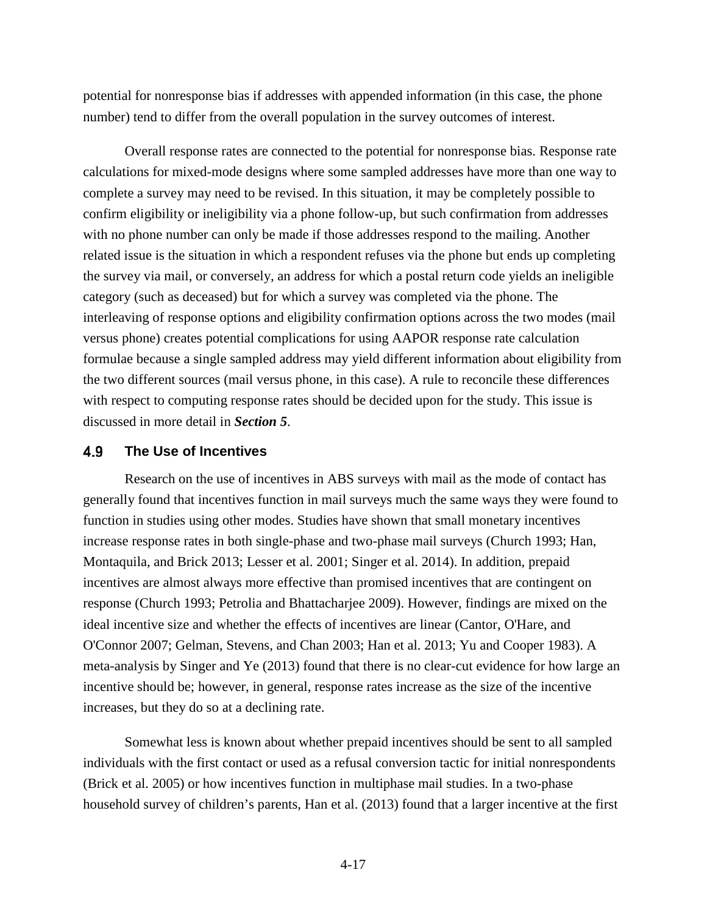potential for nonresponse bias if addresses with appended information (in this case, the phone number) tend to differ from the overall population in the survey outcomes of interest.

Overall response rates are connected to the potential for nonresponse bias. Response rate calculations for mixed-mode designs where some sampled addresses have more than one way to complete a survey may need to be revised. In this situation, it may be completely possible to confirm eligibility or ineligibility via a phone follow-up, but such confirmation from addresses with no phone number can only be made if those addresses respond to the mailing. Another related issue is the situation in which a respondent refuses via the phone but ends up completing the survey via mail, or conversely, an address for which a postal return code yields an ineligible category (such as deceased) but for which a survey was completed via the phone. The interleaving of response options and eligibility confirmation options across the two modes (mail versus phone) creates potential complications for using AAPOR response rate calculation formulae because a single sampled address may yield different information about eligibility from the two different sources (mail versus phone, in this case). A rule to reconcile these differences with respect to computing response rates should be decided upon for the study. This issue is discussed in more detail in ***Section 5***.

## 4.9 The Use of Incentives

Research on the use of incentives in ABS surveys with mail as the mode of contact has generally found that incentives function in mail surveys much the same ways they were found to function in studies using other modes. Studies have shown that small monetary incentives increase response rates in both single-phase and two-phase mail surveys (Church 1993; Han, Montaquila, and Brick 2013; Lesser et al. 2001; Singer et al. 2014). In addition, prepaid incentives are almost always more effective than promised incentives that are contingent on response (Church 1993; Petrolia and Bhattacharjee 2009). However, findings are mixed on the ideal incentive size and whether the effects of incentives are linear (Cantor, O'Hare, and O'Connor 2007; Gelman, Stevens, and Chan 2003; Han et al. 2013; Yu and Cooper 1983). A meta-analysis by Singer and Ye (2013) found that there is no clear-cut evidence for how large an incentive should be; however, in general, response rates increase as the size of the incentive increases, but they do so at a declining rate.

Somewhat less is known about whether prepaid incentives should be sent to all sampled individuals with the first contact or used as a refusal conversion tactic for initial nonrespondents (Brick et al. 2005) or how incentives function in multiphase mail studies. In a two-phase household survey of children's parents, Han et al. (2013) found that a larger incentive at the first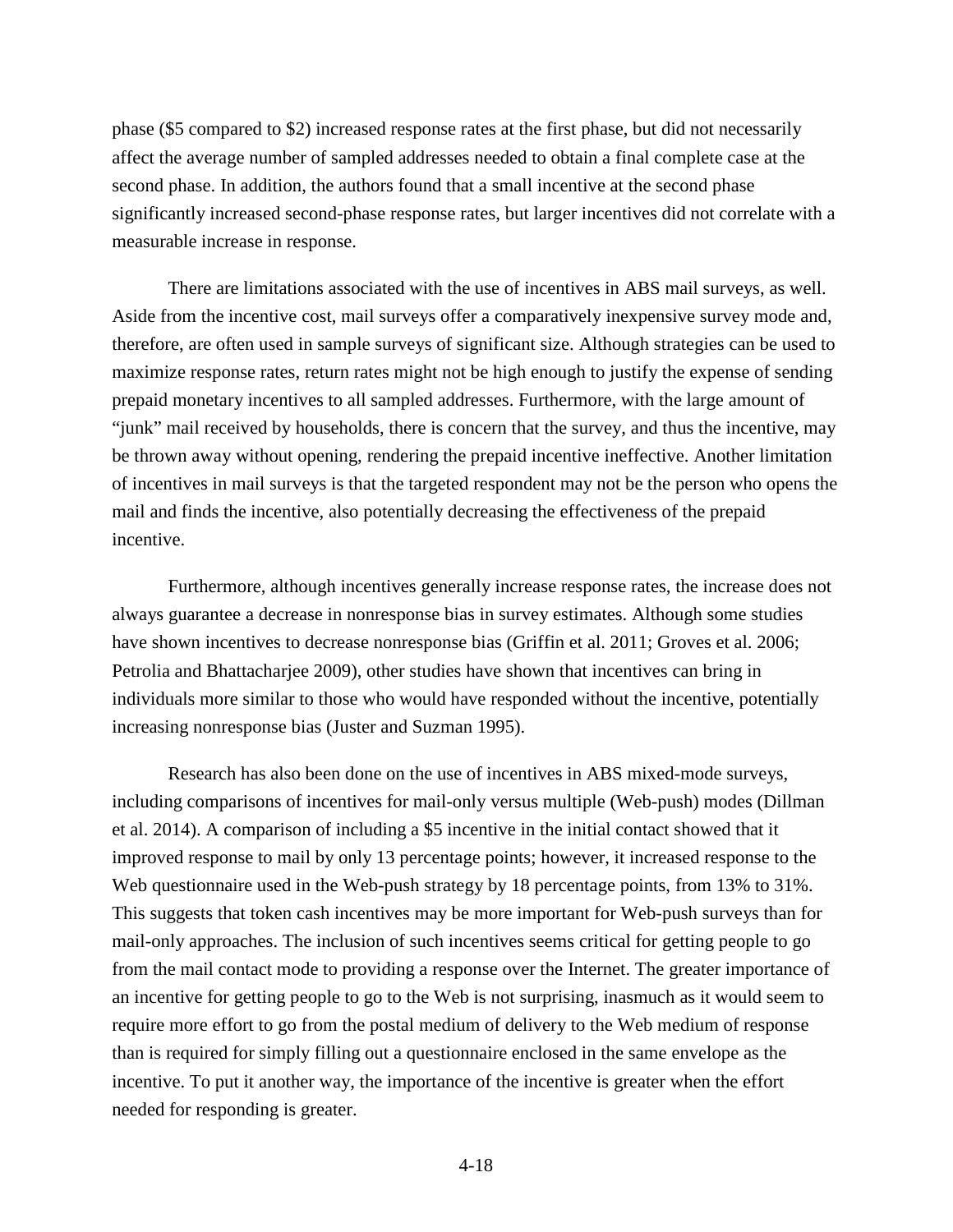phase ($5 compared to $2) increased response rates at the first phase, but did not necessarily affect the average number of sampled addresses needed to obtain a final complete case at the second phase. In addition, the authors found that a small incentive at the second phase significantly increased second-phase response rates, but larger incentives did not correlate with a measurable increase in response.

There are limitations associated with the use of incentives in ABS mail surveys, as well. Aside from the incentive cost, mail surveys offer a comparatively inexpensive survey mode and, therefore, are often used in sample surveys of significant size. Although strategies can be used to maximize response rates, return rates might not be high enough to justify the expense of sending prepaid monetary incentives to all sampled addresses. Furthermore, with the large amount of "junk" mail received by households, there is concern that the survey, and thus the incentive, may be thrown away without opening, rendering the prepaid incentive ineffective. Another limitation of incentives in mail surveys is that the targeted respondent may not be the person who opens the mail and finds the incentive, also potentially decreasing the effectiveness of the prepaid incentive.

Furthermore, although incentives generally increase response rates, the increase does not always guarantee a decrease in nonresponse bias in survey estimates. Although some studies have shown incentives to decrease nonresponse bias (Griffin et al. 2011; Groves et al. 2006; Petrolia and Bhattacharjee 2009), other studies have shown that incentives can bring in individuals more similar to those who would have responded without the incentive, potentially increasing nonresponse bias (Juster and Suzman 1995).

Research has also been done on the use of incentives in ABS mixed-mode surveys, including comparisons of incentives for mail-only versus multiple (Web-push) modes (Dillman et al. 2014). A comparison of including a $5 incentive in the initial contact showed that it improved response to mail by only 13 percentage points; however, it increased response to the Web questionnaire used in the Web-push strategy by 18 percentage points, from 13% to 31%. This suggests that token cash incentives may be more important for Web-push surveys than for mail-only approaches. The inclusion of such incentives seems critical for getting people to go from the mail contact mode to providing a response over the Internet. The greater importance of an incentive for getting people to go to the Web is not surprising, inasmuch as it would seem to require more effort to go from the postal medium of delivery to the Web medium of response than is required for simply filling out a questionnaire enclosed in the same envelope as the incentive. To put it another way, the importance of the incentive is greater when the effort needed for responding is greater.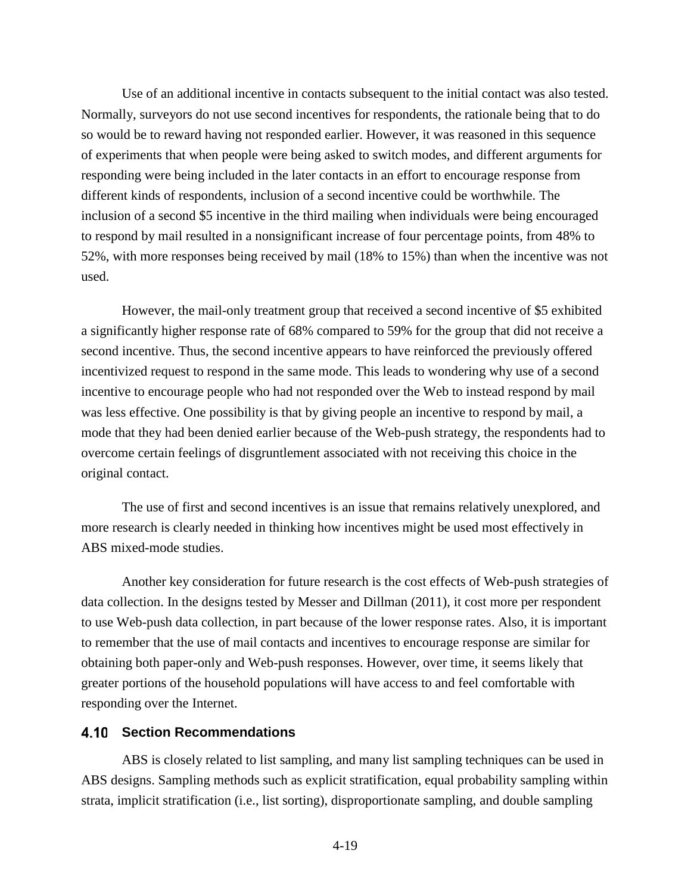Use of an additional incentive in contacts subsequent to the initial contact was also tested. Normally, surveyors do not use second incentives for respondents, the rationale being that to do so would be to reward having not responded earlier. However, it was reasoned in this sequence of experiments that when people were being asked to switch modes, and different arguments for responding were being included in the later contacts in an effort to encourage response from different kinds of respondents, inclusion of a second incentive could be worthwhile. The inclusion of a second $5 incentive in the third mailing when individuals were being encouraged to respond by mail resulted in a nonsignificant increase of four percentage points, from 48% to 52%, with more responses being received by mail (18% to 15%) than when the incentive was not used.

However, the mail-only treatment group that received a second incentive of $5 exhibited a significantly higher response rate of 68% compared to 59% for the group that did not receive a second incentive. Thus, the second incentive appears to have reinforced the previously offered incentivized request to respond in the same mode. This leads to wondering why use of a second incentive to encourage people who had not responded over the Web to instead respond by mail was less effective. One possibility is that by giving people an incentive to respond by mail, a mode that they had been denied earlier because of the Web-push strategy, the respondents had to overcome certain feelings of disgruntlement associated with not receiving this choice in the original contact.

The use of first and second incentives is an issue that remains relatively unexplored, and more research is clearly needed in thinking how incentives might be used most effectively in ABS mixed-mode studies.

Another key consideration for future research is the cost effects of Web-push strategies of data collection. In the designs tested by Messer and Dillman (2011), it cost more per respondent to use Web-push data collection, in part because of the lower response rates. Also, it is important to remember that the use of mail contacts and incentives to encourage response are similar for obtaining both paper-only and Web-push responses. However, over time, it seems likely that greater portions of the household populations will have access to and feel comfortable with responding over the Internet.

## 4.10 Section Recommendations

ABS is closely related to list sampling, and many list sampling techniques can be used in ABS designs. Sampling methods such as explicit stratification, equal probability sampling within strata, implicit stratification (i.e., list sorting), disproportionate sampling, and double sampling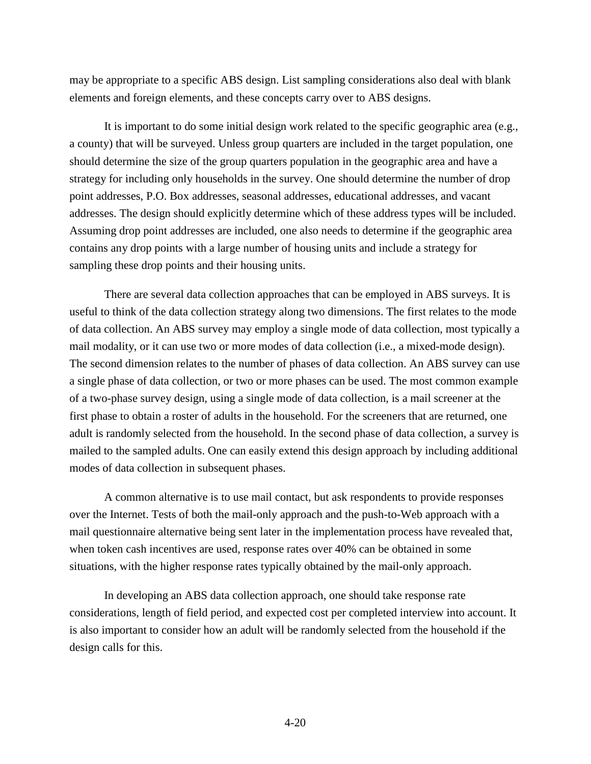may be appropriate to a specific ABS design. List sampling considerations also deal with blank elements and foreign elements, and these concepts carry over to ABS designs.

It is important to do some initial design work related to the specific geographic area (e.g., a county) that will be surveyed. Unless group quarters are included in the target population, one should determine the size of the group quarters population in the geographic area and have a strategy for including only households in the survey. One should determine the number of drop point addresses, P.O. Box addresses, seasonal addresses, educational addresses, and vacant addresses. The design should explicitly determine which of these address types will be included. Assuming drop point addresses are included, one also needs to determine if the geographic area contains any drop points with a large number of housing units and include a strategy for sampling these drop points and their housing units.

There are several data collection approaches that can be employed in ABS surveys. It is useful to think of the data collection strategy along two dimensions. The first relates to the mode of data collection. An ABS survey may employ a single mode of data collection, most typically a mail modality, or it can use two or more modes of data collection (i.e., a mixed-mode design). The second dimension relates to the number of phases of data collection. An ABS survey can use a single phase of data collection, or two or more phases can be used. The most common example of a two-phase survey design, using a single mode of data collection, is a mail screener at the first phase to obtain a roster of adults in the household. For the screeners that are returned, one adult is randomly selected from the household. In the second phase of data collection, a survey is mailed to the sampled adults. One can easily extend this design approach by including additional modes of data collection in subsequent phases.

A common alternative is to use mail contact, but ask respondents to provide responses over the Internet. Tests of both the mail-only approach and the push-to-Web approach with a mail questionnaire alternative being sent later in the implementation process have revealed that, when token cash incentives are used, response rates over 40% can be obtained in some situations, with the higher response rates typically obtained by the mail-only approach.

In developing an ABS data collection approach, one should take response rate considerations, length of field period, and expected cost per completed interview into account. It is also important to consider how an adult will be randomly selected from the household if the design calls for this.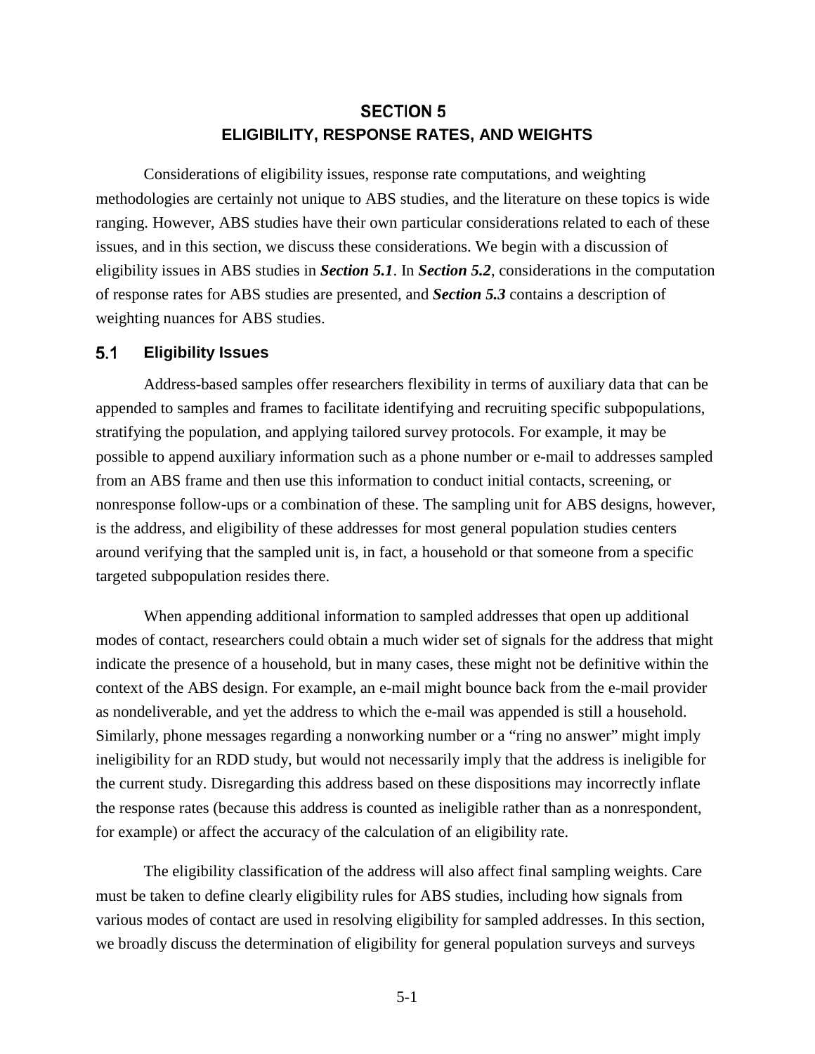# SECTION 5
# ELIGIBILITY, RESPONSE RATES, AND WEIGHTS

Considerations of eligibility issues, response rate computations, and weighting methodologies are certainly not unique to ABS studies, and the literature on these topics is wide ranging. However, ABS studies have their own particular considerations related to each of these issues, and in this section, we discuss these considerations. We begin with a discussion of eligibility issues in ABS studies in ***Section 5.1***. In ***Section 5.2***, considerations in the computation of response rates for ABS studies are presented, and ***Section 5.3*** contains a description of weighting nuances for ABS studies.

## 5.1 Eligibility Issues

Address-based samples offer researchers flexibility in terms of auxiliary data that can be appended to samples and frames to facilitate identifying and recruiting specific subpopulations, stratifying the population, and applying tailored survey protocols. For example, it may be possible to append auxiliary information such as a phone number or e-mail to addresses sampled from an ABS frame and then use this information to conduct initial contacts, screening, or nonresponse follow-ups or a combination of these. The sampling unit for ABS designs, however, is the address, and eligibility of these addresses for most general population studies centers around verifying that the sampled unit is, in fact, a household or that someone from a specific targeted subpopulation resides there.

When appending additional information to sampled addresses that open up additional modes of contact, researchers could obtain a much wider set of signals for the address that might indicate the presence of a household, but in many cases, these might not be definitive within the context of the ABS design. For example, an e-mail might bounce back from the e-mail provider as nondeliverable, and yet the address to which the e-mail was appended is still a household. Similarly, phone messages regarding a nonworking number or a "ring no answer" might imply ineligibility for an RDD study, but would not necessarily imply that the address is ineligible for the current study. Disregarding this address based on these dispositions may incorrectly inflate the response rates (because this address is counted as ineligible rather than as a nonrespondent, for example) or affect the accuracy of the calculation of an eligibility rate.

The eligibility classification of the address will also affect final sampling weights. Care must be taken to define clearly eligibility rules for ABS studies, including how signals from various modes of contact are used in resolving eligibility for sampled addresses. In this section, we broadly discuss the determination of eligibility for general population surveys and surveys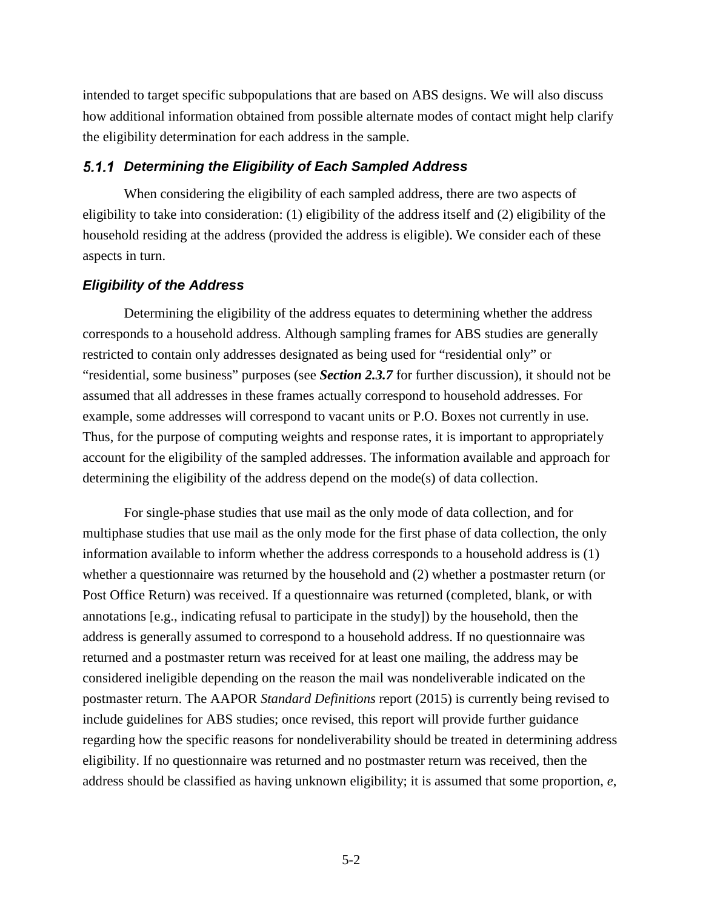intended to target specific subpopulations that are based on ABS designs. We will also discuss how additional information obtained from possible alternate modes of contact might help clarify the eligibility determination for each address in the sample.

### *5.1.1 Determining the Eligibility of Each Sampled Address*

When considering the eligibility of each sampled address, there are two aspects of eligibility to take into consideration: (1) eligibility of the address itself and (2) eligibility of the household residing at the address (provided the address is eligible). We consider each of these aspects in turn.

#### *Eligibility of the Address*

Determining the eligibility of the address equates to determining whether the address corresponds to a household address. Although sampling frames for ABS studies are generally restricted to contain only addresses designated as being used for "residential only" or "residential, some business" purposes (see ***Section 2.3.7*** for further discussion), it should not be assumed that all addresses in these frames actually correspond to household addresses. For example, some addresses will correspond to vacant units or P.O. Boxes not currently in use. Thus, for the purpose of computing weights and response rates, it is important to appropriately account for the eligibility of the sampled addresses. The information available and approach for determining the eligibility of the address depend on the mode(s) of data collection.

For single-phase studies that use mail as the only mode of data collection, and for multiphase studies that use mail as the only mode for the first phase of data collection, the only information available to inform whether the address corresponds to a household address is (1) whether a questionnaire was returned by the household and (2) whether a postmaster return (or Post Office Return) was received. If a questionnaire was returned (completed, blank, or with annotations [e.g., indicating refusal to participate in the study]) by the household, then the address is generally assumed to correspond to a household address. If no questionnaire was returned and a postmaster return was received for at least one mailing, the address may be considered ineligible depending on the reason the mail was nondeliverable indicated on the postmaster return. The AAPOR *Standard Definitions* report (2015) is currently being revised to include guidelines for ABS studies; once revised, this report will provide further guidance regarding how the specific reasons for nondeliverability should be treated in determining address eligibility. If no questionnaire was returned and no postmaster return was received, then the address should be classified as having unknown eligibility; it is assumed that some proportion, $e$,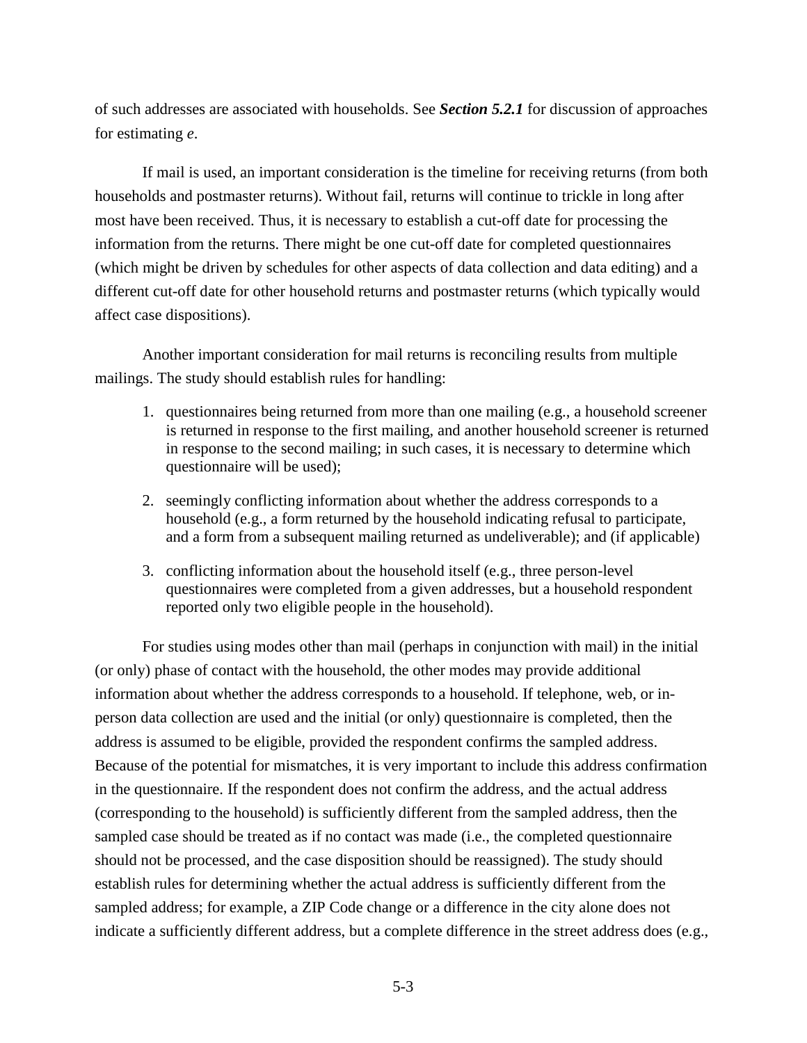of such addresses are associated with households. See ***Section 5.2.1*** for discussion of approaches for estimating *e*.

If mail is used, an important consideration is the timeline for receiving returns (from both households and postmaster returns). Without fail, returns will continue to trickle in long after most have been received. Thus, it is necessary to establish a cut-off date for processing the information from the returns. There might be one cut-off date for completed questionnaires (which might be driven by schedules for other aspects of data collection and data editing) and a different cut-off date for other household returns and postmaster returns (which typically would affect case dispositions).

Another important consideration for mail returns is reconciling results from multiple mailings. The study should establish rules for handling:

1. questionnaires being returned from more than one mailing (e.g., a household screener is returned in response to the first mailing, and another household screener is returned in response to the second mailing; in such cases, it is necessary to determine which questionnaire will be used);

2. seemingly conflicting information about whether the address corresponds to a household (e.g., a form returned by the household indicating refusal to participate, and a form from a subsequent mailing returned as undeliverable); and (if applicable)

3. conflicting information about the household itself (e.g., three person-level questionnaires were completed from a given addresses, but a household respondent reported only two eligible people in the household).

For studies using modes other than mail (perhaps in conjunction with mail) in the initial (or only) phase of contact with the household, the other modes may provide additional information about whether the address corresponds to a household. If telephone, web, or in-person data collection are used and the initial (or only) questionnaire is completed, then the address is assumed to be eligible, provided the respondent confirms the sampled address. Because of the potential for mismatches, it is very important to include this address confirmation in the questionnaire. If the respondent does not confirm the address, and the actual address (corresponding to the household) is sufficiently different from the sampled address, then the sampled case should be treated as if no contact was made (i.e., the completed questionnaire should not be processed, and the case disposition should be reassigned). The study should establish rules for determining whether the actual address is sufficiently different from the sampled address; for example, a ZIP Code change or a difference in the city alone does not indicate a sufficiently different address, but a complete difference in the street address does (e.g.,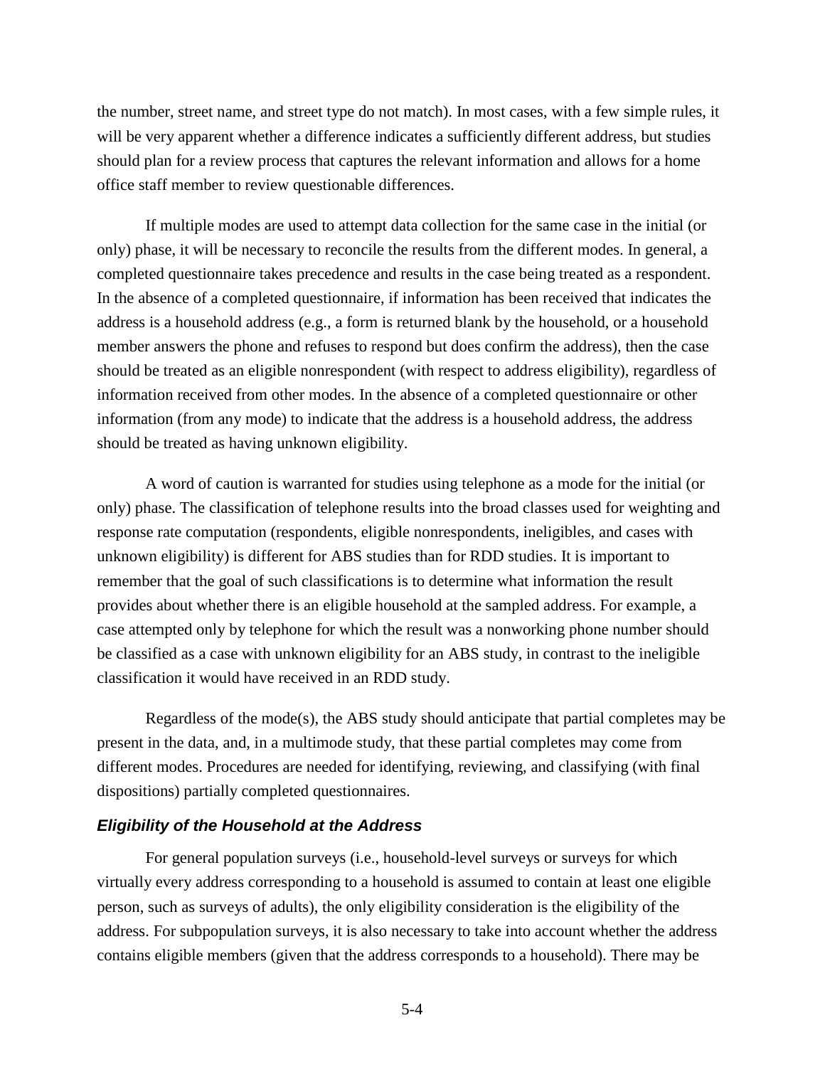the number, street name, and street type do not match). In most cases, with a few simple rules, it will be very apparent whether a difference indicates a sufficiently different address, but studies should plan for a review process that captures the relevant information and allows for a home office staff member to review questionable differences.

If multiple modes are used to attempt data collection for the same case in the initial (or only) phase, it will be necessary to reconcile the results from the different modes. In general, a completed questionnaire takes precedence and results in the case being treated as a respondent. In the absence of a completed questionnaire, if information has been received that indicates the address is a household address (e.g., a form is returned blank by the household, or a household member answers the phone and refuses to respond but does confirm the address), then the case should be treated as an eligible nonrespondent (with respect to address eligibility), regardless of information received from other modes. In the absence of a completed questionnaire or other information (from any mode) to indicate that the address is a household address, the address should be treated as having unknown eligibility.

A word of caution is warranted for studies using telephone as a mode for the initial (or only) phase. The classification of telephone results into the broad classes used for weighting and response rate computation (respondents, eligible nonrespondents, ineligibles, and cases with unknown eligibility) is different for ABS studies than for RDD studies. It is important to remember that the goal of such classifications is to determine what information the result provides about whether there is an eligible household at the sampled address. For example, a case attempted only by telephone for which the result was a nonworking phone number should be classified as a case with unknown eligibility for an ABS study, in contrast to the ineligible classification it would have received in an RDD study.

Regardless of the mode(s), the ABS study should anticipate that partial completes may be present in the data, and, in a multimode study, that these partial completes may come from different modes. Procedures are needed for identifying, reviewing, and classifying (with final dispositions) partially completed questionnaires.

### *Eligibility of the Household at the Address*

For general population surveys (i.e., household-level surveys or surveys for which virtually every address corresponding to a household is assumed to contain at least one eligible person, such as surveys of adults), the only eligibility consideration is the eligibility of the address. For subpopulation surveys, it is also necessary to take into account whether the address contains eligible members (given that the address corresponds to a household). There may be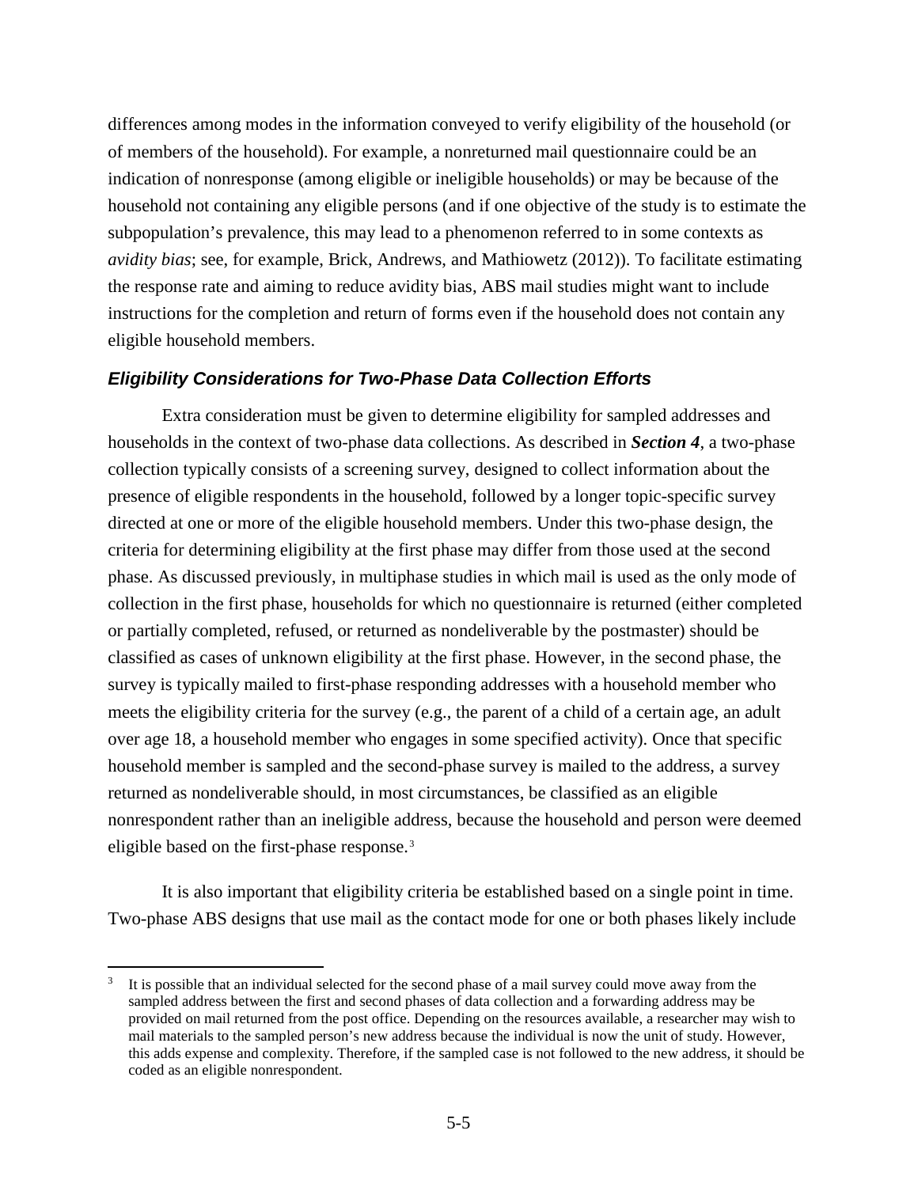differences among modes in the information conveyed to verify eligibility of the household (or of members of the household). For example, a nonreturned mail questionnaire could be an indication of nonresponse (among eligible or ineligible households) or may be because of the household not containing any eligible persons (and if one objective of the study is to estimate the subpopulation's prevalence, this may lead to a phenomenon referred to in some contexts as *avidity bias*; see, for example, Brick, Andrews, and Mathiowetz (2012)). To facilitate estimating the response rate and aiming to reduce avidity bias, ABS mail studies might want to include instructions for the completion and return of forms even if the household does not contain any eligible household members.

### *Eligibility Considerations for Two-Phase Data Collection Efforts*

Extra consideration must be given to determine eligibility for sampled addresses and households in the context of two-phase data collections. As described in ***Section 4***, a two-phase collection typically consists of a screening survey, designed to collect information about the presence of eligible respondents in the household, followed by a longer topic-specific survey directed at one or more of the eligible household members. Under this two-phase design, the criteria for determining eligibility at the first phase may differ from those used at the second phase. As discussed previously, in multiphase studies in which mail is used as the only mode of collection in the first phase, households for which no questionnaire is returned (either completed or partially completed, refused, or returned as nondeliverable by the postmaster) should be classified as cases of unknown eligibility at the first phase. However, in the second phase, the survey is typically mailed to first-phase responding addresses with a household member who meets the eligibility criteria for the survey (e.g., the parent of a child of a certain age, an adult over age 18, a household member who engages in some specified activity). Once that specific household member is sampled and the second-phase survey is mailed to the address, a survey returned as nondeliverable should, in most circumstances, be classified as an eligible nonrespondent rather than an ineligible address, because the household and person were deemed eligible based on the first-phase response.[3]

It is also important that eligibility criteria be established based on a single point in time. Two-phase ABS designs that use mail as the contact mode for one or both phases likely include

[3] It is possible that an individual selected for the second phase of a mail survey could move away from the sampled address between the first and second phases of data collection and a forwarding address may be provided on mail returned from the post office. Depending on the resources available, a researcher may wish to mail materials to the sampled person's new address because the individual is now the unit of study. However, this adds expense and complexity. Therefore, if the sampled case is not followed to the new address, it should be coded as an eligible nonrespondent.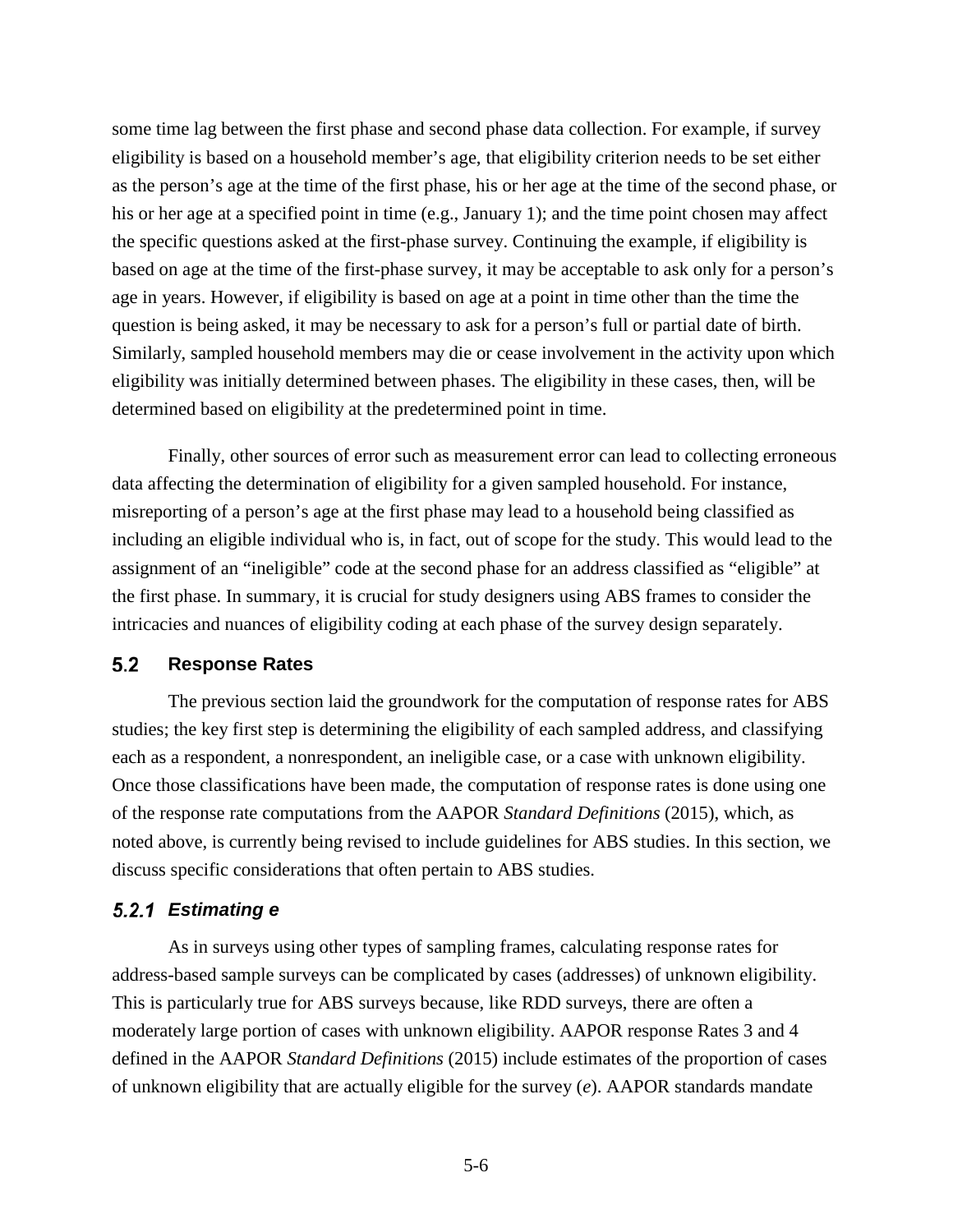some time lag between the first phase and second phase data collection. For example, if survey eligibility is based on a household member's age, that eligibility criterion needs to be set either as the person's age at the time of the first phase, his or her age at the time of the second phase, or his or her age at a specified point in time (e.g., January 1); and the time point chosen may affect the specific questions asked at the first-phase survey. Continuing the example, if eligibility is based on age at the time of the first-phase survey, it may be acceptable to ask only for a person's age in years. However, if eligibility is based on age at a point in time other than the time the question is being asked, it may be necessary to ask for a person's full or partial date of birth. Similarly, sampled household members may die or cease involvement in the activity upon which eligibility was initially determined between phases. The eligibility in these cases, then, will be determined based on eligibility at the predetermined point in time.

Finally, other sources of error such as measurement error can lead to collecting erroneous data affecting the determination of eligibility for a given sampled household. For instance, misreporting of a person's age at the first phase may lead to a household being classified as including an eligible individual who is, in fact, out of scope for the study. This would lead to the assignment of an "ineligible" code at the second phase for an address classified as "eligible" at the first phase. In summary, it is crucial for study designers using ABS frames to consider the intricacies and nuances of eligibility coding at each phase of the survey design separately.

## 5.2 Response Rates

The previous section laid the groundwork for the computation of response rates for ABS studies; the key first step is determining the eligibility of each sampled address, and classifying each as a respondent, a nonrespondent, an ineligible case, or a case with unknown eligibility. Once those classifications have been made, the computation of response rates is done using one of the response rate computations from the AAPOR *Standard Definitions* (2015), which, as noted above, is currently being revised to include guidelines for ABS studies. In this section, we discuss specific considerations that often pertain to ABS studies.

### *5.2.1 Estimating e*

As in surveys using other types of sampling frames, calculating response rates for address-based sample surveys can be complicated by cases (addresses) of unknown eligibility. This is particularly true for ABS surveys because, like RDD surveys, there are often a moderately large portion of cases with unknown eligibility. AAPOR response Rates 3 and 4 defined in the AAPOR *Standard Definitions* (2015) include estimates of the proportion of cases of unknown eligibility that are actually eligible for the survey ($e$). AAPOR standards mandate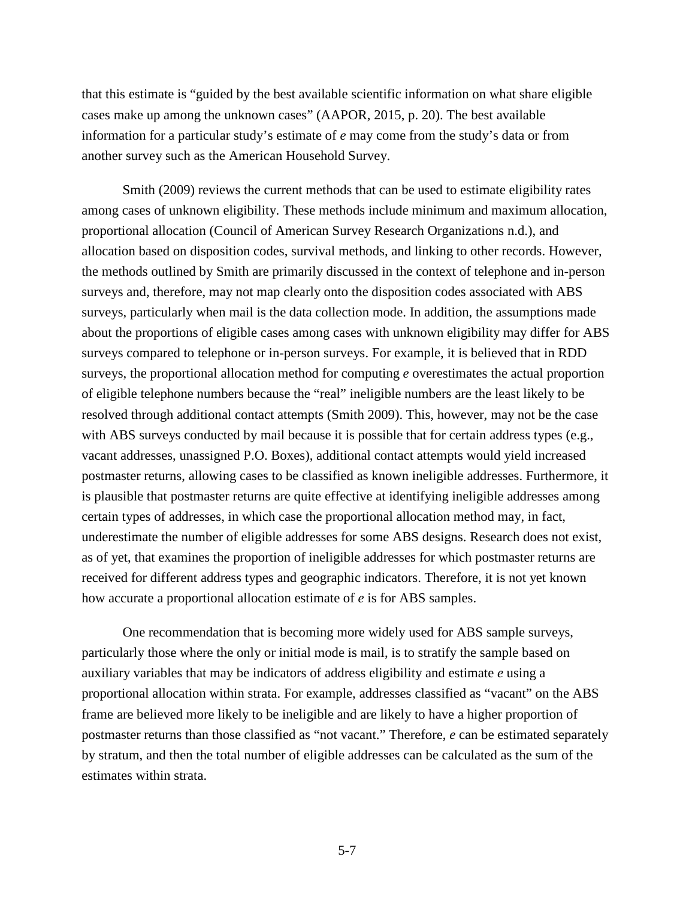that this estimate is "guided by the best available scientific information on what share eligible cases make up among the unknown cases" (AAPOR, 2015, p. 20). The best available information for a particular study's estimate of $e$ may come from the study's data or from another survey such as the American Household Survey.

Smith (2009) reviews the current methods that can be used to estimate eligibility rates among cases of unknown eligibility. These methods include minimum and maximum allocation, proportional allocation (Council of American Survey Research Organizations n.d.), and allocation based on disposition codes, survival methods, and linking to other records. However, the methods outlined by Smith are primarily discussed in the context of telephone and in-person surveys and, therefore, may not map clearly onto the disposition codes associated with ABS surveys, particularly when mail is the data collection mode. In addition, the assumptions made about the proportions of eligible cases among cases with unknown eligibility may differ for ABS surveys compared to telephone or in-person surveys. For example, it is believed that in RDD surveys, the proportional allocation method for computing $e$ overestimates the actual proportion of eligible telephone numbers because the "real" ineligible numbers are the least likely to be resolved through additional contact attempts (Smith 2009). This, however, may not be the case with ABS surveys conducted by mail because it is possible that for certain address types (e.g., vacant addresses, unassigned P.O. Boxes), additional contact attempts would yield increased postmaster returns, allowing cases to be classified as known ineligible addresses. Furthermore, it is plausible that postmaster returns are quite effective at identifying ineligible addresses among certain types of addresses, in which case the proportional allocation method may, in fact, underestimate the number of eligible addresses for some ABS designs. Research does not exist, as of yet, that examines the proportion of ineligible addresses for which postmaster returns are received for different address types and geographic indicators. Therefore, it is not yet known how accurate a proportional allocation estimate of $e$ is for ABS samples.

One recommendation that is becoming more widely used for ABS sample surveys, particularly those where the only or initial mode is mail, is to stratify the sample based on auxiliary variables that may be indicators of address eligibility and estimate $e$ using a proportional allocation within strata. For example, addresses classified as "vacant" on the ABS frame are believed more likely to be ineligible and are likely to have a higher proportion of postmaster returns than those classified as "not vacant." Therefore, $e$ can be estimated separately by stratum, and then the total number of eligible addresses can be calculated as the sum of the estimates within strata.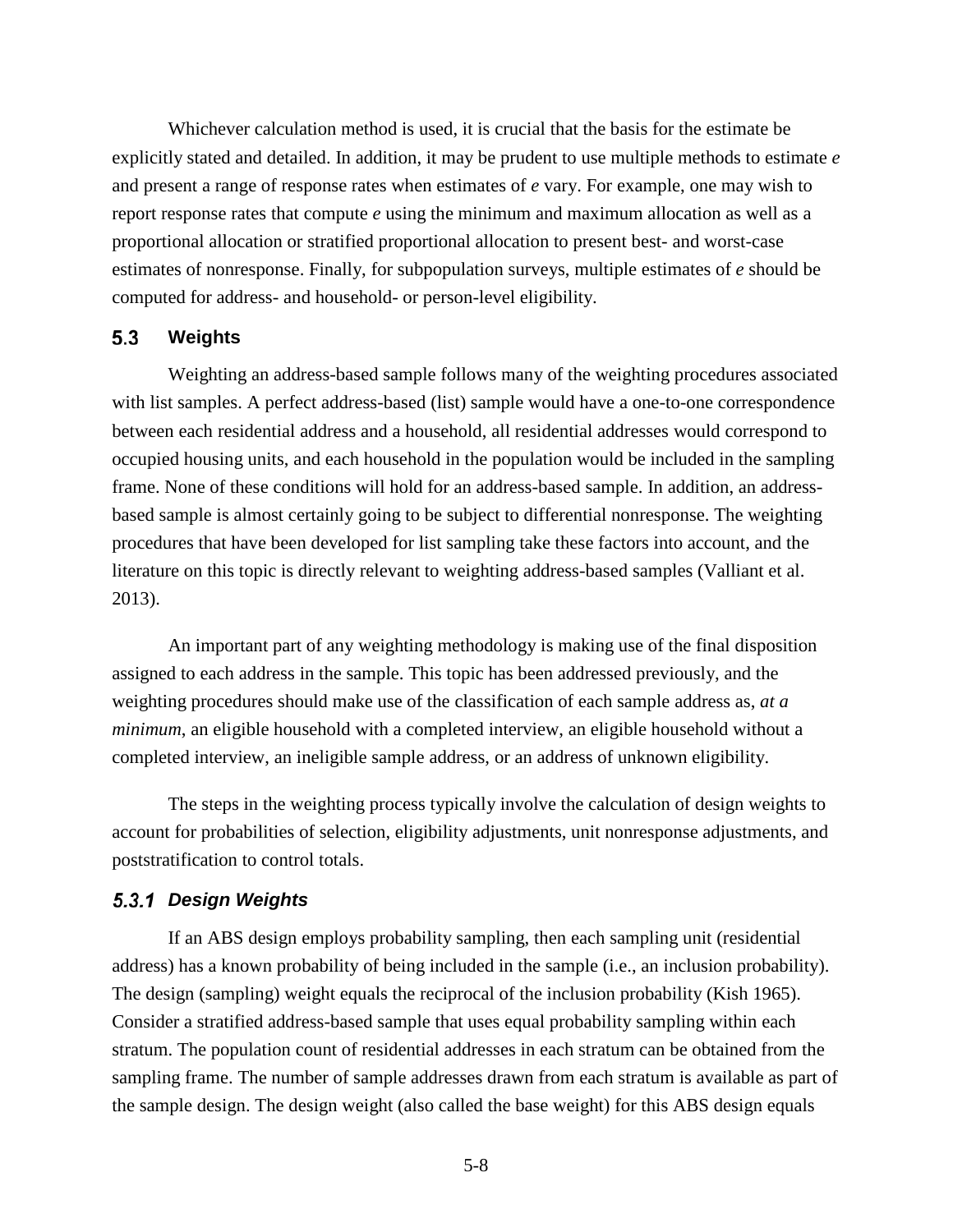Whichever calculation method is used, it is crucial that the basis for the estimate be explicitly stated and detailed. In addition, it may be prudent to use multiple methods to estimate *e* and present a range of response rates when estimates of *e* vary. For example, one may wish to report response rates that compute *e* using the minimum and maximum allocation as well as a proportional allocation or stratified proportional allocation to present best- and worst-case estimates of nonresponse. Finally, for subpopulation surveys, multiple estimates of *e* should be computed for address- and household- or person-level eligibility.

## 5.3 Weights

Weighting an address-based sample follows many of the weighting procedures associated with list samples. A perfect address-based (list) sample would have a one-to-one correspondence between each residential address and a household, all residential addresses would correspond to occupied housing units, and each household in the population would be included in the sampling frame. None of these conditions will hold for an address-based sample. In addition, an address-based sample is almost certainly going to be subject to differential nonresponse. The weighting procedures that have been developed for list sampling take these factors into account, and the literature on this topic is directly relevant to weighting address-based samples (Valliant et al. 2013).

An important part of any weighting methodology is making use of the final disposition assigned to each address in the sample. This topic has been addressed previously, and the weighting procedures should make use of the classification of each sample address as, *at a minimum*, an eligible household with a completed interview, an eligible household without a completed interview, an ineligible sample address, or an address of unknown eligibility.

The steps in the weighting process typically involve the calculation of design weights to account for probabilities of selection, eligibility adjustments, unit nonresponse adjustments, and poststratification to control totals.

### *5.3.1 Design Weights*

If an ABS design employs probability sampling, then each sampling unit (residential address) has a known probability of being included in the sample (i.e., an inclusion probability). The design (sampling) weight equals the reciprocal of the inclusion probability (Kish 1965). Consider a stratified address-based sample that uses equal probability sampling within each stratum. The population count of residential addresses in each stratum can be obtained from the sampling frame. The number of sample addresses drawn from each stratum is available as part of the sample design. The design weight (also called the base weight) for this ABS design equals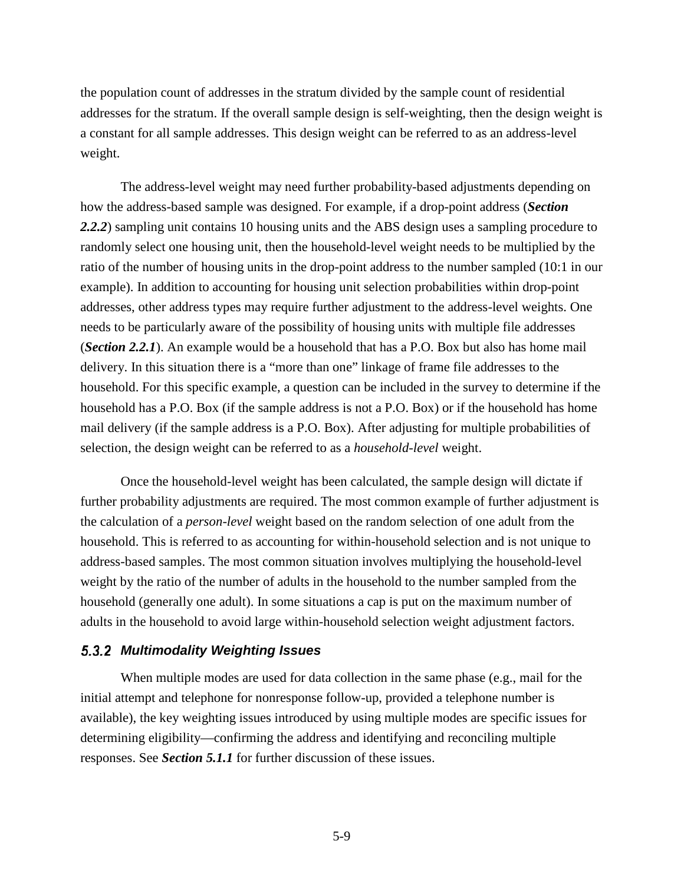the population count of addresses in the stratum divided by the sample count of residential addresses for the stratum. If the overall sample design is self-weighting, then the design weight is a constant for all sample addresses. This design weight can be referred to as an address-level weight.

The address-level weight may need further probability-based adjustments depending on how the address-based sample was designed. For example, if a drop-point address (***Section 2.2.2***) sampling unit contains 10 housing units and the ABS design uses a sampling procedure to randomly select one housing unit, then the household-level weight needs to be multiplied by the ratio of the number of housing units in the drop-point address to the number sampled (10:1 in our example). In addition to accounting for housing unit selection probabilities within drop-point addresses, other address types may require further adjustment to the address-level weights. One needs to be particularly aware of the possibility of housing units with multiple file addresses (***Section 2.2.1***). An example would be a household that has a P.O. Box but also has home mail delivery. In this situation there is a "more than one" linkage of frame file addresses to the household. For this specific example, a question can be included in the survey to determine if the household has a P.O. Box (if the sample address is not a P.O. Box) or if the household has home mail delivery (if the sample address is a P.O. Box). After adjusting for multiple probabilities of selection, the design weight can be referred to as a *household-level* weight.

Once the household-level weight has been calculated, the sample design will dictate if further probability adjustments are required. The most common example of further adjustment is the calculation of a *person-level* weight based on the random selection of one adult from the household. This is referred to as accounting for within-household selection and is not unique to address-based samples. The most common situation involves multiplying the household-level weight by the ratio of the number of adults in the household to the number sampled from the household (generally one adult). In some situations a cap is put on the maximum number of adults in the household to avoid large within-household selection weight adjustment factors.

### 5.3.2 Multimodality Weighting Issues

When multiple modes are used for data collection in the same phase (e.g., mail for the initial attempt and telephone for nonresponse follow-up, provided a telephone number is available), the key weighting issues introduced by using multiple modes are specific issues for determining eligibility—confirming the address and identifying and reconciling multiple responses. See ***Section 5.1.1*** for further discussion of these issues.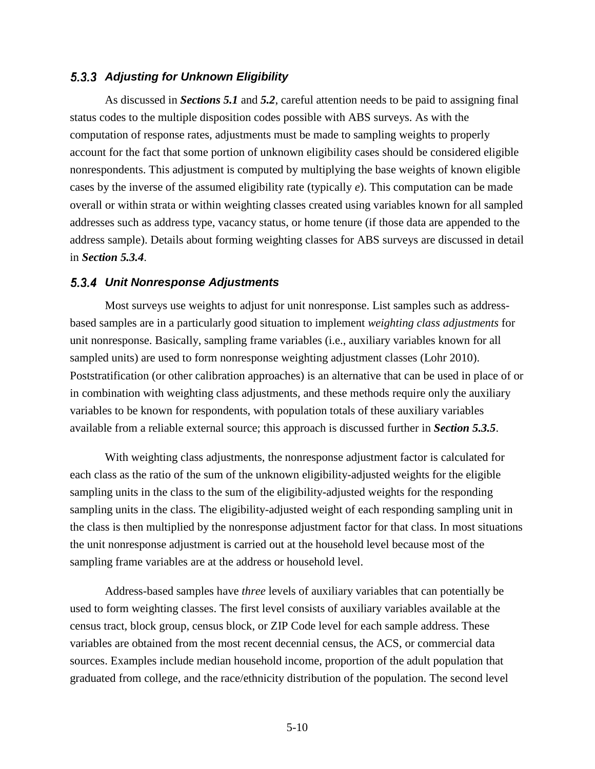### 5.3.3 *Adjusting for Unknown Eligibility*

As discussed in ***Sections 5.1*** and ***5.2***, careful attention needs to be paid to assigning final status codes to the multiple disposition codes possible with ABS surveys. As with the computation of response rates, adjustments must be made to sampling weights to properly account for the fact that some portion of unknown eligibility cases should be considered eligible nonrespondents. This adjustment is computed by multiplying the base weights of known eligible cases by the inverse of the assumed eligibility rate (typically $e$). This computation can be made overall or within strata or within weighting classes created using variables known for all sampled addresses such as address type, vacancy status, or home tenure (if those data are appended to the address sample). Details about forming weighting classes for ABS surveys are discussed in detail in ***Section 5.3.4***.

### 5.3.4 *Unit Nonresponse Adjustments*

Most surveys use weights to adjust for unit nonresponse. List samples such as address-based samples are in a particularly good situation to implement *weighting class adjustments* for unit nonresponse. Basically, sampling frame variables (i.e., auxiliary variables known for all sampled units) are used to form nonresponse weighting adjustment classes (Lohr 2010). Poststratification (or other calibration approaches) is an alternative that can be used in place of or in combination with weighting class adjustments, and these methods require only the auxiliary variables to be known for respondents, with population totals of these auxiliary variables available from a reliable external source; this approach is discussed further in ***Section 5.3.5***.

With weighting class adjustments, the nonresponse adjustment factor is calculated for each class as the ratio of the sum of the unknown eligibility-adjusted weights for the eligible sampling units in the class to the sum of the eligibility-adjusted weights for the responding sampling units in the class. The eligibility-adjusted weight of each responding sampling unit in the class is then multiplied by the nonresponse adjustment factor for that class. In most situations the unit nonresponse adjustment is carried out at the household level because most of the sampling frame variables are at the address or household level.

Address-based samples have *three* levels of auxiliary variables that can potentially be used to form weighting classes. The first level consists of auxiliary variables available at the census tract, block group, census block, or ZIP Code level for each sample address. These variables are obtained from the most recent decennial census, the ACS, or commercial data sources. Examples include median household income, proportion of the adult population that graduated from college, and the race/ethnicity distribution of the population. The second level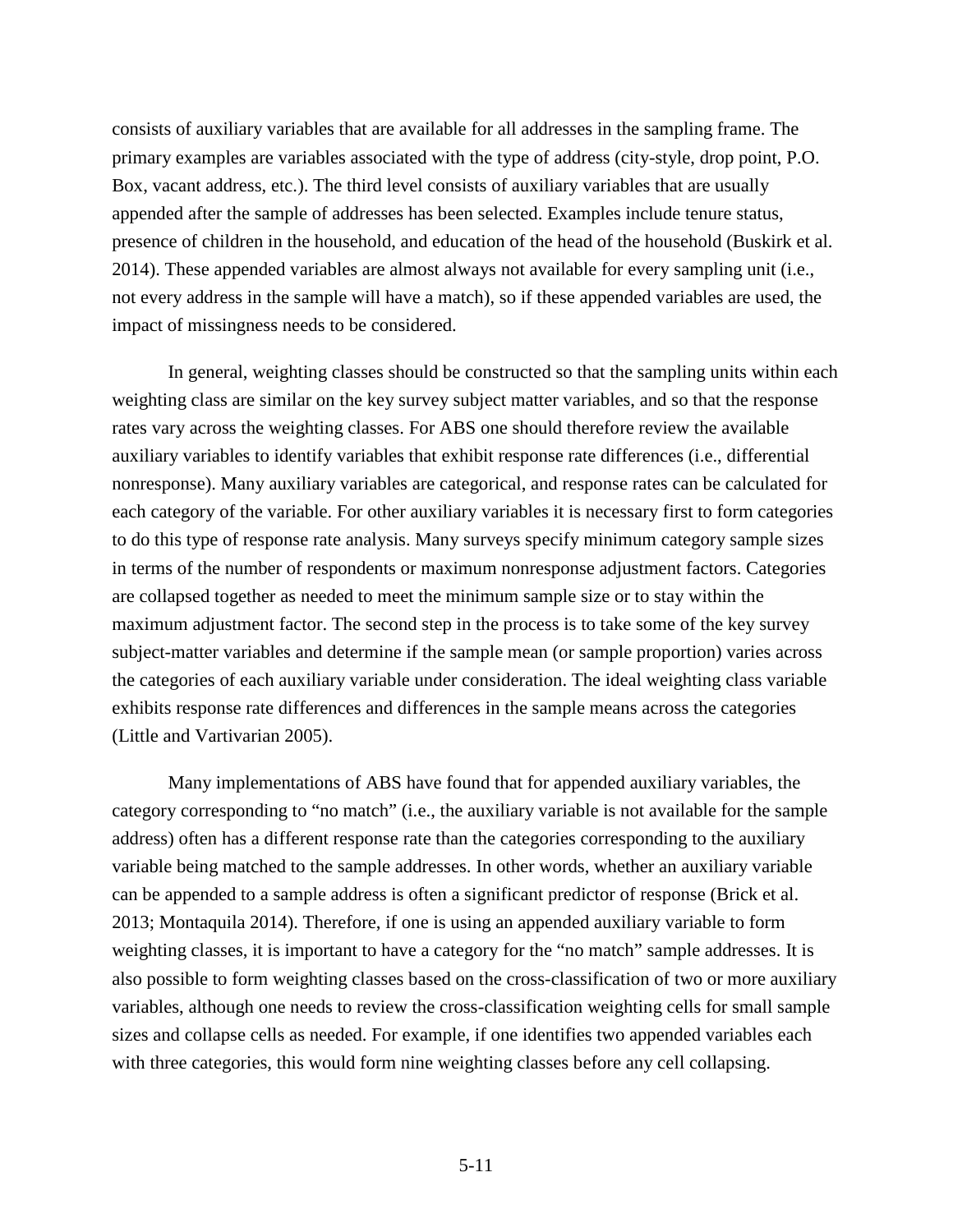consists of auxiliary variables that are available for all addresses in the sampling frame. The primary examples are variables associated with the type of address (city-style, drop point, P.O. Box, vacant address, etc.). The third level consists of auxiliary variables that are usually appended after the sample of addresses has been selected. Examples include tenure status, presence of children in the household, and education of the head of the household (Buskirk et al. 2014). These appended variables are almost always not available for every sampling unit (i.e., not every address in the sample will have a match), so if these appended variables are used, the impact of missingness needs to be considered.

In general, weighting classes should be constructed so that the sampling units within each weighting class are similar on the key survey subject matter variables, and so that the response rates vary across the weighting classes. For ABS one should therefore review the available auxiliary variables to identify variables that exhibit response rate differences (i.e., differential nonresponse). Many auxiliary variables are categorical, and response rates can be calculated for each category of the variable. For other auxiliary variables it is necessary first to form categories to do this type of response rate analysis. Many surveys specify minimum category sample sizes in terms of the number of respondents or maximum nonresponse adjustment factors. Categories are collapsed together as needed to meet the minimum sample size or to stay within the maximum adjustment factor. The second step in the process is to take some of the key survey subject-matter variables and determine if the sample mean (or sample proportion) varies across the categories of each auxiliary variable under consideration. The ideal weighting class variable exhibits response rate differences and differences in the sample means across the categories (Little and Vartivarian 2005).

Many implementations of ABS have found that for appended auxiliary variables, the category corresponding to "no match" (i.e., the auxiliary variable is not available for the sample address) often has a different response rate than the categories corresponding to the auxiliary variable being matched to the sample addresses. In other words, whether an auxiliary variable can be appended to a sample address is often a significant predictor of response (Brick et al. 2013; Montaquila 2014). Therefore, if one is using an appended auxiliary variable to form weighting classes, it is important to have a category for the "no match" sample addresses. It is also possible to form weighting classes based on the cross-classification of two or more auxiliary variables, although one needs to review the cross-classification weighting cells for small sample sizes and collapse cells as needed. For example, if one identifies two appended variables each with three categories, this would form nine weighting classes before any cell collapsing.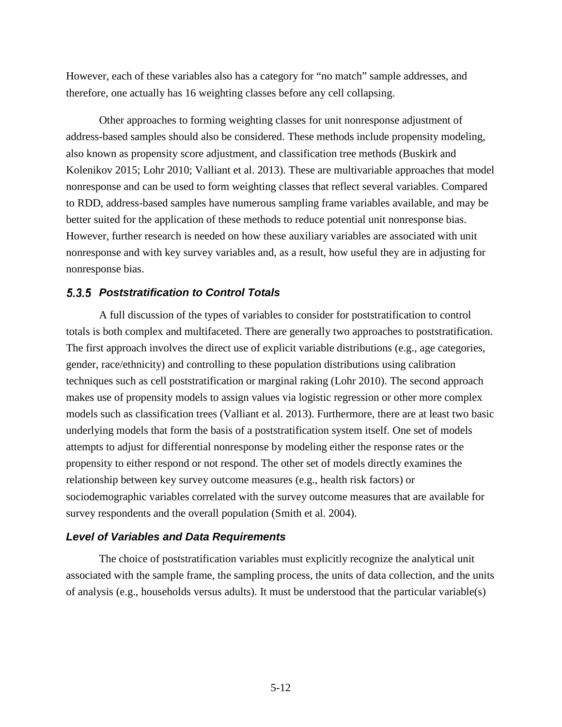However, each of these variables also has a category for "no match" sample addresses, and therefore, one actually has 16 weighting classes before any cell collapsing.

Other approaches to forming weighting classes for unit nonresponse adjustment of address-based samples should also be considered. These methods include propensity modeling, also known as propensity score adjustment, and classification tree methods (Buskirk and Kolenikov 2015; Lohr 2010; Valliant et al. 2013). These are multivariable approaches that model nonresponse and can be used to form weighting classes that reflect several variables. Compared to RDD, address-based samples have numerous sampling frame variables available, and may be better suited for the application of these methods to reduce potential unit nonresponse bias. However, further research is needed on how these auxiliary variables are associated with unit nonresponse and with key survey variables and, as a result, how useful they are in adjusting for nonresponse bias.

### *5.3.5 Poststratification to Control Totals*

A full discussion of the types of variables to consider for poststratification to control totals is both complex and multifaceted. There are generally two approaches to poststratification. The first approach involves the direct use of explicit variable distributions (e.g., age categories, gender, race/ethnicity) and controlling to these population distributions using calibration techniques such as cell poststratification or marginal raking (Lohr 2010). The second approach makes use of propensity models to assign values via logistic regression or other more complex models such as classification trees (Valliant et al. 2013). Furthermore, there are at least two basic underlying models that form the basis of a poststratification system itself. One set of models attempts to adjust for differential nonresponse by modeling either the response rates or the propensity to either respond or not respond. The other set of models directly examines the relationship between key survey outcome measures (e.g., health risk factors) or sociodemographic variables correlated with the survey outcome measures that are available for survey respondents and the overall population (Smith et al. 2004).

#### *Level of Variables and Data Requirements*

The choice of poststratification variables must explicitly recognize the analytical unit associated with the sample frame, the sampling process, the units of data collection, and the units of analysis (e.g., households versus adults). It must be understood that the particular variable(s)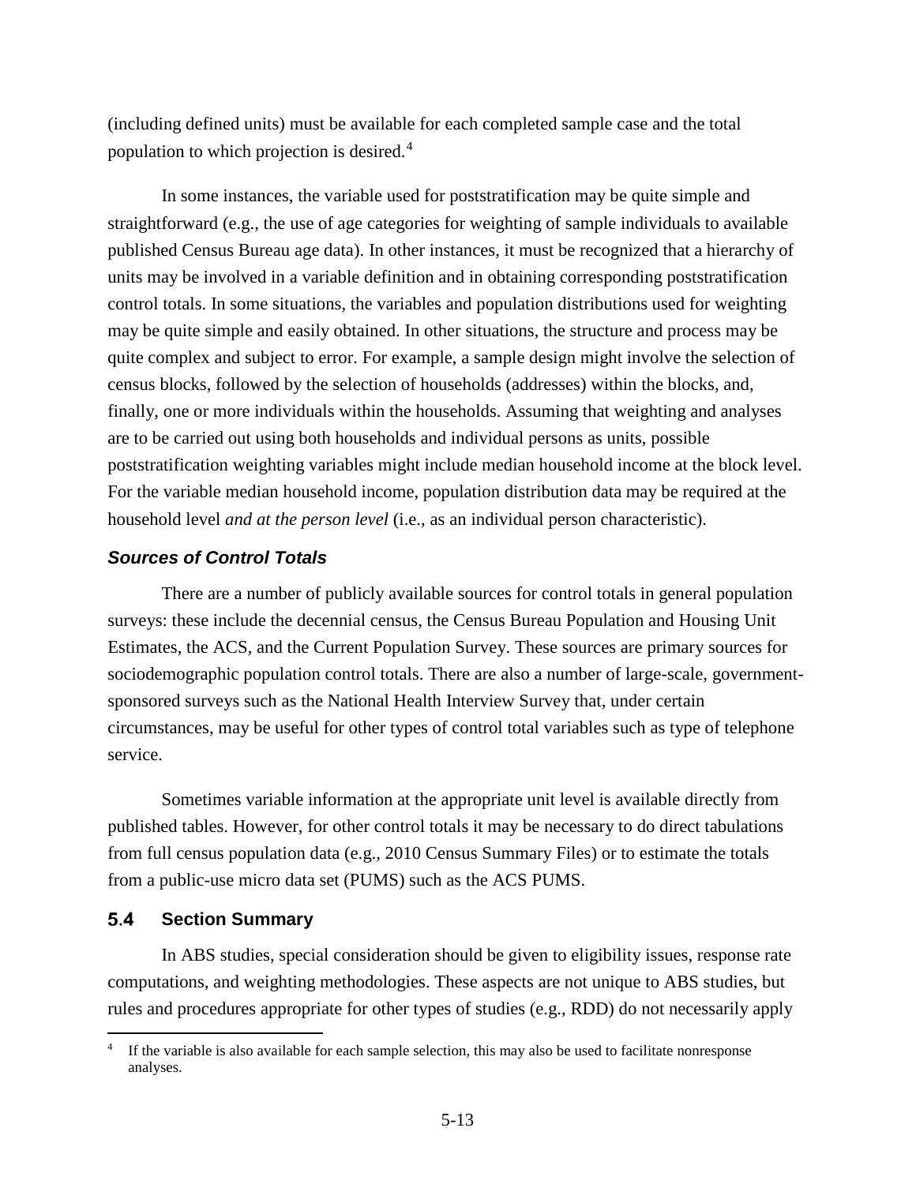(including defined units) must be available for each completed sample case and the total population to which projection is desired.[4]

In some instances, the variable used for poststratification may be quite simple and straightforward (e.g., the use of age categories for weighting of sample individuals to available published Census Bureau age data). In other instances, it must be recognized that a hierarchy of units may be involved in a variable definition and in obtaining corresponding poststratification control totals. In some situations, the variables and population distributions used for weighting may be quite simple and easily obtained. In other situations, the structure and process may be quite complex and subject to error. For example, a sample design might involve the selection of census blocks, followed by the selection of households (addresses) within the blocks, and, finally, one or more individuals within the households. Assuming that weighting and analyses are to be carried out using both households and individual persons as units, possible poststratification weighting variables might include median household income at the block level. For the variable median household income, population distribution data may be required at the household level *and at the person level* (i.e., as an individual person characteristic).

### *Sources of Control Totals*

There are a number of publicly available sources for control totals in general population surveys: these include the decennial census, the Census Bureau Population and Housing Unit Estimates, the ACS, and the Current Population Survey. These sources are primary sources for sociodemographic population control totals. There are also a number of large-scale, government-sponsored surveys such as the National Health Interview Survey that, under certain circumstances, may be useful for other types of control total variables such as type of telephone service.

Sometimes variable information at the appropriate unit level is available directly from published tables. However, for other control totals it may be necessary to do direct tabulations from full census population data (e.g., 2010 Census Summary Files) or to estimate the totals from a public-use micro data set (PUMS) such as the ACS PUMS.

## 5.4 Section Summary

In ABS studies, special consideration should be given to eligibility issues, response rate computations, and weighting methodologies. These aspects are not unique to ABS studies, but rules and procedures appropriate for other types of studies (e.g., RDD) do not necessarily apply

[4] If the variable is also available for each sample selection, this may also be used to facilitate nonresponse analyses.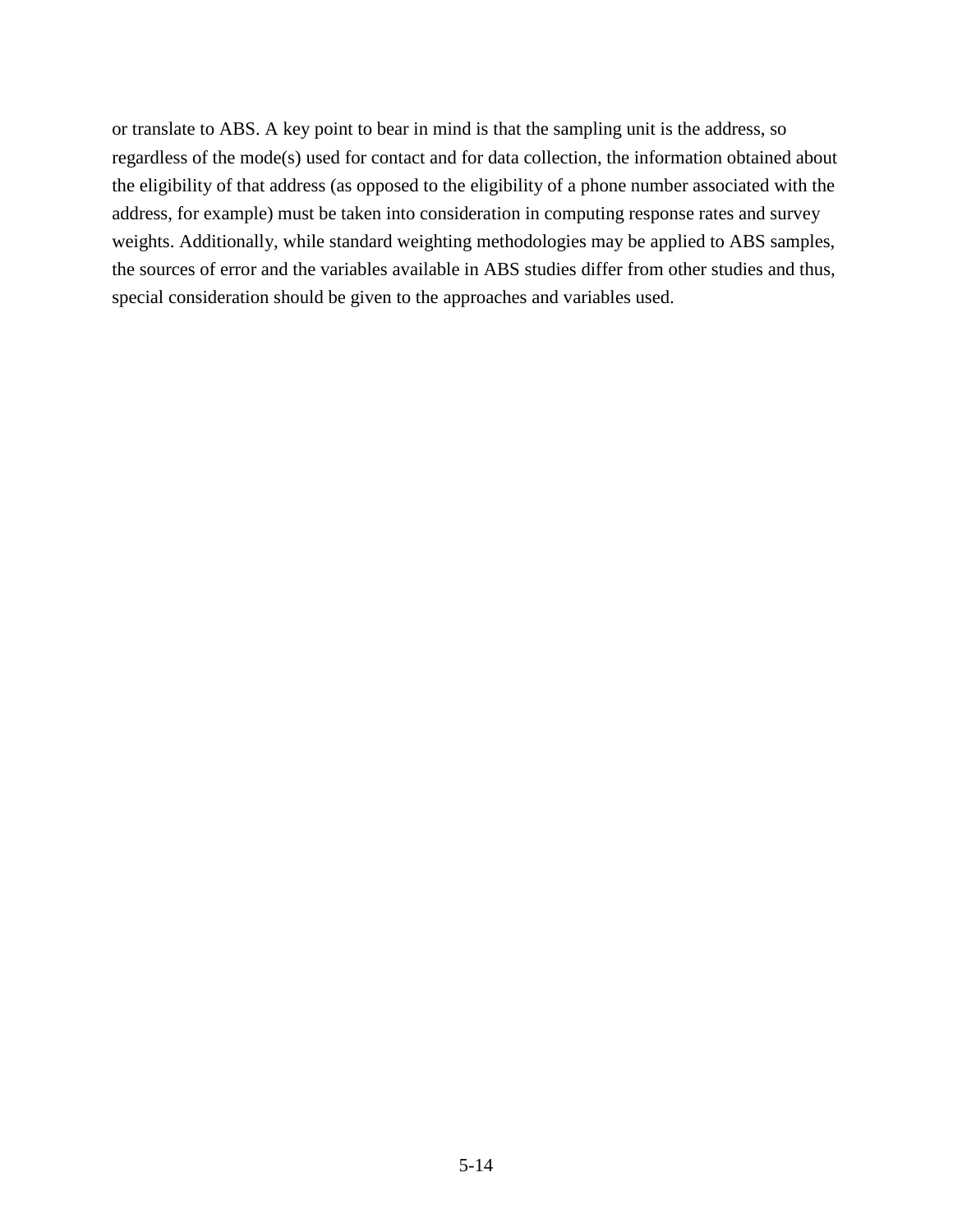or translate to ABS. A key point to bear in mind is that the sampling unit is the address, so regardless of the mode(s) used for contact and for data collection, the information obtained about the eligibility of that address (as opposed to the eligibility of a phone number associated with the address, for example) must be taken into consideration in computing response rates and survey weights. Additionally, while standard weighting methodologies may be applied to ABS samples, the sources of error and the variables available in ABS studies differ from other studies and thus, special consideration should be given to the approaches and variables used.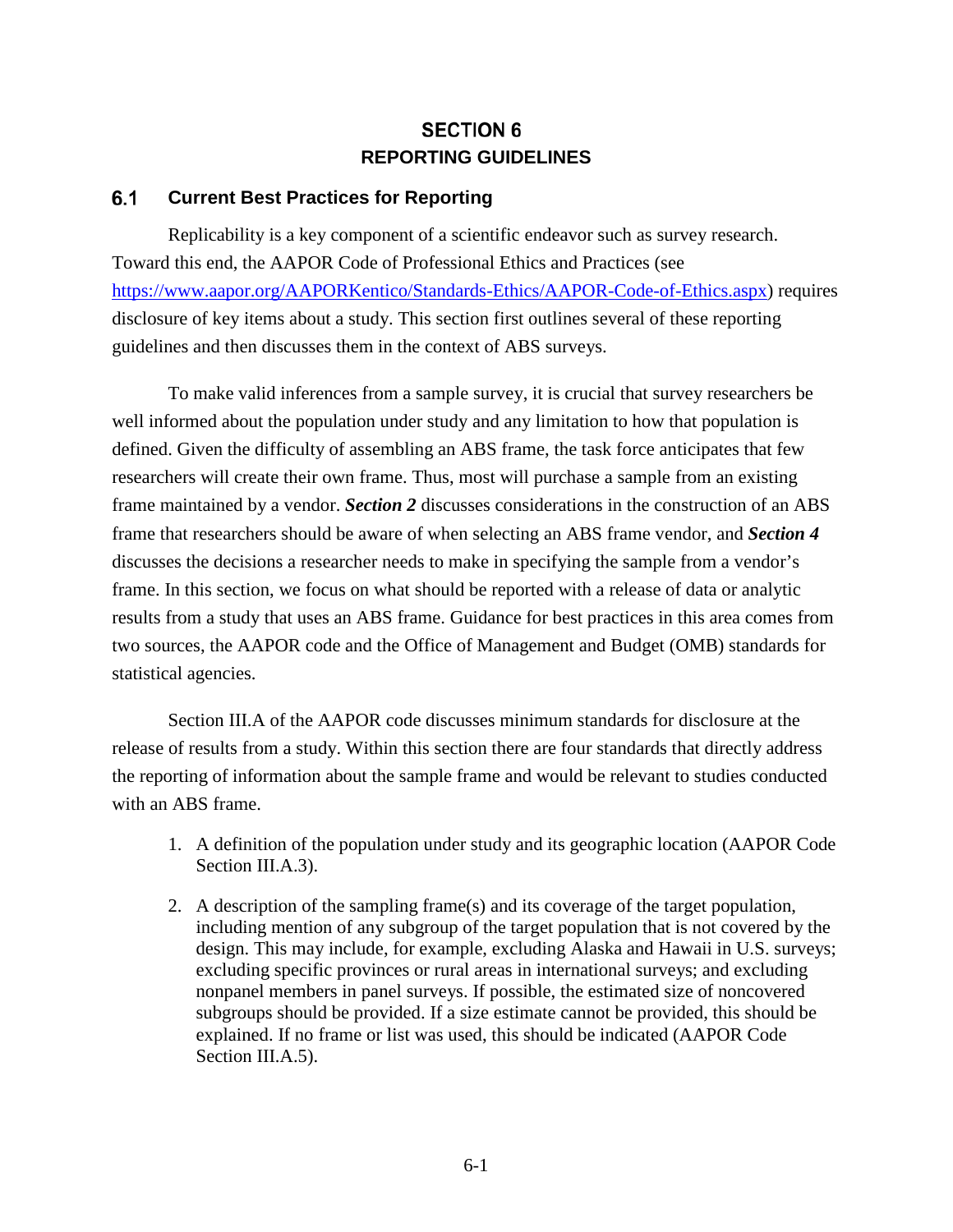# SECTION 6
# REPORTING GUIDELINES

## 6.1 Current Best Practices for Reporting

Replicability is a key component of a scientific endeavor such as survey research. Toward this end, the AAPOR Code of Professional Ethics and Practices (see https://www.aapor.org/AAPORKentico/Standards-Ethics/AAPOR-Code-of-Ethics.aspx) requires disclosure of key items about a study. This section first outlines several of these reporting guidelines and then discusses them in the context of ABS surveys.

To make valid inferences from a sample survey, it is crucial that survey researchers be well informed about the population under study and any limitation to how that population is defined. Given the difficulty of assembling an ABS frame, the task force anticipates that few researchers will create their own frame. Thus, most will purchase a sample from an existing frame maintained by a vendor. ***Section 2*** discusses considerations in the construction of an ABS frame that researchers should be aware of when selecting an ABS frame vendor, and ***Section 4*** discusses the decisions a researcher needs to make in specifying the sample from a vendor's frame. In this section, we focus on what should be reported with a release of data or analytic results from a study that uses an ABS frame. Guidance for best practices in this area comes from two sources, the AAPOR code and the Office of Management and Budget (OMB) standards for statistical agencies.

Section III.A of the AAPOR code discusses minimum standards for disclosure at the release of results from a study. Within this section there are four standards that directly address the reporting of information about the sample frame and would be relevant to studies conducted with an ABS frame.

1. A definition of the population under study and its geographic location (AAPOR Code Section III.A.3).
2. A description of the sampling frame(s) and its coverage of the target population, including mention of any subgroup of the target population that is not covered by the design. This may include, for example, excluding Alaska and Hawaii in U.S. surveys; excluding specific provinces or rural areas in international surveys; and excluding nonpanel members in panel surveys. If possible, the estimated size of noncovered subgroups should be provided. If a size estimate cannot be provided, this should be explained. If no frame or list was used, this should be indicated (AAPOR Code Section III.A.5).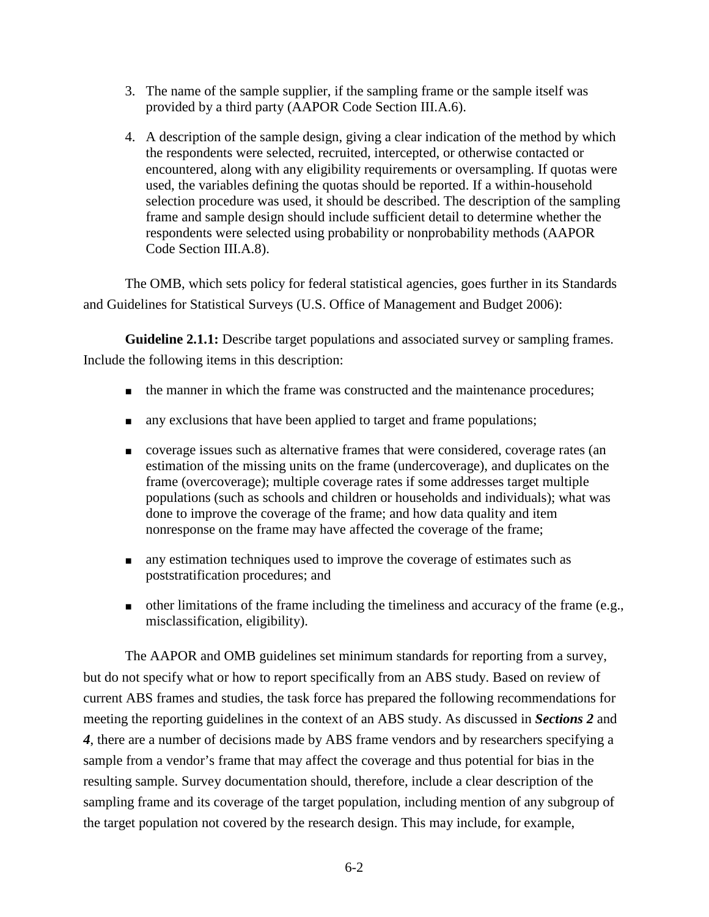3. The name of the sample supplier, if the sampling frame or the sample itself was provided by a third party (AAPOR Code Section III.A.6).

4. A description of the sample design, giving a clear indication of the method by which the respondents were selected, recruited, intercepted, or otherwise contacted or encountered, along with any eligibility requirements or oversampling. If quotas were used, the variables defining the quotas should be reported. If a within-household selection procedure was used, it should be described. The description of the sampling frame and sample design should include sufficient detail to determine whether the respondents were selected using probability or nonprobability methods (AAPOR Code Section III.A.8).

The OMB, which sets policy for federal statistical agencies, goes further in its Standards and Guidelines for Statistical Surveys (U.S. Office of Management and Budget 2006):

**Guideline 2.1.1:** Describe target populations and associated survey or sampling frames. Include the following items in this description:

- the manner in which the frame was constructed and the maintenance procedures;
- any exclusions that have been applied to target and frame populations;
- coverage issues such as alternative frames that were considered, coverage rates (an estimation of the missing units on the frame (undercoverage), and duplicates on the frame (overcoverage); multiple coverage rates if some addresses target multiple populations (such as schools and children or households and individuals); what was done to improve the coverage of the frame; and how data quality and item nonresponse on the frame may have affected the coverage of the frame;
- any estimation techniques used to improve the coverage of estimates such as poststratification procedures; and
- other limitations of the frame including the timeliness and accuracy of the frame (e.g., misclassification, eligibility).

The AAPOR and OMB guidelines set minimum standards for reporting from a survey, but do not specify what or how to report specifically from an ABS study. Based on review of current ABS frames and studies, the task force has prepared the following recommendations for meeting the reporting guidelines in the context of an ABS study. As discussed in ***Sections 2*** and ***4***, there are a number of decisions made by ABS frame vendors and by researchers specifying a sample from a vendor's frame that may affect the coverage and thus potential for bias in the resulting sample. Survey documentation should, therefore, include a clear description of the sampling frame and its coverage of the target population, including mention of any subgroup of the target population not covered by the research design. This may include, for example,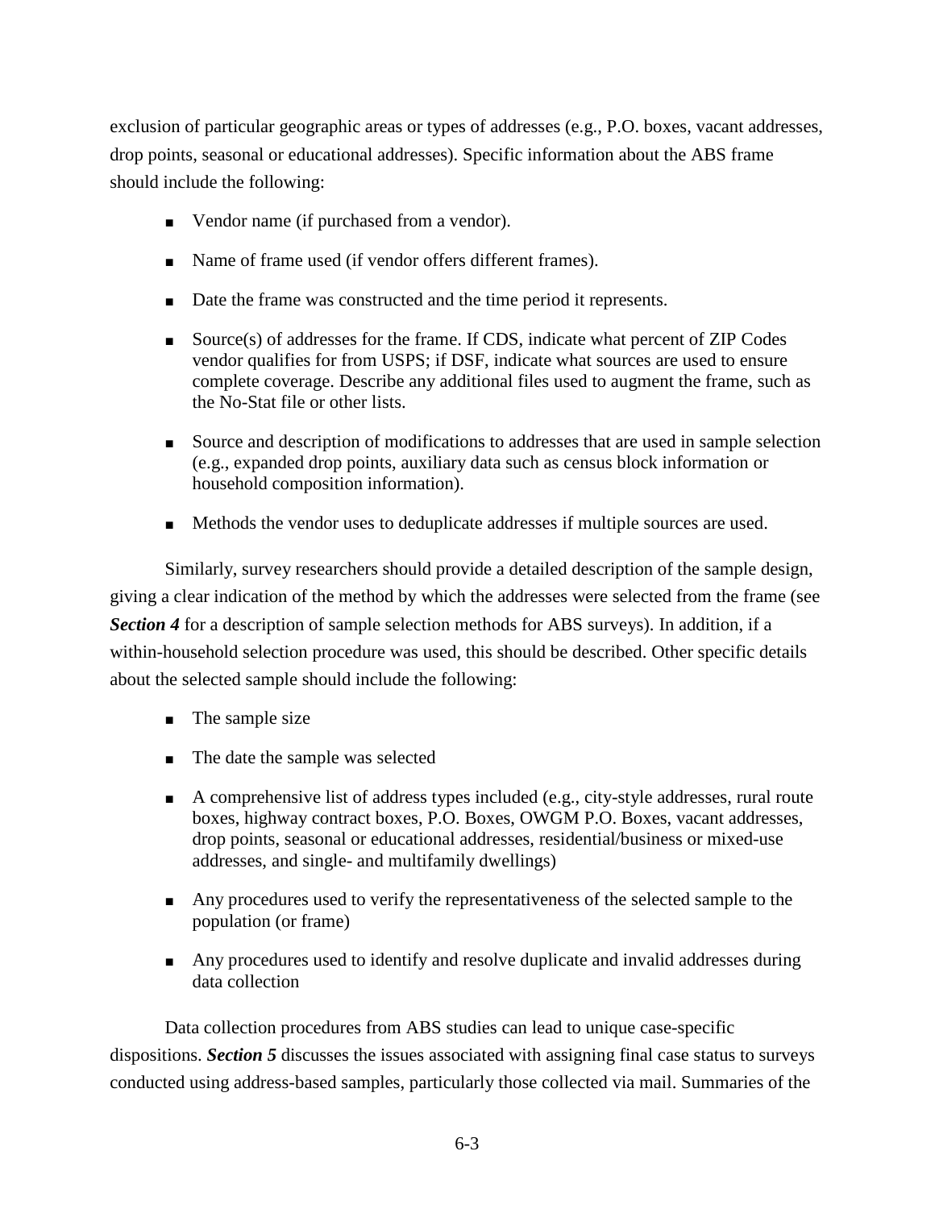exclusion of particular geographic areas or types of addresses (e.g., P.O. boxes, vacant addresses, drop points, seasonal or educational addresses). Specific information about the ABS frame should include the following:

- Vendor name (if purchased from a vendor).
- Name of frame used (if vendor offers different frames).
- Date the frame was constructed and the time period it represents.
- Source(s) of addresses for the frame. If CDS, indicate what percent of ZIP Codes vendor qualifies for from USPS; if DSF, indicate what sources are used to ensure complete coverage. Describe any additional files used to augment the frame, such as the No-Stat file or other lists.
- Source and description of modifications to addresses that are used in sample selection (e.g., expanded drop points, auxiliary data such as census block information or household composition information).
- Methods the vendor uses to deduplicate addresses if multiple sources are used.

Similarly, survey researchers should provide a detailed description of the sample design, giving a clear indication of the method by which the addresses were selected from the frame (see ***Section 4*** for a description of sample selection methods for ABS surveys). In addition, if a within-household selection procedure was used, this should be described. Other specific details about the selected sample should include the following:

- The sample size
- The date the sample was selected
- A comprehensive list of address types included (e.g., city-style addresses, rural route boxes, highway contract boxes, P.O. Boxes, OWGM P.O. Boxes, vacant addresses, drop points, seasonal or educational addresses, residential/business or mixed-use addresses, and single- and multifamily dwellings)
- Any procedures used to verify the representativeness of the selected sample to the population (or frame)
- Any procedures used to identify and resolve duplicate and invalid addresses during data collection

Data collection procedures from ABS studies can lead to unique case-specific dispositions. ***Section 5*** discusses the issues associated with assigning final case status to surveys conducted using address-based samples, particularly those collected via mail. Summaries of the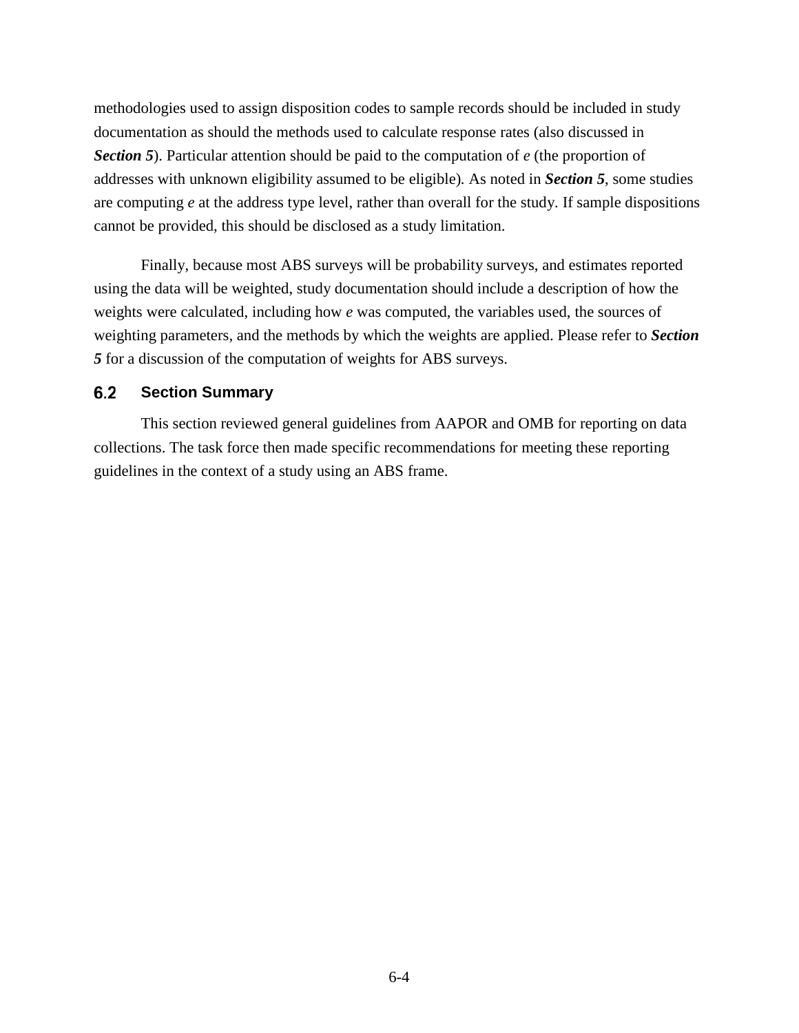methodologies used to assign disposition codes to sample records should be included in study documentation as should the methods used to calculate response rates (also discussed in ***Section 5***). Particular attention should be paid to the computation of $e$ (the proportion of addresses with unknown eligibility assumed to be eligible). As noted in ***Section 5***, some studies are computing $e$ at the address type level, rather than overall for the study. If sample dispositions cannot be provided, this should be disclosed as a study limitation.

Finally, because most ABS surveys will be probability surveys, and estimates reported using the data will be weighted, study documentation should include a description of how the weights were calculated, including how $e$ was computed, the variables used, the sources of weighting parameters, and the methods by which the weights are applied. Please refer to ***Section 5*** for a discussion of the computation of weights for ABS surveys.

## 6.2 Section Summary

This section reviewed general guidelines from AAPOR and OMB for reporting on data collections. The task force then made specific recommendations for meeting these reporting guidelines in the context of a study using an ABS frame.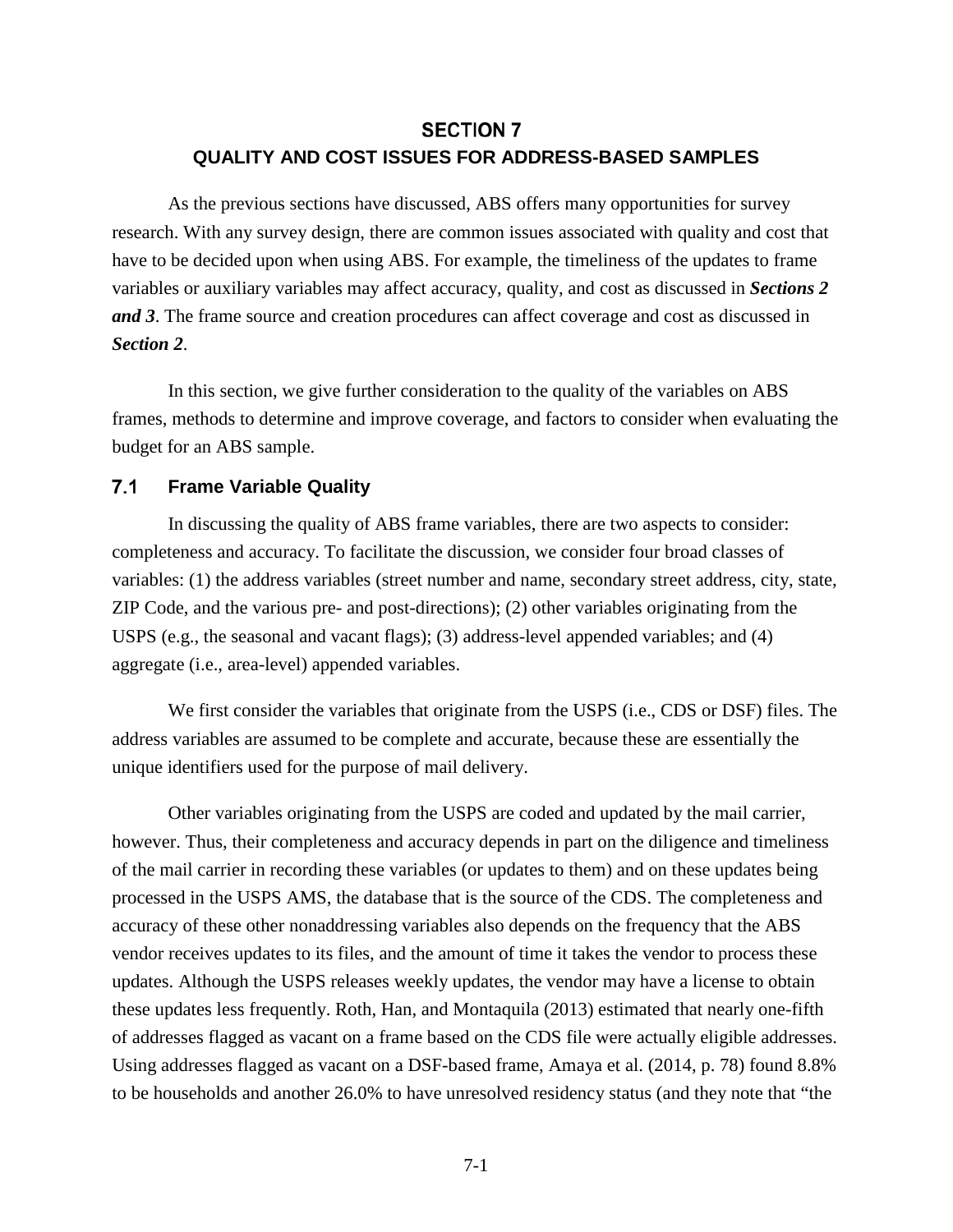# SECTION 7
## QUALITY AND COST ISSUES FOR ADDRESS-BASED SAMPLES

As the previous sections have discussed, ABS offers many opportunities for survey research. With any survey design, there are common issues associated with quality and cost that have to be decided upon when using ABS. For example, the timeliness of the updates to frame variables or auxiliary variables may affect accuracy, quality, and cost as discussed in ***Sections 2 and 3***. The frame source and creation procedures can affect coverage and cost as discussed in ***Section 2***.

In this section, we give further consideration to the quality of the variables on ABS frames, methods to determine and improve coverage, and factors to consider when evaluating the budget for an ABS sample.

### 7.1 Frame Variable Quality

In discussing the quality of ABS frame variables, there are two aspects to consider: completeness and accuracy. To facilitate the discussion, we consider four broad classes of variables: (1) the address variables (street number and name, secondary street address, city, state, ZIP Code, and the various pre- and post-directions); (2) other variables originating from the USPS (e.g., the seasonal and vacant flags); (3) address-level appended variables; and (4) aggregate (i.e., area-level) appended variables.

We first consider the variables that originate from the USPS (i.e., CDS or DSF) files. The address variables are assumed to be complete and accurate, because these are essentially the unique identifiers used for the purpose of mail delivery.

Other variables originating from the USPS are coded and updated by the mail carrier, however. Thus, their completeness and accuracy depends in part on the diligence and timeliness of the mail carrier in recording these variables (or updates to them) and on these updates being processed in the USPS AMS, the database that is the source of the CDS. The completeness and accuracy of these other nonaddressing variables also depends on the frequency that the ABS vendor receives updates to its files, and the amount of time it takes the vendor to process these updates. Although the USPS releases weekly updates, the vendor may have a license to obtain these updates less frequently. Roth, Han, and Montaquila (2013) estimated that nearly one-fifth of addresses flagged as vacant on a frame based on the CDS file were actually eligible addresses. Using addresses flagged as vacant on a DSF-based frame, Amaya et al. (2014, p. 78) found 8.8% to be households and another 26.0% to have unresolved residency status (and they note that "the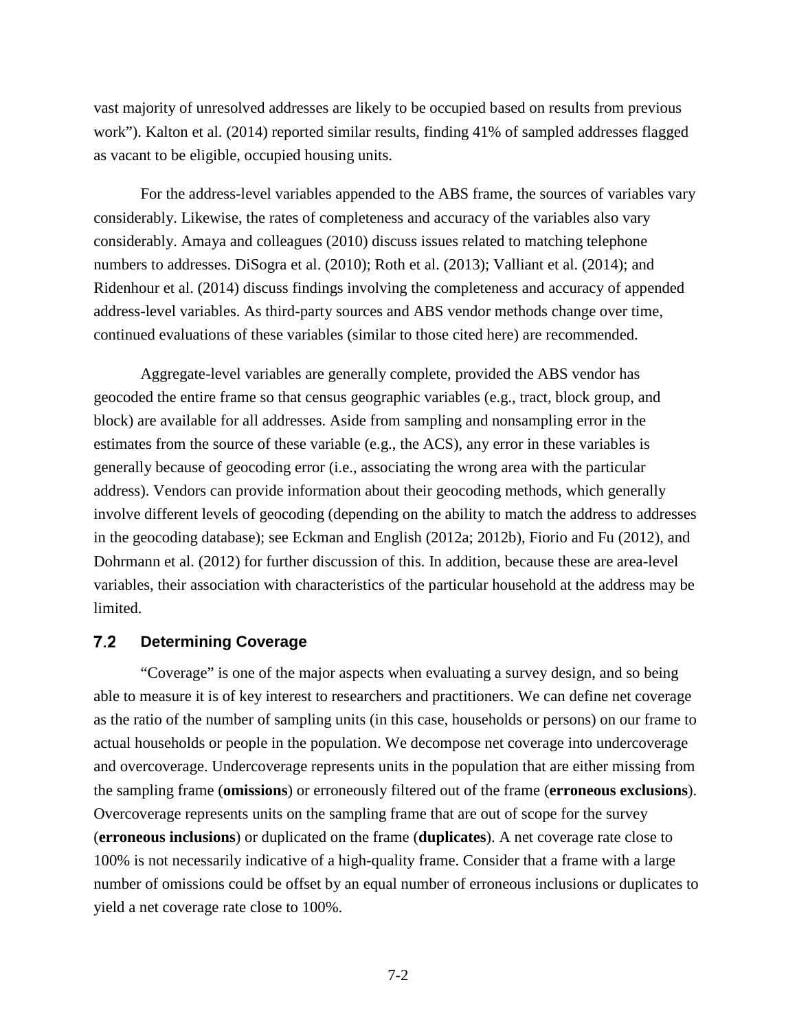vast majority of unresolved addresses are likely to be occupied based on results from previous work"). Kalton et al. (2014) reported similar results, finding 41% of sampled addresses flagged as vacant to be eligible, occupied housing units.

For the address-level variables appended to the ABS frame, the sources of variables vary considerably. Likewise, the rates of completeness and accuracy of the variables also vary considerably. Amaya and colleagues (2010) discuss issues related to matching telephone numbers to addresses. DiSogra et al. (2010); Roth et al. (2013); Valliant et al. (2014); and Ridenhour et al. (2014) discuss findings involving the completeness and accuracy of appended address-level variables. As third-party sources and ABS vendor methods change over time, continued evaluations of these variables (similar to those cited here) are recommended.

Aggregate-level variables are generally complete, provided the ABS vendor has geocoded the entire frame so that census geographic variables (e.g., tract, block group, and block) are available for all addresses. Aside from sampling and nonsampling error in the estimates from the source of these variable (e.g., the ACS), any error in these variables is generally because of geocoding error (i.e., associating the wrong area with the particular address). Vendors can provide information about their geocoding methods, which generally involve different levels of geocoding (depending on the ability to match the address to addresses in the geocoding database); see Eckman and English (2012a; 2012b), Fiorio and Fu (2012), and Dohrmann et al. (2012) for further discussion of this. In addition, because these are area-level variables, their association with characteristics of the particular household at the address may be limited.

## 7.2 Determining Coverage

"Coverage" is one of the major aspects when evaluating a survey design, and so being able to measure it is of key interest to researchers and practitioners. We can define net coverage as the ratio of the number of sampling units (in this case, households or persons) on our frame to actual households or people in the population. We decompose net coverage into undercoverage and overcoverage. Undercoverage represents units in the population that are either missing from the sampling frame (**omissions**) or erroneously filtered out of the frame (**erroneous exclusions**). Overcoverage represents units on the sampling frame that are out of scope for the survey (**erroneous inclusions**) or duplicated on the frame (**duplicates**). A net coverage rate close to 100% is not necessarily indicative of a high-quality frame. Consider that a frame with a large number of omissions could be offset by an equal number of erroneous inclusions or duplicates to yield a net coverage rate close to 100%.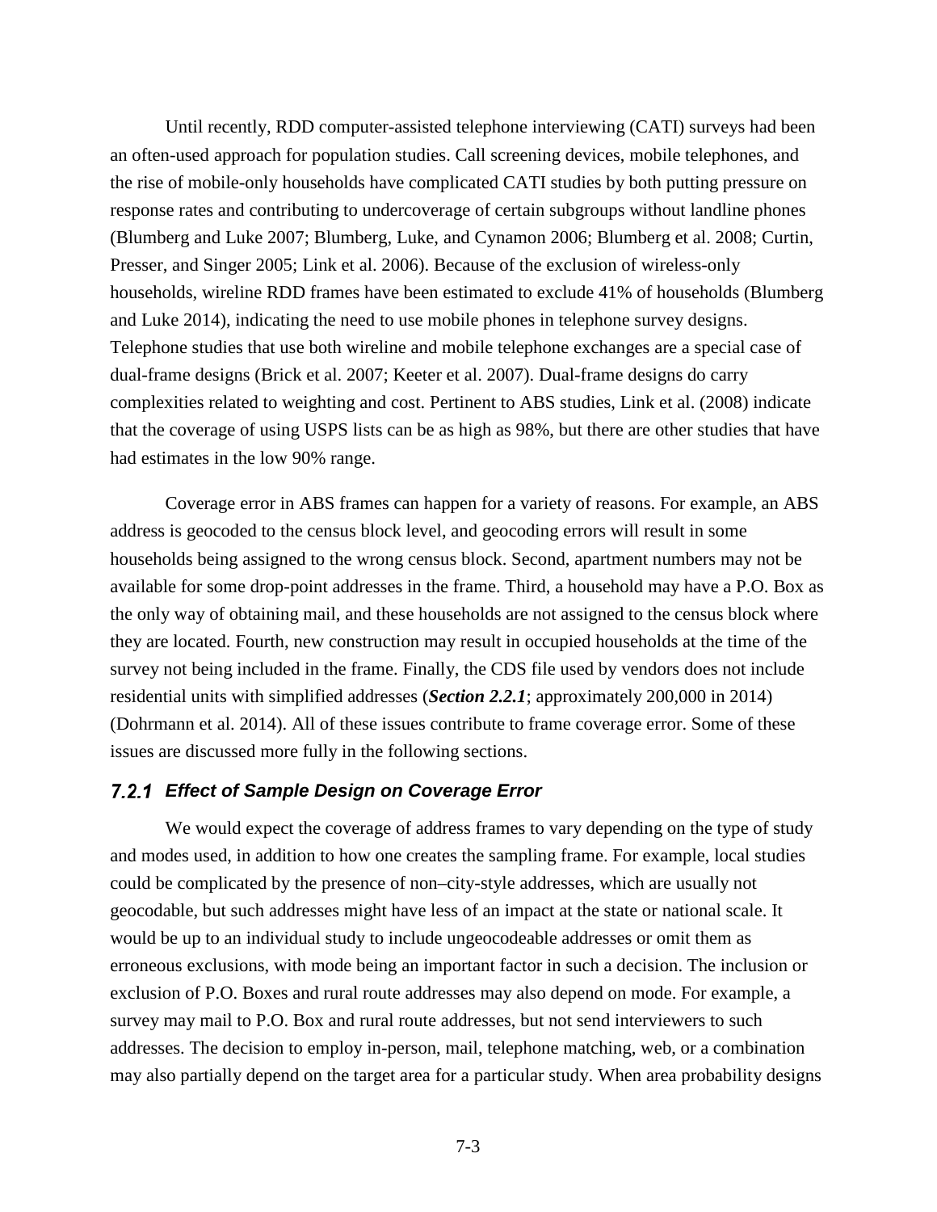Until recently, RDD computer-assisted telephone interviewing (CATI) surveys had been an often-used approach for population studies. Call screening devices, mobile telephones, and the rise of mobile-only households have complicated CATI studies by both putting pressure on response rates and contributing to undercoverage of certain subgroups without landline phones (Blumberg and Luke 2007; Blumberg, Luke, and Cynamon 2006; Blumberg et al. 2008; Curtin, Presser, and Singer 2005; Link et al. 2006). Because of the exclusion of wireless-only households, wireline RDD frames have been estimated to exclude 41% of households (Blumberg and Luke 2014), indicating the need to use mobile phones in telephone survey designs. Telephone studies that use both wireline and mobile telephone exchanges are a special case of dual-frame designs (Brick et al. 2007; Keeter et al. 2007). Dual-frame designs do carry complexities related to weighting and cost. Pertinent to ABS studies, Link et al. (2008) indicate that the coverage of using USPS lists can be as high as 98%, but there are other studies that have had estimates in the low 90% range.

Coverage error in ABS frames can happen for a variety of reasons. For example, an ABS address is geocoded to the census block level, and geocoding errors will result in some households being assigned to the wrong census block. Second, apartment numbers may not be available for some drop-point addresses in the frame. Third, a household may have a P.O. Box as the only way of obtaining mail, and these households are not assigned to the census block where they are located. Fourth, new construction may result in occupied households at the time of the survey not being included in the frame. Finally, the CDS file used by vendors does not include residential units with simplified addresses (***Section 2.2.1***; approximately 200,000 in 2014) (Dohrmann et al. 2014). All of these issues contribute to frame coverage error. Some of these issues are discussed more fully in the following sections.

### *7.2.1 Effect of Sample Design on Coverage Error*

We would expect the coverage of address frames to vary depending on the type of study and modes used, in addition to how one creates the sampling frame. For example, local studies could be complicated by the presence of non–city-style addresses, which are usually not geocodable, but such addresses might have less of an impact at the state or national scale. It would be up to an individual study to include ungeocodeable addresses or omit them as erroneous exclusions, with mode being an important factor in such a decision. The inclusion or exclusion of P.O. Boxes and rural route addresses may also depend on mode. For example, a survey may mail to P.O. Box and rural route addresses, but not send interviewers to such addresses. The decision to employ in-person, mail, telephone matching, web, or a combination may also partially depend on the target area for a particular study. When area probability designs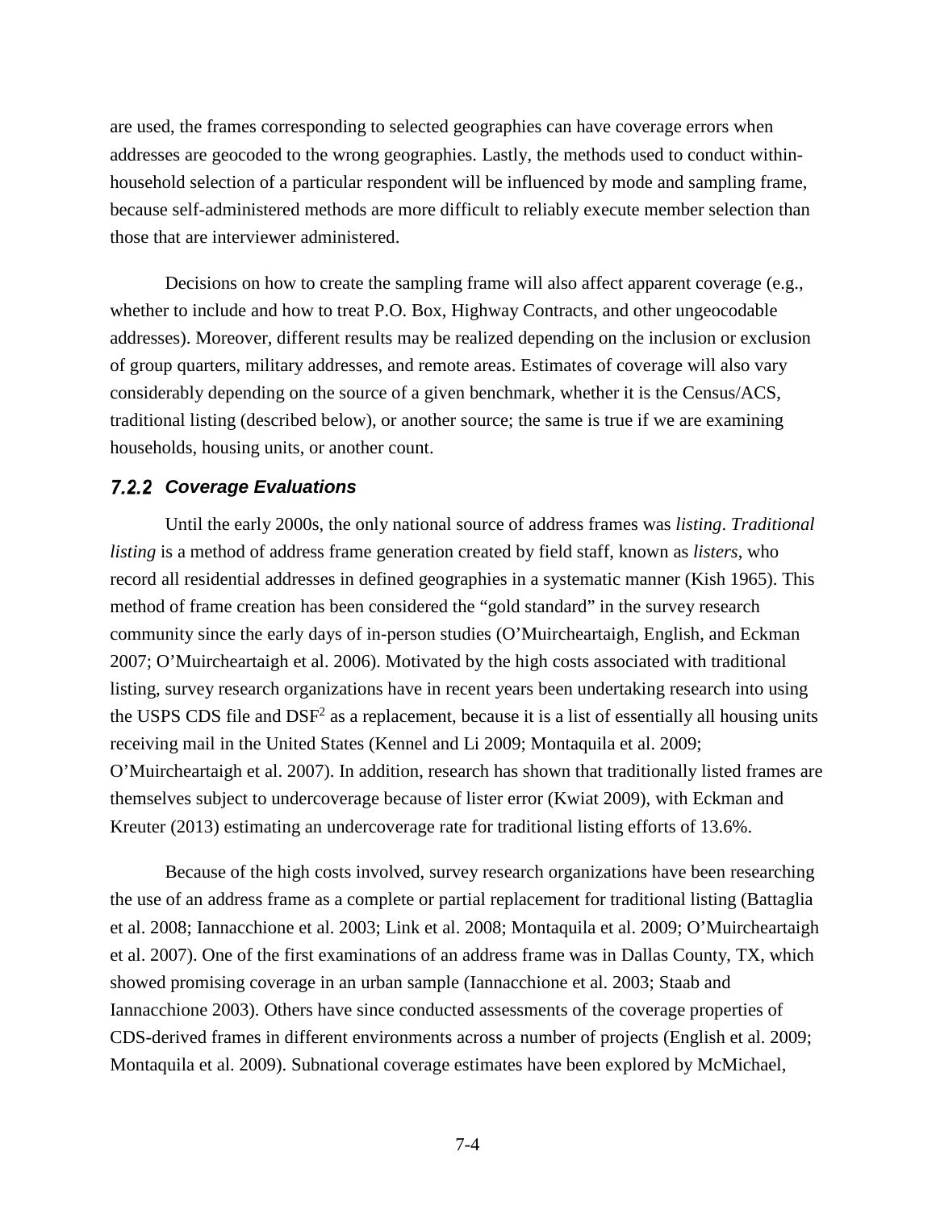are used, the frames corresponding to selected geographies can have coverage errors when addresses are geocoded to the wrong geographies. Lastly, the methods used to conduct within-household selection of a particular respondent will be influenced by mode and sampling frame, because self-administered methods are more difficult to reliably execute member selection than those that are interviewer administered.

Decisions on how to create the sampling frame will also affect apparent coverage (e.g., whether to include and how to treat P.O. Box, Highway Contracts, and other ungeocodable addresses). Moreover, different results may be realized depending on the inclusion or exclusion of group quarters, military addresses, and remote areas. Estimates of coverage will also vary considerably depending on the source of a given benchmark, whether it is the Census/ACS, traditional listing (described below), or another source; the same is true if we are examining households, housing units, or another count.

### 7.2.2 Coverage Evaluations

Until the early 2000s, the only national source of address frames was *listing*. *Traditional listing* is a method of address frame generation created by field staff, known as *listers*, who record all residential addresses in defined geographies in a systematic manner (Kish 1965). This method of frame creation has been considered the "gold standard" in the survey research community since the early days of in-person studies (O'Muircheartaigh, English, and Eckman 2007; O'Muircheartaigh et al. 2006). Motivated by the high costs associated with traditional listing, survey research organizations have in recent years been undertaking research into using the USPS CDS file and DSF[2] as a replacement, because it is a list of essentially all housing units receiving mail in the United States (Kennel and Li 2009; Montaquila et al. 2009; O'Muircheartaigh et al. 2007). In addition, research has shown that traditionally listed frames are themselves subject to undercoverage because of lister error (Kwiat 2009), with Eckman and Kreuter (2013) estimating an undercoverage rate for traditional listing efforts of 13.6%.

Because of the high costs involved, survey research organizations have been researching the use of an address frame as a complete or partial replacement for traditional listing (Battaglia et al. 2008; Iannacchione et al. 2003; Link et al. 2008; Montaquila et al. 2009; O'Muircheartaigh et al. 2007). One of the first examinations of an address frame was in Dallas County, TX, which showed promising coverage in an urban sample (Iannacchione et al. 2003; Staab and Iannacchione 2003). Others have since conducted assessments of the coverage properties of CDS-derived frames in different environments across a number of projects (English et al. 2009; Montaquila et al. 2009). Subnational coverage estimates have been explored by McMichael,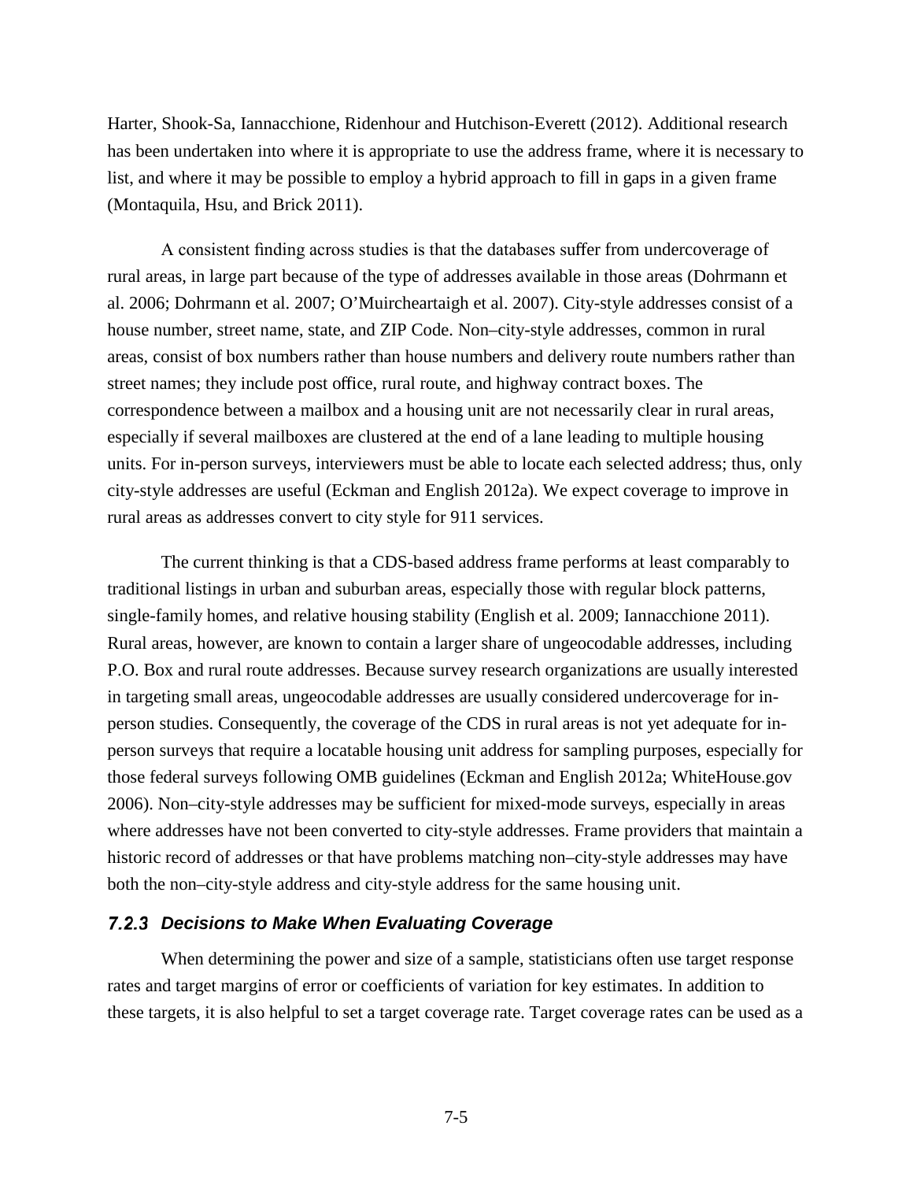Harter, Shook-Sa, Iannacchione, Ridenhour and Hutchison-Everett (2012). Additional research has been undertaken into where it is appropriate to use the address frame, where it is necessary to list, and where it may be possible to employ a hybrid approach to fill in gaps in a given frame (Montaquila, Hsu, and Brick 2011).

A consistent finding across studies is that the databases suffer from undercoverage of rural areas, in large part because of the type of addresses available in those areas (Dohrmann et al. 2006; Dohrmann et al. 2007; O'Muircheartaigh et al. 2007). City-style addresses consist of a house number, street name, state, and ZIP Code. Non–city-style addresses, common in rural areas, consist of box numbers rather than house numbers and delivery route numbers rather than street names; they include post office, rural route, and highway contract boxes. The correspondence between a mailbox and a housing unit are not necessarily clear in rural areas, especially if several mailboxes are clustered at the end of a lane leading to multiple housing units. For in-person surveys, interviewers must be able to locate each selected address; thus, only city-style addresses are useful (Eckman and English 2012a). We expect coverage to improve in rural areas as addresses convert to city style for 911 services.

The current thinking is that a CDS-based address frame performs at least comparably to traditional listings in urban and suburban areas, especially those with regular block patterns, single-family homes, and relative housing stability (English et al. 2009; Iannacchione 2011). Rural areas, however, are known to contain a larger share of ungeocodable addresses, including P.O. Box and rural route addresses. Because survey research organizations are usually interested in targeting small areas, ungeocodable addresses are usually considered undercoverage for in-person studies. Consequently, the coverage of the CDS in rural areas is not yet adequate for in-person surveys that require a locatable housing unit address for sampling purposes, especially for those federal surveys following OMB guidelines (Eckman and English 2012a; WhiteHouse.gov 2006). Non–city-style addresses may be sufficient for mixed-mode surveys, especially in areas where addresses have not been converted to city-style addresses. Frame providers that maintain a historic record of addresses or that have problems matching non–city-style addresses may have both the non–city-style address and city-style address for the same housing unit.

### 7.2.3 Decisions to Make When Evaluating Coverage

When determining the power and size of a sample, statisticians often use target response rates and target margins of error or coefficients of variation for key estimates. In addition to these targets, it is also helpful to set a target coverage rate. Target coverage rates can be used as a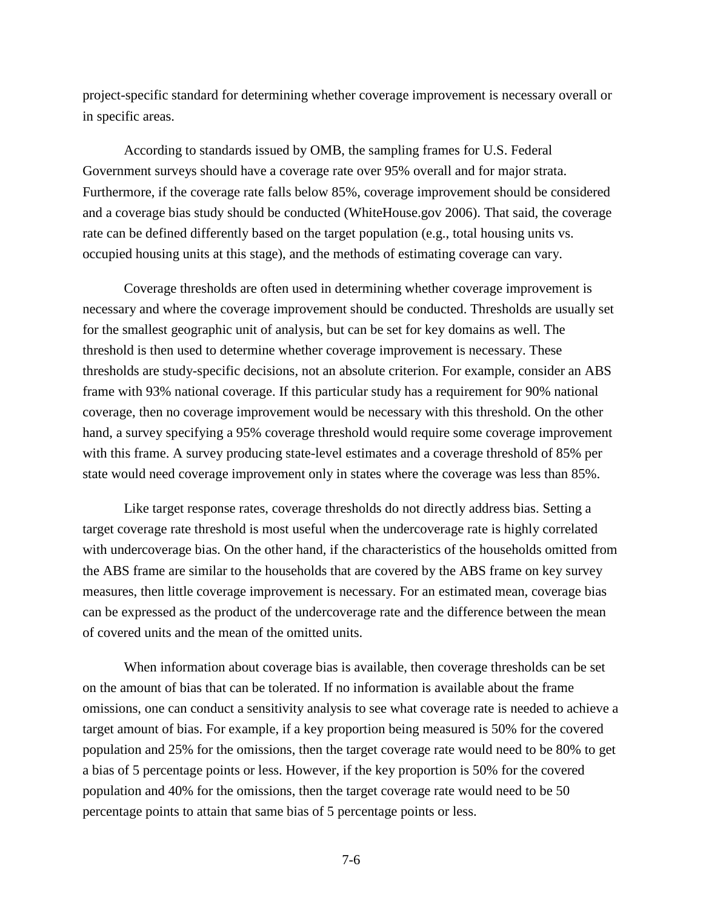project-specific standard for determining whether coverage improvement is necessary overall or in specific areas.

According to standards issued by OMB, the sampling frames for U.S. Federal Government surveys should have a coverage rate over 95% overall and for major strata. Furthermore, if the coverage rate falls below 85%, coverage improvement should be considered and a coverage bias study should be conducted (WhiteHouse.gov 2006). That said, the coverage rate can be defined differently based on the target population (e.g., total housing units vs. occupied housing units at this stage), and the methods of estimating coverage can vary.

Coverage thresholds are often used in determining whether coverage improvement is necessary and where the coverage improvement should be conducted. Thresholds are usually set for the smallest geographic unit of analysis, but can be set for key domains as well. The threshold is then used to determine whether coverage improvement is necessary. These thresholds are study-specific decisions, not an absolute criterion. For example, consider an ABS frame with 93% national coverage. If this particular study has a requirement for 90% national coverage, then no coverage improvement would be necessary with this threshold. On the other hand, a survey specifying a 95% coverage threshold would require some coverage improvement with this frame. A survey producing state-level estimates and a coverage threshold of 85% per state would need coverage improvement only in states where the coverage was less than 85%.

Like target response rates, coverage thresholds do not directly address bias. Setting a target coverage rate threshold is most useful when the undercoverage rate is highly correlated with undercoverage bias. On the other hand, if the characteristics of the households omitted from the ABS frame are similar to the households that are covered by the ABS frame on key survey measures, then little coverage improvement is necessary. For an estimated mean, coverage bias can be expressed as the product of the undercoverage rate and the difference between the mean of covered units and the mean of the omitted units.

When information about coverage bias is available, then coverage thresholds can be set on the amount of bias that can be tolerated. If no information is available about the frame omissions, one can conduct a sensitivity analysis to see what coverage rate is needed to achieve a target amount of bias. For example, if a key proportion being measured is 50% for the covered population and 25% for the omissions, then the target coverage rate would need to be 80% to get a bias of 5 percentage points or less. However, if the key proportion is 50% for the covered population and 40% for the omissions, then the target coverage rate would need to be 50 percentage points to attain that same bias of 5 percentage points or less.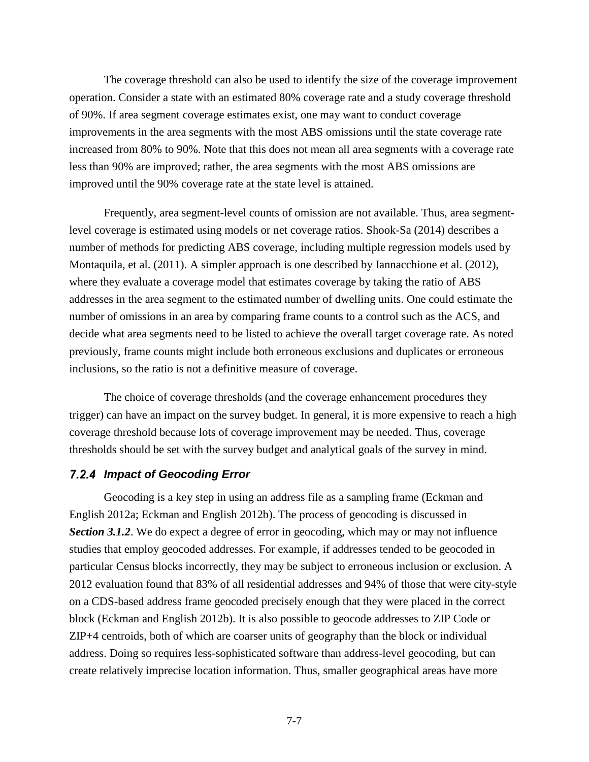The coverage threshold can also be used to identify the size of the coverage improvement operation. Consider a state with an estimated 80% coverage rate and a study coverage threshold of 90%. If area segment coverage estimates exist, one may want to conduct coverage improvements in the area segments with the most ABS omissions until the state coverage rate increased from 80% to 90%. Note that this does not mean all area segments with a coverage rate less than 90% are improved; rather, the area segments with the most ABS omissions are improved until the 90% coverage rate at the state level is attained.

Frequently, area segment-level counts of omission are not available. Thus, area segment-level coverage is estimated using models or net coverage ratios. Shook-Sa (2014) describes a number of methods for predicting ABS coverage, including multiple regression models used by Montaquila, et al. (2011). A simpler approach is one described by Iannacchione et al. (2012), where they evaluate a coverage model that estimates coverage by taking the ratio of ABS addresses in the area segment to the estimated number of dwelling units. One could estimate the number of omissions in an area by comparing frame counts to a control such as the ACS, and decide what area segments need to be listed to achieve the overall target coverage rate. As noted previously, frame counts might include both erroneous exclusions and duplicates or erroneous inclusions, so the ratio is not a definitive measure of coverage.

The choice of coverage thresholds (and the coverage enhancement procedures they trigger) can have an impact on the survey budget. In general, it is more expensive to reach a high coverage threshold because lots of coverage improvement may be needed. Thus, coverage thresholds should be set with the survey budget and analytical goals of the survey in mind.

### *7.2.4 Impact of Geocoding Error*

Geocoding is a key step in using an address file as a sampling frame (Eckman and English 2012a; Eckman and English 2012b). The process of geocoding is discussed in ***Section 3.1.2***. We do expect a degree of error in geocoding, which may or may not influence studies that employ geocoded addresses. For example, if addresses tended to be geocoded in particular Census blocks incorrectly, they may be subject to erroneous inclusion or exclusion. A 2012 evaluation found that 83% of all residential addresses and 94% of those that were city-style on a CDS-based address frame geocoded precisely enough that they were placed in the correct block (Eckman and English 2012b). It is also possible to geocode addresses to ZIP Code or ZIP+4 centroids, both of which are coarser units of geography than the block or individual address. Doing so requires less-sophisticated software than address-level geocoding, but can create relatively imprecise location information. Thus, smaller geographical areas have more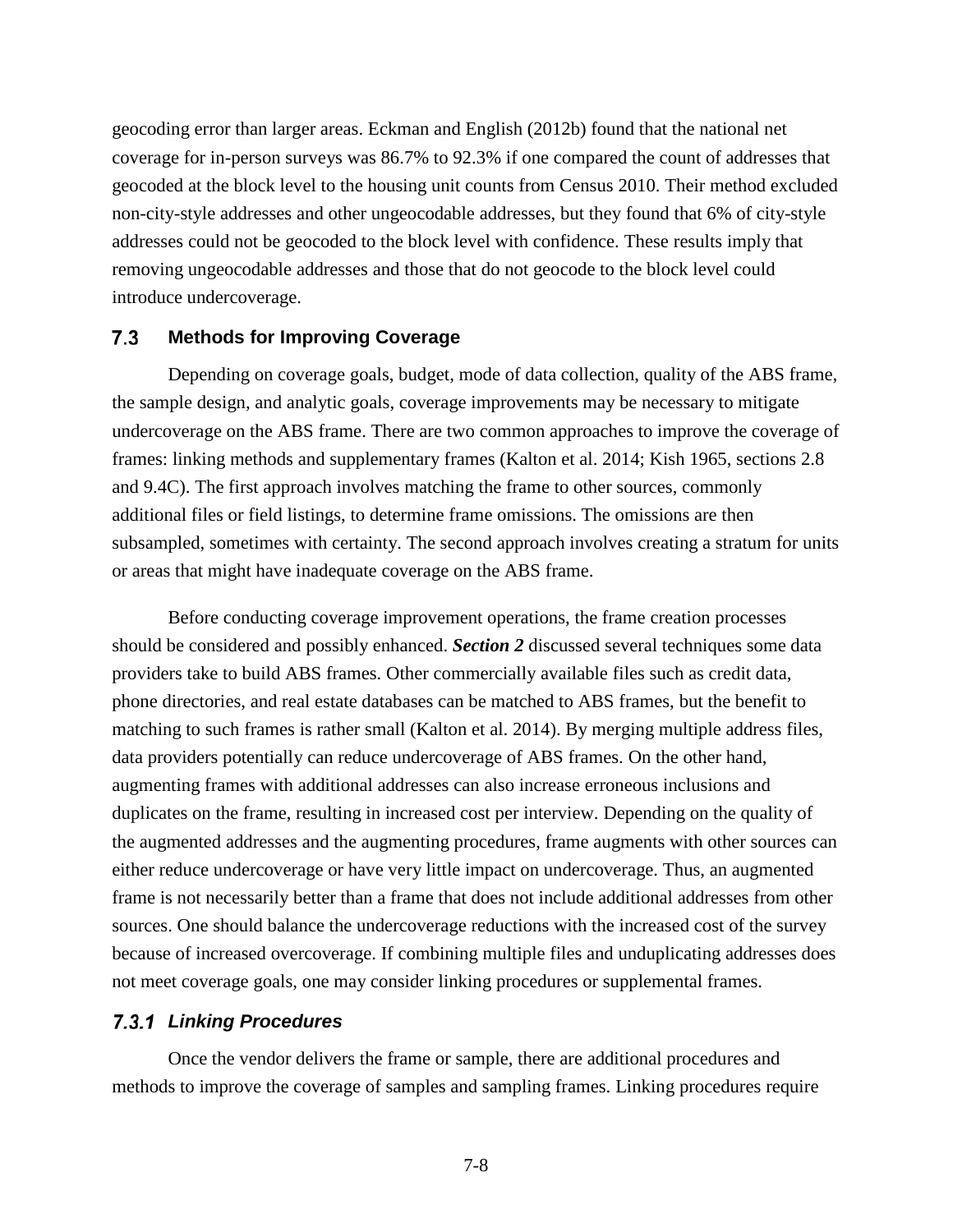geocoding error than larger areas. Eckman and English (2012b) found that the national net coverage for in-person surveys was 86.7% to 92.3% if one compared the count of addresses that geocoded at the block level to the housing unit counts from Census 2010. Their method excluded non-city-style addresses and other ungeocodable addresses, but they found that 6% of city-style addresses could not be geocoded to the block level with confidence. These results imply that removing ungeocodable addresses and those that do not geocode to the block level could introduce undercoverage.

## 7.3 Methods for Improving Coverage

Depending on coverage goals, budget, mode of data collection, quality of the ABS frame, the sample design, and analytic goals, coverage improvements may be necessary to mitigate undercoverage on the ABS frame. There are two common approaches to improve the coverage of frames: linking methods and supplementary frames (Kalton et al. 2014; Kish 1965, sections 2.8 and 9.4C). The first approach involves matching the frame to other sources, commonly additional files or field listings, to determine frame omissions. The omissions are then subsampled, sometimes with certainty. The second approach involves creating a stratum for units or areas that might have inadequate coverage on the ABS frame.

Before conducting coverage improvement operations, the frame creation processes should be considered and possibly enhanced. ***Section 2*** discussed several techniques some data providers take to build ABS frames. Other commercially available files such as credit data, phone directories, and real estate databases can be matched to ABS frames, but the benefit to matching to such frames is rather small (Kalton et al. 2014). By merging multiple address files, data providers potentially can reduce undercoverage of ABS frames. On the other hand, augmenting frames with additional addresses can also increase erroneous inclusions and duplicates on the frame, resulting in increased cost per interview. Depending on the quality of the augmented addresses and the augmenting procedures, frame augments with other sources can either reduce undercoverage or have very little impact on undercoverage. Thus, an augmented frame is not necessarily better than a frame that does not include additional addresses from other sources. One should balance the undercoverage reductions with the increased cost of the survey because of increased overcoverage. If combining multiple files and unduplicating addresses does not meet coverage goals, one may consider linking procedures or supplemental frames.

### *7.3.1 Linking Procedures*

Once the vendor delivers the frame or sample, there are additional procedures and methods to improve the coverage of samples and sampling frames. Linking procedures require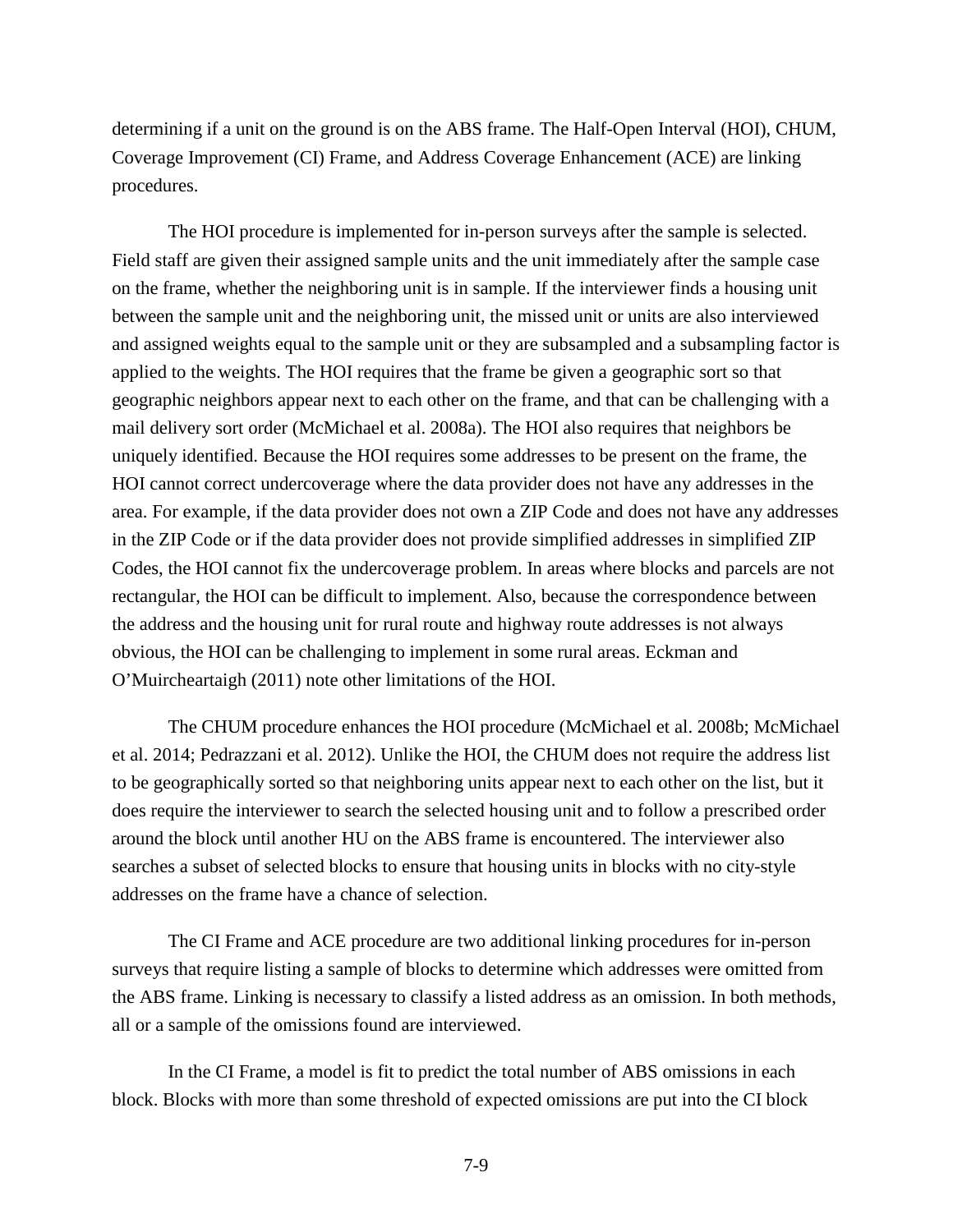determining if a unit on the ground is on the ABS frame. The Half-Open Interval (HOI), CHUM, Coverage Improvement (CI) Frame, and Address Coverage Enhancement (ACE) are linking procedures.

The HOI procedure is implemented for in-person surveys after the sample is selected. Field staff are given their assigned sample units and the unit immediately after the sample case on the frame, whether the neighboring unit is in sample. If the interviewer finds a housing unit between the sample unit and the neighboring unit, the missed unit or units are also interviewed and assigned weights equal to the sample unit or they are subsampled and a subsampling factor is applied to the weights. The HOI requires that the frame be given a geographic sort so that geographic neighbors appear next to each other on the frame, and that can be challenging with a mail delivery sort order (McMichael et al. 2008a). The HOI also requires that neighbors be uniquely identified. Because the HOI requires some addresses to be present on the frame, the HOI cannot correct undercoverage where the data provider does not have any addresses in the area. For example, if the data provider does not own a ZIP Code and does not have any addresses in the ZIP Code or if the data provider does not provide simplified addresses in simplified ZIP Codes, the HOI cannot fix the undercoverage problem. In areas where blocks and parcels are not rectangular, the HOI can be difficult to implement. Also, because the correspondence between the address and the housing unit for rural route and highway route addresses is not always obvious, the HOI can be challenging to implement in some rural areas. Eckman and O'Muircheartaigh (2011) note other limitations of the HOI.

The CHUM procedure enhances the HOI procedure (McMichael et al. 2008b; McMichael et al. 2014; Pedrazzani et al. 2012). Unlike the HOI, the CHUM does not require the address list to be geographically sorted so that neighboring units appear next to each other on the list, but it does require the interviewer to search the selected housing unit and to follow a prescribed order around the block until another HU on the ABS frame is encountered. The interviewer also searches a subset of selected blocks to ensure that housing units in blocks with no city-style addresses on the frame have a chance of selection.

The CI Frame and ACE procedure are two additional linking procedures for in-person surveys that require listing a sample of blocks to determine which addresses were omitted from the ABS frame. Linking is necessary to classify a listed address as an omission. In both methods, all or a sample of the omissions found are interviewed.

In the CI Frame, a model is fit to predict the total number of ABS omissions in each block. Blocks with more than some threshold of expected omissions are put into the CI block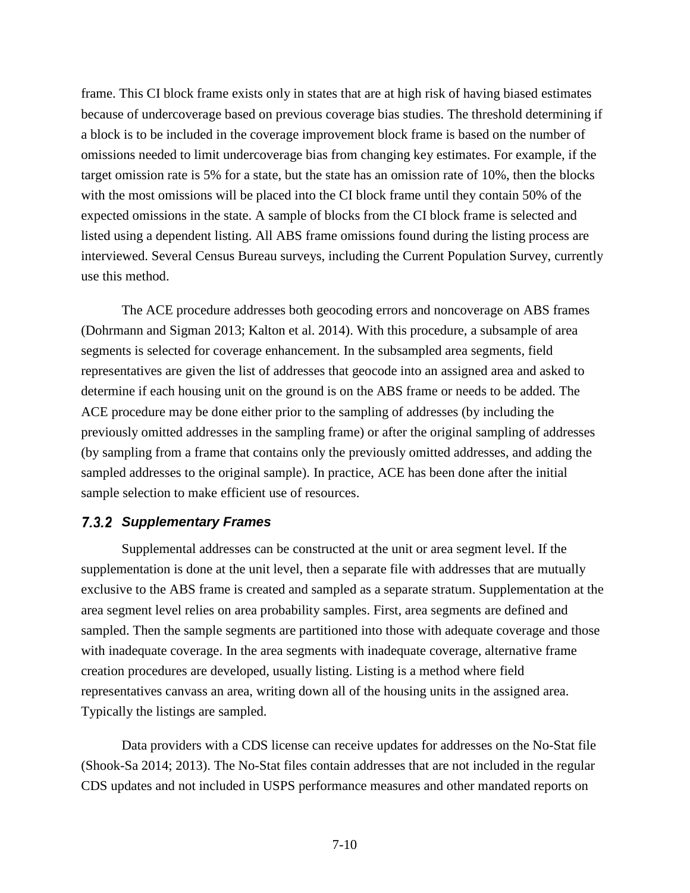frame. This CI block frame exists only in states that are at high risk of having biased estimates because of undercoverage based on previous coverage bias studies. The threshold determining if a block is to be included in the coverage improvement block frame is based on the number of omissions needed to limit undercoverage bias from changing key estimates. For example, if the target omission rate is 5% for a state, but the state has an omission rate of 10%, then the blocks with the most omissions will be placed into the CI block frame until they contain 50% of the expected omissions in the state. A sample of blocks from the CI block frame is selected and listed using a dependent listing. All ABS frame omissions found during the listing process are interviewed. Several Census Bureau surveys, including the Current Population Survey, currently use this method.

The ACE procedure addresses both geocoding errors and noncoverage on ABS frames (Dohrmann and Sigman 2013; Kalton et al. 2014). With this procedure, a subsample of area segments is selected for coverage enhancement. In the subsampled area segments, field representatives are given the list of addresses that geocode into an assigned area and asked to determine if each housing unit on the ground is on the ABS frame or needs to be added. The ACE procedure may be done either prior to the sampling of addresses (by including the previously omitted addresses in the sampling frame) or after the original sampling of addresses (by sampling from a frame that contains only the previously omitted addresses, and adding the sampled addresses to the original sample). In practice, ACE has been done after the initial sample selection to make efficient use of resources.

### 7.3.2 *Supplementary Frames*

Supplemental addresses can be constructed at the unit or area segment level. If the supplementation is done at the unit level, then a separate file with addresses that are mutually exclusive to the ABS frame is created and sampled as a separate stratum. Supplementation at the area segment level relies on area probability samples. First, area segments are defined and sampled. Then the sample segments are partitioned into those with adequate coverage and those with inadequate coverage. In the area segments with inadequate coverage, alternative frame creation procedures are developed, usually listing. Listing is a method where field representatives canvass an area, writing down all of the housing units in the assigned area. Typically the listings are sampled.

Data providers with a CDS license can receive updates for addresses on the No-Stat file (Shook-Sa 2014; 2013). The No-Stat files contain addresses that are not included in the regular CDS updates and not included in USPS performance measures and other mandated reports on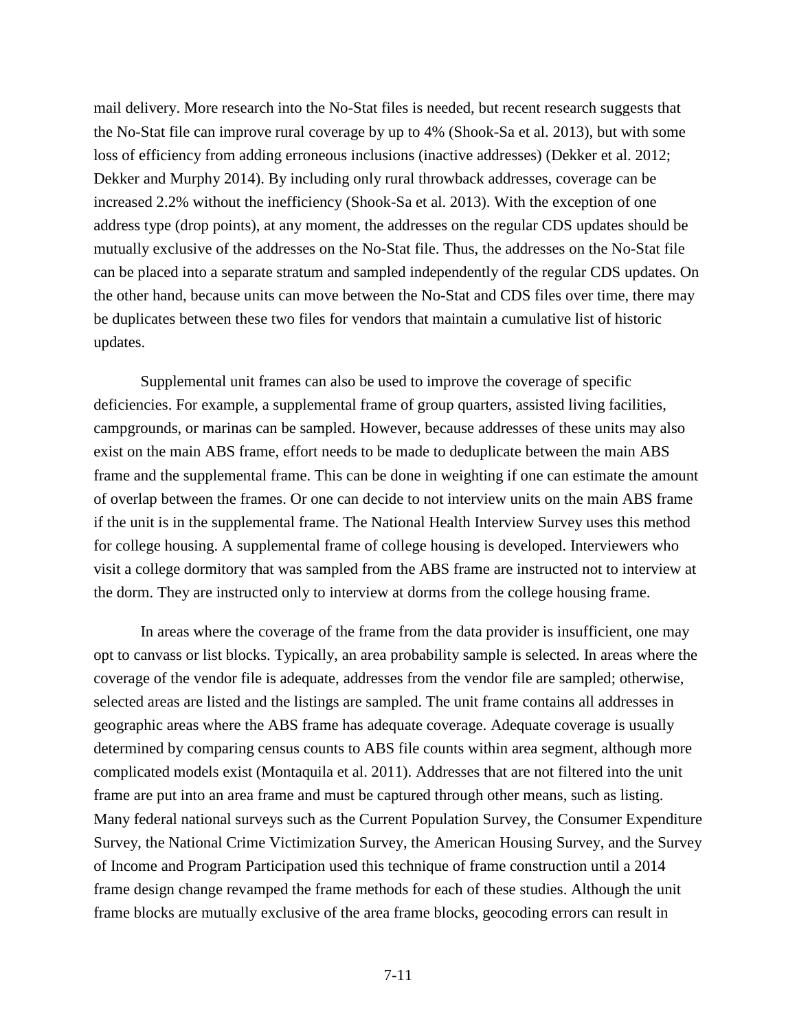mail delivery. More research into the No-Stat files is needed, but recent research suggests that the No-Stat file can improve rural coverage by up to 4% (Shook-Sa et al. 2013), but with some loss of efficiency from adding erroneous inclusions (inactive addresses) (Dekker et al. 2012; Dekker and Murphy 2014). By including only rural throwback addresses, coverage can be increased 2.2% without the inefficiency (Shook-Sa et al. 2013). With the exception of one address type (drop points), at any moment, the addresses on the regular CDS updates should be mutually exclusive of the addresses on the No-Stat file. Thus, the addresses on the No-Stat file can be placed into a separate stratum and sampled independently of the regular CDS updates. On the other hand, because units can move between the No-Stat and CDS files over time, there may be duplicates between these two files for vendors that maintain a cumulative list of historic updates.

Supplemental unit frames can also be used to improve the coverage of specific deficiencies. For example, a supplemental frame of group quarters, assisted living facilities, campgrounds, or marinas can be sampled. However, because addresses of these units may also exist on the main ABS frame, effort needs to be made to deduplicate between the main ABS frame and the supplemental frame. This can be done in weighting if one can estimate the amount of overlap between the frames. Or one can decide to not interview units on the main ABS frame if the unit is in the supplemental frame. The National Health Interview Survey uses this method for college housing. A supplemental frame of college housing is developed. Interviewers who visit a college dormitory that was sampled from the ABS frame are instructed not to interview at the dorm. They are instructed only to interview at dorms from the college housing frame.

In areas where the coverage of the frame from the data provider is insufficient, one may opt to canvass or list blocks. Typically, an area probability sample is selected. In areas where the coverage of the vendor file is adequate, addresses from the vendor file are sampled; otherwise, selected areas are listed and the listings are sampled. The unit frame contains all addresses in geographic areas where the ABS frame has adequate coverage. Adequate coverage is usually determined by comparing census counts to ABS file counts within area segment, although more complicated models exist (Montaquila et al. 2011). Addresses that are not filtered into the unit frame are put into an area frame and must be captured through other means, such as listing. Many federal national surveys such as the Current Population Survey, the Consumer Expenditure Survey, the National Crime Victimization Survey, the American Housing Survey, and the Survey of Income and Program Participation used this technique of frame construction until a 2014 frame design change revamped the frame methods for each of these studies. Although the unit frame blocks are mutually exclusive of the area frame blocks, geocoding errors can result in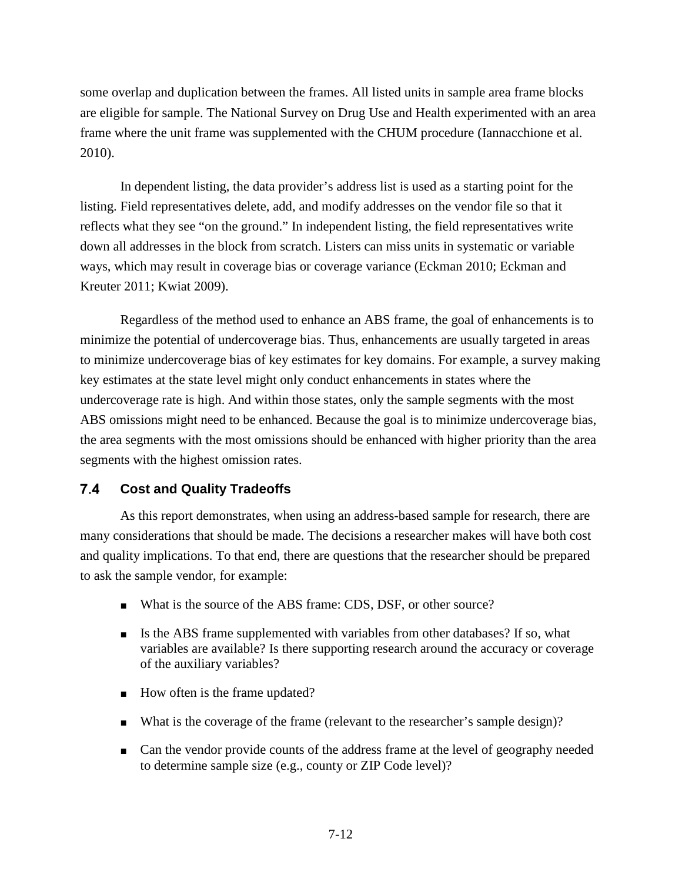some overlap and duplication between the frames. All listed units in sample area frame blocks are eligible for sample. The National Survey on Drug Use and Health experimented with an area frame where the unit frame was supplemented with the CHUM procedure (Iannacchione et al. 2010).

In dependent listing, the data provider's address list is used as a starting point for the listing. Field representatives delete, add, and modify addresses on the vendor file so that it reflects what they see "on the ground." In independent listing, the field representatives write down all addresses in the block from scratch. Listers can miss units in systematic or variable ways, which may result in coverage bias or coverage variance (Eckman 2010; Eckman and Kreuter 2011; Kwiat 2009).

Regardless of the method used to enhance an ABS frame, the goal of enhancements is to minimize the potential of undercoverage bias. Thus, enhancements are usually targeted in areas to minimize undercoverage bias of key estimates for key domains. For example, a survey making key estimates at the state level might only conduct enhancements in states where the undercoverage rate is high. And within those states, only the sample segments with the most ABS omissions might need to be enhanced. Because the goal is to minimize undercoverage bias, the area segments with the most omissions should be enhanced with higher priority than the area segments with the highest omission rates.

## 7.4 Cost and Quality Tradeoffs

As this report demonstrates, when using an address-based sample for research, there are many considerations that should be made. The decisions a researcher makes will have both cost and quality implications. To that end, there are questions that the researcher should be prepared to ask the sample vendor, for example:

- What is the source of the ABS frame: CDS, DSF, or other source?
- Is the ABS frame supplemented with variables from other databases? If so, what variables are available? Is there supporting research around the accuracy or coverage of the auxiliary variables?
- How often is the frame updated?
- What is the coverage of the frame (relevant to the researcher's sample design)?
- Can the vendor provide counts of the address frame at the level of geography needed to determine sample size (e.g., county or ZIP Code level)?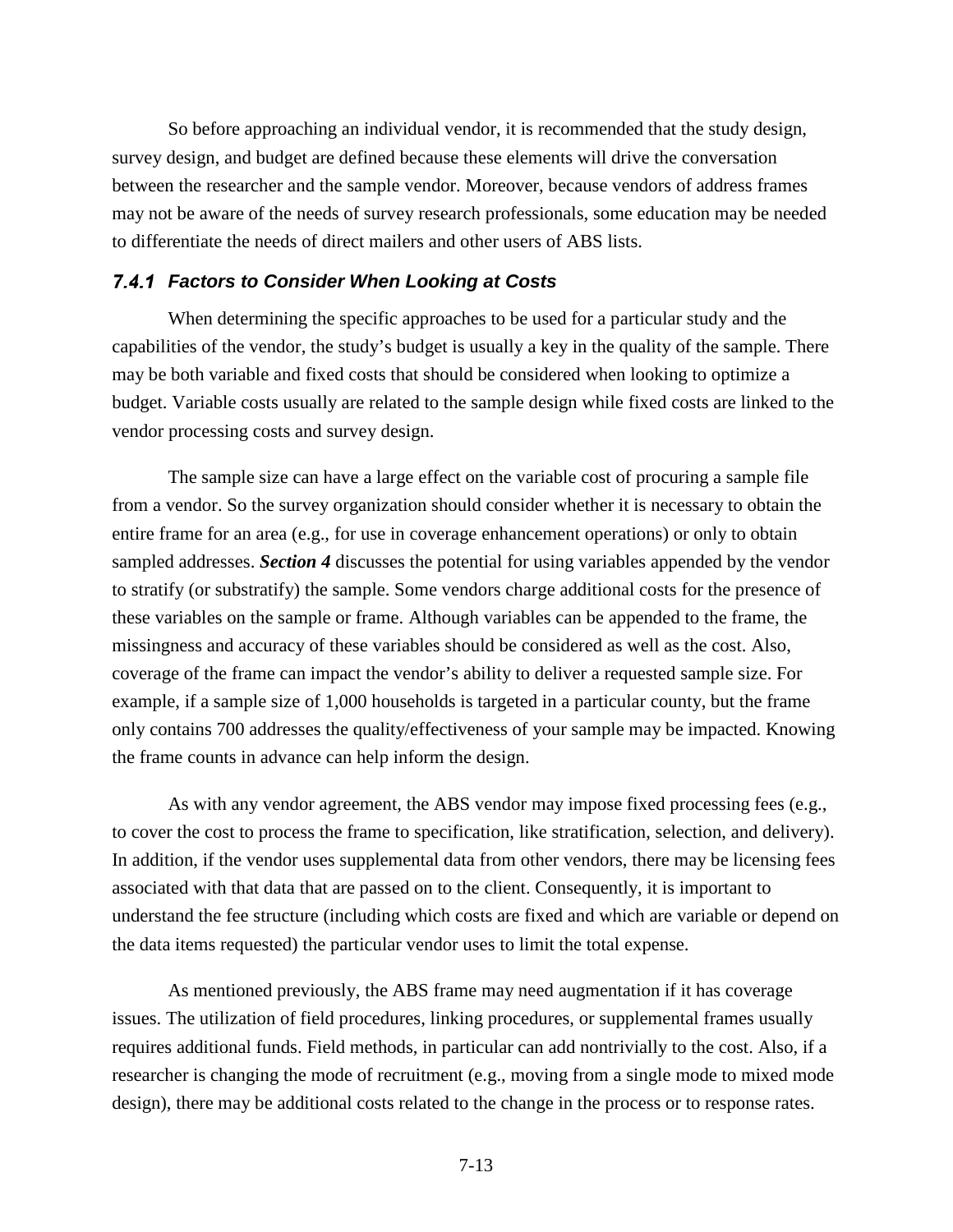So before approaching an individual vendor, it is recommended that the study design, survey design, and budget are defined because these elements will drive the conversation between the researcher and the sample vendor. Moreover, because vendors of address frames may not be aware of the needs of survey research professionals, some education may be needed to differentiate the needs of direct mailers and other users of ABS lists.

### *7.4.1 Factors to Consider When Looking at Costs*

When determining the specific approaches to be used for a particular study and the capabilities of the vendor, the study's budget is usually a key in the quality of the sample. There may be both variable and fixed costs that should be considered when looking to optimize a budget. Variable costs usually are related to the sample design while fixed costs are linked to the vendor processing costs and survey design.

The sample size can have a large effect on the variable cost of procuring a sample file from a vendor. So the survey organization should consider whether it is necessary to obtain the entire frame for an area (e.g., for use in coverage enhancement operations) or only to obtain sampled addresses. ***Section 4*** discusses the potential for using variables appended by the vendor to stratify (or substratify) the sample. Some vendors charge additional costs for the presence of these variables on the sample or frame. Although variables can be appended to the frame, the missingness and accuracy of these variables should be considered as well as the cost. Also, coverage of the frame can impact the vendor's ability to deliver a requested sample size. For example, if a sample size of 1,000 households is targeted in a particular county, but the frame only contains 700 addresses the quality/effectiveness of your sample may be impacted. Knowing the frame counts in advance can help inform the design.

As with any vendor agreement, the ABS vendor may impose fixed processing fees (e.g., to cover the cost to process the frame to specification, like stratification, selection, and delivery). In addition, if the vendor uses supplemental data from other vendors, there may be licensing fees associated with that data that are passed on to the client. Consequently, it is important to understand the fee structure (including which costs are fixed and which are variable or depend on the data items requested) the particular vendor uses to limit the total expense.

As mentioned previously, the ABS frame may need augmentation if it has coverage issues. The utilization of field procedures, linking procedures, or supplemental frames usually requires additional funds. Field methods, in particular can add nontrivially to the cost. Also, if a researcher is changing the mode of recruitment (e.g., moving from a single mode to mixed mode design), there may be additional costs related to the change in the process or to response rates.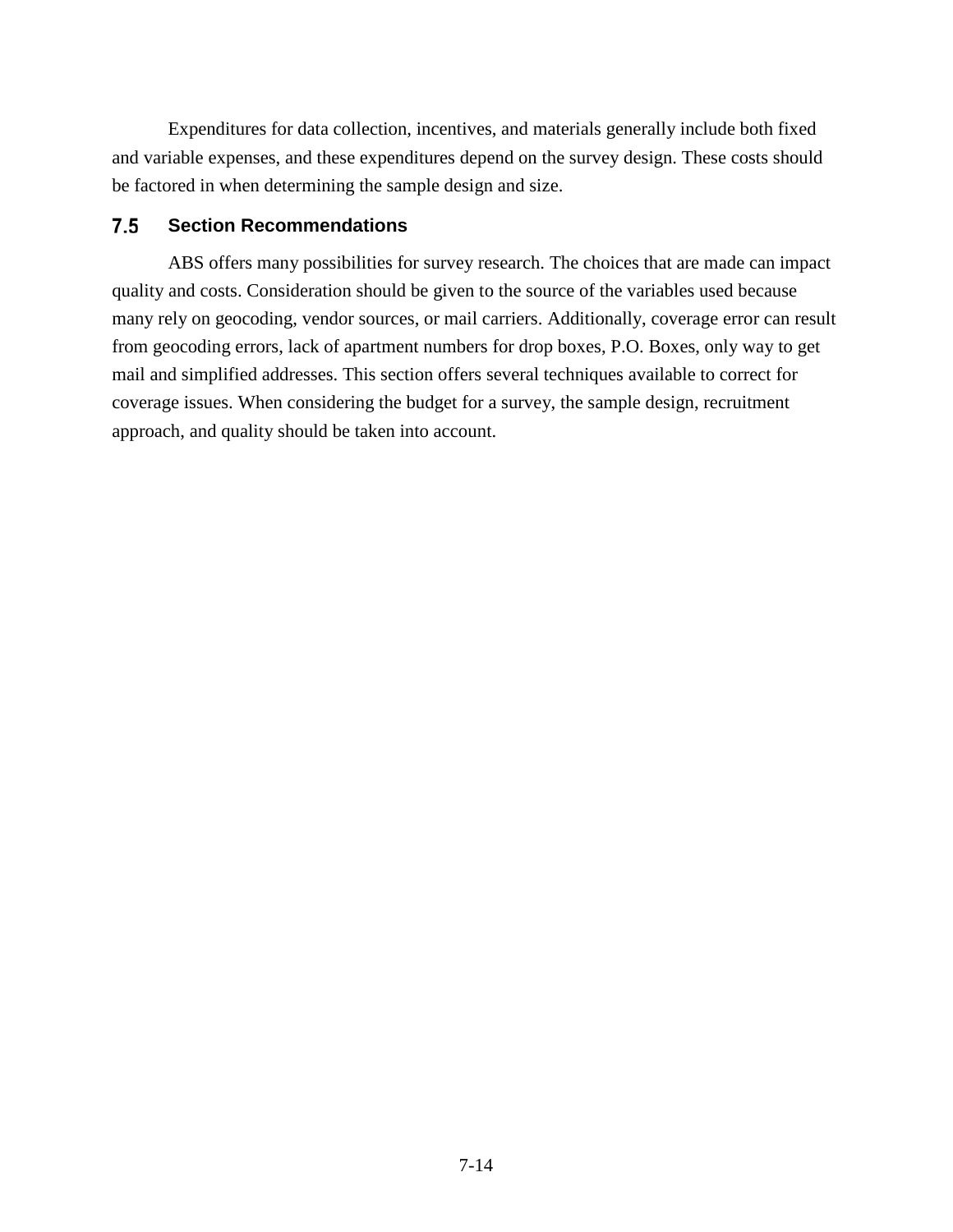Expenditures for data collection, incentives, and materials generally include both fixed and variable expenses, and these expenditures depend on the survey design. These costs should be factored in when determining the sample design and size.

## 7.5 Section Recommendations

ABS offers many possibilities for survey research. The choices that are made can impact quality and costs. Consideration should be given to the source of the variables used because many rely on geocoding, vendor sources, or mail carriers. Additionally, coverage error can result from geocoding errors, lack of apartment numbers for drop boxes, P.O. Boxes, only way to get mail and simplified addresses. This section offers several techniques available to correct for coverage issues. When considering the budget for a survey, the sample design, recruitment approach, and quality should be taken into account.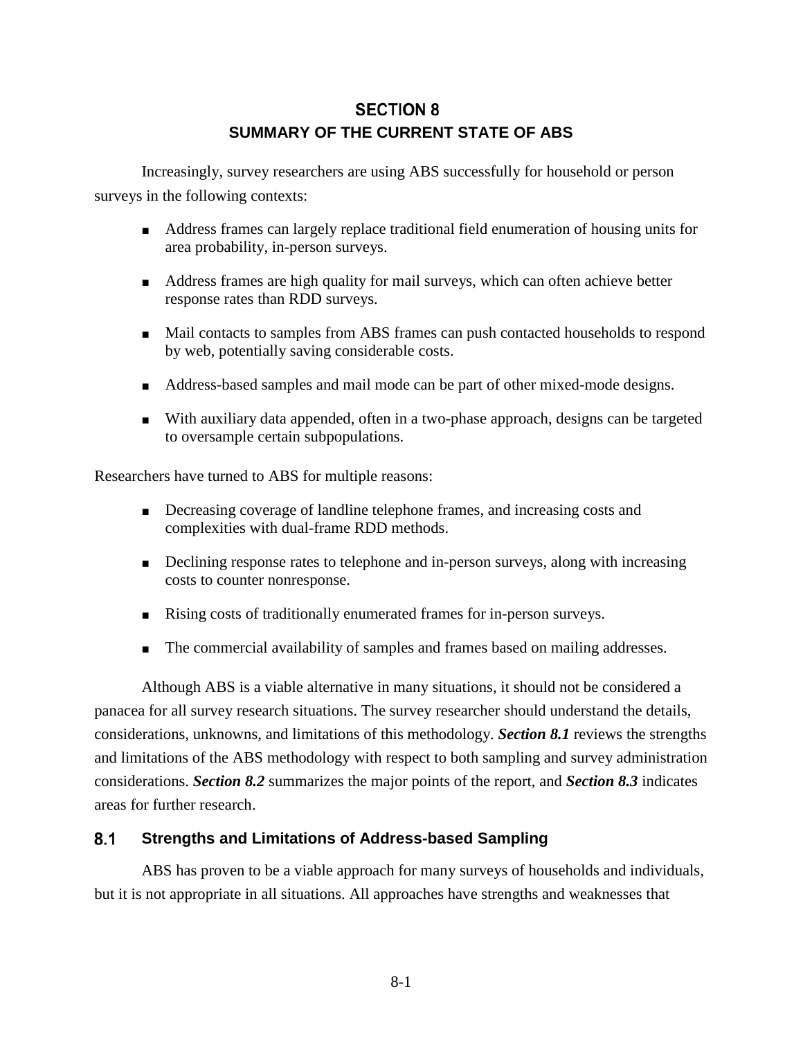# SECTION 8
## SUMMARY OF THE CURRENT STATE OF ABS

Increasingly, survey researchers are using ABS successfully for household or person surveys in the following contexts:

- Address frames can largely replace traditional field enumeration of housing units for area probability, in-person surveys.
- Address frames are high quality for mail surveys, which can often achieve better response rates than RDD surveys.
- Mail contacts to samples from ABS frames can push contacted households to respond by web, potentially saving considerable costs.
- Address-based samples and mail mode can be part of other mixed-mode designs.
- With auxiliary data appended, often in a two-phase approach, designs can be targeted to oversample certain subpopulations.

Researchers have turned to ABS for multiple reasons:

- Decreasing coverage of landline telephone frames, and increasing costs and complexities with dual-frame RDD methods.
- Declining response rates to telephone and in-person surveys, along with increasing costs to counter nonresponse.
- Rising costs of traditionally enumerated frames for in-person surveys.
- The commercial availability of samples and frames based on mailing addresses.

Although ABS is a viable alternative in many situations, it should not be considered a panacea for all survey research situations. The survey researcher should understand the details, considerations, unknowns, and limitations of this methodology. ***Section 8.1*** reviews the strengths and limitations of the ABS methodology with respect to both sampling and survey administration considerations. ***Section 8.2*** summarizes the major points of the report, and ***Section 8.3*** indicates areas for further research.

### 8.1 Strengths and Limitations of Address-based Sampling

ABS has proven to be a viable approach for many surveys of households and individuals, but it is not appropriate in all situations. All approaches have strengths and weaknesses that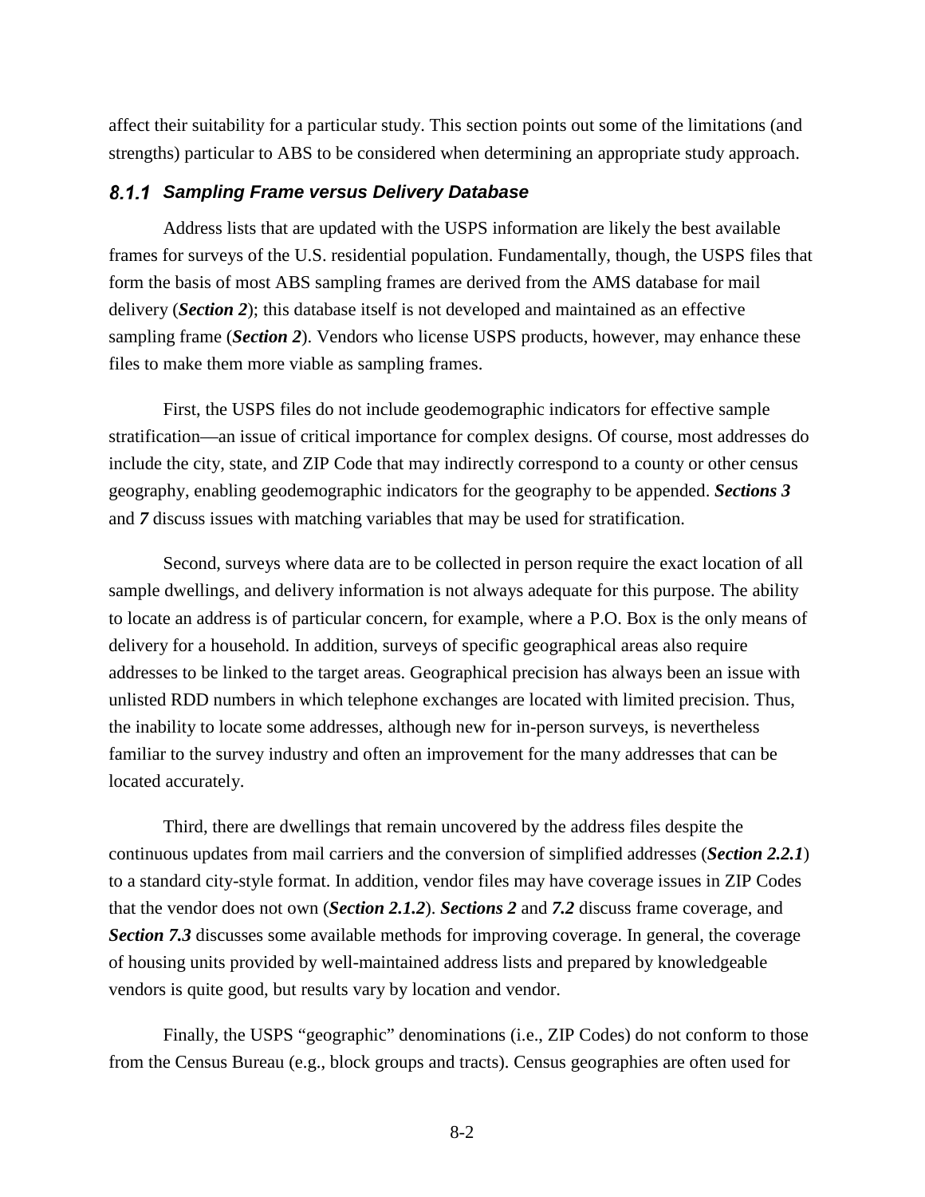affect their suitability for a particular study. This section points out some of the limitations (and strengths) particular to ABS to be considered when determining an appropriate study approach.

### 8.1.1 Sampling Frame versus Delivery Database

Address lists that are updated with the USPS information are likely the best available frames for surveys of the U.S. residential population. Fundamentally, though, the USPS files that form the basis of most ABS sampling frames are derived from the AMS database for mail delivery (***Section 2***); this database itself is not developed and maintained as an effective sampling frame (***Section 2***). Vendors who license USPS products, however, may enhance these files to make them more viable as sampling frames.

First, the USPS files do not include geodemographic indicators for effective sample stratification—an issue of critical importance for complex designs. Of course, most addresses do include the city, state, and ZIP Code that may indirectly correspond to a county or other census geography, enabling geodemographic indicators for the geography to be appended. ***Sections 3*** and ***7*** discuss issues with matching variables that may be used for stratification.

Second, surveys where data are to be collected in person require the exact location of all sample dwellings, and delivery information is not always adequate for this purpose. The ability to locate an address is of particular concern, for example, where a P.O. Box is the only means of delivery for a household. In addition, surveys of specific geographical areas also require addresses to be linked to the target areas. Geographical precision has always been an issue with unlisted RDD numbers in which telephone exchanges are located with limited precision. Thus, the inability to locate some addresses, although new for in-person surveys, is nevertheless familiar to the survey industry and often an improvement for the many addresses that can be located accurately.

Third, there are dwellings that remain uncovered by the address files despite the continuous updates from mail carriers and the conversion of simplified addresses (***Section 2.2.1***) to a standard city-style format. In addition, vendor files may have coverage issues in ZIP Codes that the vendor does not own (***Section 2.1.2***). ***Sections 2*** and ***7.2*** discuss frame coverage, and ***Section 7.3*** discusses some available methods for improving coverage. In general, the coverage of housing units provided by well-maintained address lists and prepared by knowledgeable vendors is quite good, but results vary by location and vendor.

Finally, the USPS "geographic" denominations (i.e., ZIP Codes) do not conform to those from the Census Bureau (e.g., block groups and tracts). Census geographies are often used for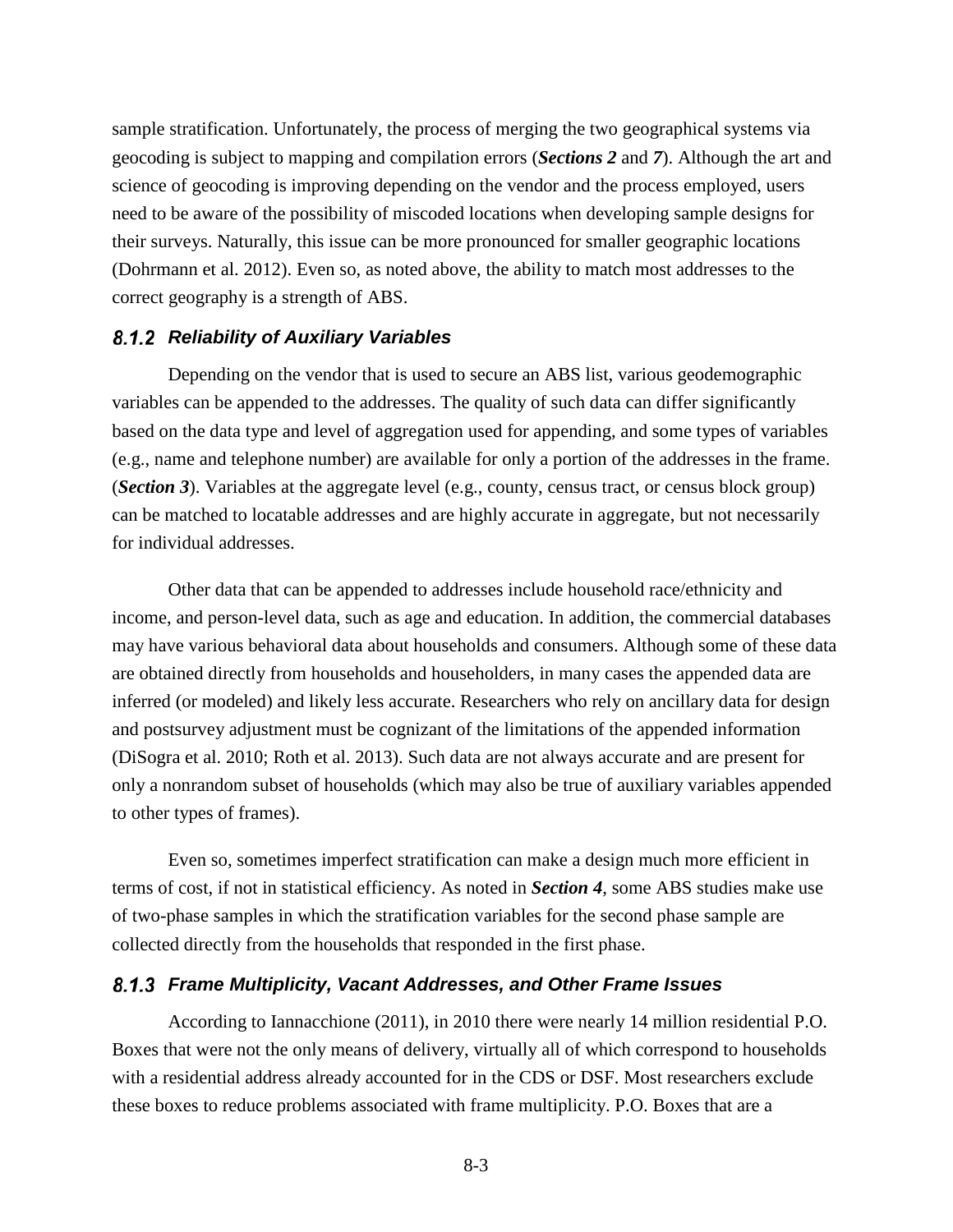sample stratification. Unfortunately, the process of merging the two geographical systems via geocoding is subject to mapping and compilation errors (***Sections 2*** and ***7***). Although the art and science of geocoding is improving depending on the vendor and the process employed, users need to be aware of the possibility of miscoded locations when developing sample designs for their surveys. Naturally, this issue can be more pronounced for smaller geographic locations (Dohrmann et al. 2012). Even so, as noted above, the ability to match most addresses to the correct geography is a strength of ABS.

### *8.1.2 Reliability of Auxiliary Variables*

Depending on the vendor that is used to secure an ABS list, various geodemographic variables can be appended to the addresses. The quality of such data can differ significantly based on the data type and level of aggregation used for appending, and some types of variables (e.g., name and telephone number) are available for only a portion of the addresses in the frame. (***Section 3***). Variables at the aggregate level (e.g., county, census tract, or census block group) can be matched to locatable addresses and are highly accurate in aggregate, but not necessarily for individual addresses.

Other data that can be appended to addresses include household race/ethnicity and income, and person-level data, such as age and education. In addition, the commercial databases may have various behavioral data about households and consumers. Although some of these data are obtained directly from households and householders, in many cases the appended data are inferred (or modeled) and likely less accurate. Researchers who rely on ancillary data for design and postsurvey adjustment must be cognizant of the limitations of the appended information (DiSogra et al. 2010; Roth et al. 2013). Such data are not always accurate and are present for only a nonrandom subset of households (which may also be true of auxiliary variables appended to other types of frames).

Even so, sometimes imperfect stratification can make a design much more efficient in terms of cost, if not in statistical efficiency. As noted in ***Section 4***, some ABS studies make use of two-phase samples in which the stratification variables for the second phase sample are collected directly from the households that responded in the first phase.

### *8.1.3 Frame Multiplicity, Vacant Addresses, and Other Frame Issues*

According to Iannacchione (2011), in 2010 there were nearly 14 million residential P.O. Boxes that were not the only means of delivery, virtually all of which correspond to households with a residential address already accounted for in the CDS or DSF. Most researchers exclude these boxes to reduce problems associated with frame multiplicity. P.O. Boxes that are a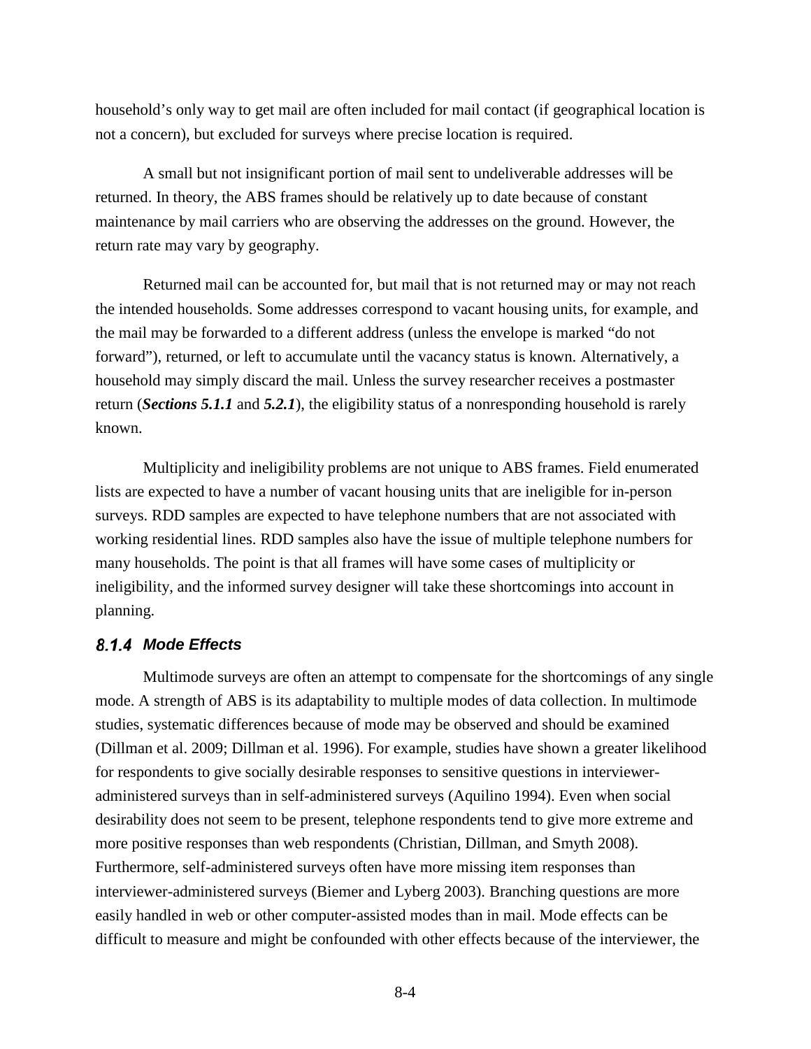household's only way to get mail are often included for mail contact (if geographical location is not a concern), but excluded for surveys where precise location is required.

A small but not insignificant portion of mail sent to undeliverable addresses will be returned. In theory, the ABS frames should be relatively up to date because of constant maintenance by mail carriers who are observing the addresses on the ground. However, the return rate may vary by geography.

Returned mail can be accounted for, but mail that is not returned may or may not reach the intended households. Some addresses correspond to vacant housing units, for example, and the mail may be forwarded to a different address (unless the envelope is marked "do not forward"), returned, or left to accumulate until the vacancy status is known. Alternatively, a household may simply discard the mail. Unless the survey researcher receives a postmaster return (***Sections 5.1.1*** and ***5.2.1***), the eligibility status of a nonresponding household is rarely known.

Multiplicity and ineligibility problems are not unique to ABS frames. Field enumerated lists are expected to have a number of vacant housing units that are ineligible for in-person surveys. RDD samples are expected to have telephone numbers that are not associated with working residential lines. RDD samples also have the issue of multiple telephone numbers for many households. The point is that all frames will have some cases of multiplicity or ineligibility, and the informed survey designer will take these shortcomings into account in planning.

### *8.1.4 Mode Effects*

Multimode surveys are often an attempt to compensate for the shortcomings of any single mode. A strength of ABS is its adaptability to multiple modes of data collection. In multimode studies, systematic differences because of mode may be observed and should be examined (Dillman et al. 2009; Dillman et al. 1996). For example, studies have shown a greater likelihood for respondents to give socially desirable responses to sensitive questions in interviewer-administered surveys than in self-administered surveys (Aquilino 1994). Even when social desirability does not seem to be present, telephone respondents tend to give more extreme and more positive responses than web respondents (Christian, Dillman, and Smyth 2008). Furthermore, self-administered surveys often have more missing item responses than interviewer-administered surveys (Biemer and Lyberg 2003). Branching questions are more easily handled in web or other computer-assisted modes than in mail. Mode effects can be difficult to measure and might be confounded with other effects because of the interviewer, the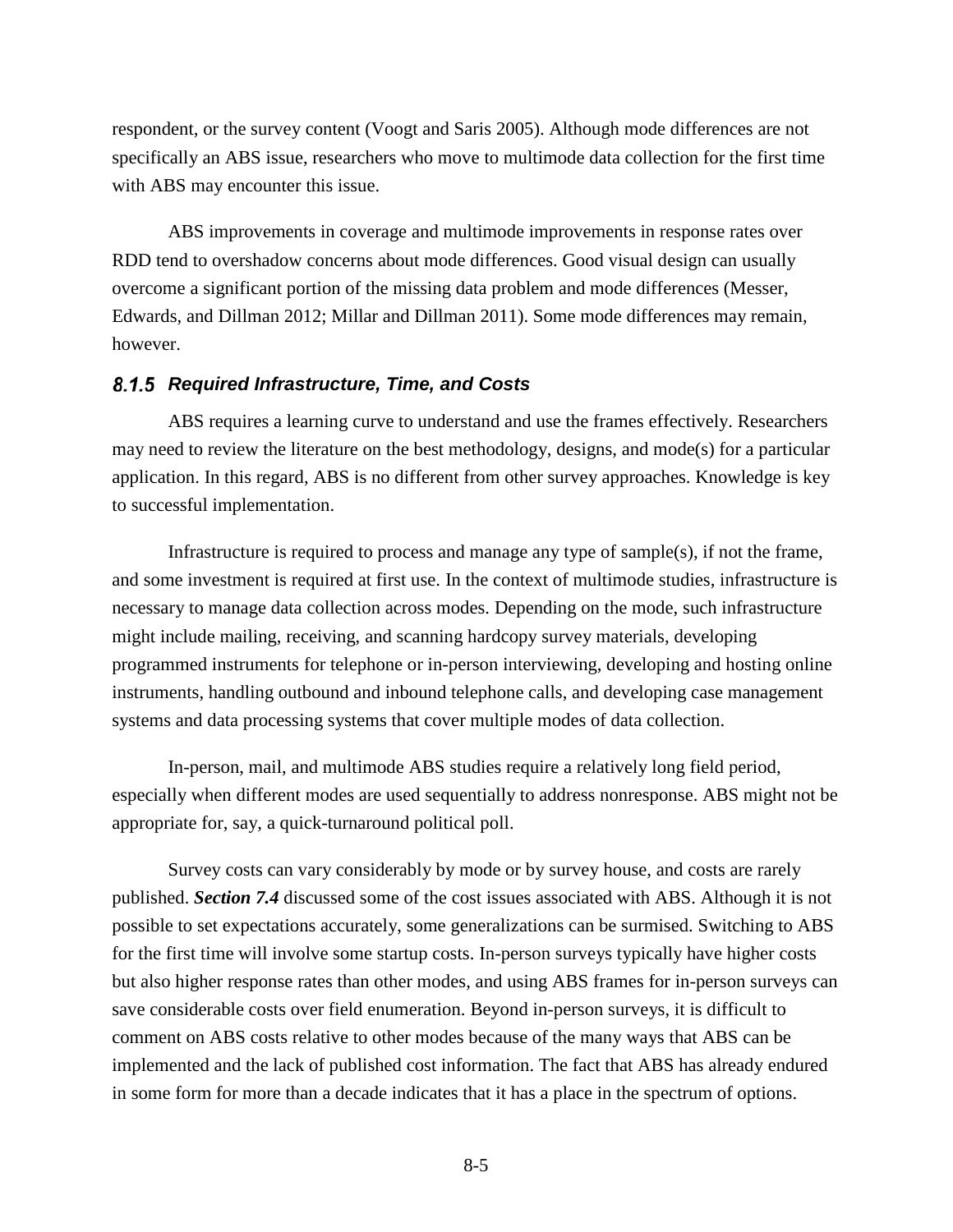respondent, or the survey content (Voogt and Saris 2005). Although mode differences are not specifically an ABS issue, researchers who move to multimode data collection for the first time with ABS may encounter this issue.

ABS improvements in coverage and multimode improvements in response rates over RDD tend to overshadow concerns about mode differences. Good visual design can usually overcome a significant portion of the missing data problem and mode differences (Messer, Edwards, and Dillman 2012; Millar and Dillman 2011). Some mode differences may remain, however.

### *8.1.5 Required Infrastructure, Time, and Costs*

ABS requires a learning curve to understand and use the frames effectively. Researchers may need to review the literature on the best methodology, designs, and mode(s) for a particular application. In this regard, ABS is no different from other survey approaches. Knowledge is key to successful implementation.

Infrastructure is required to process and manage any type of sample(s), if not the frame, and some investment is required at first use. In the context of multimode studies, infrastructure is necessary to manage data collection across modes. Depending on the mode, such infrastructure might include mailing, receiving, and scanning hardcopy survey materials, developing programmed instruments for telephone or in-person interviewing, developing and hosting online instruments, handling outbound and inbound telephone calls, and developing case management systems and data processing systems that cover multiple modes of data collection.

In-person, mail, and multimode ABS studies require a relatively long field period, especially when different modes are used sequentially to address nonresponse. ABS might not be appropriate for, say, a quick-turnaround political poll.

Survey costs can vary considerably by mode or by survey house, and costs are rarely published. ***Section 7.4*** discussed some of the cost issues associated with ABS. Although it is not possible to set expectations accurately, some generalizations can be surmised. Switching to ABS for the first time will involve some startup costs. In-person surveys typically have higher costs but also higher response rates than other modes, and using ABS frames for in-person surveys can save considerable costs over field enumeration. Beyond in-person surveys, it is difficult to comment on ABS costs relative to other modes because of the many ways that ABS can be implemented and the lack of published cost information. The fact that ABS has already endured in some form for more than a decade indicates that it has a place in the spectrum of options.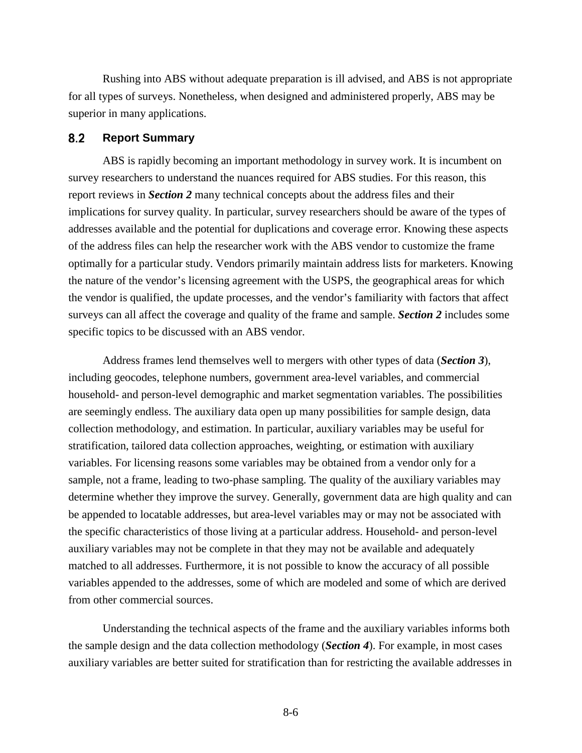Rushing into ABS without adequate preparation is ill advised, and ABS is not appropriate for all types of surveys. Nonetheless, when designed and administered properly, ABS may be superior in many applications.

## 8.2 Report Summary

ABS is rapidly becoming an important methodology in survey work. It is incumbent on survey researchers to understand the nuances required for ABS studies. For this reason, this report reviews in ***Section 2*** many technical concepts about the address files and their implications for survey quality. In particular, survey researchers should be aware of the types of addresses available and the potential for duplications and coverage error. Knowing these aspects of the address files can help the researcher work with the ABS vendor to customize the frame optimally for a particular study. Vendors primarily maintain address lists for marketers. Knowing the nature of the vendor's licensing agreement with the USPS, the geographical areas for which the vendor is qualified, the update processes, and the vendor's familiarity with factors that affect surveys can all affect the coverage and quality of the frame and sample. ***Section 2*** includes some specific topics to be discussed with an ABS vendor.

Address frames lend themselves well to mergers with other types of data (***Section 3***), including geocodes, telephone numbers, government area-level variables, and commercial household- and person-level demographic and market segmentation variables. The possibilities are seemingly endless. The auxiliary data open up many possibilities for sample design, data collection methodology, and estimation. In particular, auxiliary variables may be useful for stratification, tailored data collection approaches, weighting, or estimation with auxiliary variables. For licensing reasons some variables may be obtained from a vendor only for a sample, not a frame, leading to two-phase sampling. The quality of the auxiliary variables may determine whether they improve the survey. Generally, government data are high quality and can be appended to locatable addresses, but area-level variables may or may not be associated with the specific characteristics of those living at a particular address. Household- and person-level auxiliary variables may not be complete in that they may not be available and adequately matched to all addresses. Furthermore, it is not possible to know the accuracy of all possible variables appended to the addresses, some of which are modeled and some of which are derived from other commercial sources.

Understanding the technical aspects of the frame and the auxiliary variables informs both the sample design and the data collection methodology (***Section 4***). For example, in most cases auxiliary variables are better suited for stratification than for restricting the available addresses in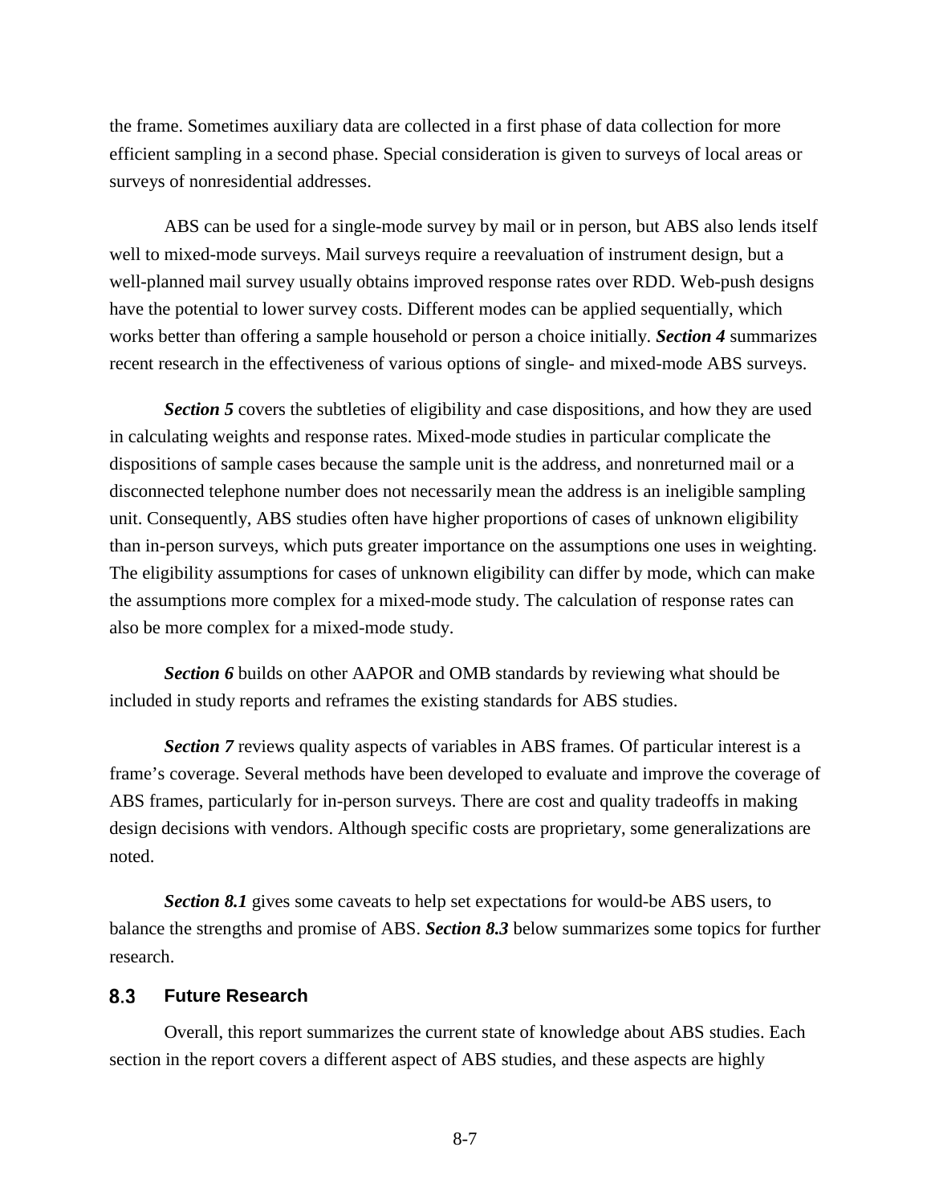the frame. Sometimes auxiliary data are collected in a first phase of data collection for more efficient sampling in a second phase. Special consideration is given to surveys of local areas or surveys of nonresidential addresses.

ABS can be used for a single-mode survey by mail or in person, but ABS also lends itself well to mixed-mode surveys. Mail surveys require a reevaluation of instrument design, but a well-planned mail survey usually obtains improved response rates over RDD. Web-push designs have the potential to lower survey costs. Different modes can be applied sequentially, which works better than offering a sample household or person a choice initially. ***Section 4*** summarizes recent research in the effectiveness of various options of single- and mixed-mode ABS surveys.

***Section 5*** covers the subtleties of eligibility and case dispositions, and how they are used in calculating weights and response rates. Mixed-mode studies in particular complicate the dispositions of sample cases because the sample unit is the address, and nonreturned mail or a disconnected telephone number does not necessarily mean the address is an ineligible sampling unit. Consequently, ABS studies often have higher proportions of cases of unknown eligibility than in-person surveys, which puts greater importance on the assumptions one uses in weighting. The eligibility assumptions for cases of unknown eligibility can differ by mode, which can make the assumptions more complex for a mixed-mode study. The calculation of response rates can also be more complex for a mixed-mode study.

***Section 6*** builds on other AAPOR and OMB standards by reviewing what should be included in study reports and reframes the existing standards for ABS studies.

***Section 7*** reviews quality aspects of variables in ABS frames. Of particular interest is a frame's coverage. Several methods have been developed to evaluate and improve the coverage of ABS frames, particularly for in-person surveys. There are cost and quality tradeoffs in making design decisions with vendors. Although specific costs are proprietary, some generalizations are noted.

***Section 8.1*** gives some caveats to help set expectations for would-be ABS users, to balance the strengths and promise of ABS. ***Section 8.3*** below summarizes some topics for further research.

## 8.3 Future Research

Overall, this report summarizes the current state of knowledge about ABS studies. Each section in the report covers a different aspect of ABS studies, and these aspects are highly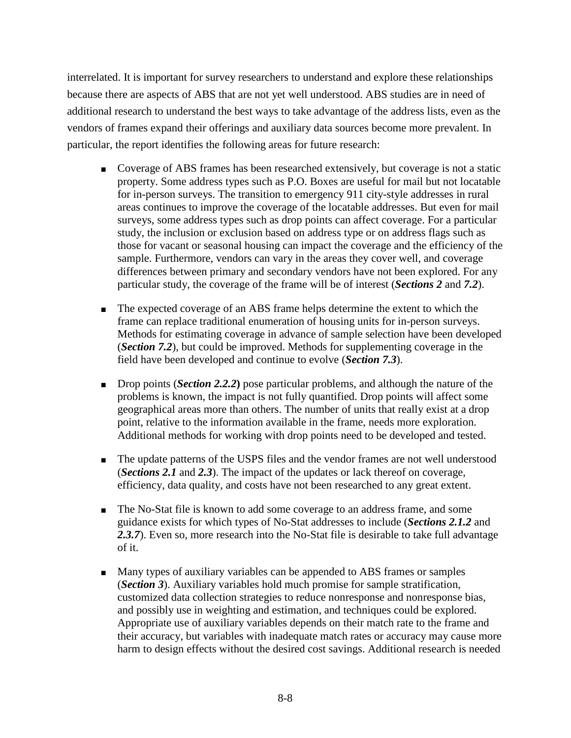interrelated. It is important for survey researchers to understand and explore these relationships because there are aspects of ABS that are not yet well understood. ABS studies are in need of additional research to understand the best ways to take advantage of the address lists, even as the vendors of frames expand their offerings and auxiliary data sources become more prevalent. In particular, the report identifies the following areas for future research:

- Coverage of ABS frames has been researched extensively, but coverage is not a static property. Some address types such as P.O. Boxes are useful for mail but not locatable for in-person surveys. The transition to emergency 911 city-style addresses in rural areas continues to improve the coverage of the locatable addresses. But even for mail surveys, some address types such as drop points can affect coverage. For a particular study, the inclusion or exclusion based on address type or on address flags such as those for vacant or seasonal housing can impact the coverage and the efficiency of the sample. Furthermore, vendors can vary in the areas they cover well, and coverage differences between primary and secondary vendors have not been explored. For any particular study, the coverage of the frame will be of interest (***Sections 2*** and ***7.2***).

- The expected coverage of an ABS frame helps determine the extent to which the frame can replace traditional enumeration of housing units for in-person surveys. Methods for estimating coverage in advance of sample selection have been developed (***Section 7.2***), but could be improved. Methods for supplementing coverage in the field have been developed and continue to evolve (***Section 7.3***).

- Drop points (***Section 2.2.2***) pose particular problems, and although the nature of the problems is known, the impact is not fully quantified. Drop points will affect some geographical areas more than others. The number of units that really exist at a drop point, relative to the information available in the frame, needs more exploration. Additional methods for working with drop points need to be developed and tested.

- The update patterns of the USPS files and the vendor frames are not well understood (***Sections 2.1*** and ***2.3***). The impact of the updates or lack thereof on coverage, efficiency, data quality, and costs have not been researched to any great extent.

- The No-Stat file is known to add some coverage to an address frame, and some guidance exists for which types of No-Stat addresses to include (***Sections 2.1.2*** and ***2.3.7***). Even so, more research into the No-Stat file is desirable to take full advantage of it.

- Many types of auxiliary variables can be appended to ABS frames or samples (***Section 3***). Auxiliary variables hold much promise for sample stratification, customized data collection strategies to reduce nonresponse and nonresponse bias, and possibly use in weighting and estimation, and techniques could be explored. Appropriate use of auxiliary variables depends on their match rate to the frame and their accuracy, but variables with inadequate match rates or accuracy may cause more harm to design effects without the desired cost savings. Additional research is needed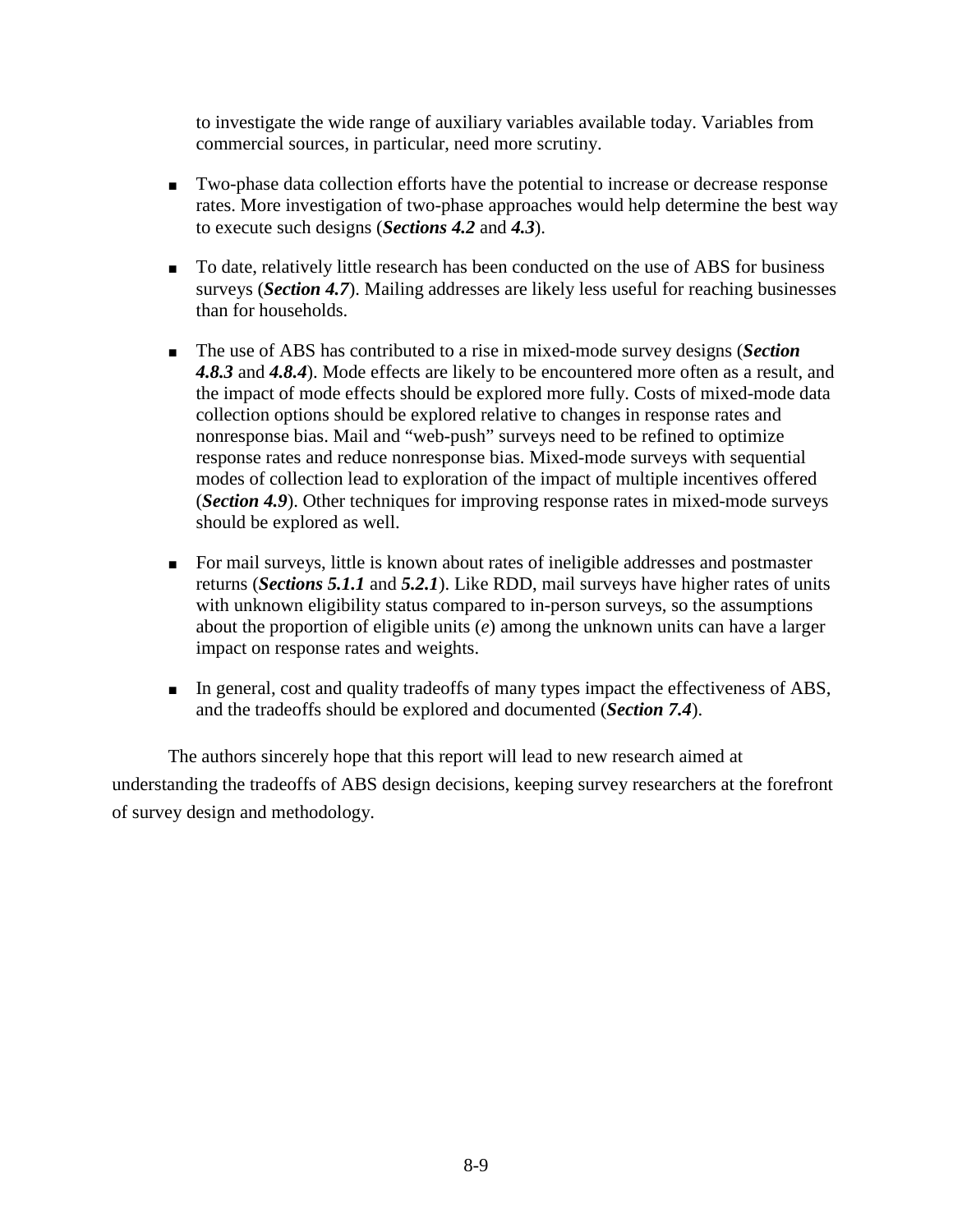to investigate the wide range of auxiliary variables available today. Variables from commercial sources, in particular, need more scrutiny.

- Two-phase data collection efforts have the potential to increase or decrease response rates. More investigation of two-phase approaches would help determine the best way to execute such designs (***Sections 4.2*** and ***4.3***).

- To date, relatively little research has been conducted on the use of ABS for business surveys (***Section 4.7***). Mailing addresses are likely less useful for reaching businesses than for households.

- The use of ABS has contributed to a rise in mixed-mode survey designs (***Section 4.8.3*** and ***4.8.4***). Mode effects are likely to be encountered more often as a result, and the impact of mode effects should be explored more fully. Costs of mixed-mode data collection options should be explored relative to changes in response rates and nonresponse bias. Mail and "web-push" surveys need to be refined to optimize response rates and reduce nonresponse bias. Mixed-mode surveys with sequential modes of collection lead to exploration of the impact of multiple incentives offered (***Section 4.9***). Other techniques for improving response rates in mixed-mode surveys should be explored as well.

- For mail surveys, little is known about rates of ineligible addresses and postmaster returns (***Sections 5.1.1*** and ***5.2.1***). Like RDD, mail surveys have higher rates of units with unknown eligibility status compared to in-person surveys, so the assumptions about the proportion of eligible units ($e$) among the unknown units can have a larger impact on response rates and weights.

- In general, cost and quality tradeoffs of many types impact the effectiveness of ABS, and the tradeoffs should be explored and documented (***Section 7.4***).

The authors sincerely hope that this report will lead to new research aimed at understanding the tradeoffs of ABS design decisions, keeping survey researchers at the forefront of survey design and methodology.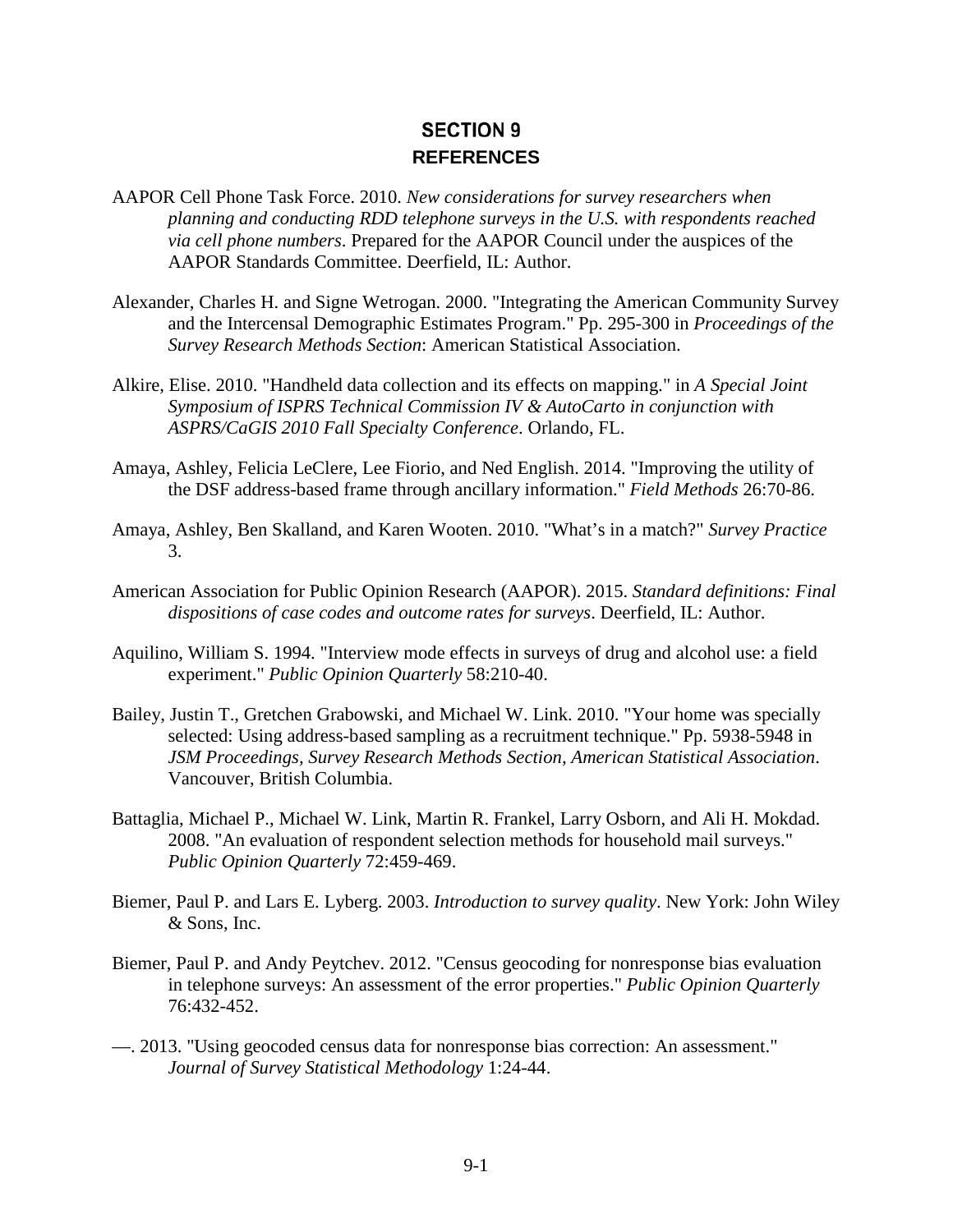# SECTION 9
## REFERENCES

AAPOR Cell Phone Task Force. 2010. *New considerations for survey researchers when planning and conducting RDD telephone surveys in the U.S. with respondents reached via cell phone numbers*. Prepared for the AAPOR Council under the auspices of the AAPOR Standards Committee. Deerfield, IL: Author.

Alexander, Charles H. and Signe Wetrogan. 2000. "Integrating the American Community Survey and the Intercensal Demographic Estimates Program." Pp. 295-300 in *Proceedings of the Survey Research Methods Section*: American Statistical Association.

Alkire, Elise. 2010. "Handheld data collection and its effects on mapping." in *A Special Joint Symposium of ISPRS Technical Commission IV & AutoCarto in conjunction with ASPRS/CaGIS 2010 Fall Specialty Conference*. Orlando, FL.

Amaya, Ashley, Felicia LeClere, Lee Fiorio, and Ned English. 2014. "Improving the utility of the DSF address-based frame through ancillary information." *Field Methods* 26:70-86.

Amaya, Ashley, Ben Skalland, and Karen Wooten. 2010. "What's in a match?" *Survey Practice* 3.

American Association for Public Opinion Research (AAPOR). 2015. *Standard definitions: Final dispositions of case codes and outcome rates for surveys*. Deerfield, IL: Author.

Aquilino, William S. 1994. "Interview mode effects in surveys of drug and alcohol use: a field experiment." *Public Opinion Quarterly* 58:210-40.

Bailey, Justin T., Gretchen Grabowski, and Michael W. Link. 2010. "Your home was specially selected: Using address-based sampling as a recruitment technique." Pp. 5938-5948 in *JSM Proceedings, Survey Research Methods Section, American Statistical Association*. Vancouver, British Columbia.

Battaglia, Michael P., Michael W. Link, Martin R. Frankel, Larry Osborn, and Ali H. Mokdad. 2008. "An evaluation of respondent selection methods for household mail surveys." *Public Opinion Quarterly* 72:459-469.

Biemer, Paul P. and Lars E. Lyberg. 2003. *Introduction to survey quality*. New York: John Wiley & Sons, Inc.

Biemer, Paul P. and Andy Peytchev. 2012. "Census geocoding for nonresponse bias evaluation in telephone surveys: An assessment of the error properties." *Public Opinion Quarterly* 76:432-452.

—. 2013. "Using geocoded census data for nonresponse bias correction: An assessment." *Journal of Survey Statistical Methodology* 1:24-44.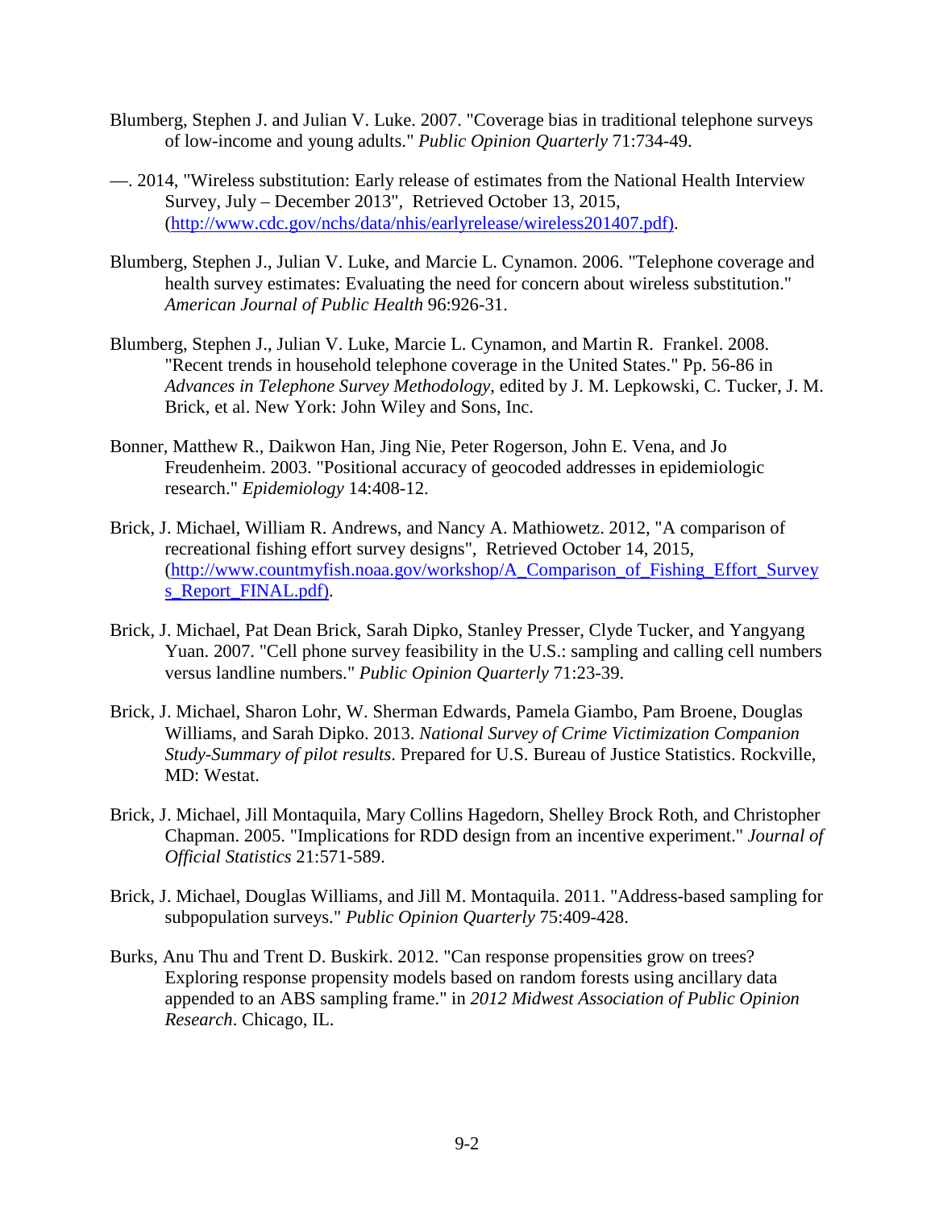Blumberg, Stephen J. and Julian V. Luke. 2007. "Coverage bias in traditional telephone surveys of low-income and young adults." *Public Opinion Quarterly* 71:734-49.

—. 2014, "Wireless substitution: Early release of estimates from the National Health Interview Survey, July – December 2013", Retrieved October 13, 2015, (http://www.cdc.gov/nchs/data/nhis/earlyrelease/wireless201407.pdf).

Blumberg, Stephen J., Julian V. Luke, and Marcie L. Cynamon. 2006. "Telephone coverage and health survey estimates: Evaluating the need for concern about wireless substitution." *American Journal of Public Health* 96:926-31.

Blumberg, Stephen J., Julian V. Luke, Marcie L. Cynamon, and Martin R. Frankel. 2008. "Recent trends in household telephone coverage in the United States." Pp. 56-86 in *Advances in Telephone Survey Methodology*, edited by J. M. Lepkowski, C. Tucker, J. M. Brick, et al. New York: John Wiley and Sons, Inc.

Bonner, Matthew R., Daikwon Han, Jing Nie, Peter Rogerson, John E. Vena, and Jo Freudenheim. 2003. "Positional accuracy of geocoded addresses in epidemiologic research." *Epidemiology* 14:408-12.

Brick, J. Michael, William R. Andrews, and Nancy A. Mathiowetz. 2012, "A comparison of recreational fishing effort survey designs", Retrieved October 14, 2015, (http://www.countmyfish.noaa.gov/workshop/A_Comparison_of_Fishing_Effort_Surveys_Report_FINAL.pdf).

Brick, J. Michael, Pat Dean Brick, Sarah Dipko, Stanley Presser, Clyde Tucker, and Yangyang Yuan. 2007. "Cell phone survey feasibility in the U.S.: sampling and calling cell numbers versus landline numbers." *Public Opinion Quarterly* 71:23-39.

Brick, J. Michael, Sharon Lohr, W. Sherman Edwards, Pamela Giambo, Pam Broene, Douglas Williams, and Sarah Dipko. 2013. *National Survey of Crime Victimization Companion Study-Summary of pilot results*. Prepared for U.S. Bureau of Justice Statistics. Rockville, MD: Westat.

Brick, J. Michael, Jill Montaquila, Mary Collins Hagedorn, Shelley Brock Roth, and Christopher Chapman. 2005. "Implications for RDD design from an incentive experiment." *Journal of Official Statistics* 21:571-589.

Brick, J. Michael, Douglas Williams, and Jill M. Montaquila. 2011. "Address-based sampling for subpopulation surveys." *Public Opinion Quarterly* 75:409-428.

Burks, Anu Thu and Trent D. Buskirk. 2012. "Can response propensities grow on trees? Exploring response propensity models based on random forests using ancillary data appended to an ABS sampling frame." in *2012 Midwest Association of Public Opinion Research*. Chicago, IL.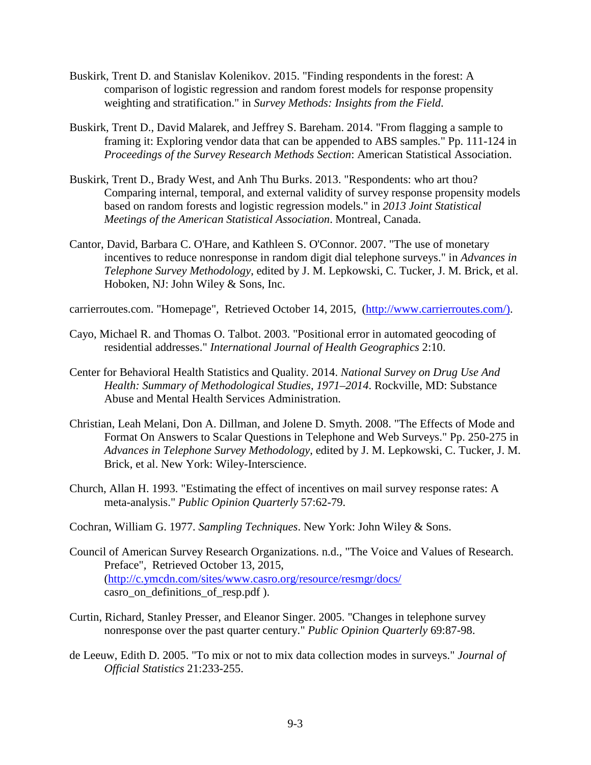Buskirk, Trent D. and Stanislav Kolenikov. 2015. "Finding respondents in the forest: A comparison of logistic regression and random forest models for response propensity weighting and stratification." in *Survey Methods: Insights from the Field*.

Buskirk, Trent D., David Malarek, and Jeffrey S. Bareham. 2014. "From flagging a sample to framing it: Exploring vendor data that can be appended to ABS samples." Pp. 111-124 in *Proceedings of the Survey Research Methods Section*: American Statistical Association.

Buskirk, Trent D., Brady West, and Anh Thu Burks. 2013. "Respondents: who art thou? Comparing internal, temporal, and external validity of survey response propensity models based on random forests and logistic regression models." in *2013 Joint Statistical Meetings of the American Statistical Association*. Montreal, Canada.

Cantor, David, Barbara C. O'Hare, and Kathleen S. O'Connor. 2007. "The use of monetary incentives to reduce nonresponse in random digit dial telephone surveys." in *Advances in Telephone Survey Methodology*, edited by J. M. Lepkowski, C. Tucker, J. M. Brick, et al. Hoboken, NJ: John Wiley & Sons, Inc.

carrierroutes.com. "Homepage", Retrieved October 14, 2015, (http://www.carrierroutes.com/).

Cayo, Michael R. and Thomas O. Talbot. 2003. "Positional error in automated geocoding of residential addresses." *International Journal of Health Geographics* 2:10.

Center for Behavioral Health Statistics and Quality. 2014. *National Survey on Drug Use And Health: Summary of Methodological Studies, 1971–2014*. Rockville, MD: Substance Abuse and Mental Health Services Administration.

Christian, Leah Melani, Don A. Dillman, and Jolene D. Smyth. 2008. "The Effects of Mode and Format On Answers to Scalar Questions in Telephone and Web Surveys." Pp. 250-275 in *Advances in Telephone Survey Methodology*, edited by J. M. Lepkowski, C. Tucker, J. M. Brick, et al. New York: Wiley-Interscience.

Church, Allan H. 1993. "Estimating the effect of incentives on mail survey response rates: A meta-analysis." *Public Opinion Quarterly* 57:62-79.

Cochran, William G. 1977. *Sampling Techniques*. New York: John Wiley & Sons.

Council of American Survey Research Organizations. n.d., "The Voice and Values of Research. Preface", Retrieved October 13, 2015, (http://c.ymcdn.com/sites/www.casro.org/resource/resmgr/docs/casro_on_definitions_of_resp.pdf ).

Curtin, Richard, Stanley Presser, and Eleanor Singer. 2005. "Changes in telephone survey nonresponse over the past quarter century." *Public Opinion Quarterly* 69:87-98.

de Leeuw, Edith D. 2005. "To mix or not to mix data collection modes in surveys." *Journal of Official Statistics* 21:233-255.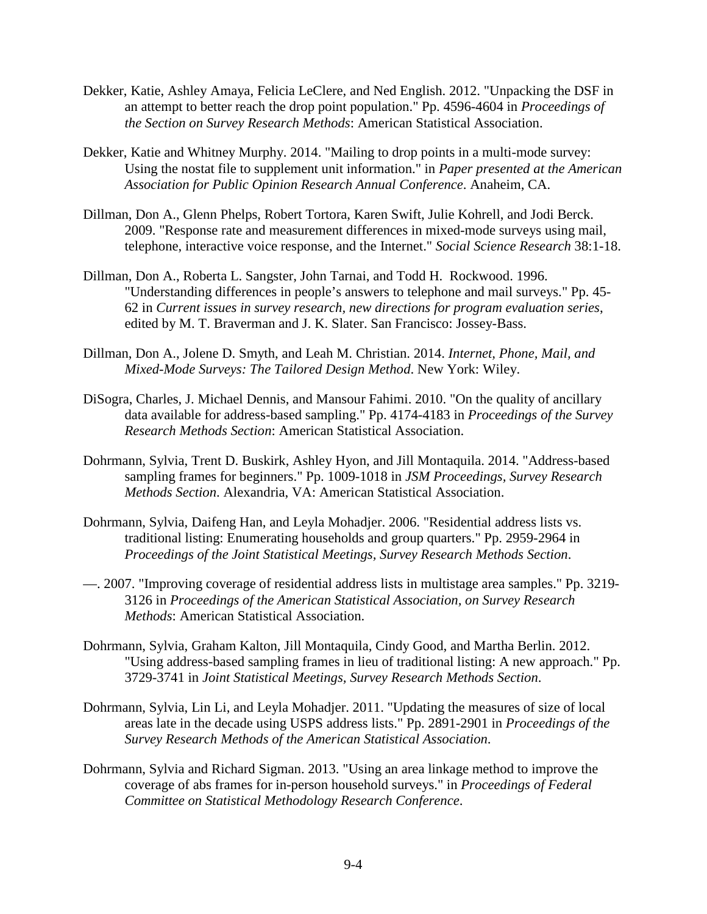Dekker, Katie, Ashley Amaya, Felicia LeClere, and Ned English. 2012. "Unpacking the DSF in an attempt to better reach the drop point population." Pp. 4596-4604 in *Proceedings of the Section on Survey Research Methods*: American Statistical Association.

Dekker, Katie and Whitney Murphy. 2014. "Mailing to drop points in a multi-mode survey: Using the nostat file to supplement unit information." in *Paper presented at the American Association for Public Opinion Research Annual Conference*. Anaheim, CA.

Dillman, Don A., Glenn Phelps, Robert Tortora, Karen Swift, Julie Kohrell, and Jodi Berck. 2009. "Response rate and measurement differences in mixed-mode surveys using mail, telephone, interactive voice response, and the Internet." *Social Science Research* 38:1-18.

Dillman, Don A., Roberta L. Sangster, John Tarnai, and Todd H. Rockwood. 1996. "Understanding differences in people's answers to telephone and mail surveys." Pp. 45-62 in *Current issues in survey research, new directions for program evaluation series*, edited by M. T. Braverman and J. K. Slater. San Francisco: Jossey-Bass.

Dillman, Don A., Jolene D. Smyth, and Leah M. Christian. 2014. *Internet, Phone, Mail, and Mixed-Mode Surveys: The Tailored Design Method*. New York: Wiley.

DiSogra, Charles, J. Michael Dennis, and Mansour Fahimi. 2010. "On the quality of ancillary data available for address-based sampling." Pp. 4174-4183 in *Proceedings of the Survey Research Methods Section*: American Statistical Association.

Dohrmann, Sylvia, Trent D. Buskirk, Ashley Hyon, and Jill Montaquila. 2014. "Address-based sampling frames for beginners." Pp. 1009-1018 in *JSM Proceedings, Survey Research Methods Section*. Alexandria, VA: American Statistical Association.

Dohrmann, Sylvia, Daifeng Han, and Leyla Mohadjer. 2006. "Residential address lists vs. traditional listing: Enumerating households and group quarters." Pp. 2959-2964 in *Proceedings of the Joint Statistical Meetings, Survey Research Methods Section*.

—. 2007. "Improving coverage of residential address lists in multistage area samples." Pp. 3219-3126 in *Proceedings of the American Statistical Association, on Survey Research Methods*: American Statistical Association.

Dohrmann, Sylvia, Graham Kalton, Jill Montaquila, Cindy Good, and Martha Berlin. 2012. "Using address-based sampling frames in lieu of traditional listing: A new approach." Pp. 3729-3741 in *Joint Statistical Meetings, Survey Research Methods Section*.

Dohrmann, Sylvia, Lin Li, and Leyla Mohadjer. 2011. "Updating the measures of size of local areas late in the decade using USPS address lists." Pp. 2891-2901 in *Proceedings of the Survey Research Methods of the American Statistical Association*.

Dohrmann, Sylvia and Richard Sigman. 2013. "Using an area linkage method to improve the coverage of abs frames for in-person household surveys." in *Proceedings of Federal Committee on Statistical Methodology Research Conference*.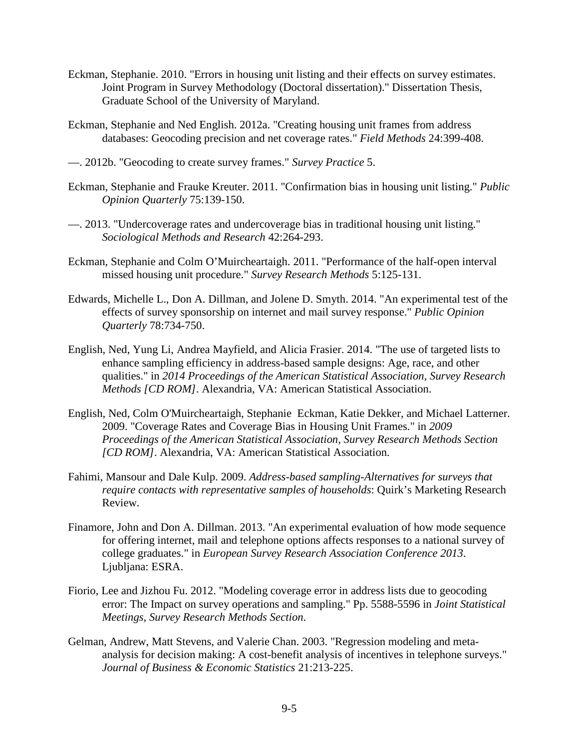Eckman, Stephanie. 2010. "Errors in housing unit listing and their effects on survey estimates. Joint Program in Survey Methodology (Doctoral dissertation)." Dissertation Thesis, Graduate School of the University of Maryland.

Eckman, Stephanie and Ned English. 2012a. "Creating housing unit frames from address databases: Geocoding precision and net coverage rates." *Field Methods* 24:399-408.

—. 2012b. "Geocoding to create survey frames." *Survey Practice* 5.

Eckman, Stephanie and Frauke Kreuter. 2011. "Confirmation bias in housing unit listing." *Public Opinion Quarterly* 75:139-150.

—. 2013. "Undercoverage rates and undercoverage bias in traditional housing unit listing." *Sociological Methods and Research* 42:264-293.

Eckman, Stephanie and Colm O'Muircheartaigh. 2011. "Performance of the half-open interval missed housing unit procedure." *Survey Research Methods* 5:125-131.

Edwards, Michelle L., Don A. Dillman, and Jolene D. Smyth. 2014. "An experimental test of the effects of survey sponsorship on internet and mail survey response." *Public Opinion Quarterly* 78:734-750.

English, Ned, Yung Li, Andrea Mayfield, and Alicia Frasier. 2014. "The use of targeted lists to enhance sampling efficiency in address-based sample designs: Age, race, and other qualities." in *2014 Proceedings of the American Statistical Association, Survey Research Methods [CD ROM]*. Alexandria, VA: American Statistical Association.

English, Ned, Colm O'Muircheartaigh, Stephanie Eckman, Katie Dekker, and Michael Latterner. 2009. "Coverage Rates and Coverage Bias in Housing Unit Frames." in *2009 Proceedings of the American Statistical Association, Survey Research Methods Section [CD ROM]*. Alexandria, VA: American Statistical Association.

Fahimi, Mansour and Dale Kulp. 2009. *Address-based sampling-Alternatives for surveys that require contacts with representative samples of households*: Quirk's Marketing Research Review.

Finamore, John and Don A. Dillman. 2013. "An experimental evaluation of how mode sequence for offering internet, mail and telephone options affects responses to a national survey of college graduates." in *European Survey Research Association Conference 2013*. Ljubljana: ESRA.

Fiorio, Lee and Jizhou Fu. 2012. "Modeling coverage error in address lists due to geocoding error: The Impact on survey operations and sampling." Pp. 5588-5596 in *Joint Statistical Meetings, Survey Research Methods Section*.

Gelman, Andrew, Matt Stevens, and Valerie Chan. 2003. "Regression modeling and meta-analysis for decision making: A cost-benefit analysis of incentives in telephone surveys." *Journal of Business & Economic Statistics* 21:213-225.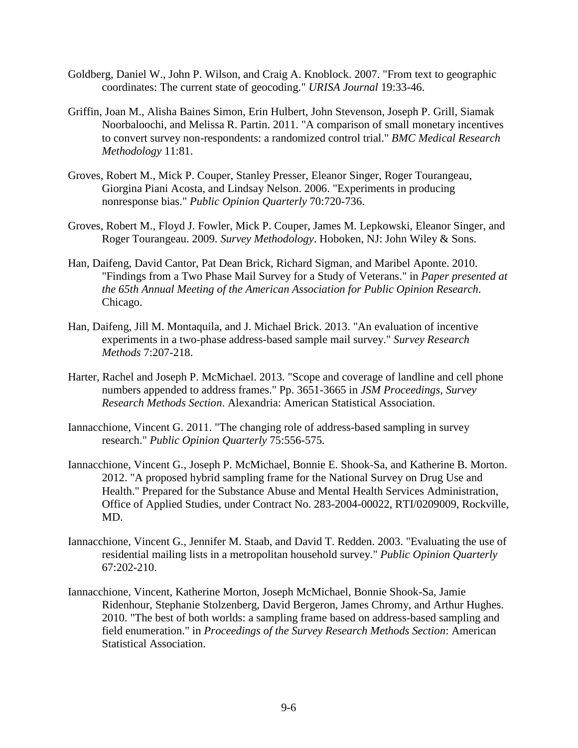Goldberg, Daniel W., John P. Wilson, and Craig A. Knoblock. 2007. "From text to geographic coordinates: The current state of geocoding." *URISA Journal* 19:33-46.

Griffin, Joan M., Alisha Baines Simon, Erin Hulbert, John Stevenson, Joseph P. Grill, Siamak Noorbaloochi, and Melissa R. Partin. 2011. "A comparison of small monetary incentives to convert survey non-respondents: a randomized control trial." *BMC Medical Research Methodology* 11:81.

Groves, Robert M., Mick P. Couper, Stanley Presser, Eleanor Singer, Roger Tourangeau, Giorgina Piani Acosta, and Lindsay Nelson. 2006. "Experiments in producing nonresponse bias." *Public Opinion Quarterly* 70:720-736.

Groves, Robert M., Floyd J. Fowler, Mick P. Couper, James M. Lepkowski, Eleanor Singer, and Roger Tourangeau. 2009. *Survey Methodology*. Hoboken, NJ: John Wiley & Sons.

Han, Daifeng, David Cantor, Pat Dean Brick, Richard Sigman, and Maribel Aponte. 2010. "Findings from a Two Phase Mail Survey for a Study of Veterans." in *Paper presented at the 65th Annual Meeting of the American Association for Public Opinion Research*. Chicago.

Han, Daifeng, Jill M. Montaquila, and J. Michael Brick. 2013. "An evaluation of incentive experiments in a two-phase address-based sample mail survey." *Survey Research Methods* 7:207-218.

Harter, Rachel and Joseph P. McMichael. 2013. "Scope and coverage of landline and cell phone numbers appended to address frames." Pp. 3651-3665 in *JSM Proceedings, Survey Research Methods Section*. Alexandria: American Statistical Association.

Iannacchione, Vincent G. 2011. "The changing role of address-based sampling in survey research." *Public Opinion Quarterly* 75:556-575.

Iannacchione, Vincent G., Joseph P. McMichael, Bonnie E. Shook-Sa, and Katherine B. Morton. 2012. "A proposed hybrid sampling frame for the National Survey on Drug Use and Health." Prepared for the Substance Abuse and Mental Health Services Administration, Office of Applied Studies, under Contract No. 283-2004-00022, RTI/0209009, Rockville, MD.

Iannacchione, Vincent G., Jennifer M. Staab, and David T. Redden. 2003. "Evaluating the use of residential mailing lists in a metropolitan household survey." *Public Opinion Quarterly* 67:202-210.

Iannacchione, Vincent, Katherine Morton, Joseph McMichael, Bonnie Shook-Sa, Jamie Ridenhour, Stephanie Stolzenberg, David Bergeron, James Chromy, and Arthur Hughes. 2010. "The best of both worlds: a sampling frame based on address-based sampling and field enumeration." in *Proceedings of the Survey Research Methods Section*: American Statistical Association.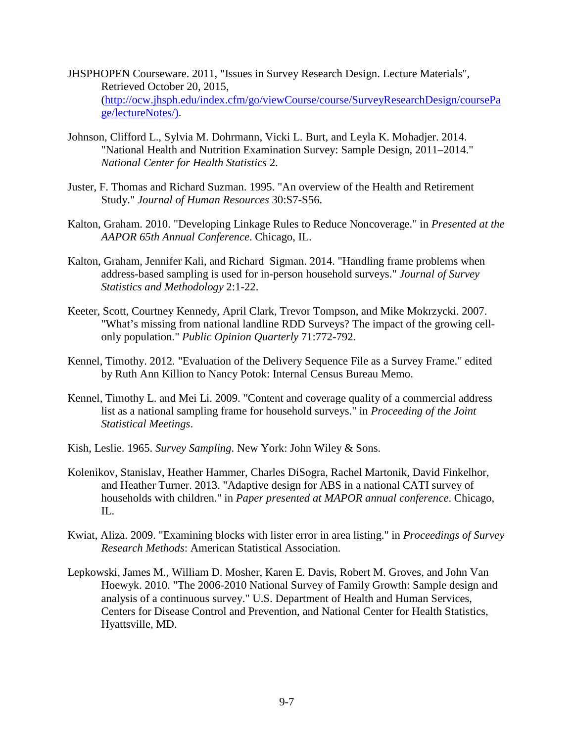JHSPHOPEN Courseware. 2011, "Issues in Survey Research Design. Lecture Materials", Retrieved October 20, 2015, (http://ocw.jhsph.edu/index.cfm/go/viewCourse/course/SurveyResearchDesign/coursePage/lectureNotes/).

Johnson, Clifford L., Sylvia M. Dohrmann, Vicki L. Burt, and Leyla K. Mohadjer. 2014. "National Health and Nutrition Examination Survey: Sample Design, 2011–2014." *National Center for Health Statistics* 2.

Juster, F. Thomas and Richard Suzman. 1995. "An overview of the Health and Retirement Study." *Journal of Human Resources* 30:S7-S56.

Kalton, Graham. 2010. "Developing Linkage Rules to Reduce Noncoverage." in *Presented at the AAPOR 65th Annual Conference*. Chicago, IL.

Kalton, Graham, Jennifer Kali, and Richard Sigman. 2014. "Handling frame problems when address-based sampling is used for in-person household surveys." *Journal of Survey Statistics and Methodology* 2:1-22.

Keeter, Scott, Courtney Kennedy, April Clark, Trevor Tompson, and Mike Mokrzycki. 2007. "What's missing from national landline RDD Surveys? The impact of the growing cell-only population." *Public Opinion Quarterly* 71:772-792.

Kennel, Timothy. 2012. "Evaluation of the Delivery Sequence File as a Survey Frame." edited by Ruth Ann Killion to Nancy Potok: Internal Census Bureau Memo.

Kennel, Timothy L. and Mei Li. 2009. "Content and coverage quality of a commercial address list as a national sampling frame for household surveys." in *Proceeding of the Joint Statistical Meetings*.

Kish, Leslie. 1965. *Survey Sampling*. New York: John Wiley & Sons.

Kolenikov, Stanislav, Heather Hammer, Charles DiSogra, Rachel Martonik, David Finkelhor, and Heather Turner. 2013. "Adaptive design for ABS in a national CATI survey of households with children." in *Paper presented at MAPOR annual conference*. Chicago, IL.

Kwiat, Aliza. 2009. "Examining blocks with lister error in area listing." in *Proceedings of Survey Research Methods*: American Statistical Association.

Lepkowski, James M., William D. Mosher, Karen E. Davis, Robert M. Groves, and John Van Hoewyk. 2010. "The 2006-2010 National Survey of Family Growth: Sample design and analysis of a continuous survey." U.S. Department of Health and Human Services, Centers for Disease Control and Prevention, and National Center for Health Statistics, Hyattsville, MD.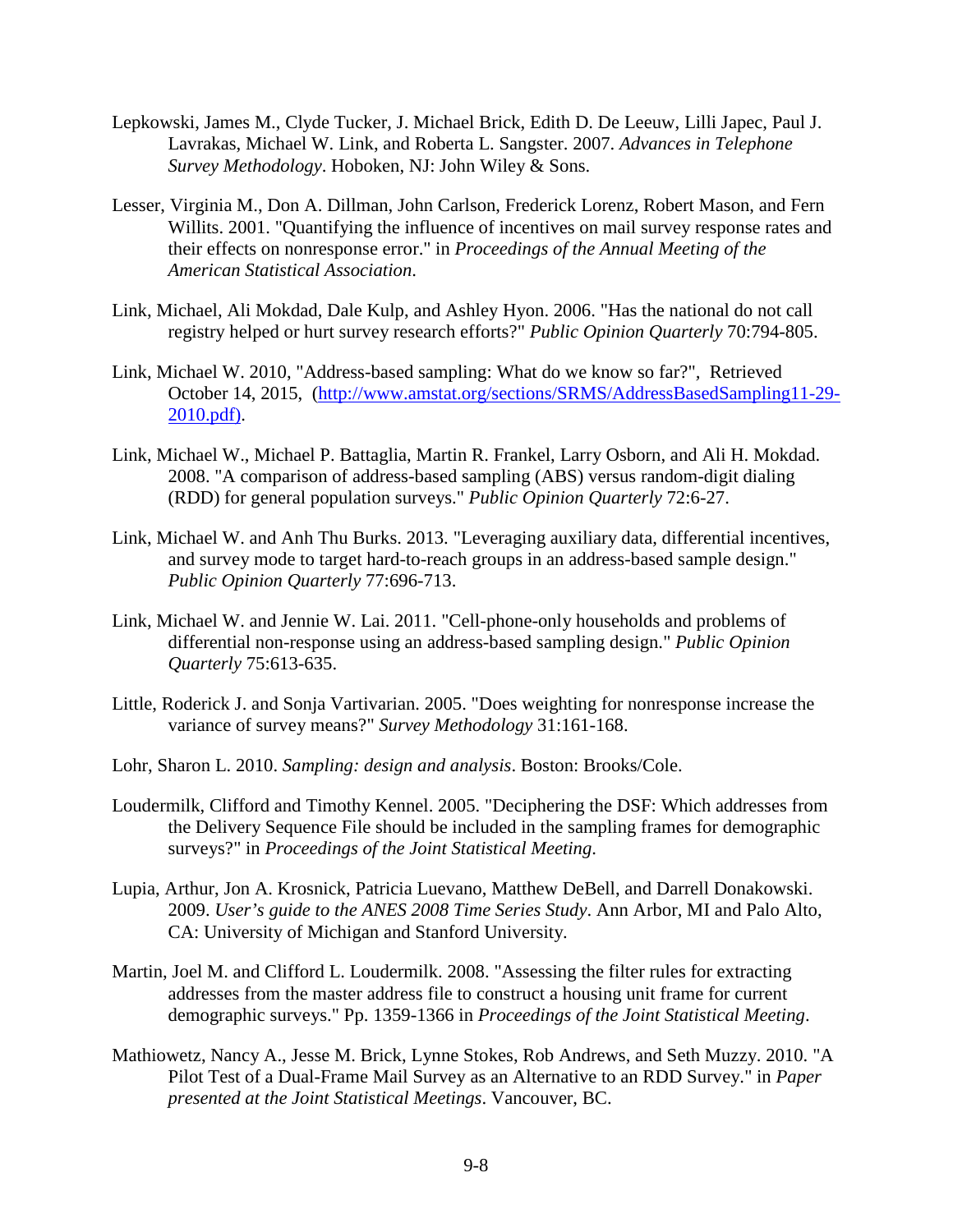Lepkowski, James M., Clyde Tucker, J. Michael Brick, Edith D. De Leeuw, Lilli Japec, Paul J. Lavrakas, Michael W. Link, and Roberta L. Sangster. 2007. *Advances in Telephone Survey Methodology*. Hoboken, NJ: John Wiley & Sons.

Lesser, Virginia M., Don A. Dillman, John Carlson, Frederick Lorenz, Robert Mason, and Fern Willits. 2001. "Quantifying the influence of incentives on mail survey response rates and their effects on nonresponse error." in *Proceedings of the Annual Meeting of the American Statistical Association*.

Link, Michael, Ali Mokdad, Dale Kulp, and Ashley Hyon. 2006. "Has the national do not call registry helped or hurt survey research efforts?" *Public Opinion Quarterly* 70:794-805.

Link, Michael W. 2010, "Address-based sampling: What do we know so far?", Retrieved October 14, 2015, (http://www.amstat.org/sections/SRMS/AddressBasedSampling11-29-2010.pdf).

Link, Michael W., Michael P. Battaglia, Martin R. Frankel, Larry Osborn, and Ali H. Mokdad. 2008. "A comparison of address-based sampling (ABS) versus random-digit dialing (RDD) for general population surveys." *Public Opinion Quarterly* 72:6-27.

Link, Michael W. and Anh Thu Burks. 2013. "Leveraging auxiliary data, differential incentives, and survey mode to target hard-to-reach groups in an address-based sample design." *Public Opinion Quarterly* 77:696-713.

Link, Michael W. and Jennie W. Lai. 2011. "Cell-phone-only households and problems of differential non-response using an address-based sampling design." *Public Opinion Quarterly* 75:613-635.

Little, Roderick J. and Sonja Vartivarian. 2005. "Does weighting for nonresponse increase the variance of survey means?" *Survey Methodology* 31:161-168.

Lohr, Sharon L. 2010. *Sampling: design and analysis*. Boston: Brooks/Cole.

Loudermilk, Clifford and Timothy Kennel. 2005. "Deciphering the DSF: Which addresses from the Delivery Sequence File should be included in the sampling frames for demographic surveys?" in *Proceedings of the Joint Statistical Meeting*.

Lupia, Arthur, Jon A. Krosnick, Patricia Luevano, Matthew DeBell, and Darrell Donakowski. 2009. *User's guide to the ANES 2008 Time Series Study*. Ann Arbor, MI and Palo Alto, CA: University of Michigan and Stanford University.

Martin, Joel M. and Clifford L. Loudermilk. 2008. "Assessing the filter rules for extracting addresses from the master address file to construct a housing unit frame for current demographic surveys." Pp. 1359-1366 in *Proceedings of the Joint Statistical Meeting*.

Mathiowetz, Nancy A., Jesse M. Brick, Lynne Stokes, Rob Andrews, and Seth Muzzy. 2010. "A Pilot Test of a Dual-Frame Mail Survey as an Alternative to an RDD Survey." in *Paper presented at the Joint Statistical Meetings*. Vancouver, BC.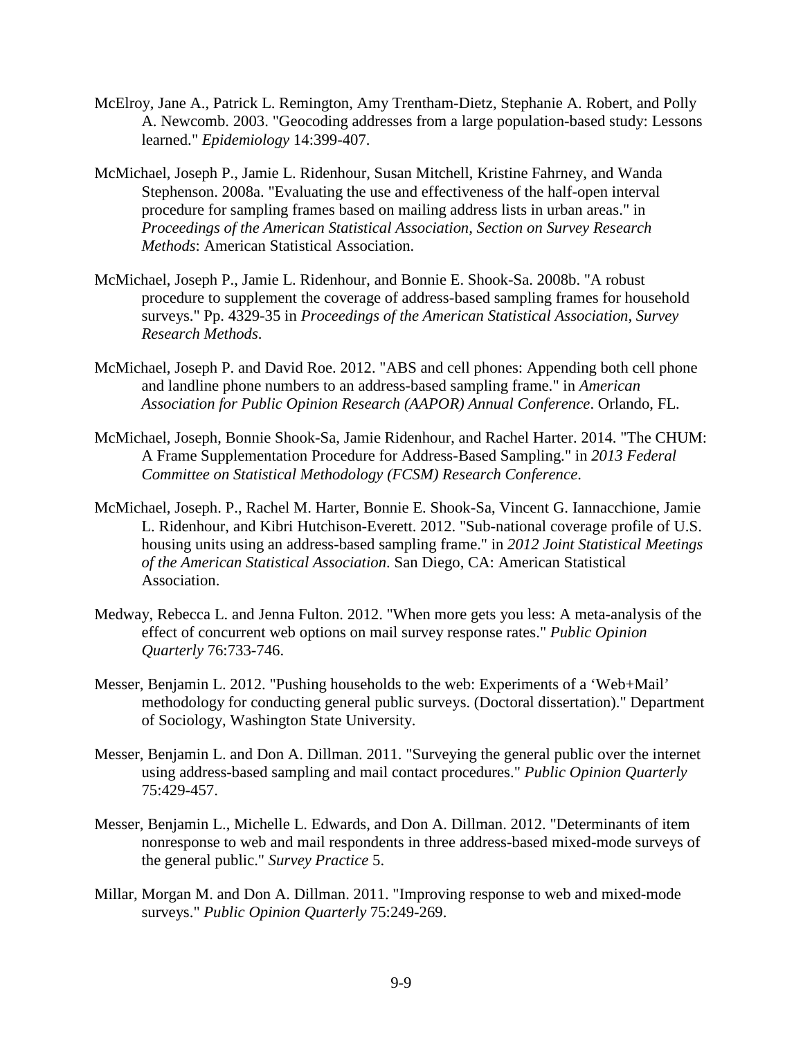McElroy, Jane A., Patrick L. Remington, Amy Trentham-Dietz, Stephanie A. Robert, and Polly A. Newcomb. 2003. "Geocoding addresses from a large population-based study: Lessons learned." *Epidemiology* 14:399-407.

McMichael, Joseph P., Jamie L. Ridenhour, Susan Mitchell, Kristine Fahrney, and Wanda Stephenson. 2008a. "Evaluating the use and effectiveness of the half-open interval procedure for sampling frames based on mailing address lists in urban areas." in *Proceedings of the American Statistical Association, Section on Survey Research Methods*: American Statistical Association.

McMichael, Joseph P., Jamie L. Ridenhour, and Bonnie E. Shook-Sa. 2008b. "A robust procedure to supplement the coverage of address-based sampling frames for household surveys." Pp. 4329-35 in *Proceedings of the American Statistical Association, Survey Research Methods*.

McMichael, Joseph P. and David Roe. 2012. "ABS and cell phones: Appending both cell phone and landline phone numbers to an address-based sampling frame." in *American Association for Public Opinion Research (AAPOR) Annual Conference*. Orlando, FL.

McMichael, Joseph, Bonnie Shook-Sa, Jamie Ridenhour, and Rachel Harter. 2014. "The CHUM: A Frame Supplementation Procedure for Address-Based Sampling." in *2013 Federal Committee on Statistical Methodology (FCSM) Research Conference*.

McMichael, Joseph. P., Rachel M. Harter, Bonnie E. Shook-Sa, Vincent G. Iannacchione, Jamie L. Ridenhour, and Kibri Hutchison-Everett. 2012. "Sub-national coverage profile of U.S. housing units using an address-based sampling frame." in *2012 Joint Statistical Meetings of the American Statistical Association.* San Diego, CA: American Statistical Association.

Medway, Rebecca L. and Jenna Fulton. 2012. "When more gets you less: A meta-analysis of the effect of concurrent web options on mail survey response rates." *Public Opinion Quarterly* 76:733-746.

Messer, Benjamin L. 2012. "Pushing households to the web: Experiments of a 'Web+Mail' methodology for conducting general public surveys. (Doctoral dissertation)." Department of Sociology, Washington State University.

Messer, Benjamin L. and Don A. Dillman. 2011. "Surveying the general public over the internet using address-based sampling and mail contact procedures." *Public Opinion Quarterly* 75:429-457.

Messer, Benjamin L., Michelle L. Edwards, and Don A. Dillman. 2012. "Determinants of item nonresponse to web and mail respondents in three address-based mixed-mode surveys of the general public." *Survey Practice* 5.

Millar, Morgan M. and Don A. Dillman. 2011. "Improving response to web and mixed-mode surveys." *Public Opinion Quarterly* 75:249-269.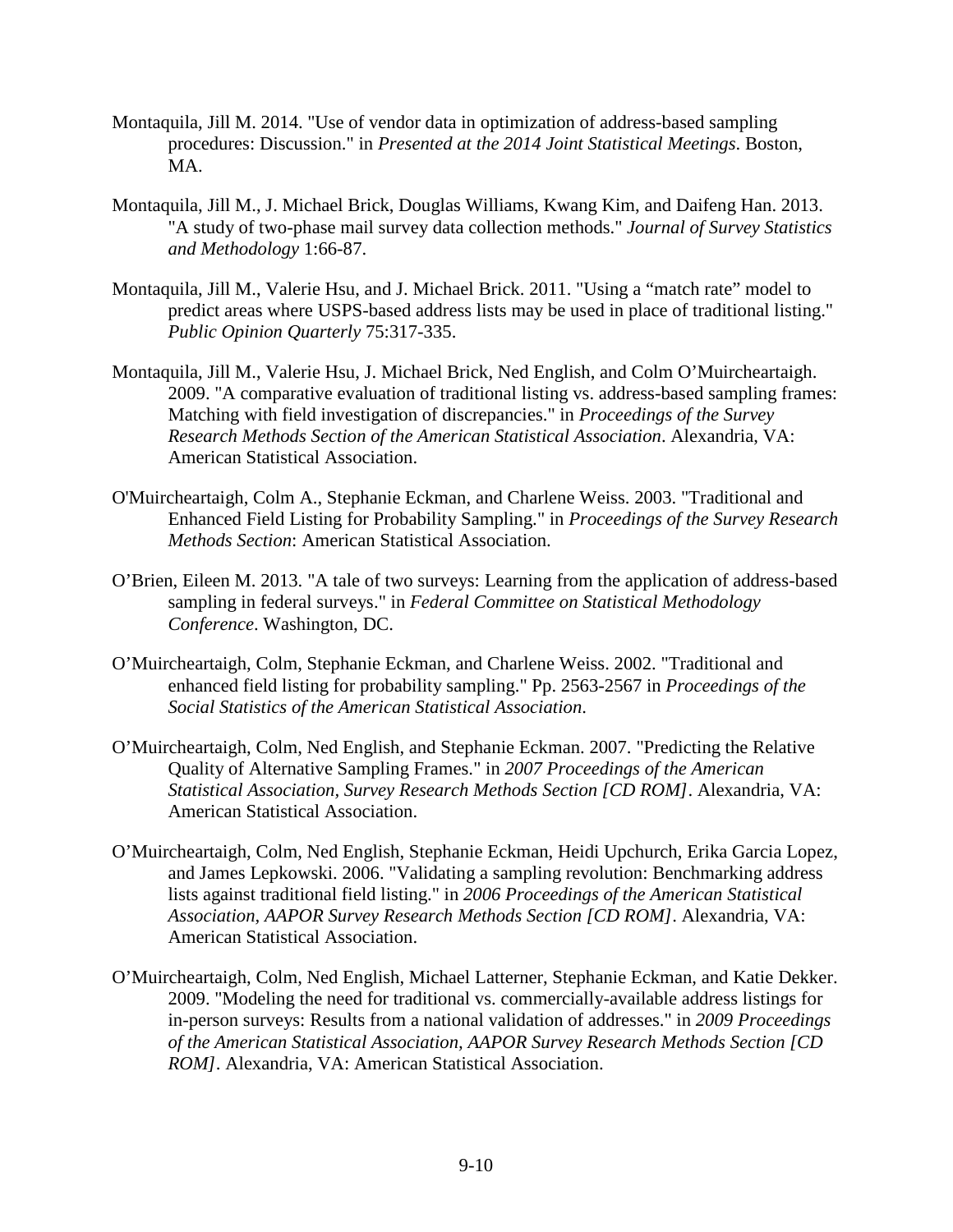Montaquila, Jill M. 2014. "Use of vendor data in optimization of address-based sampling procedures: Discussion." in *Presented at the 2014 Joint Statistical Meetings*. Boston, MA.

Montaquila, Jill M., J. Michael Brick, Douglas Williams, Kwang Kim, and Daifeng Han. 2013. "A study of two-phase mail survey data collection methods." *Journal of Survey Statistics and Methodology* 1:66-87.

Montaquila, Jill M., Valerie Hsu, and J. Michael Brick. 2011. "Using a "match rate" model to predict areas where USPS-based address lists may be used in place of traditional listing." *Public Opinion Quarterly* 75:317-335.

Montaquila, Jill M., Valerie Hsu, J. Michael Brick, Ned English, and Colm O'Muircheartaigh. 2009. "A comparative evaluation of traditional listing vs. address-based sampling frames: Matching with field investigation of discrepancies." in *Proceedings of the Survey Research Methods Section of the American Statistical Association*. Alexandria, VA: American Statistical Association.

O'Muircheartaigh, Colm A., Stephanie Eckman, and Charlene Weiss. 2003. "Traditional and Enhanced Field Listing for Probability Sampling." in *Proceedings of the Survey Research Methods Section*: American Statistical Association.

O'Brien, Eileen M. 2013. "A tale of two surveys: Learning from the application of address-based sampling in federal surveys." in *Federal Committee on Statistical Methodology Conference*. Washington, DC.

O'Muircheartaigh, Colm, Stephanie Eckman, and Charlene Weiss. 2002. "Traditional and enhanced field listing for probability sampling." Pp. 2563-2567 in *Proceedings of the Social Statistics of the American Statistical Association*.

O'Muircheartaigh, Colm, Ned English, and Stephanie Eckman. 2007. "Predicting the Relative Quality of Alternative Sampling Frames." in *2007 Proceedings of the American Statistical Association, Survey Research Methods Section [CD ROM]*. Alexandria, VA: American Statistical Association.

O'Muircheartaigh, Colm, Ned English, Stephanie Eckman, Heidi Upchurch, Erika Garcia Lopez, and James Lepkowski. 2006. "Validating a sampling revolution: Benchmarking address lists against traditional field listing." in *2006 Proceedings of the American Statistical Association, AAPOR Survey Research Methods Section [CD ROM]*. Alexandria, VA: American Statistical Association.

O'Muircheartaigh, Colm, Ned English, Michael Latterner, Stephanie Eckman, and Katie Dekker. 2009. "Modeling the need for traditional vs. commercially-available address listings for in-person surveys: Results from a national validation of addresses." in *2009 Proceedings of the American Statistical Association, AAPOR Survey Research Methods Section [CD ROM]*. Alexandria, VA: American Statistical Association.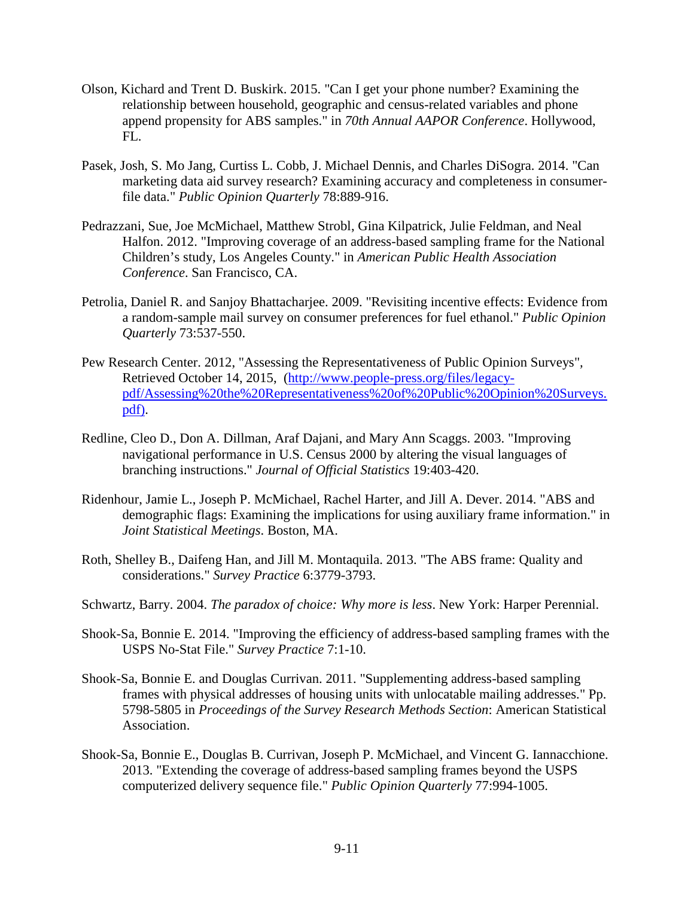Olson, Kichard and Trent D. Buskirk. 2015. "Can I get your phone number? Examining the relationship between household, geographic and census-related variables and phone append propensity for ABS samples." in *70th Annual AAPOR Conference*. Hollywood, FL.

Pasek, Josh, S. Mo Jang, Curtiss L. Cobb, J. Michael Dennis, and Charles DiSogra. 2014. "Can marketing data aid survey research? Examining accuracy and completeness in consumer-file data." *Public Opinion Quarterly* 78:889-916.

Pedrazzani, Sue, Joe McMichael, Matthew Strobl, Gina Kilpatrick, Julie Feldman, and Neal Halfon. 2012. "Improving coverage of an address-based sampling frame for the National Children's study, Los Angeles County." in *American Public Health Association Conference*. San Francisco, CA.

Petrolia, Daniel R. and Sanjoy Bhattacharjee. 2009. "Revisiting incentive effects: Evidence from a random-sample mail survey on consumer preferences for fuel ethanol." *Public Opinion Quarterly* 73:537-550.

Pew Research Center. 2012, "Assessing the Representativeness of Public Opinion Surveys", Retrieved October 14, 2015, ([http://www.people-press.org/files/legacy-pdf/Assessing%20the%20Representativeness%20of%20Public%20Opinion%20Surveys.pdf](http://www.people-press.org/files/legacy-pdf/Assessing%20the%20Representativeness%20of%20Public%20Opinion%20Surveys.pdf)).

Redline, Cleo D., Don A. Dillman, Araf Dajani, and Mary Ann Scaggs. 2003. "Improving navigational performance in U.S. Census 2000 by altering the visual languages of branching instructions." *Journal of Official Statistics* 19:403-420.

Ridenhour, Jamie L., Joseph P. McMichael, Rachel Harter, and Jill A. Dever. 2014. "ABS and demographic flags: Examining the implications for using auxiliary frame information." in *Joint Statistical Meetings*. Boston, MA.

Roth, Shelley B., Daifeng Han, and Jill M. Montaquila. 2013. "The ABS frame: Quality and considerations." *Survey Practice* 6:3779-3793.

Schwartz, Barry. 2004. *The paradox of choice: Why more is less*. New York: Harper Perennial.

Shook-Sa, Bonnie E. 2014. "Improving the efficiency of address-based sampling frames with the USPS No-Stat File." *Survey Practice* 7:1-10.

Shook-Sa, Bonnie E. and Douglas Currivan. 2011. "Supplementing address-based sampling frames with physical addresses of housing units with unlocatable mailing addresses." Pp. 5798-5805 in *Proceedings of the Survey Research Methods Section*: American Statistical Association.

Shook-Sa, Bonnie E., Douglas B. Currivan, Joseph P. McMichael, and Vincent G. Iannacchione. 2013. "Extending the coverage of address-based sampling frames beyond the USPS computerized delivery sequence file." *Public Opinion Quarterly* 77:994-1005.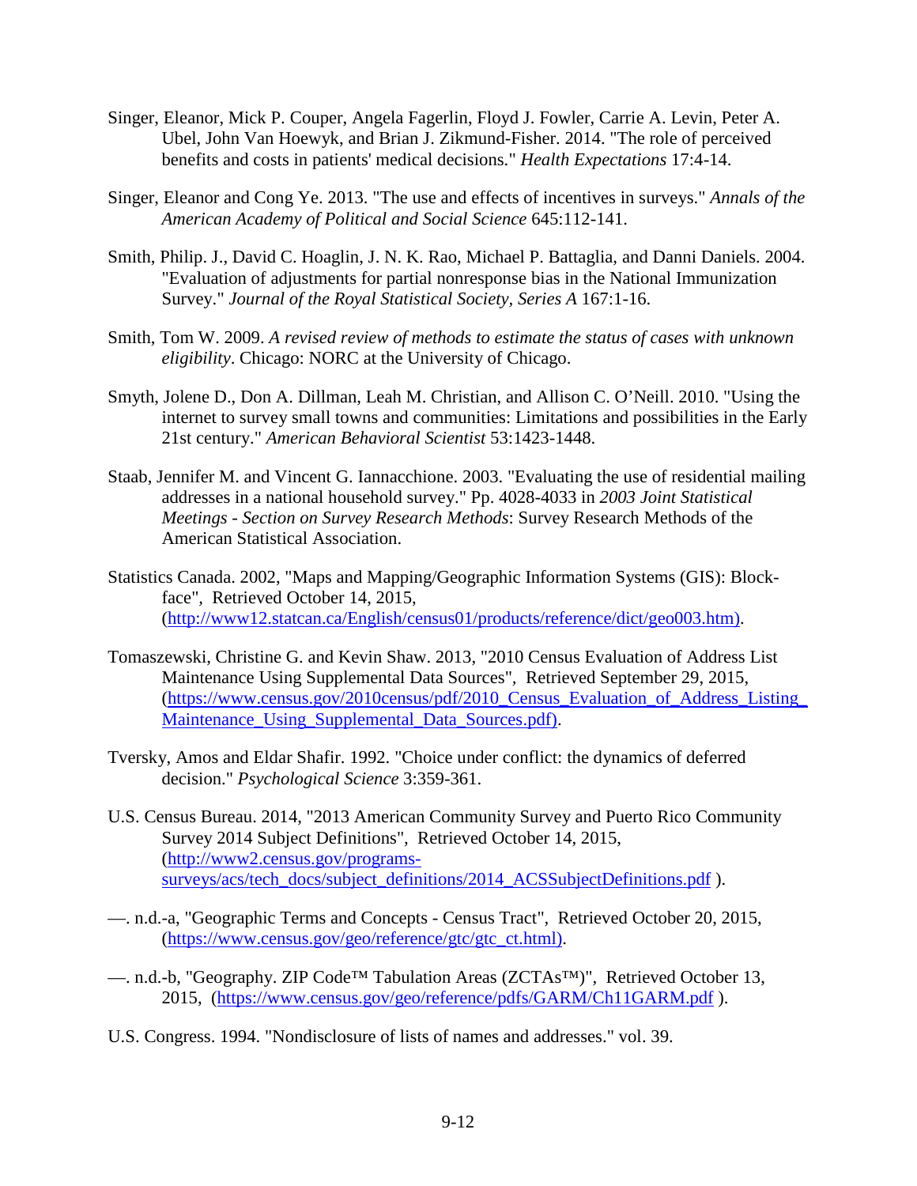Singer, Eleanor, Mick P. Couper, Angela Fagerlin, Floyd J. Fowler, Carrie A. Levin, Peter A. Ubel, John Van Hoewyk, and Brian J. Zikmund-Fisher. 2014. "The role of perceived benefits and costs in patients' medical decisions." *Health Expectations* 17:4-14.

Singer, Eleanor and Cong Ye. 2013. "The use and effects of incentives in surveys." *Annals of the American Academy of Political and Social Science* 645:112-141.

Smith, Philip. J., David C. Hoaglin, J. N. K. Rao, Michael P. Battaglia, and Danni Daniels. 2004. "Evaluation of adjustments for partial nonresponse bias in the National Immunization Survey." *Journal of the Royal Statistical Society, Series A* 167:1-16.

Smith, Tom W. 2009. *A revised review of methods to estimate the status of cases with unknown eligibility*. Chicago: NORC at the University of Chicago.

Smyth, Jolene D., Don A. Dillman, Leah M. Christian, and Allison C. O'Neill. 2010. "Using the internet to survey small towns and communities: Limitations and possibilities in the Early 21st century." *American Behavioral Scientist* 53:1423-1448.

Staab, Jennifer M. and Vincent G. Iannacchione. 2003. "Evaluating the use of residential mailing addresses in a national household survey." Pp. 4028-4033 in *2003 Joint Statistical Meetings - Section on Survey Research Methods*: Survey Research Methods of the American Statistical Association.

Statistics Canada. 2002, "Maps and Mapping/Geographic Information Systems (GIS): Block-face", Retrieved October 14, 2015, (http://www12.statcan.ca/English/census01/products/reference/dict/geo003.htm).

Tomaszewski, Christine G. and Kevin Shaw. 2013, "2010 Census Evaluation of Address List Maintenance Using Supplemental Data Sources", Retrieved September 29, 2015, (https://www.census.gov/2010census/pdf/2010_Census_Evaluation_of_Address_Listing_Maintenance_Using_Supplemental_Data_Sources.pdf).

Tversky, Amos and Eldar Shafir. 1992. "Choice under conflict: the dynamics of deferred decision." *Psychological Science* 3:359-361.

U.S. Census Bureau. 2014, "2013 American Community Survey and Puerto Rico Community Survey 2014 Subject Definitions", Retrieved October 14, 2015, (http://www2.census.gov/programs-surveys/acs/tech_docs/subject_definitions/2014_ACSSubjectDefinitions.pdf ).

—. n.d.-a, "Geographic Terms and Concepts - Census Tract", Retrieved October 20, 2015, (https://www.census.gov/geo/reference/gtc/gtc_ct.html).

—. n.d.-b, "Geography. ZIP Code™ Tabulation Areas (ZCTAs™)", Retrieved October 13, 2015, (https://www.census.gov/geo/reference/pdfs/GARM/Ch11GARM.pdf ).

U.S. Congress. 1994. "Nondisclosure of lists of names and addresses." vol. 39.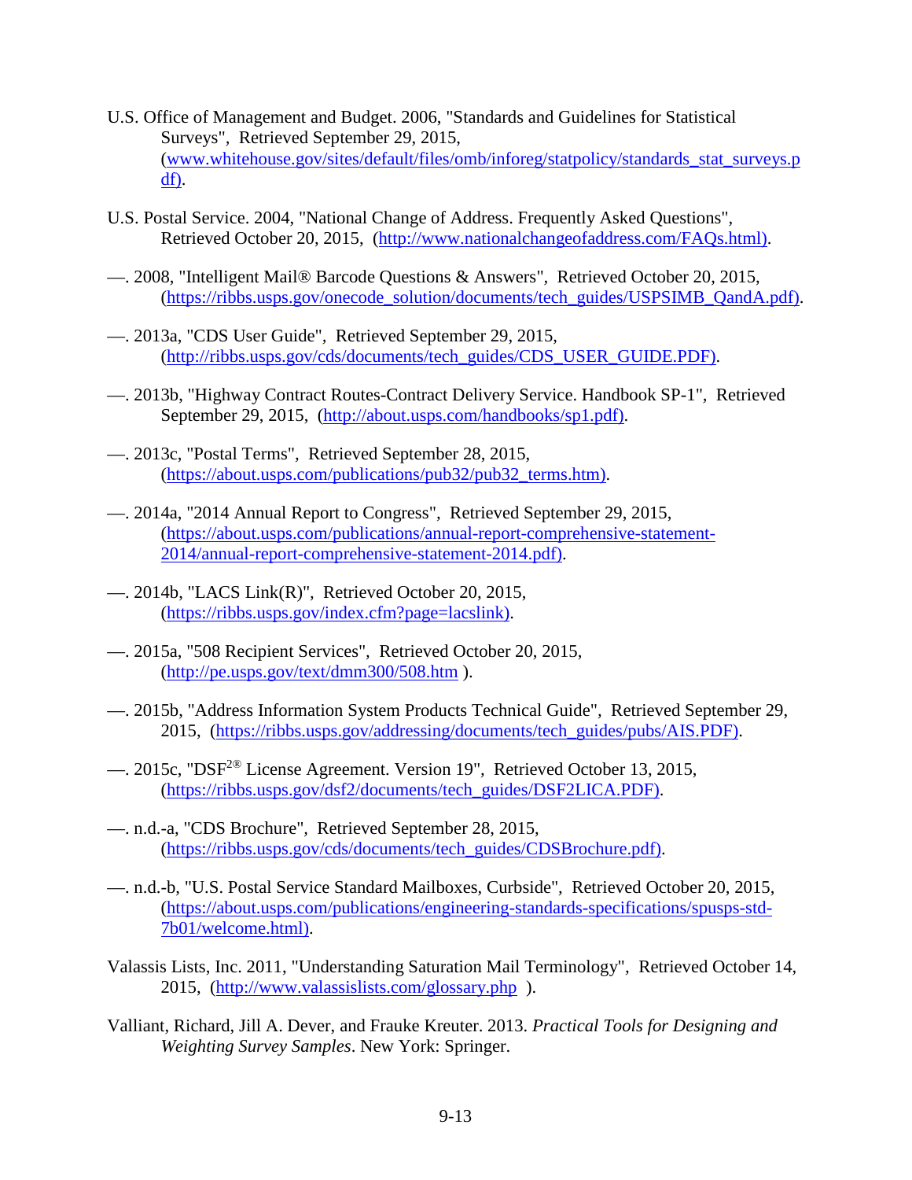U.S. Office of Management and Budget. 2006, "Standards and Guidelines for Statistical Surveys", Retrieved September 29, 2015, (www.whitehouse.gov/sites/default/files/omb/inforeg/statpolicy/standards_stat_surveys.pdf).

U.S. Postal Service. 2004, "National Change of Address. Frequently Asked Questions", Retrieved October 20, 2015, (http://www.nationalchangeofaddress.com/FAQs.html).

—. 2008, "Intelligent Mail® Barcode Questions & Answers", Retrieved October 20, 2015, (https://ribbs.usps.gov/onecode_solution/documents/tech_guides/USPSIMB_QandA.pdf).

—. 2013a, "CDS User Guide", Retrieved September 29, 2015, (http://ribbs.usps.gov/cds/documents/tech_guides/CDS_USER_GUIDE.PDF).

—. 2013b, "Highway Contract Routes-Contract Delivery Service. Handbook SP-1", Retrieved September 29, 2015, (http://about.usps.com/handbooks/sp1.pdf).

—. 2013c, "Postal Terms", Retrieved September 28, 2015, (https://about.usps.com/publications/pub32/pub32_terms.htm).

—. 2014a, "2014 Annual Report to Congress", Retrieved September 29, 2015, (https://about.usps.com/publications/annual-report-comprehensive-statement-2014/annual-report-comprehensive-statement-2014.pdf).

—. 2014b, "LACS Link(R)", Retrieved October 20, 2015, (https://ribbs.usps.gov/index.cfm?page=lacslink).

—. 2015a, "508 Recipient Services", Retrieved October 20, 2015, (http://pe.usps.gov/text/dmm300/508.htm ).

—. 2015b, "Address Information System Products Technical Guide", Retrieved September 29, 2015, (https://ribbs.usps.gov/addressing/documents/tech_guides/pubs/AIS.PDF).

—. 2015c, "DSF²® License Agreement. Version 19", Retrieved October 13, 2015, (https://ribbs.usps.gov/dsf2/documents/tech_guides/DSF2LICA.PDF).

—. n.d.-a, "CDS Brochure", Retrieved September 28, 2015, (https://ribbs.usps.gov/cds/documents/tech_guides/CDSBrochure.pdf).

—. n.d.-b, "U.S. Postal Service Standard Mailboxes, Curbside", Retrieved October 20, 2015, (https://about.usps.com/publications/engineering-standards-specifications/spusps-std-7b01/welcome.html).

Valassis Lists, Inc. 2011, "Understanding Saturation Mail Terminology", Retrieved October 14, 2015, (http://www.valassislists.com/glossary.php ).

Valliant, Richard, Jill A. Dever, and Frauke Kreuter. 2013. *Practical Tools for Designing and Weighting Survey Samples*. New York: Springer.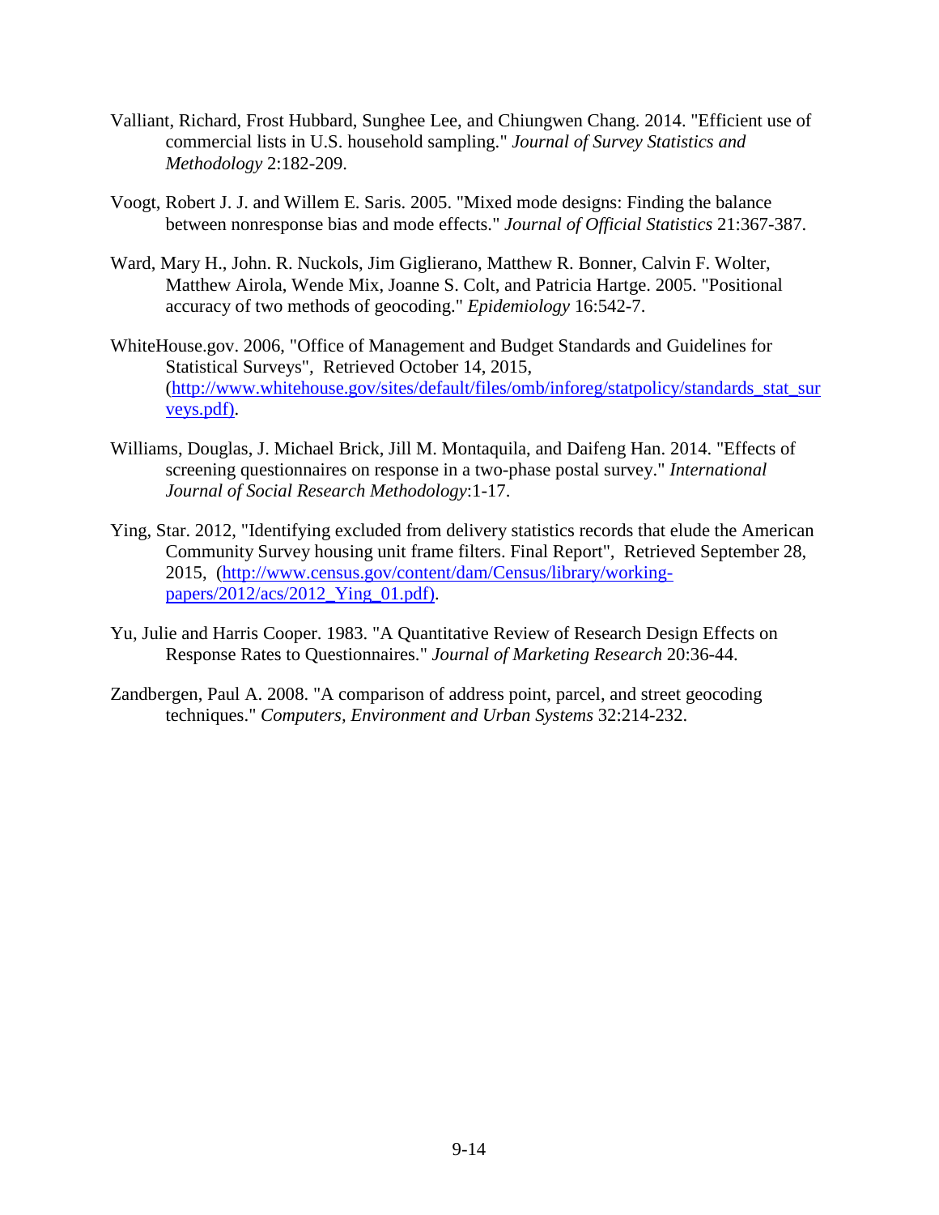Valliant, Richard, Frost Hubbard, Sunghee Lee, and Chiungwen Chang. 2014. "Efficient use of commercial lists in U.S. household sampling." *Journal of Survey Statistics and Methodology* 2:182-209.

Voogt, Robert J. J. and Willem E. Saris. 2005. "Mixed mode designs: Finding the balance between nonresponse bias and mode effects." *Journal of Official Statistics* 21:367-387.

Ward, Mary H., John. R. Nuckols, Jim Giglierano, Matthew R. Bonner, Calvin F. Wolter, Matthew Airola, Wende Mix, Joanne S. Colt, and Patricia Hartge. 2005. "Positional accuracy of two methods of geocoding." *Epidemiology* 16:542-7.

WhiteHouse.gov. 2006, "Office of Management and Budget Standards and Guidelines for Statistical Surveys", Retrieved October 14, 2015, (http://www.whitehouse.gov/sites/default/files/omb/inforeg/statpolicy/standards_stat_surveys.pdf).

Williams, Douglas, J. Michael Brick, Jill M. Montaquila, and Daifeng Han. 2014. "Effects of screening questionnaires on response in a two-phase postal survey." *International Journal of Social Research Methodology*:1-17.

Ying, Star. 2012, "Identifying excluded from delivery statistics records that elude the American Community Survey housing unit frame filters. Final Report", Retrieved September 28, 2015, (http://www.census.gov/content/dam/Census/library/working-papers/2012/acs/2012_Ying_01.pdf).

Yu, Julie and Harris Cooper. 1983. "A Quantitative Review of Research Design Effects on Response Rates to Questionnaires." *Journal of Marketing Research* 20:36-44.

Zandbergen, Paul A. 2008. "A comparison of address point, parcel, and street geocoding techniques." *Computers, Environment and Urban Systems* 32:214-232.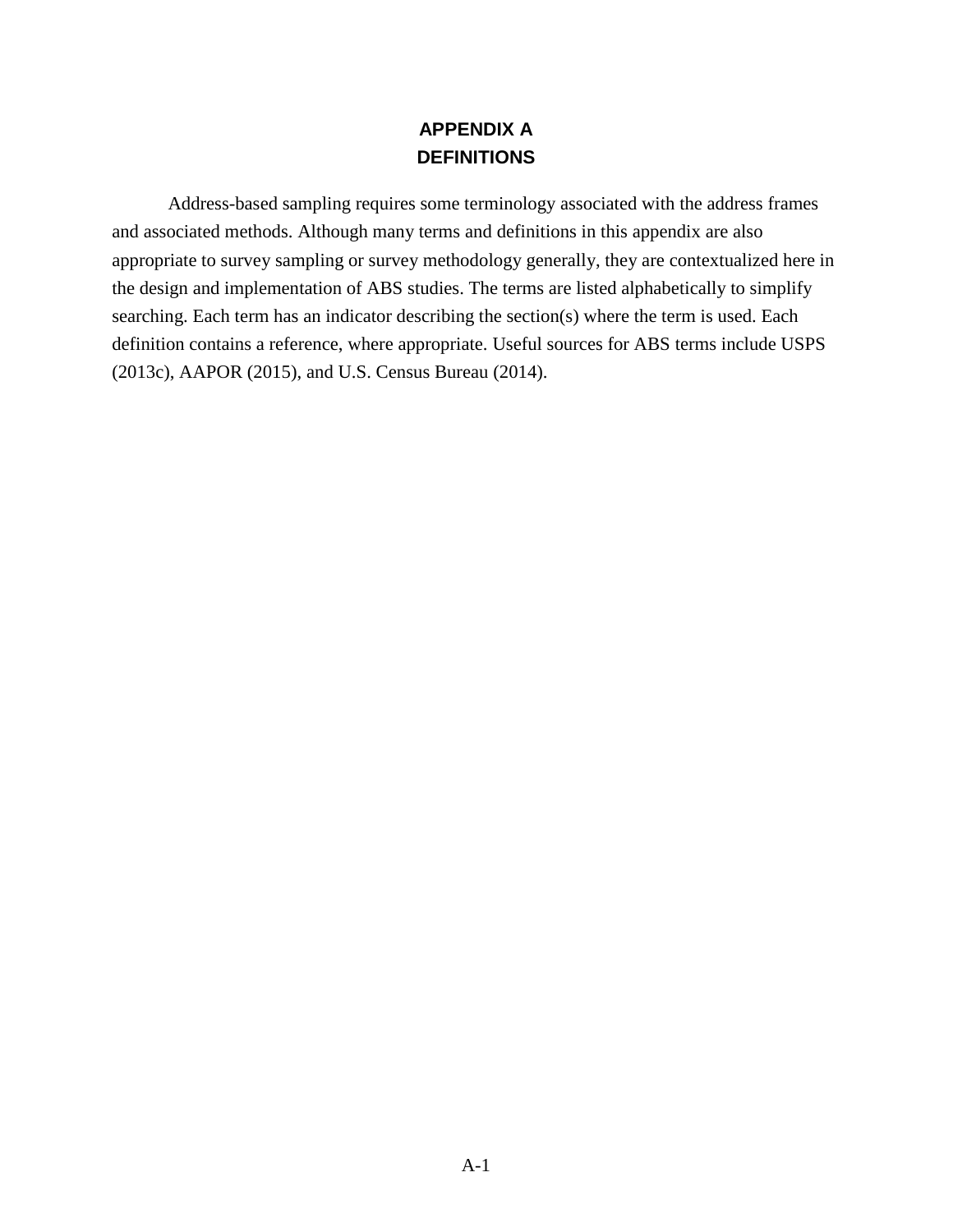# APPENDIX A
# DEFINITIONS

Address-based sampling requires some terminology associated with the address frames and associated methods. Although many terms and definitions in this appendix are also appropriate to survey sampling or survey methodology generally, they are contextualized here in the design and implementation of ABS studies. The terms are listed alphabetically to simplify searching. Each term has an indicator describing the section(s) where the term is used. Each definition contains a reference, where appropriate. Useful sources for ABS terms include USPS (2013c), AAPOR (2015), and U.S. Census Bureau (2014).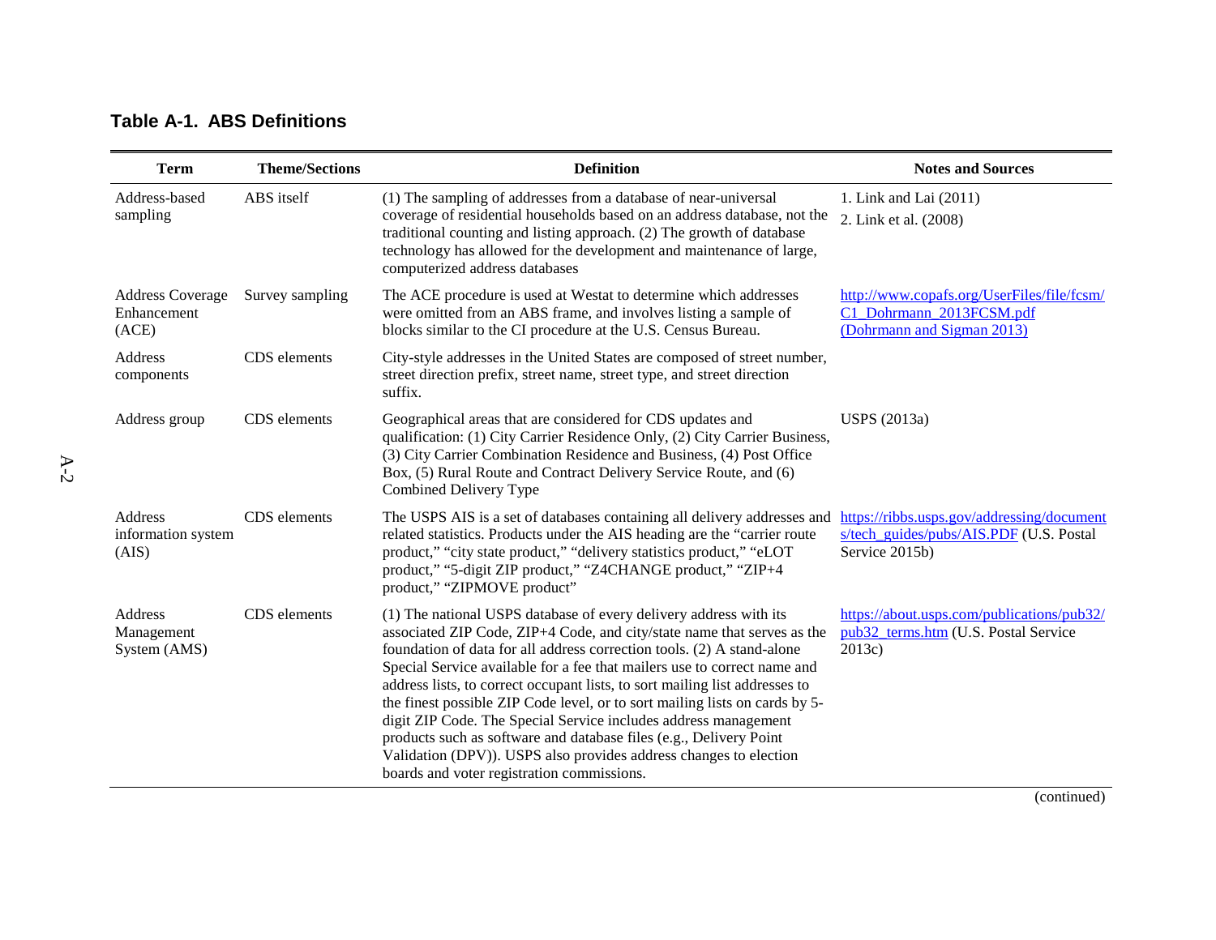## Table A-1. ABS Definitions

| Term | Theme/Sections | Definition | Notes and Sources |
|---|---|---|---|
| Address-based sampling | ABS itself | (1) The sampling of addresses from a database of near-universal coverage of residential households based on an address database, not the traditional counting and listing approach. (2) The growth of database technology has allowed for the development and maintenance of large, computerized address databases | 1. Link and Lai (2011) 2. Link et al. (2008) |
| Address Coverage Enhancement (ACE) | Survey sampling | The ACE procedure is used at Westat to determine which addresses were omitted from an ABS frame, and involves listing a sample of blocks similar to the CI procedure at the U.S. Census Bureau. | http://www.copafs.org/UserFiles/file/fcsm/C1_Dohrmann_2013FCSM.pdf (Dohrmann and Sigman 2013) |
| Address components | CDS elements | City-style addresses in the United States are composed of street number, street direction prefix, street name, street type, and street direction suffix. | |
| Address group | CDS elements | Geographical areas that are considered for CDS updates and qualification: (1) City Carrier Residence Only, (2) City Carrier Business, (3) City Carrier Combination Residence and Business, (4) Post Office Box, (5) Rural Route and Contract Delivery Service Route, and (6) Combined Delivery Type | USPS (2013a) |
| Address information system (AIS) | CDS elements | The USPS AIS is a set of databases containing all delivery addresses and related statistics. Products under the AIS heading are the "carrier route product," "city state product," "delivery statistics product," "eLOT product," "5-digit ZIP product," "Z4CHANGE product," "ZIP+4 product," "ZIPMOVE product" | https://ribbs.usps.gov/addressing/documents/tech_guides/pubs/AIS.PDF (U.S. Postal Service 2015b) |
| Address Management System (AMS) | CDS elements | (1) The national USPS database of every delivery address with its associated ZIP Code, ZIP+4 Code, and city/state name that serves as the foundation of data for all address correction tools. (2) A stand-alone Special Service available for a fee that mailers use to correct name and address lists, to correct occupant lists, to sort mailing list addresses to the finest possible ZIP Code level, or to sort mailing lists on cards by 5-digit ZIP Code. The Special Service includes address management products such as software and database files (e.g., Delivery Point Validation (DPV)). USPS also provides address changes to election boards and voter registration commissions. | https://about.usps.com/publications/pub32/pub32_terms.htm (U.S. Postal Service 2013c) |

(continued)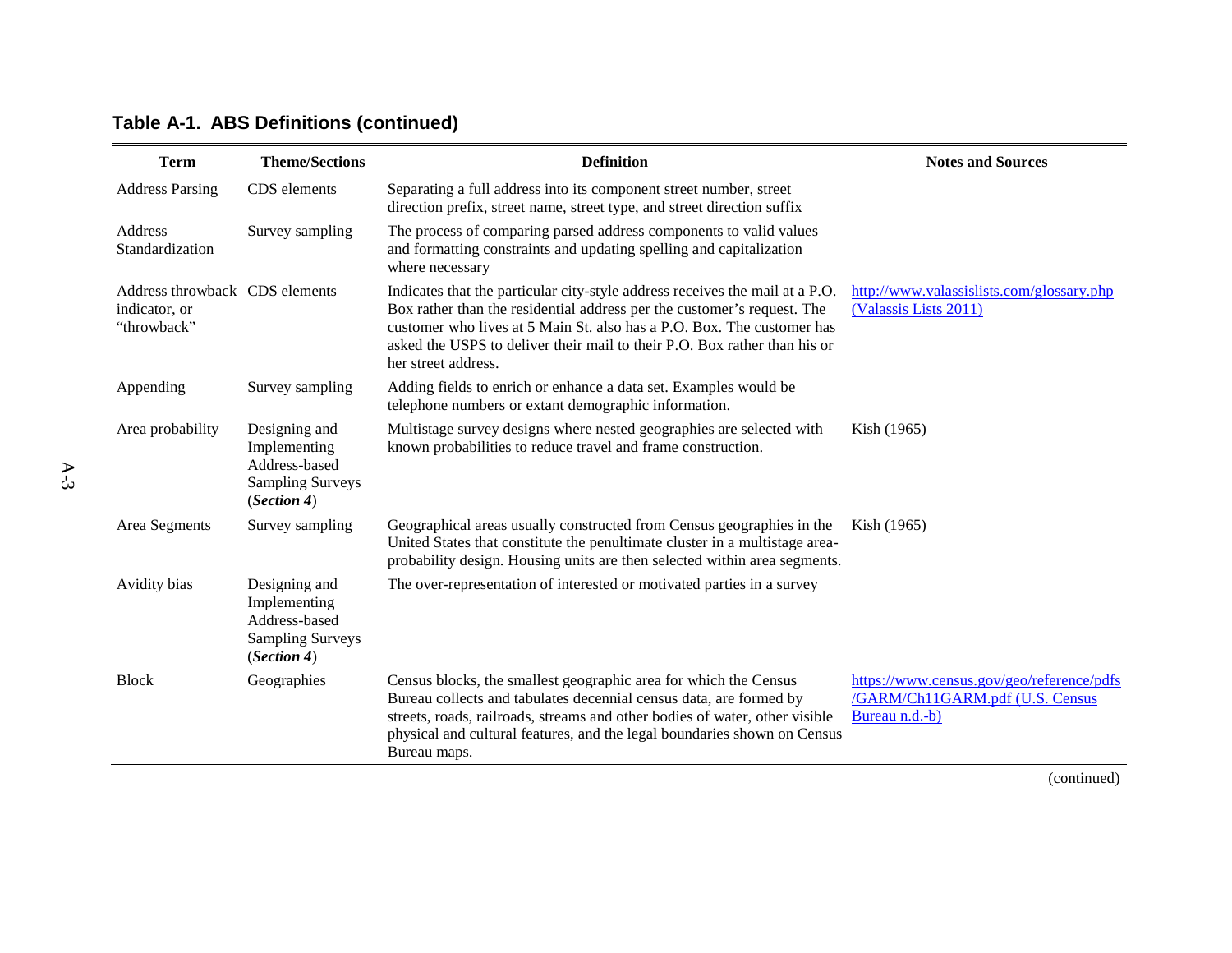**Table A-1. ABS Definitions (continued)**

| Term | Theme/Sections | Definition | Notes and Sources |
|---|---|---|---|
| Address Parsing | CDS elements | Separating a full address into its component street number, street direction prefix, street name, street type, and street direction suffix | |
| Address Standardization | Survey sampling | The process of comparing parsed address components to valid values and formatting constraints and updating spelling and capitalization where necessary | |
| Address throwback indicator, or "throwback" | CDS elements | Indicates that the particular city-style address receives the mail at a P.O. Box rather than the residential address per the customer's request. The customer who lives at 5 Main St. also has a P.O. Box. The customer has asked the USPS to deliver their mail to their P.O. Box rather than his or her street address. | http://www.valassislists.com/glossary.php (Valassis Lists 2011) |
| Appending | Survey sampling | Adding fields to enrich or enhance a data set. Examples would be telephone numbers or extant demographic information. | |
| Area probability | Designing and Implementing Address-based Sampling Surveys (***Section 4***) | Multistage survey designs where nested geographies are selected with known probabilities to reduce travel and frame construction. | Kish (1965) |
| Area Segments | Survey sampling | Geographical areas usually constructed from Census geographies in the United States that constitute the penultimate cluster in a multistage area-probability design. Housing units are then selected within area segments. | Kish (1965) |
| Avidity bias | Designing and Implementing Address-based Sampling Surveys (***Section 4***) | The over-representation of interested or motivated parties in a survey | |
| Block | Geographies | Census blocks, the smallest geographic area for which the Census Bureau collects and tabulates decennial census data, are formed by streets, roads, railroads, streams and other bodies of water, other visible physical and cultural features, and the legal boundaries shown on Census Bureau maps. | https://www.census.gov/geo/reference/pdfs/GARM/Ch11GARM.pdf (U.S. Census Bureau n.d.-b) |

(continued)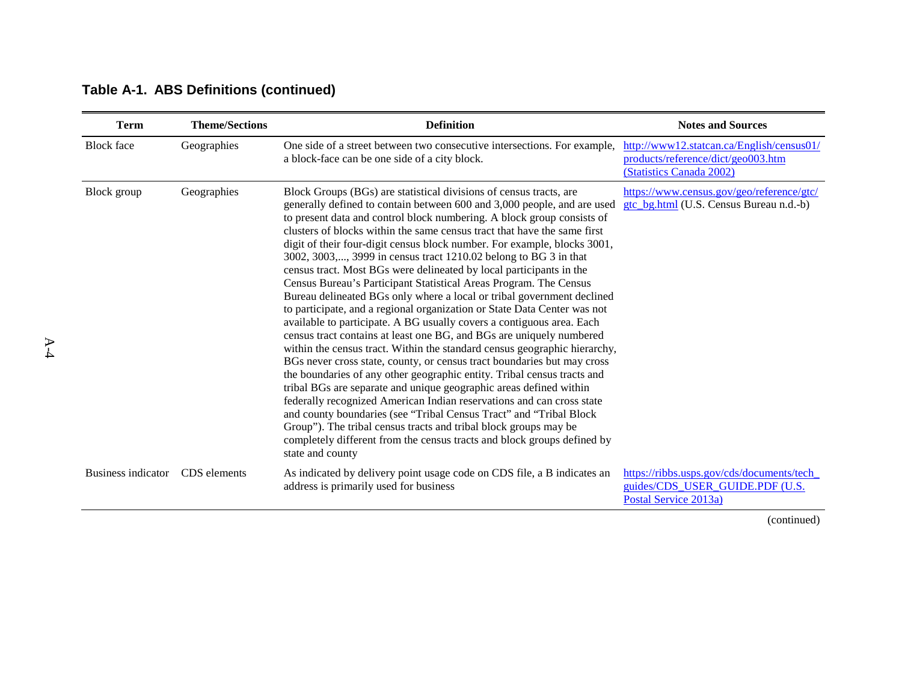**Table A-1. ABS Definitions (continued)**

| Term | Theme/Sections | Definition | Notes and Sources |
|---|---|---|---|
| Block face | Geographies | One side of a street between two consecutive intersections. For example, a block-face can be one side of a city block. | http://www12.statcan.ca/English/census01/products/reference/dict/geo003.htm (Statistics Canada 2002) |
| Block group | Geographies | Block Groups (BGs) are statistical divisions of census tracts, are generally defined to contain between 600 and 3,000 people, and are used to present data and control block numbering. A block group consists of clusters of blocks within the same census tract that have the same first digit of their four-digit census block number. For example, blocks 3001, 3002, 3003,..., 3999 in census tract 1210.02 belong to BG 3 in that census tract. Most BGs were delineated by local participants in the Census Bureau's Participant Statistical Areas Program. The Census Bureau delineated BGs only where a local or tribal government declined to participate, and a regional organization or State Data Center was not available to participate. A BG usually covers a contiguous area. Each census tract contains at least one BG, and BGs are uniquely numbered within the census tract. Within the standard census geographic hierarchy, BGs never cross state, county, or census tract boundaries but may cross the boundaries of any other geographic entity. Tribal census tracts and tribal BGs are separate and unique geographic areas defined within federally recognized American Indian reservations and can cross state and county boundaries (see "Tribal Census Tract" and "Tribal Block Group"). The tribal census tracts and tribal block groups may be completely different from the census tracts and block groups defined by state and county | https://www.census.gov/geo/reference/gtc/gtc_bg.html (U.S. Census Bureau n.d.-b) |
| Business indicator | CDS elements | As indicated by delivery point usage code on CDS file, a B indicates an address is primarily used for business | https://ribbs.usps.gov/cds/documents/tech_guides/CDS_USER_GUIDE.PDF (U.S. Postal Service 2013a) |

(continued)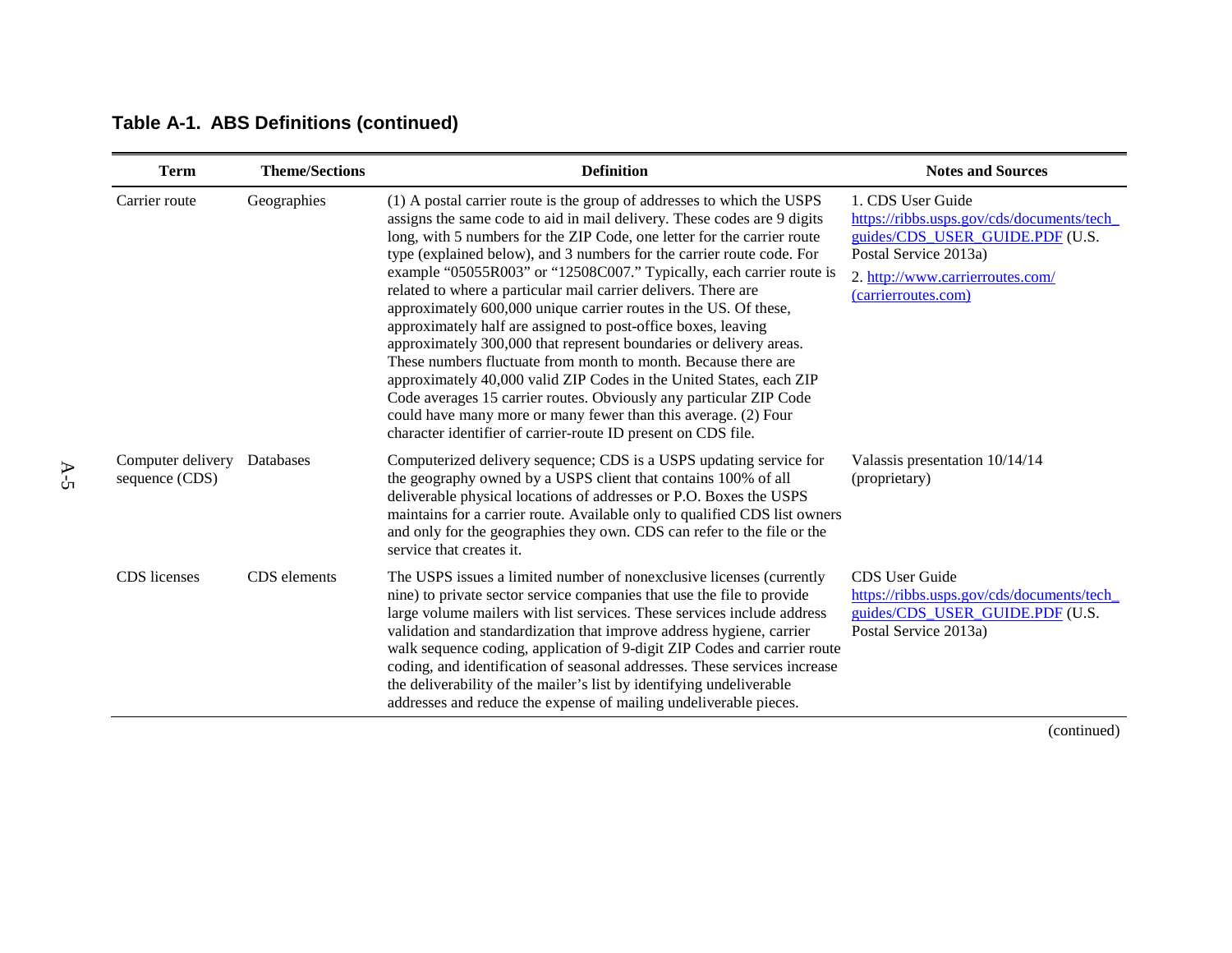**Table A-1. ABS Definitions (continued)**

| Term | Theme/Sections | Definition | Notes and Sources |
|---|---|---|---|
| Carrier route | Geographies | (1) A postal carrier route is the group of addresses to which the USPS assigns the same code to aid in mail delivery. These codes are 9 digits long, with 5 numbers for the ZIP Code, one letter for the carrier route type (explained below), and 3 numbers for the carrier route code. For example "05055R003" or "12508C007." Typically, each carrier route is related to where a particular mail carrier delivers. There are approximately 600,000 unique carrier routes in the US. Of these, approximately half are assigned to post-office boxes, leaving approximately 300,000 that represent boundaries or delivery areas. These numbers fluctuate from month to month. Because there are approximately 40,000 valid ZIP Codes in the United States, each ZIP Code averages 15 carrier routes. Obviously any particular ZIP Code could have many more or many fewer than this average. (2) Four character identifier of carrier-route ID present on CDS file. | 1. CDS User Guide https://ribbs.usps.gov/cds/documents/tech_guides/CDS_USER_GUIDE.PDF (U.S. Postal Service 2013a)<br>2. http://www.carrierroutes.com/ (carrierroutes.com) |
| Computer delivery sequence (CDS) | Databases | Computerized delivery sequence; CDS is a USPS updating service for the geography owned by a USPS client that contains 100% of all deliverable physical locations of addresses or P.O. Boxes the USPS maintains for a carrier route. Available only to qualified CDS list owners and only for the geographies they own. CDS can refer to the file or the service that creates it. | Valassis presentation 10/14/14 (proprietary) |
| CDS licenses | CDS elements | The USPS issues a limited number of nonexclusive licenses (currently nine) to private sector service companies that use the file to provide large volume mailers with list services. These services include address validation and standardization that improve address hygiene, carrier walk sequence coding, application of 9-digit ZIP Codes and carrier route coding, and identification of seasonal addresses. These services increase the deliverability of the mailer's list by identifying undeliverable addresses and reduce the expense of mailing undeliverable pieces. | CDS User Guide https://ribbs.usps.gov/cds/documents/tech_guides/CDS_USER_GUIDE.PDF (U.S. Postal Service 2013a) |

(continued)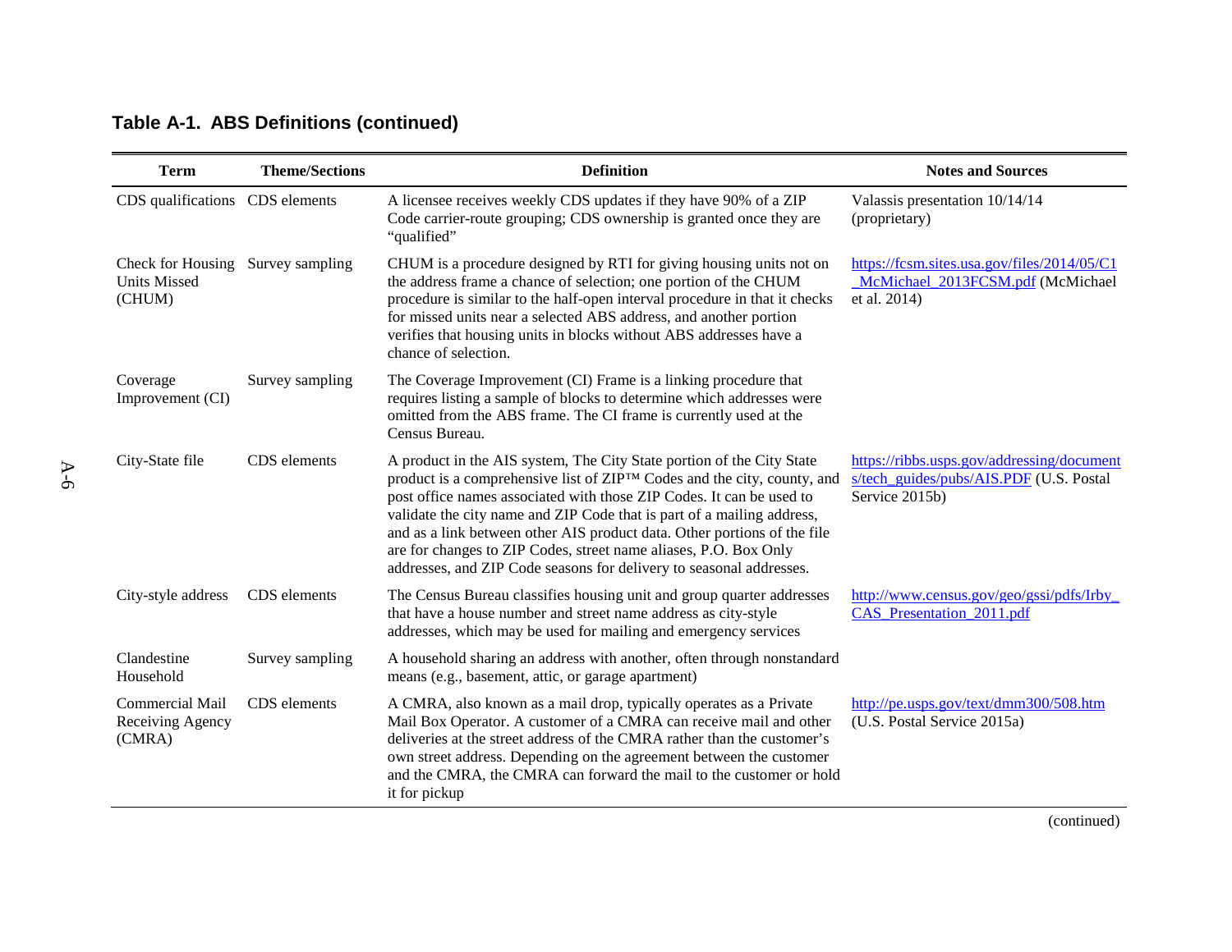## Table A-1. ABS Definitions (continued)

| Term | Theme/Sections | Definition | Notes and Sources |
|---|---|---|---|
| CDS qualifications | CDS elements | A licensee receives weekly CDS updates if they have 90% of a ZIP Code carrier-route grouping; CDS ownership is granted once they are "qualified" | Valassis presentation 10/14/14 (proprietary) |
| Check for Housing Units Missed (CHUM) | Survey sampling | CHUM is a procedure designed by RTI for giving housing units not on the address frame a chance of selection; one portion of the CHUM procedure is similar to the half-open interval procedure in that it checks for missed units near a selected ABS address, and another portion verifies that housing units in blocks without ABS addresses have a chance of selection. | https://fcsm.sites.usa.gov/files/2014/05/C1_McMichael_2013FCSM.pdf (McMichael et al. 2014) |
| Coverage Improvement (CI) | Survey sampling | The Coverage Improvement (CI) Frame is a linking procedure that requires listing a sample of blocks to determine which addresses were omitted from the ABS frame. The CI frame is currently used at the Census Bureau. | |
| City-State file | CDS elements | A product in the AIS system, The City State portion of the City State product is a comprehensive list of ZIP™ Codes and the city, county, and post office names associated with those ZIP Codes. It can be used to validate the city name and ZIP Code that is part of a mailing address, and as a link between other AIS product data. Other portions of the file are for changes to ZIP Codes, street name aliases, P.O. Box Only addresses, and ZIP Code seasons for delivery to seasonal addresses. | https://ribbs.usps.gov/addressing/documents/tech_guides/pubs/AIS.PDF (U.S. Postal Service 2015b) |
| City-style address | CDS elements | The Census Bureau classifies housing unit and group quarter addresses that have a house number and street name address as city-style addresses, which may be used for mailing and emergency services | http://www.census.gov/geo/gssi/pdfs/Irby_CAS_Presentation_2011.pdf |
| Clandestine Household | Survey sampling | A household sharing an address with another, often through nonstandard means (e.g., basement, attic, or garage apartment) | |
| Commercial Mail Receiving Agency (CMRA) | CDS elements | A CMRA, also known as a mail drop, typically operates as a Private Mail Box Operator. A customer of a CMRA can receive mail and other deliveries at the street address of the CMRA rather than the customer's own street address. Depending on the agreement between the customer and the CMRA, the CMRA can forward the mail to the customer or hold it for pickup | http://pe.usps.gov/text/dmm300/508.htm (U.S. Postal Service 2015a) |

(continued)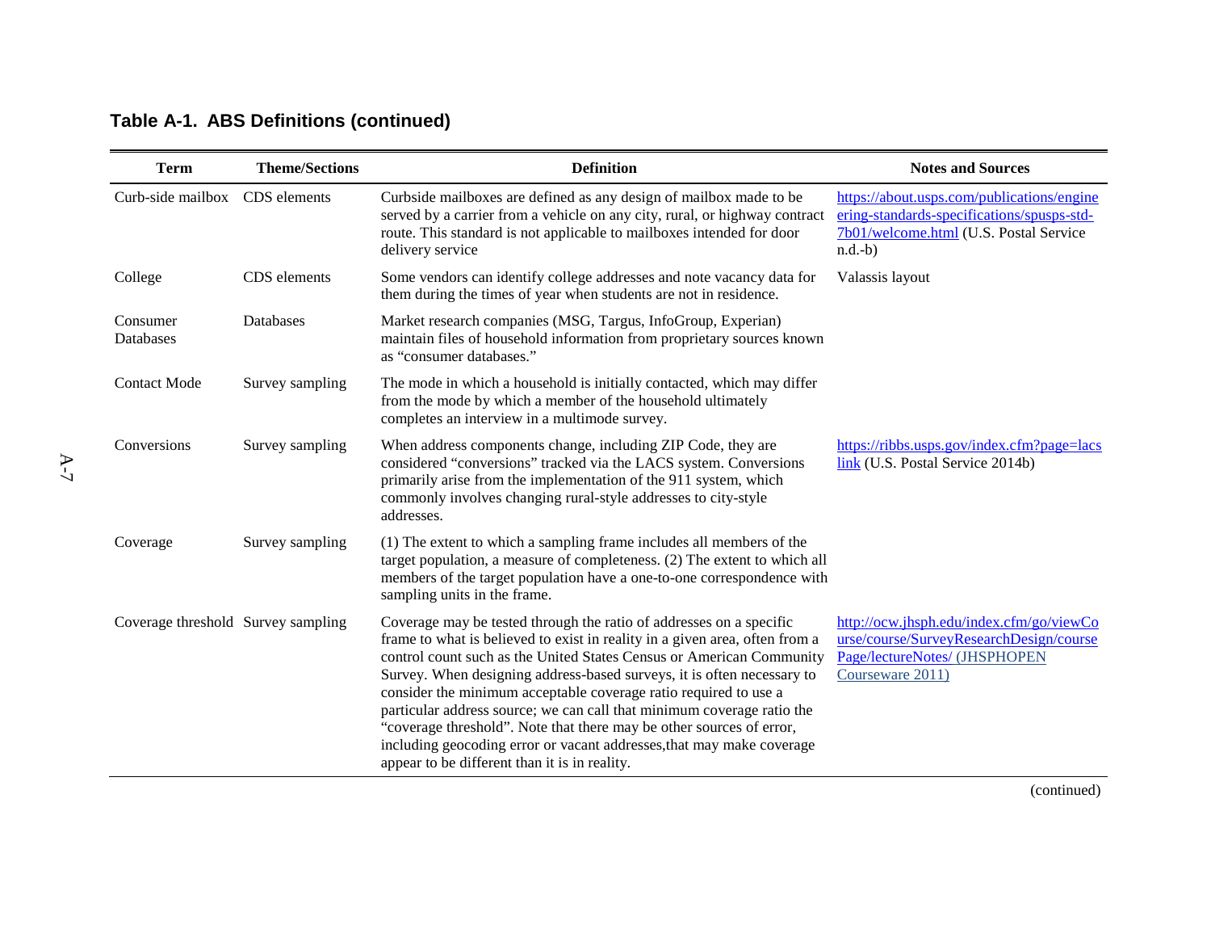**Table A-1. ABS Definitions (continued)**

| Term | Theme/Sections | Definition | Notes and Sources |
|---|---|---|---|
| Curb-side mailbox | CDS elements | Curbside mailboxes are defined as any design of mailbox made to be served by a carrier from a vehicle on any city, rural, or highway contract route. This standard is not applicable to mailboxes intended for door delivery service | https://about.usps.com/publications/engineering-standards-specifications/spusps-std-7b01/welcome.html (U.S. Postal Service n.d.-b) |
| College | CDS elements | Some vendors can identify college addresses and note vacancy data for them during the times of year when students are not in residence. | Valassis layout |
| Consumer Databases | Databases | Market research companies (MSG, Targus, InfoGroup, Experian) maintain files of household information from proprietary sources known as "consumer databases." | |
| Contact Mode | Survey sampling | The mode in which a household is initially contacted, which may differ from the mode by which a member of the household ultimately completes an interview in a multimode survey. | |
| Conversions | Survey sampling | When address components change, including ZIP Code, they are considered "conversions" tracked via the LACS system. Conversions primarily arise from the implementation of the 911 system, which commonly involves changing rural-style addresses to city-style addresses. | https://ribbs.usps.gov/index.cfm?page=lacslink (U.S. Postal Service 2014b) |
| Coverage | Survey sampling | (1) The extent to which a sampling frame includes all members of the target population, a measure of completeness. (2) The extent to which all members of the target population have a one-to-one correspondence with sampling units in the frame. | |
| Coverage threshold | Survey sampling | Coverage may be tested through the ratio of addresses on a specific frame to what is believed to exist in reality in a given area, often from a control count such as the United States Census or American Community Survey. When designing address-based surveys, it is often necessary to consider the minimum acceptable coverage ratio required to use a particular address source; we can call that minimum coverage ratio the "coverage threshold". Note that there may be other sources of error, including geocoding error or vacant addresses,that may make coverage appear to be different than it is in reality. | http://ocw.jhsph.edu/index.cfm/go/viewCourse/course/SurveyResearchDesign/coursePage/lectureNotes/ (JHSPHOPEN Courseware 2011) |

(continued)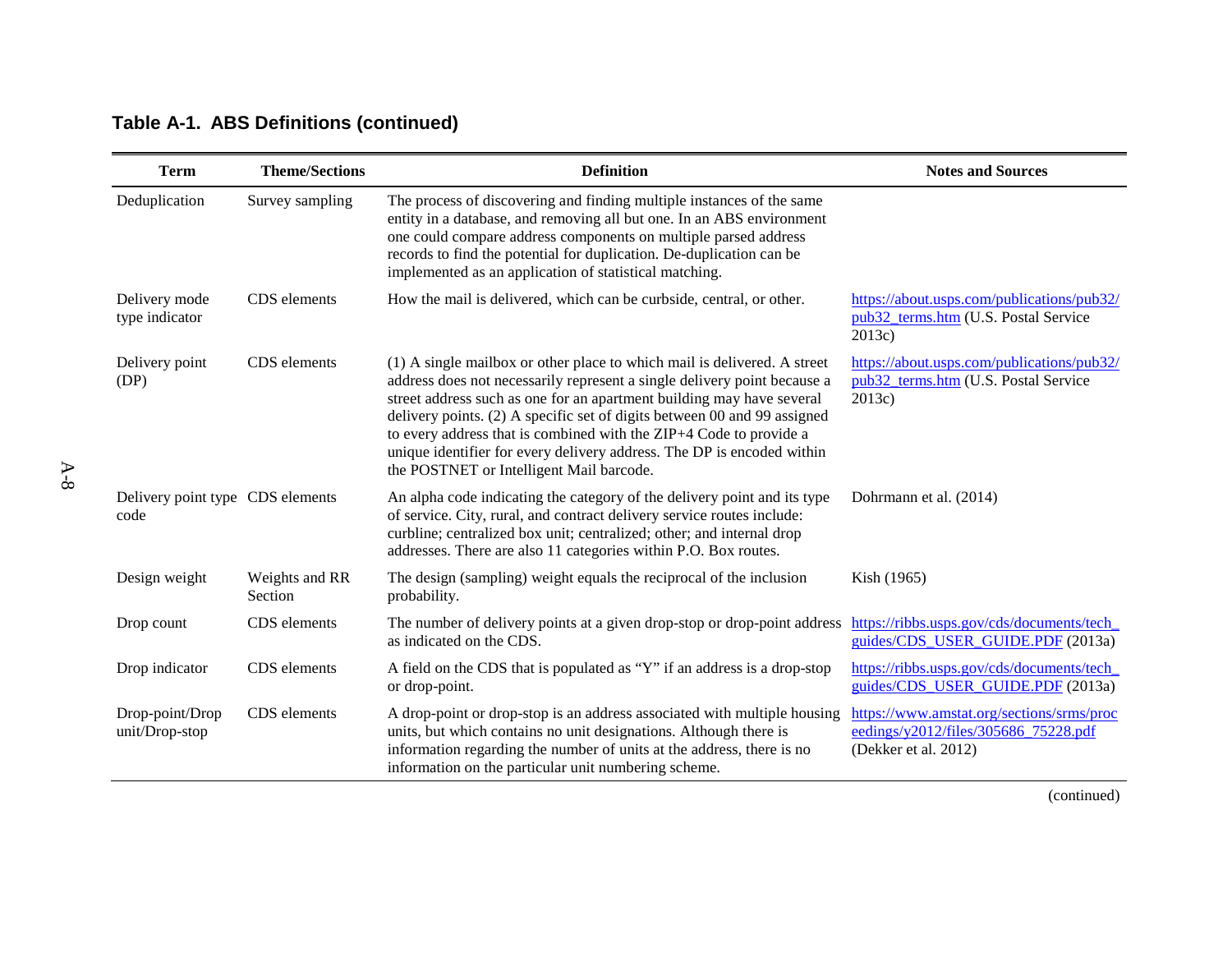**Table A-1. ABS Definitions (continued)**

| Term | Theme/Sections | Definition | Notes and Sources |
|---|---|---|---|
| Deduplication | Survey sampling | The process of discovering and finding multiple instances of the same entity in a database, and removing all but one. In an ABS environment one could compare address components on multiple parsed address records to find the potential for duplication. De-duplication can be implemented as an application of statistical matching. | |
| Delivery mode type indicator | CDS elements | How the mail is delivered, which can be curbside, central, or other. | https://about.usps.com/publications/pub32/pub32_terms.htm (U.S. Postal Service 2013c) |
| Delivery point (DP) | CDS elements | (1) A single mailbox or other place to which mail is delivered. A street address does not necessarily represent a single delivery point because a street address such as one for an apartment building may have several delivery points. (2) A specific set of digits between 00 and 99 assigned to every address that is combined with the ZIP+4 Code to provide a unique identifier for every delivery address. The DP is encoded within the POSTNET or Intelligent Mail barcode. | https://about.usps.com/publications/pub32/pub32_terms.htm (U.S. Postal Service 2013c) |
| Delivery point type code | CDS elements | An alpha code indicating the category of the delivery point and its type of service. City, rural, and contract delivery service routes include: curbline; centralized box unit; centralized; other; and internal drop addresses. There are also 11 categories within P.O. Box routes. | Dohrmann et al. (2014) |
| Design weight | Weights and RR Section | The design (sampling) weight equals the reciprocal of the inclusion probability. | Kish (1965) |
| Drop count | CDS elements | The number of delivery points at a given drop-stop or drop-point address as indicated on the CDS. | https://ribbs.usps.gov/cds/documents/tech_guides/CDS_USER_GUIDE.PDF (2013a) |
| Drop indicator | CDS elements | A field on the CDS that is populated as "Y" if an address is a drop-stop or drop-point. | https://ribbs.usps.gov/cds/documents/tech_guides/CDS_USER_GUIDE.PDF (2013a) |
| Drop-point/Drop unit/Drop-stop | CDS elements | A drop-point or drop-stop is an address associated with multiple housing units, but which contains no unit designations. Although there is information regarding the number of units at the address, there is no information on the particular unit numbering scheme. | https://www.amstat.org/sections/srms/proceedings/y2012/files/305686_75228.pdf (Dekker et al. 2012) |

(continued)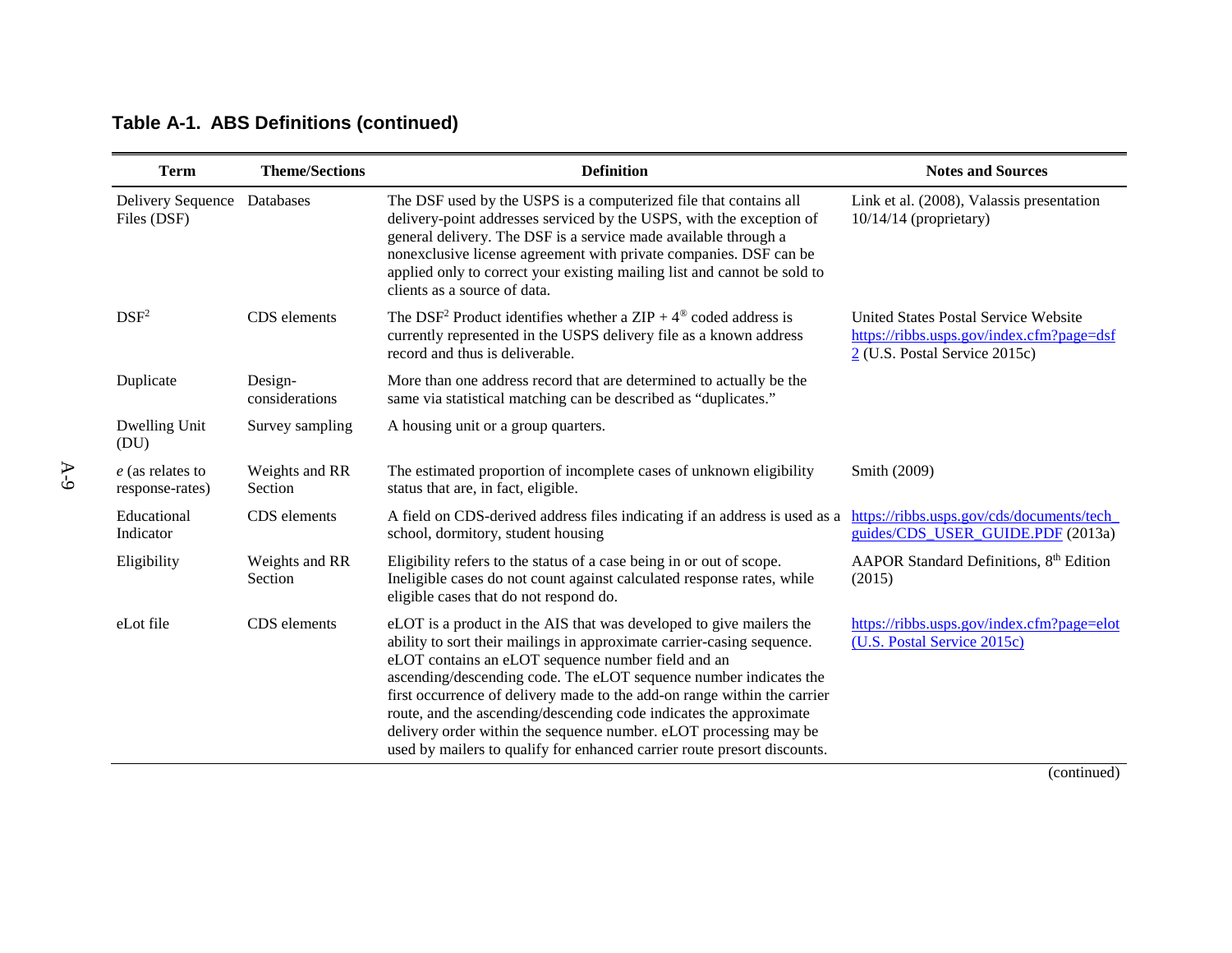**Table A-1. ABS Definitions (continued)**

| Term | Theme/Sections | Definition | Notes and Sources |
|---|---|---|---|
| Delivery Sequence Files (DSF) | Databases | The DSF used by the USPS is a computerized file that contains all delivery-point addresses serviced by the USPS, with the exception of general delivery. The DSF is a service made available through a nonexclusive license agreement with private companies. DSF can be applied only to correct your existing mailing list and cannot be sold to clients as a source of data. | Link et al. (2008), Valassis presentation 10/14/14 (proprietary) |
| $DSF^2$ | CDS elements | The $DSF^2$ Product identifies whether a ZIP + 4® coded address is currently represented in the USPS delivery file as a known address record and thus is deliverable. | United States Postal Service Website https://ribbs.usps.gov/index.cfm?page=dsf2 (U.S. Postal Service 2015c) |
| Duplicate | Design-considerations | More than one address record that are determined to actually be the same via statistical matching can be described as “duplicates.” | |
| Dwelling Unit (DU) | Survey sampling | A housing unit or a group quarters. | |
| *e* (as relates to response-rates) | Weights and RR Section | The estimated proportion of incomplete cases of unknown eligibility status that are, in fact, eligible. | Smith (2009) |
| Educational Indicator | CDS elements | A field on CDS-derived address files indicating if an address is used as a school, dormitory, student housing | https://ribbs.usps.gov/cds/documents/tech_guides/CDS_USER_GUIDE.PDF (2013a) |
| Eligibility | Weights and RR Section | Eligibility refers to the status of a case being in or out of scope. Ineligible cases do not count against calculated response rates, while eligible cases that do not respond do. | AAPOR Standard Definitions, 8th Edition (2015) |
| eLot file | CDS elements | eLOT is a product in the AIS that was developed to give mailers the ability to sort their mailings in approximate carrier-casing sequence. eLOT contains an eLOT sequence number field and an ascending/descending code. The eLOT sequence number indicates the first occurrence of delivery made to the add-on range within the carrier route, and the ascending/descending code indicates the approximate delivery order within the sequence number. eLOT processing may be used by mailers to qualify for enhanced carrier route presort discounts. | https://ribbs.usps.gov/index.cfm?page=elot (U.S. Postal Service 2015c) |

(continued)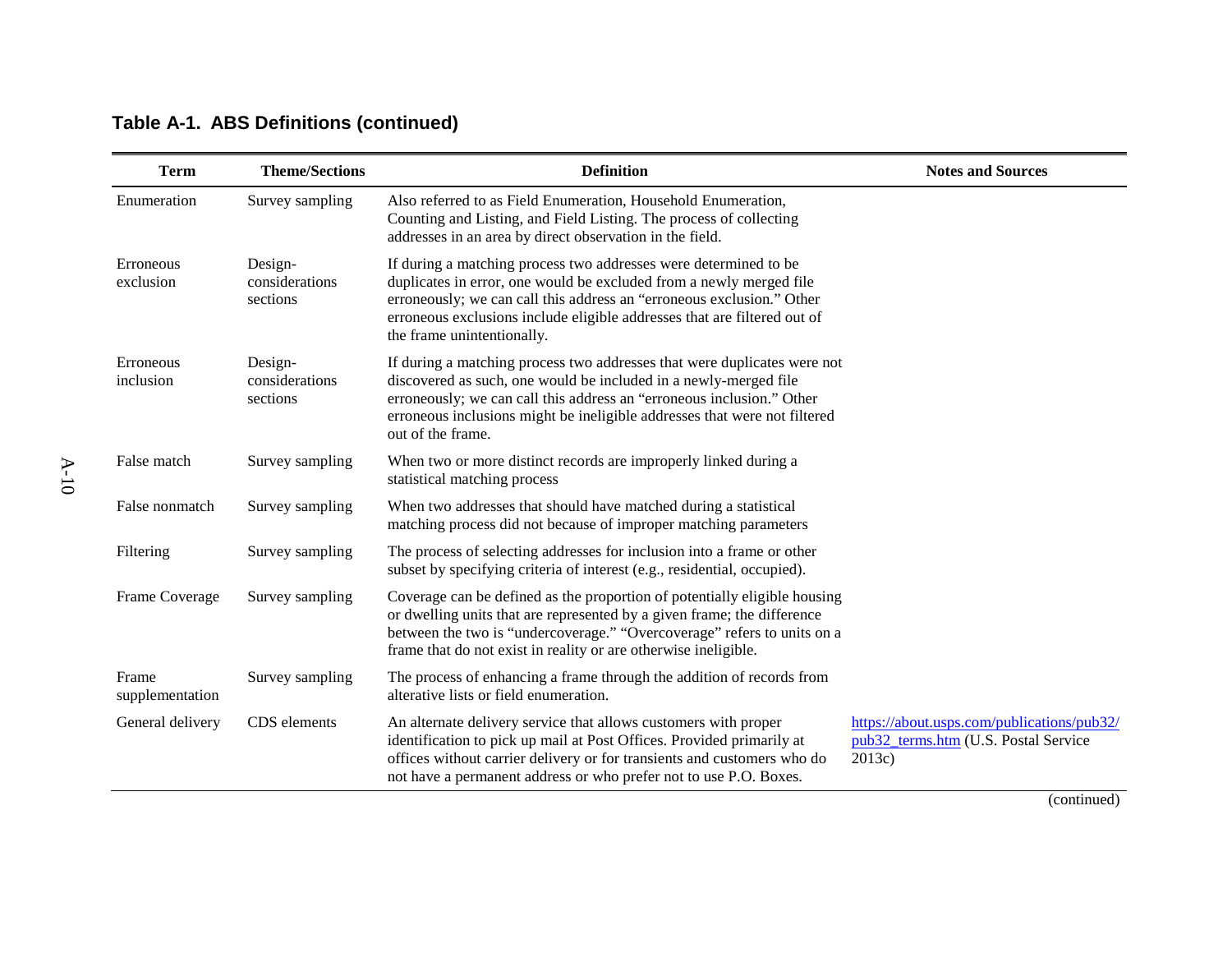## Table A-1. ABS Definitions (continued)

| Term | Theme/Sections | Definition | Notes and Sources |
|---|---|---|---|
| Enumeration | Survey sampling | Also referred to as Field Enumeration, Household Enumeration, Counting and Listing, and Field Listing. The process of collecting addresses in an area by direct observation in the field. | |
| Erroneous exclusion | Design-considerations sections | If during a matching process two addresses were determined to be duplicates in error, one would be excluded from a newly merged file erroneously; we can call this address an “erroneous exclusion.” Other erroneous exclusions include eligible addresses that are filtered out of the frame unintentionally. | |
| Erroneous inclusion | Design-considerations sections | If during a matching process two addresses that were duplicates were not discovered as such, one would be included in a newly-merged file erroneously; we can call this address an “erroneous inclusion.” Other erroneous inclusions might be ineligible addresses that were not filtered out of the frame. | |
| False match | Survey sampling | When two or more distinct records are improperly linked during a statistical matching process | |
| False nonmatch | Survey sampling | When two addresses that should have matched during a statistical matching process did not because of improper matching parameters | |
| Filtering | Survey sampling | The process of selecting addresses for inclusion into a frame or other subset by specifying criteria of interest (e.g., residential, occupied). | |
| Frame Coverage | Survey sampling | Coverage can be defined as the proportion of potentially eligible housing or dwelling units that are represented by a given frame; the difference between the two is “undercoverage.” “Overcoverage” refers to units on a frame that do not exist in reality or are otherwise ineligible. | |
| Frame supplementation | Survey sampling | The process of enhancing a frame through the addition of records from alterative lists or field enumeration. | |
| General delivery | CDS elements | An alternate delivery service that allows customers with proper identification to pick up mail at Post Offices. Provided primarily at offices without carrier delivery or for transients and customers who do not have a permanent address or who prefer not to use P.O. Boxes. | https://about.usps.com/publications/pub32/pub32_terms.htm (U.S. Postal Service 2013c) |

(continued)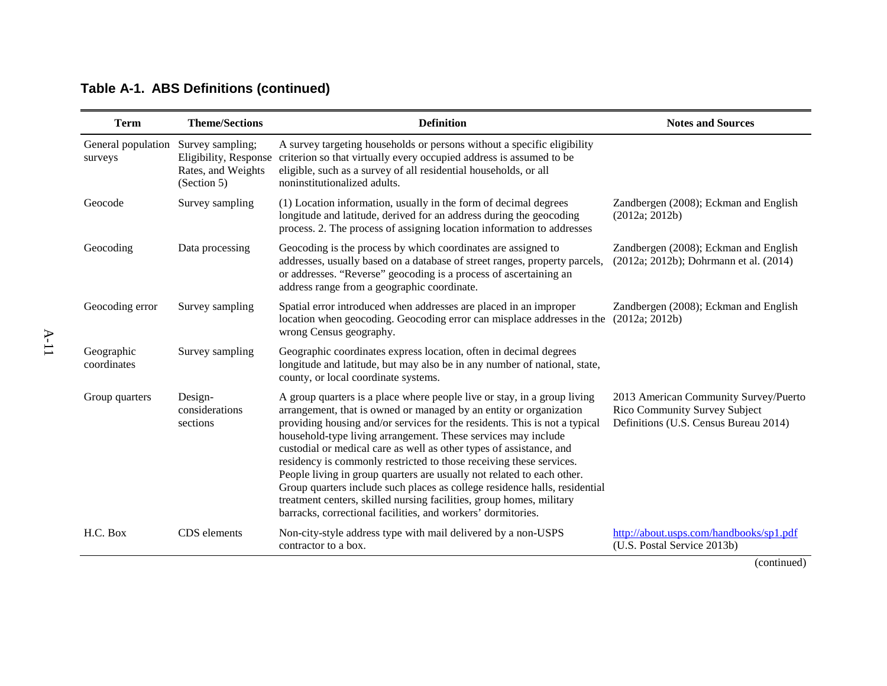## Table A-1. ABS Definitions (continued)

| Term | Theme/Sections | Definition | Notes and Sources |
|---|---|---|---|
| General population surveys | Survey sampling; Eligibility, Response Rates, and Weights (Section 5) | A survey targeting households or persons without a specific eligibility criterion so that virtually every occupied address is assumed to be eligible, such as a survey of all residential households, or all noninstitutionalized adults. | |
| Geocode | Survey sampling | (1) Location information, usually in the form of decimal degrees longitude and latitude, derived for an address during the geocoding process. 2. The process of assigning location information to addresses | Zandbergen (2008); Eckman and English (2012a; 2012b) |
| Geocoding | Data processing | Geocoding is the process by which coordinates are assigned to addresses, usually based on a database of street ranges, property parcels, or addresses. "Reverse" geocoding is a process of ascertaining an address range from a geographic coordinate. | Zandbergen (2008); Eckman and English (2012a; 2012b); Dohrmann et al. (2014) |
| Geocoding error | Survey sampling | Spatial error introduced when addresses are placed in an improper location when geocoding. Geocoding error can misplace addresses in the wrong Census geography. | Zandbergen (2008); Eckman and English (2012a; 2012b) |
| Geographic coordinates | Survey sampling | Geographic coordinates express location, often in decimal degrees longitude and latitude, but may also be in any number of national, state, county, or local coordinate systems. | |
| Group quarters | Design-considerations sections | A group quarters is a place where people live or stay, in a group living arrangement, that is owned or managed by an entity or organization providing housing and/or services for the residents. This is not a typical household-type living arrangement. These services may include custodial or medical care as well as other types of assistance, and residency is commonly restricted to those receiving these services. People living in group quarters are usually not related to each other. Group quarters include such places as college residence halls, residential treatment centers, skilled nursing facilities, group homes, military barracks, correctional facilities, and workers' dormitories. | 2013 American Community Survey/Puerto Rico Community Survey Subject Definitions (U.S. Census Bureau 2014) |
| H.C. Box | CDS elements | Non-city-style address type with mail delivered by a non-USPS contractor to a box. | http://about.usps.com/handbooks/sp1.pdf (U.S. Postal Service 2013b) |

(continued)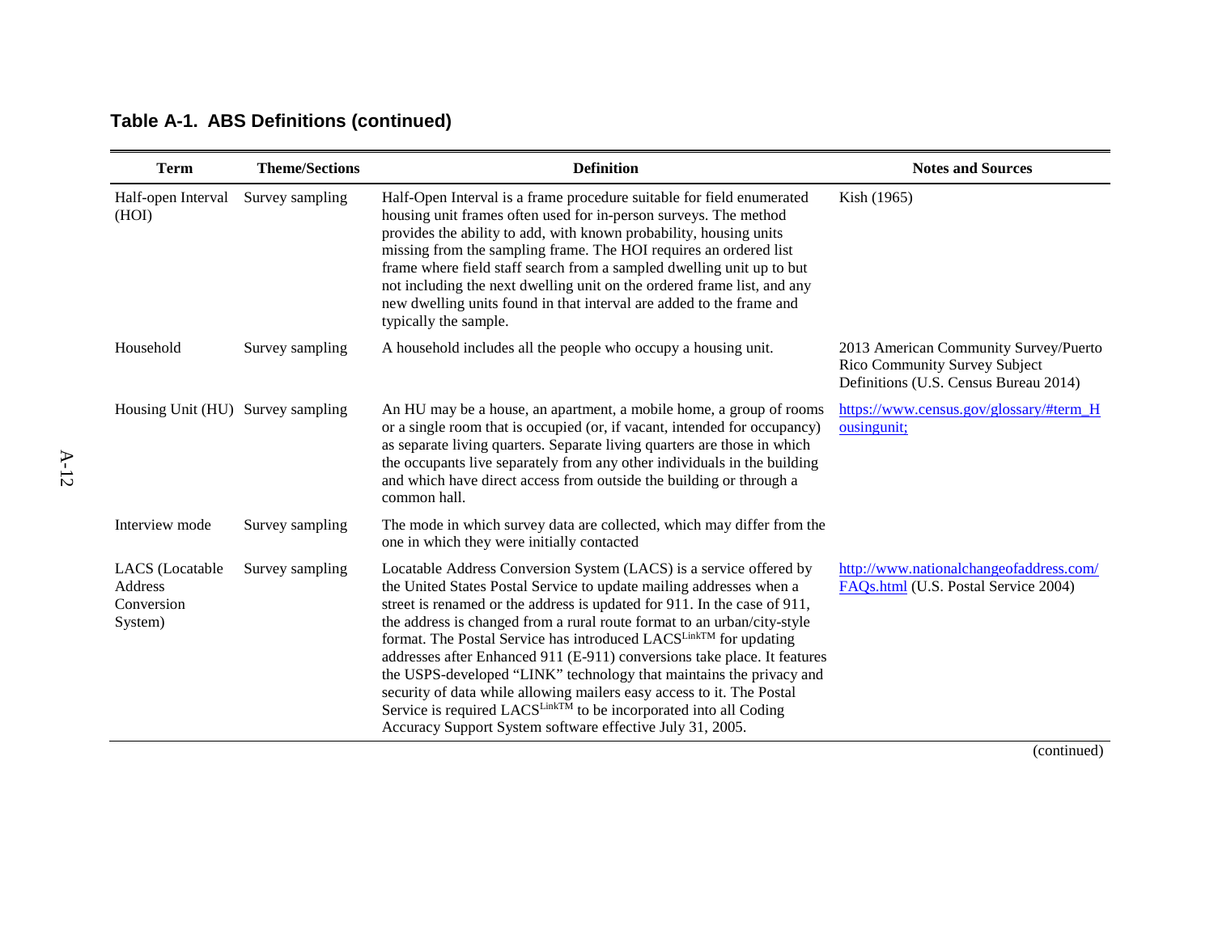## Table A-1. ABS Definitions (continued)

| Term | Theme/Sections | Definition | Notes and Sources |
|---|---|---|---|
| Half-open Interval (HOI) | Survey sampling | Half-Open Interval is a frame procedure suitable for field enumerated housing unit frames often used for in-person surveys. The method provides the ability to add, with known probability, housing units missing from the sampling frame. The HOI requires an ordered list frame where field staff search from a sampled dwelling unit up to but not including the next dwelling unit on the ordered frame list, and any new dwelling units found in that interval are added to the frame and typically the sample. | Kish (1965) |
| Household | Survey sampling | A household includes all the people who occupy a housing unit. | 2013 American Community Survey/Puerto Rico Community Survey Subject Definitions (U.S. Census Bureau 2014) |
| Housing Unit (HU) | Survey sampling | An HU may be a house, an apartment, a mobile home, a group of rooms or a single room that is occupied (or, if vacant, intended for occupancy) as separate living quarters. Separate living quarters are those in which the occupants live separately from any other individuals in the building and which have direct access from outside the building or through a common hall. | https://www.census.gov/glossary/#term_Housingunit; |
| Interview mode | Survey sampling | The mode in which survey data are collected, which may differ from the one in which they were initially contacted | |
| LACS (Locatable Address Conversion System) | Survey sampling | Locatable Address Conversion System (LACS) is a service offered by the United States Postal Service to update mailing addresses when a street is renamed or the address is updated for 911. In the case of 911, the address is changed from a rural route format to an urban/city-style format. The Postal Service has introduced LACS[LinkTM] for updating addresses after Enhanced 911 (E-911) conversions take place. It features the USPS-developed "LINK" technology that maintains the privacy and security of data while allowing mailers easy access to it. The Postal Service is required LACS[LinkTM] to be incorporated into all Coding Accuracy Support System software effective July 31, 2005. | http://www.nationalchangeofaddress.com/FAQs.html (U.S. Postal Service 2004) |

(continued)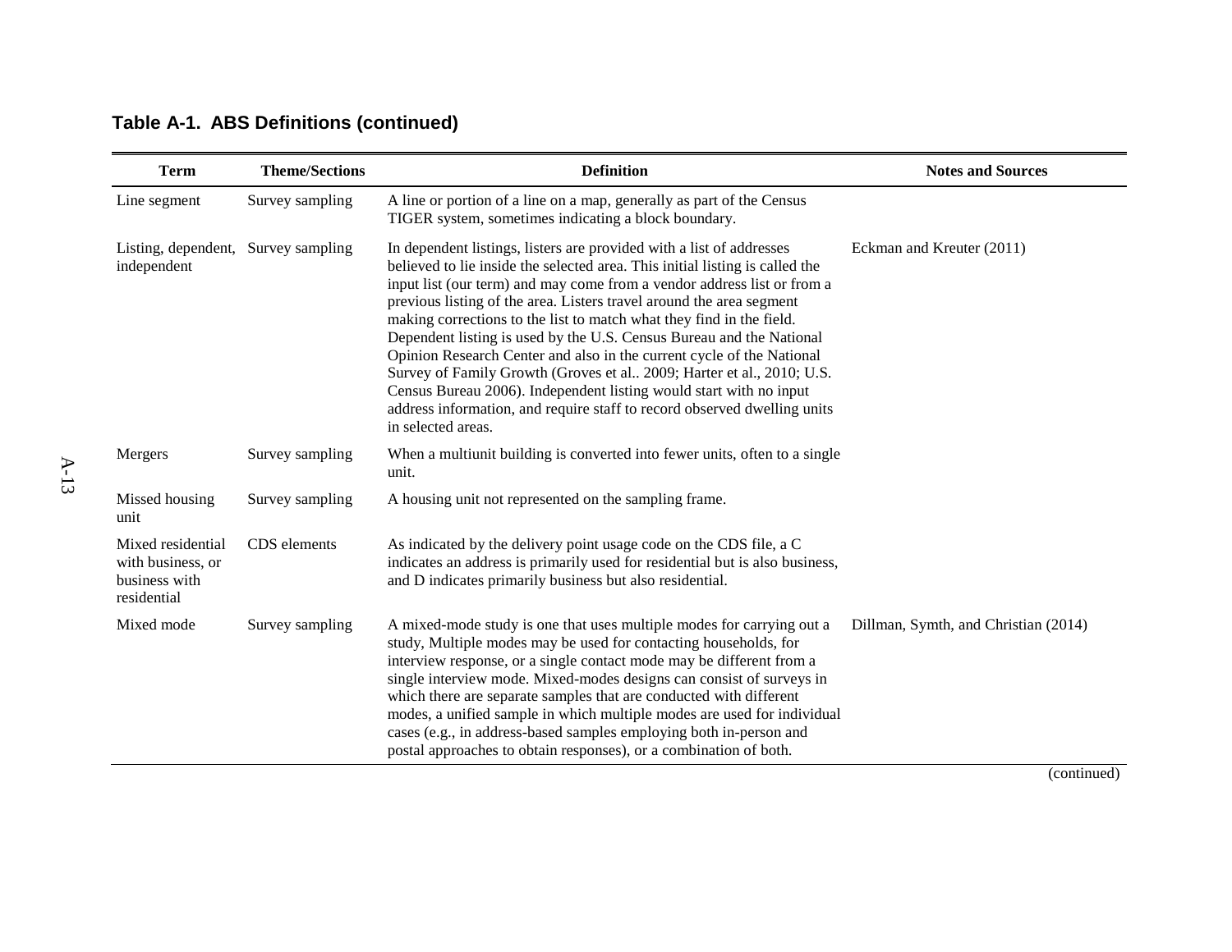**Table A-1. ABS Definitions (continued)**

| Term | Theme/Sections | Definition | Notes and Sources |
|---|---|---|---|
| Line segment | Survey sampling | A line or portion of a line on a map, generally as part of the Census TIGER system, sometimes indicating a block boundary. | |
| Listing, dependent, independent | Survey sampling | In dependent listings, listers are provided with a list of addresses believed to lie inside the selected area. This initial listing is called the input list (our term) and may come from a vendor address list or from a previous listing of the area. Listers travel around the area segment making corrections to the list to match what they find in the field. Dependent listing is used by the U.S. Census Bureau and the National Opinion Research Center and also in the current cycle of the National Survey of Family Growth (Groves et al.. 2009; Harter et al., 2010; U.S. Census Bureau 2006). Independent listing would start with no input address information, and require staff to record observed dwelling units in selected areas. | Eckman and Kreuter (2011) |
| Mergers | Survey sampling | When a multiunit building is converted into fewer units, often to a single unit. | |
| Missed housing unit | Survey sampling | A housing unit not represented on the sampling frame. | |
| Mixed residential with business, or business with residential | CDS elements | As indicated by the delivery point usage code on the CDS file, a C indicates an address is primarily used for residential but is also business, and D indicates primarily business but also residential. | |
| Mixed mode | Survey sampling | A mixed-mode study is one that uses multiple modes for carrying out a study, Multiple modes may be used for contacting households, for interview response, or a single contact mode may be different from a single interview mode. Mixed-modes designs can consist of surveys in which there are separate samples that are conducted with different modes, a unified sample in which multiple modes are used for individual cases (e.g., in address-based samples employing both in-person and postal approaches to obtain responses), or a combination of both. | Dillman, Symth, and Christian (2014) |

(continued)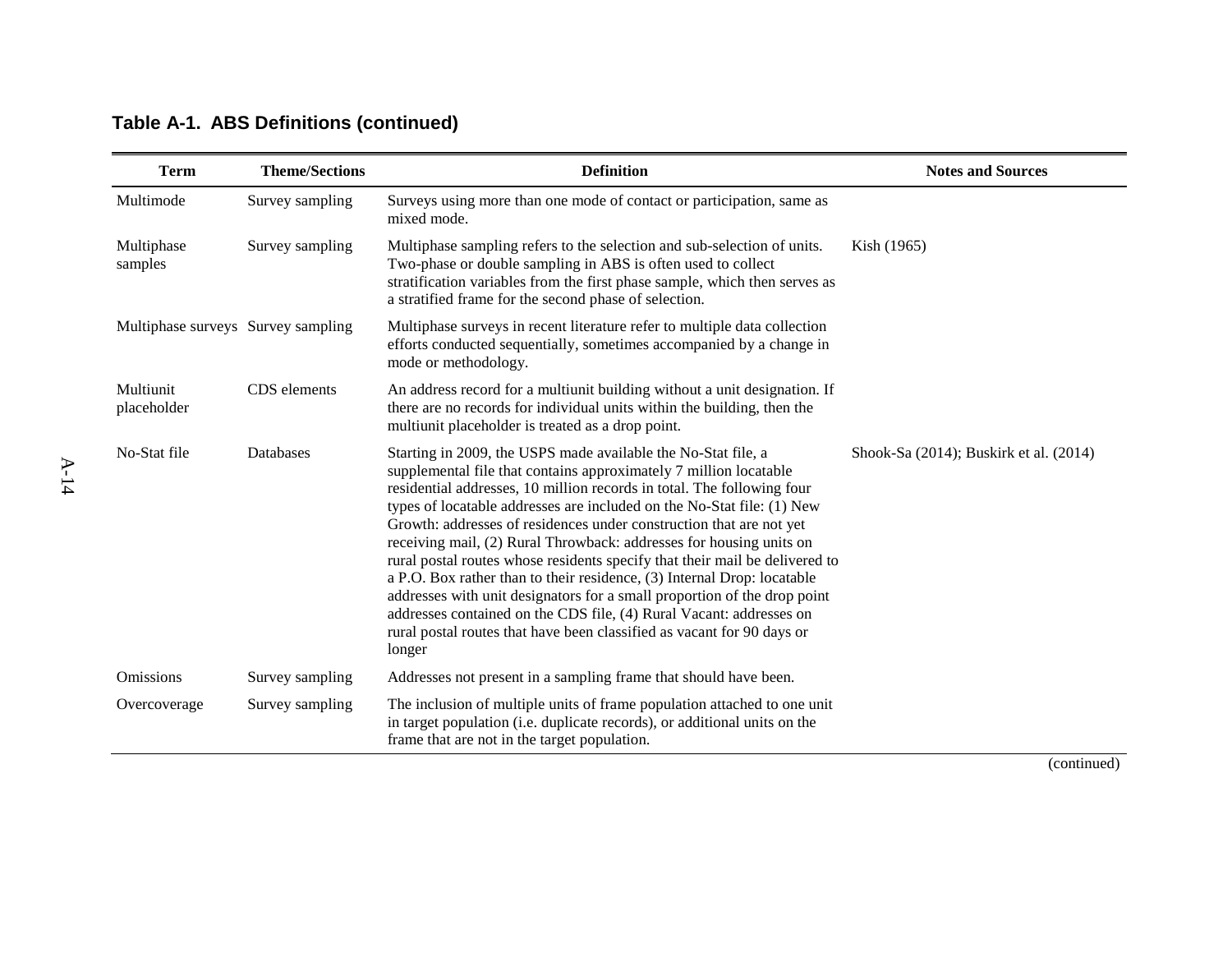**Table A-1. ABS Definitions (continued)**

| Term | Theme/Sections | Definition | Notes and Sources |
|---|---|---|---|
| Multimode | Survey sampling | Surveys using more than one mode of contact or participation, same as mixed mode. | |
| Multiphase samples | Survey sampling | Multiphase sampling refers to the selection and sub-selection of units. Two-phase or double sampling in ABS is often used to collect stratification variables from the first phase sample, which then serves as a stratified frame for the second phase of selection. | Kish (1965) |
| Multiphase surveys | Survey sampling | Multiphase surveys in recent literature refer to multiple data collection efforts conducted sequentially, sometimes accompanied by a change in mode or methodology. | |
| Multiunit placeholder | CDS elements | An address record for a multiunit building without a unit designation. If there are no records for individual units within the building, then the multiunit placeholder is treated as a drop point. | |
| No-Stat file | Databases | Starting in 2009, the USPS made available the No-Stat file, a supplemental file that contains approximately 7 million locatable residential addresses, 10 million records in total. The following four types of locatable addresses are included on the No-Stat file: (1) New Growth: addresses of residences under construction that are not yet receiving mail, (2) Rural Throwback: addresses for housing units on rural postal routes whose residents specify that their mail be delivered to a P.O. Box rather than to their residence, (3) Internal Drop: locatable addresses with unit designators for a small proportion of the drop point addresses contained on the CDS file, (4) Rural Vacant: addresses on rural postal routes that have been classified as vacant for 90 days or longer | Shook-Sa (2014); Buskirk et al. (2014) |
| Omissions | Survey sampling | Addresses not present in a sampling frame that should have been. | |
| Overcoverage | Survey sampling | The inclusion of multiple units of frame population attached to one unit in target population (i.e. duplicate records), or additional units on the frame that are not in the target population. | |

(continued)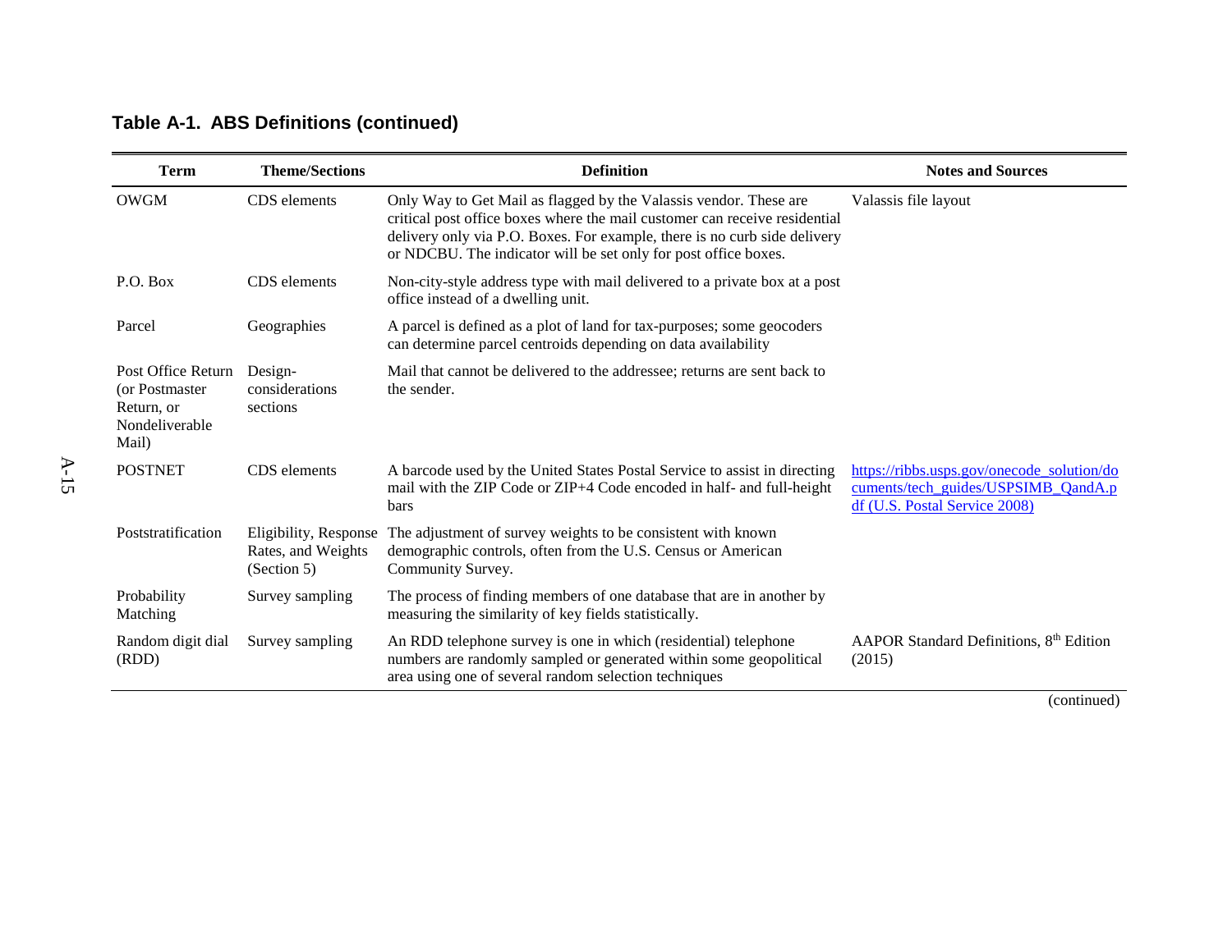**Table A-1. ABS Definitions (continued)**

| Term | Theme/Sections | Definition | Notes and Sources |
|---|---|---|---|
| OWGM | CDS elements | Only Way to Get Mail as flagged by the Valassis vendor. These are critical post office boxes where the mail customer can receive residential delivery only via P.O. Boxes. For example, there is no curb side delivery or NDCBU. The indicator will be set only for post office boxes. | Valassis file layout |
| P.O. Box | CDS elements | Non-city-style address type with mail delivered to a private box at a post office instead of a dwelling unit. | |
| Parcel | Geographies | A parcel is defined as a plot of land for tax-purposes; some geocoders can determine parcel centroids depending on data availability | |
| Post Office Return (or Postmaster Return, or Nondeliverable Mail) | Design-considerations sections | Mail that cannot be delivered to the addressee; returns are sent back to the sender. | |
| POSTNET | CDS elements | A barcode used by the United States Postal Service to assist in directing mail with the ZIP Code or ZIP+4 Code encoded in half- and full-height bars | https://ribbs.usps.gov/onecode_solution/documents/tech_guides/USPSIMB_QandA.pdf (U.S. Postal Service 2008) |
| Poststratification | Eligibility, Response Rates, and Weights (Section 5) | The adjustment of survey weights to be consistent with known demographic controls, often from the U.S. Census or American Community Survey. | |
| Probability Matching | Survey sampling | The process of finding members of one database that are in another by measuring the similarity of key fields statistically. | |
| Random digit dial (RDD) | Survey sampling | An RDD telephone survey is one in which (residential) telephone numbers are randomly sampled or generated within some geopolitical area using one of several random selection techniques | AAPOR Standard Definitions, 8th Edition (2015) |

(continued)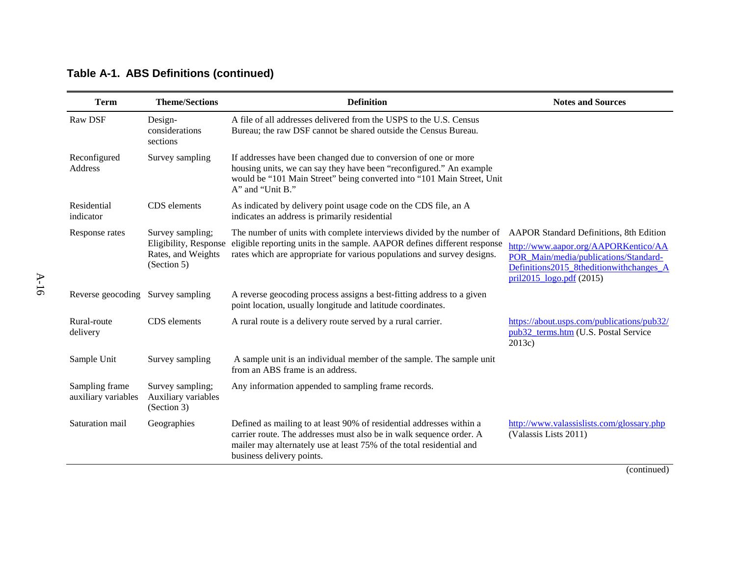## Table A-1. ABS Definitions (continued)

| Term | Theme/Sections | Definition | Notes and Sources |
|---|---|---|---|
| Raw DSF | Design-considerations sections | A file of all addresses delivered from the USPS to the U.S. Census Bureau; the raw DSF cannot be shared outside the Census Bureau. | |
| Reconfigured Address | Survey sampling | If addresses have been changed due to conversion of one or more housing units, we can say they have been "reconfigured." An example would be "101 Main Street" being converted into "101 Main Street, Unit A" and "Unit B." | |
| Residential indicator | CDS elements | As indicated by delivery point usage code on the CDS file, an A indicates an address is primarily residential | |
| Response rates | Survey sampling; Eligibility, Response Rates, and Weights (Section 5) | The number of units with complete interviews divided by the number of eligible reporting units in the sample. AAPOR defines different response rates which are appropriate for various populations and survey designs. | AAPOR Standard Definitions, 8th Edition http://www.aapor.org/AAPORKentico/AAPOR_Main/media/publications/Standard-Definitions2015_8theditionwithchanges_April2015_logo.pdf (2015) |
| Reverse geocoding | Survey sampling | A reverse geocoding process assigns a best-fitting address to a given point location, usually longitude and latitude coordinates. | |
| Rural-route delivery | CDS elements | A rural route is a delivery route served by a rural carrier. | https://about.usps.com/publications/pub32/pub32_terms.htm (U.S. Postal Service 2013c) |
| Sample Unit | Survey sampling | A sample unit is an individual member of the sample. The sample unit from an ABS frame is an address. | |
| Sampling frame auxiliary variables | Survey sampling; Auxiliary variables (Section 3) | Any information appended to sampling frame records. | |
| Saturation mail | Geographies | Defined as mailing to at least 90% of residential addresses within a carrier route. The addresses must also be in walk sequence order. A mailer may alternately use at least 75% of the total residential and business delivery points. | http://www.valassislists.com/glossary.php (Valassis Lists 2011) |

(continued)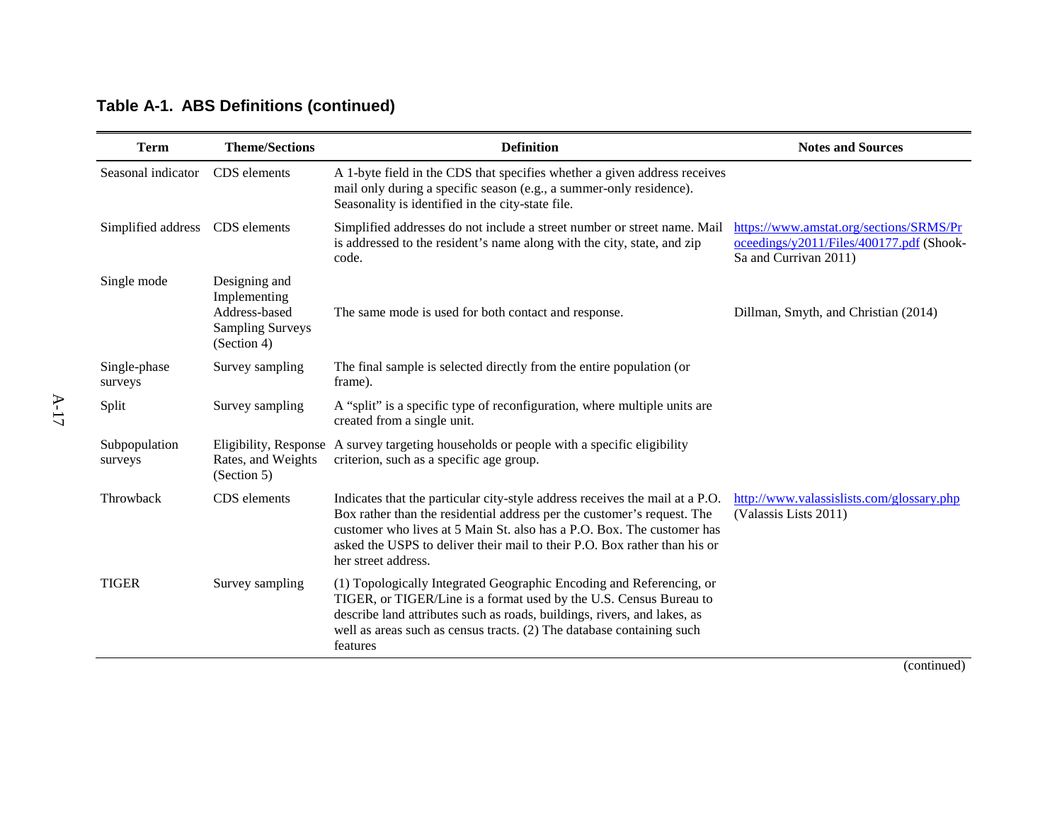**Table A-1. ABS Definitions (continued)**

| Term | Theme/Sections | Definition | Notes and Sources |
|---|---|---|---|
| Seasonal indicator | CDS elements | A 1-byte field in the CDS that specifies whether a given address receives mail only during a specific season (e.g., a summer-only residence). Seasonality is identified in the city-state file. | |
| Simplified address | CDS elements | Simplified addresses do not include a street number or street name. Mail is addressed to the resident's name along with the city, state, and zip code. | https://www.amstat.org/sections/SRMS/Proceedings/y2011/Files/400177.pdf (Shook-Sa and Currivan 2011) |
| Single mode | Designing and Implementing Address-based Sampling Surveys (Section 4) | The same mode is used for both contact and response. | Dillman, Smyth, and Christian (2014) |
| Single-phase surveys | Survey sampling | The final sample is selected directly from the entire population (or frame). | |
| Split | Survey sampling | A "split" is a specific type of reconfiguration, where multiple units are created from a single unit. | |
| Subpopulation surveys | Eligibility, Response Rates, and Weights (Section 5) | A survey targeting households or people with a specific eligibility criterion, such as a specific age group. | |
| Throwback | CDS elements | Indicates that the particular city-style address receives the mail at a P.O. Box rather than the residential address per the customer's request. The customer who lives at 5 Main St. also has a P.O. Box. The customer has asked the USPS to deliver their mail to their P.O. Box rather than his or her street address. | http://www.valassislists.com/glossary.php (Valassis Lists 2011) |
| TIGER | Survey sampling | (1) Topologically Integrated Geographic Encoding and Referencing, or TIGER, or TIGER/Line is a format used by the U.S. Census Bureau to describe land attributes such as roads, buildings, rivers, and lakes, as well as areas such as census tracts. (2) The database containing such features | |

(continued)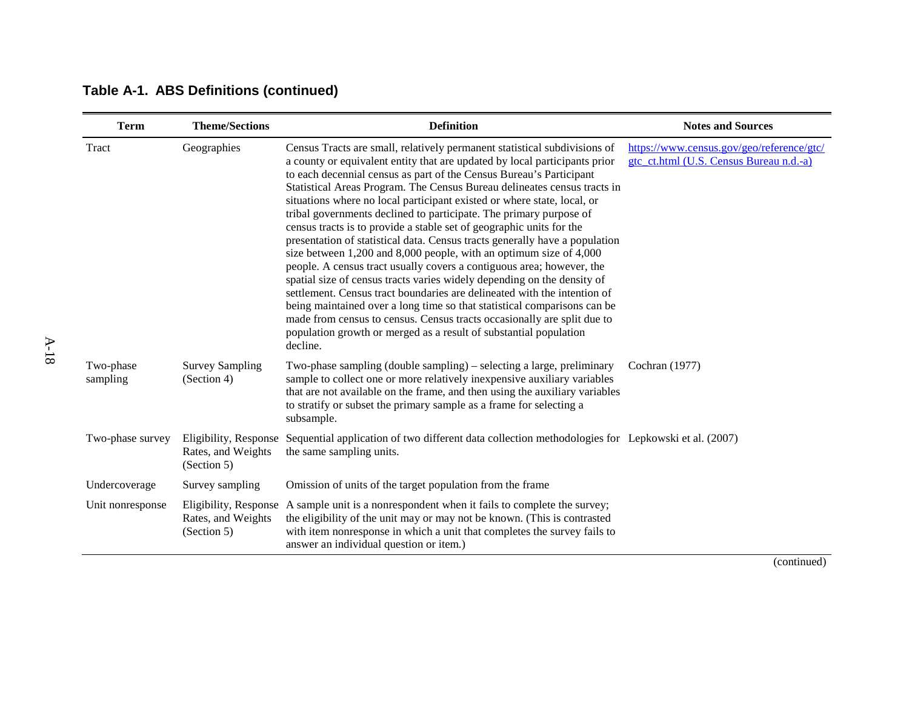**Table A-1. ABS Definitions (continued)**

| Term | Theme/Sections | Definition | Notes and Sources |
|---|---|---|---|
| Tract | Geographies | Census Tracts are small, relatively permanent statistical subdivisions of a county or equivalent entity that are updated by local participants prior to each decennial census as part of the Census Bureau's Participant Statistical Areas Program. The Census Bureau delineates census tracts in situations where no local participant existed or where state, local, or tribal governments declined to participate. The primary purpose of census tracts is to provide a stable set of geographic units for the presentation of statistical data. Census tracts generally have a population size between 1,200 and 8,000 people, with an optimum size of 4,000 people. A census tract usually covers a contiguous area; however, the spatial size of census tracts varies widely depending on the density of settlement. Census tract boundaries are delineated with the intention of being maintained over a long time so that statistical comparisons can be made from census to census. Census tracts occasionally are split due to population growth or merged as a result of substantial population decline. | https://www.census.gov/geo/reference/gtc/gtc_ct.html (U.S. Census Bureau n.d.-a) |
| Two-phase sampling | Survey Sampling (Section 4) | Two-phase sampling (double sampling) – selecting a large, preliminary sample to collect one or more relatively inexpensive auxiliary variables that are not available on the frame, and then using the auxiliary variables to stratify or subset the primary sample as a frame for selecting a subsample. | Cochran (1977) |
| Two-phase survey | Eligibility, Response Rates, and Weights (Section 5) | Sequential application of two different data collection methodologies for the same sampling units. | Lepkowski et al. (2007) |
| Undercoverage | Survey sampling | Omission of units of the target population from the frame | |
| Unit nonresponse | Eligibility, Response Rates, and Weights (Section 5) | A sample unit is a nonrespondent when it fails to complete the survey; the eligibility of the unit may or may not be known. (This is contrasted with item nonresponse in which a unit that completes the survey fails to answer an individual question or item.) | |

(continued)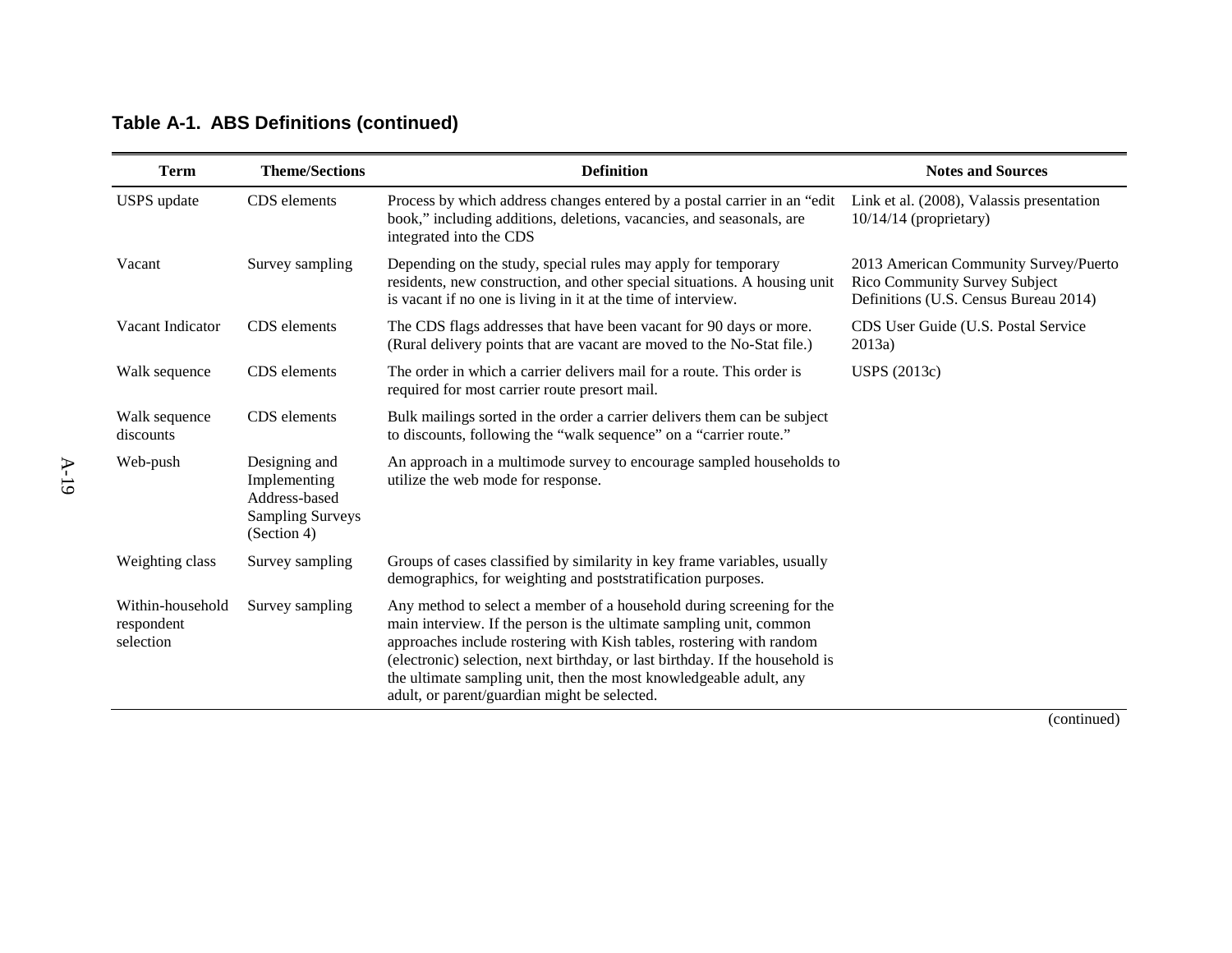**Table A-1. ABS Definitions (continued)**

| Term | Theme/Sections | Definition | Notes and Sources |
|---|---|---|---|
| USPS update | CDS elements | Process by which address changes entered by a postal carrier in an "edit book," including additions, deletions, vacancies, and seasonals, are integrated into the CDS | Link et al. (2008), Valassis presentation 10/14/14 (proprietary) |
| Vacant | Survey sampling | Depending on the study, special rules may apply for temporary residents, new construction, and other special situations. A housing unit is vacant if no one is living in it at the time of interview. | 2013 American Community Survey/Puerto Rico Community Survey Subject Definitions (U.S. Census Bureau 2014) |
| Vacant Indicator | CDS elements | The CDS flags addresses that have been vacant for 90 days or more. (Rural delivery points that are vacant are moved to the No-Stat file.) | CDS User Guide (U.S. Postal Service 2013a) |
| Walk sequence | CDS elements | The order in which a carrier delivers mail for a route. This order is required for most carrier route presort mail. | USPS (2013c) |
| Walk sequence discounts | CDS elements | Bulk mailings sorted in the order a carrier delivers them can be subject to discounts, following the "walk sequence" on a "carrier route." | |
| Web-push | Designing and Implementing Address-based Sampling Surveys (Section 4) | An approach in a multimode survey to encourage sampled households to utilize the web mode for response. | |
| Weighting class | Survey sampling | Groups of cases classified by similarity in key frame variables, usually demographics, for weighting and poststratification purposes. | |
| Within-household respondent selection | Survey sampling | Any method to select a member of a household during screening for the main interview. If the person is the ultimate sampling unit, common approaches include rostering with Kish tables, rostering with random (electronic) selection, next birthday, or last birthday. If the household is the ultimate sampling unit, then the most knowledgeable adult, any adult, or parent/guardian might be selected. | |

(continued)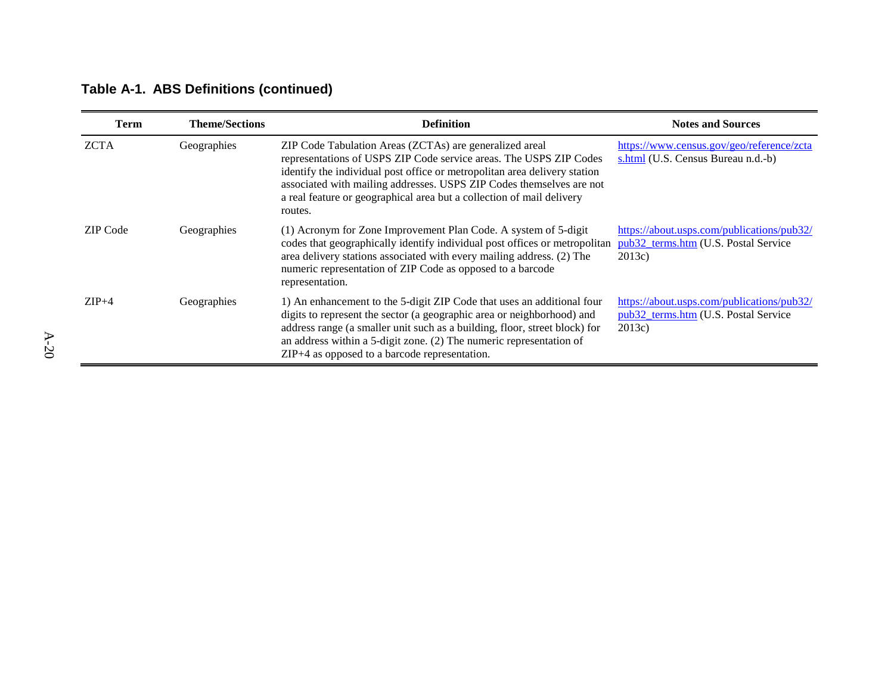## Table A-1. ABS Definitions (continued)

| Term | Theme/Sections | Definition | Notes and Sources |
|---|---|---|---|
| ZCTA | Geographies | ZIP Code Tabulation Areas (ZCTAs) are generalized areal representations of USPS ZIP Code service areas. The USPS ZIP Codes identify the individual post office or metropolitan area delivery station associated with mailing addresses. USPS ZIP Codes themselves are not a real feature or geographical area but a collection of mail delivery routes. | https://www.census.gov/geo/reference/zctas.html (U.S. Census Bureau n.d.-b) |
| ZIP Code | Geographies | (1) Acronym for Zone Improvement Plan Code. A system of 5-digit codes that geographically identify individual post offices or metropolitan area delivery stations associated with every mailing address. (2) The numeric representation of ZIP Code as opposed to a barcode representation. | https://about.usps.com/publications/pub32/pub32_terms.htm (U.S. Postal Service 2013c) |
| ZIP+4 | Geographies | 1) An enhancement to the 5-digit ZIP Code that uses an additional four digits to represent the sector (a geographic area or neighborhood) and address range (a smaller unit such as a building, floor, street block) for an address within a 5-digit zone. (2) The numeric representation of ZIP+4 as opposed to a barcode representation. | https://about.usps.com/publications/pub32/pub32_terms.htm (U.S. Postal Service 2013c) |